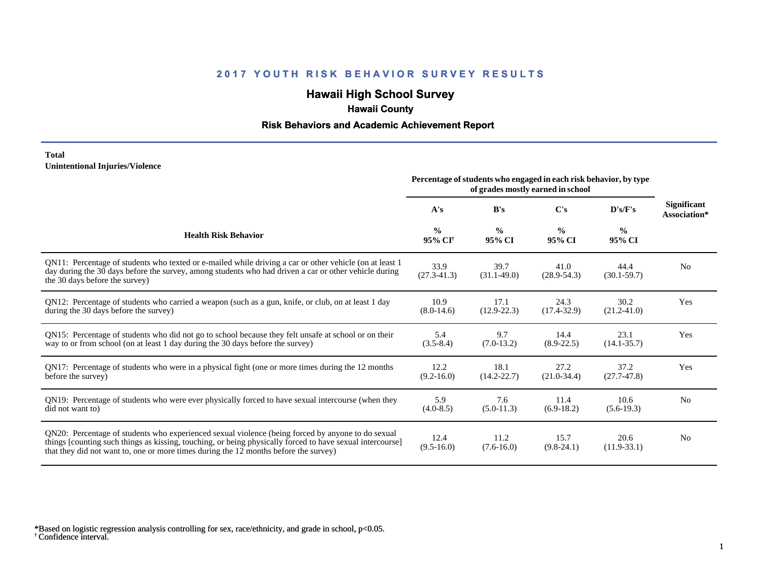## 2017 YOUTH RISK BEHAVIOR SURVEY RESULTS

# Hawaii High School Survey

### Hawaii County

### Risk Behaviors and Academic Achievement Report

**Total**
**Unintentional Injuries/Violence**

| Health Risk Behavior | Percentage of students who engaged in each risk behavior, by type of grades mostly earned in school | | | | Significant Association* |
|---|---|---|---|---|---|
| | A's | B's | C's | D's/F's | |
| | % 95% CI† | % 95% CI | % 95% CI | % 95% CI | |
| QN11: Percentage of students who texted or e-mailed while driving a car or other vehicle (on at least 1 day during the 30 days before the survey, among students who had driven a car or other vehicle during the 30 days before the survey) | 33.9 (27.3-41.3) | 39.7 (31.1-49.0) | 41.0 (28.9-54.3) | 44.4 (30.1-59.7) | No |
| QN12: Percentage of students who carried a weapon (such as a gun, knife, or club, on at least 1 day during the 30 days before the survey) | 10.9 (8.0-14.6) | 17.1 (12.9-22.3) | 24.3 (17.4-32.9) | 30.2 (21.2-41.0) | Yes |
| QN15: Percentage of students who did not go to school because they felt unsafe at school or on their way to or from school (on at least 1 day during the 30 days before the survey) | 5.4 (3.5-8.4) | 9.7 (7.0-13.2) | 14.4 (8.9-22.5) | 23.1 (14.1-35.7) | Yes |
| QN17: Percentage of students who were in a physical fight (one or more times during the 12 months before the survey) | 12.2 (9.2-16.0) | 18.1 (14.2-22.7) | 27.2 (21.0-34.4) | 37.2 (27.7-47.8) | Yes |
| QN19: Percentage of students who were ever physically forced to have sexual intercourse (when they did not want to) | 5.9 (4.0-8.5) | 7.6 (5.0-11.3) | 11.4 (6.9-18.2) | 10.6 (5.6-19.3) | No |
| QN20: Percentage of students who experienced sexual violence (being forced by anyone to do sexual things [counting such things as kissing, touching, or being physically forced to have sexual intercourse] that they did not want to, one or more times during the 12 months before the survey) | 12.4 (9.5-16.0) | 11.2 (7.6-16.0) | 15.7 (9.8-24.1) | 20.6 (11.9-33.1) | No |

*Based on logistic regression analysis controlling for sex, race/ethnicity, and grade in school, p<0.05.
† Confidence interval.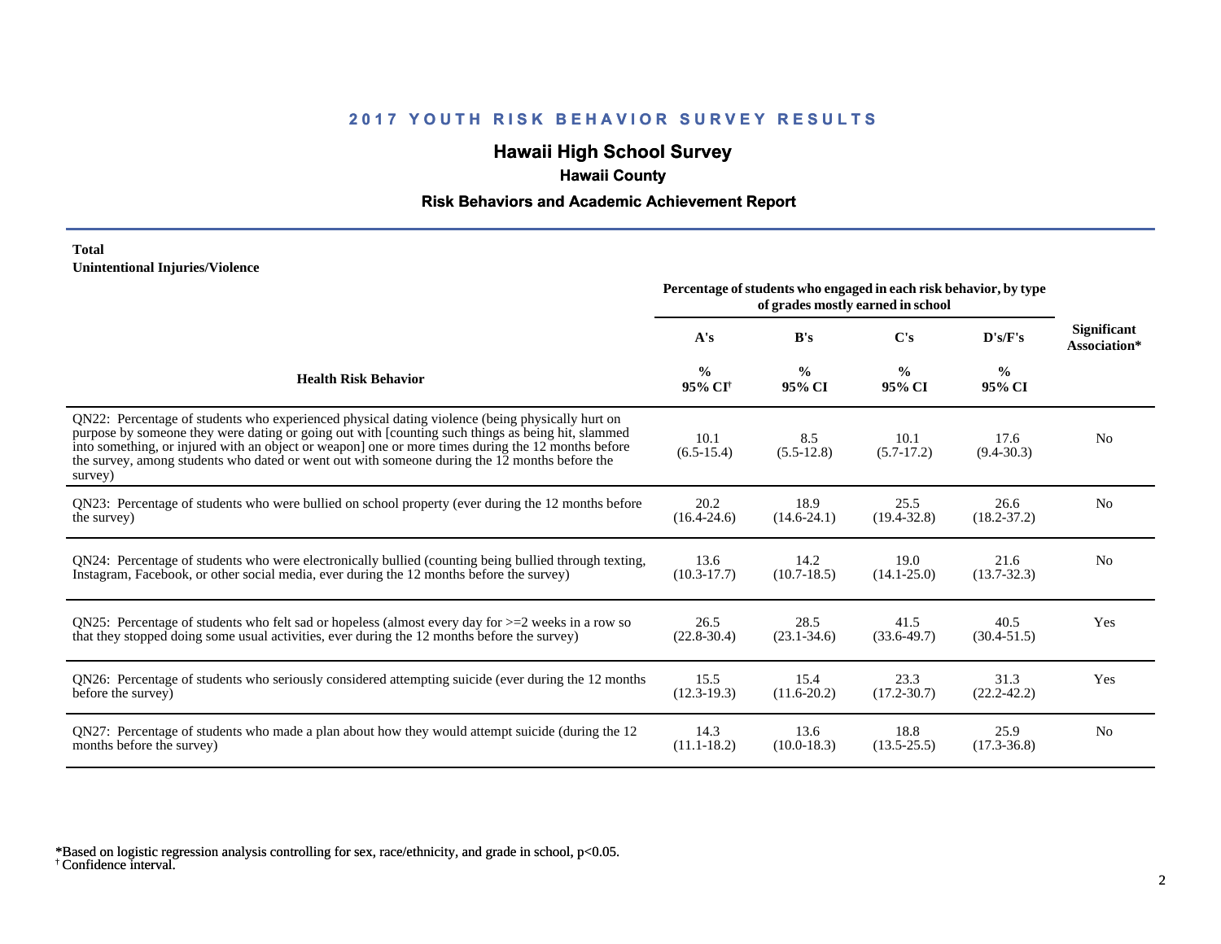# 2017 YOUTH RISK BEHAVIOR SURVEY RESULTS

## Hawaii High School Survey

### Hawaii County

### Risk Behaviors and Academic Achievement Report

**Total**
**Unintentional Injuries/Violence**

| Health Risk Behavior | A's % 95% CI† | B's % 95% CI | C's % 95% CI | D's/F's % 95% CI | Significant Association* |
|---|---|---|---|---|---|
| | Percentage of students who engaged in each risk behavior, by type of grades mostly earned in school | | | | |
| QN22: Percentage of students who experienced physical dating violence (being physically hurt on purpose by someone they were dating or going out with [counting such things as being hit, slammed into something, or injured with an object or weapon] one or more times during the 12 months before the survey, among students who dated or went out with someone during the 12 months before the survey) | 10.1 (6.5-15.4) | 8.5 (5.5-12.8) | 10.1 (5.7-17.2) | 17.6 (9.4-30.3) | No |
| QN23: Percentage of students who were bullied on school property (ever during the 12 months before the survey) | 20.2 (16.4-24.6) | 18.9 (14.6-24.1) | 25.5 (19.4-32.8) | 26.6 (18.2-37.2) | No |
| QN24: Percentage of students who were electronically bullied (counting being bullied through texting, Instagram, Facebook, or other social media, ever during the 12 months before the survey) | 13.6 (10.3-17.7) | 14.2 (10.7-18.5) | 19.0 (14.1-25.0) | 21.6 (13.7-32.3) | No |
| QN25: Percentage of students who felt sad or hopeless (almost every day for >=2 weeks in a row so that they stopped doing some usual activities, ever during the 12 months before the survey) | 26.5 (22.8-30.4) | 28.5 (23.1-34.6) | 41.5 (33.6-49.7) | 40.5 (30.4-51.5) | Yes |
| QN26: Percentage of students who seriously considered attempting suicide (ever during the 12 months before the survey) | 15.5 (12.3-19.3) | 15.4 (11.6-20.2) | 23.3 (17.2-30.7) | 31.3 (22.2-42.2) | Yes |
| QN27: Percentage of students who made a plan about how they would attempt suicide (during the 12 months before the survey) | 14.3 (11.1-18.2) | 13.6 (10.0-18.3) | 18.8 (13.5-25.5) | 25.9 (17.3-36.8) | No |

*Based on logistic regression analysis controlling for sex, race/ethnicity, and grade in school, $p<0.05$.
† Confidence interval.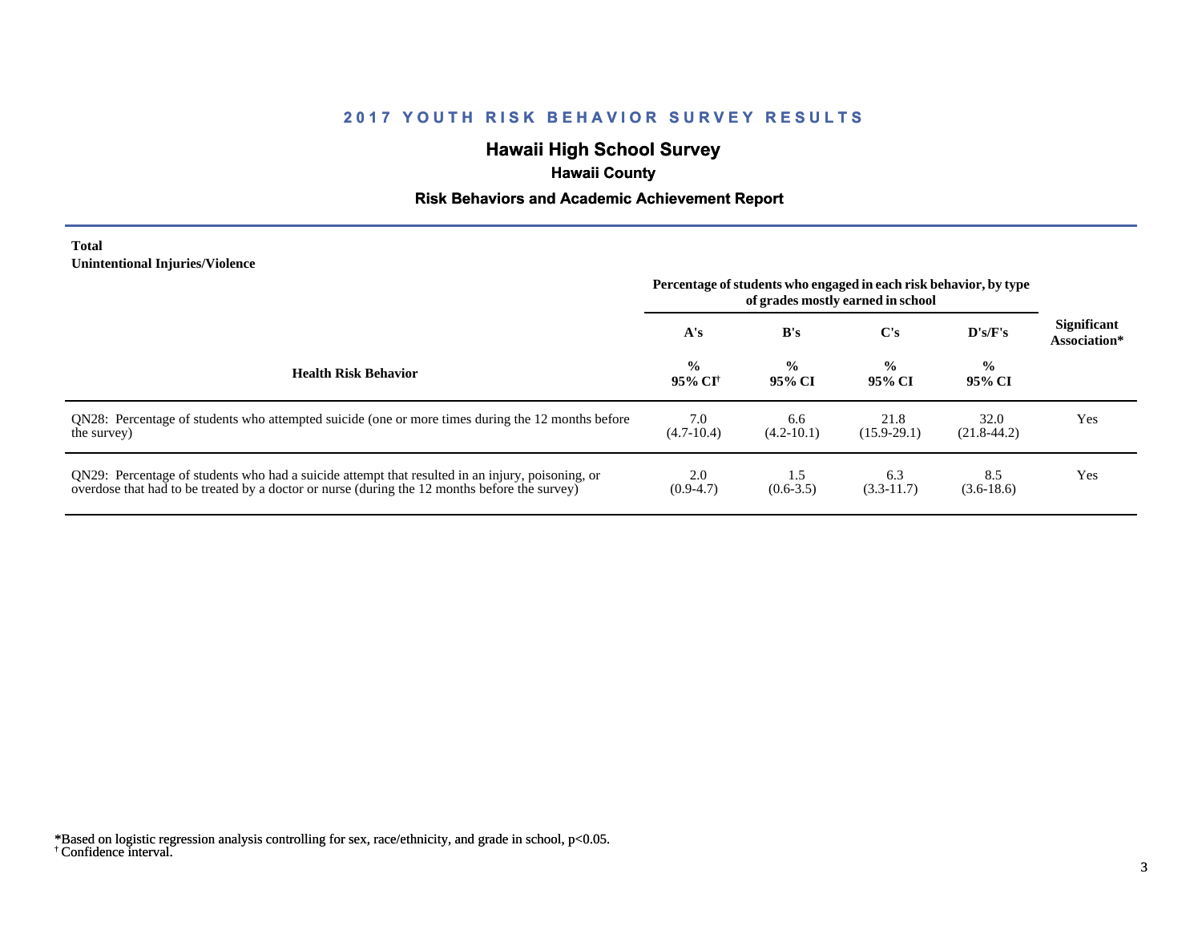## 2017 YOUTH RISK BEHAVIOR SURVEY RESULTS

# Hawaii High School Survey

### Hawaii County

### Risk Behaviors and Academic Achievement Report

**Total**
**Unintentional Injuries/Violence**

| Health Risk Behavior | Percentage of students who engaged in each risk behavior, by type of grades mostly earned in school | | | | Significant Association* |
|---|---|---|---|---|---|
| | A's | B's | C's | D's/F's | |
| | % 95% CI[†] | % 95% CI | % 95% CI | % 95% CI | |
| QN28: Percentage of students who attempted suicide (one or more times during the 12 months before the survey) | 7.0 (4.7-10.4) | 6.6 (4.2-10.1) | 21.8 (15.9-29.1) | 32.0 (21.8-44.2) | Yes |
| QN29: Percentage of students who had a suicide attempt that resulted in an injury, poisoning, or overdose that had to be treated by a doctor or nurse (during the 12 months before the survey) | 2.0 (0.9-4.7) | 1.5 (0.6-3.5) | 6.3 (3.3-11.7) | 8.5 (3.6-18.6) | Yes |

*Based on logistic regression analysis controlling for sex, race/ethnicity, and grade in school, $p<0.05$.
[†] Confidence interval.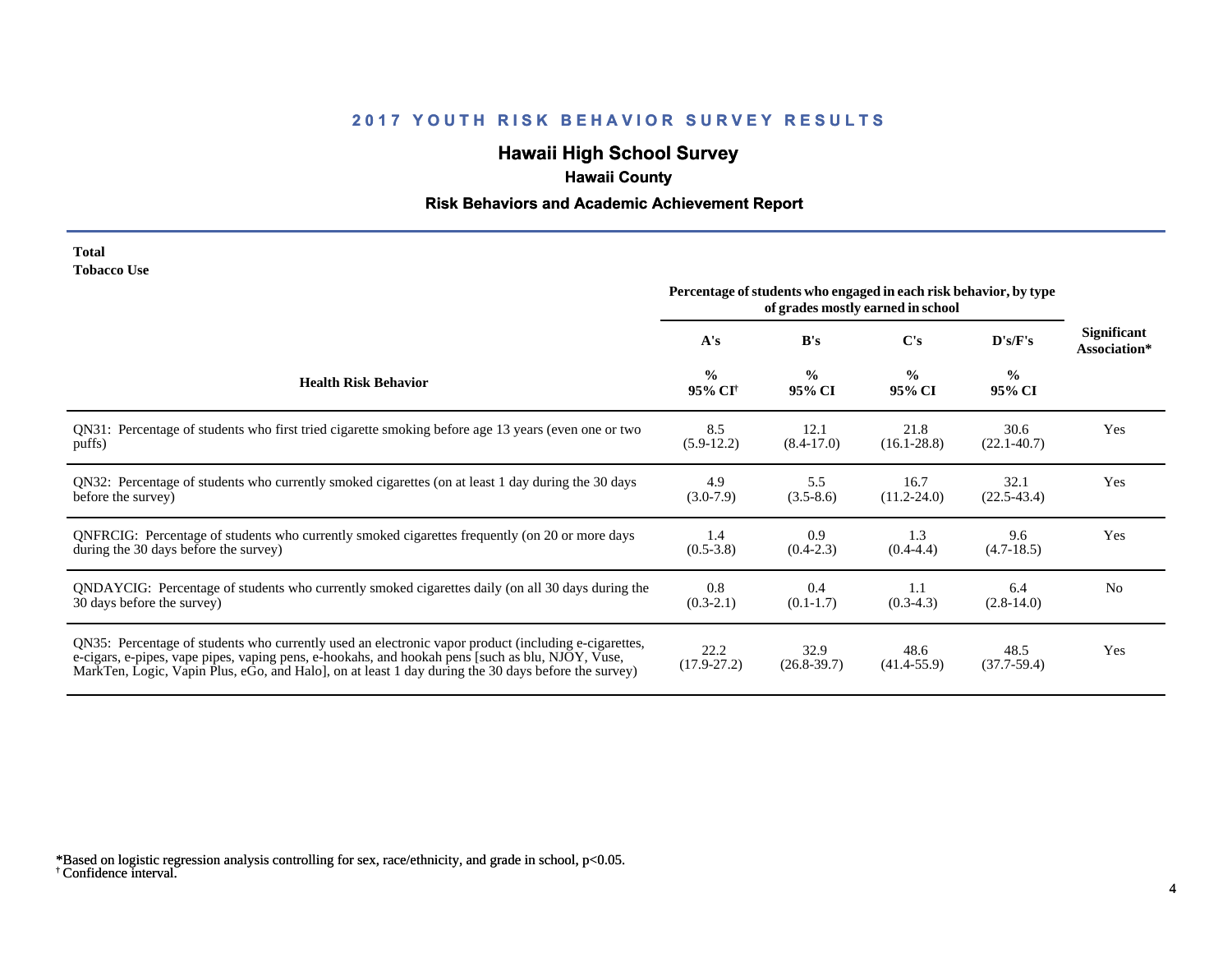# 2017 YOUTH RISK BEHAVIOR SURVEY RESULTS

## Hawaii High School Survey

### Hawaii County

### Risk Behaviors and Academic Achievement Report

**Total**
**Tobacco Use**

| Health Risk Behavior | Percentage of students who engaged in each risk behavior, by type of grades mostly earned in school | | | | Significant Association* |
|---|---|---|---|---|---|
| | A's | B's | C's | D's/F's | |
| | % 95% CI[†] | % 95% CI | % 95% CI | % 95% CI | |
| QN31: Percentage of students who first tried cigarette smoking before age 13 years (even one or two puffs) | 8.5 (5.9-12.2) | 12.1 (8.4-17.0) | 21.8 (16.1-28.8) | 30.6 (22.1-40.7) | Yes |
| QN32: Percentage of students who currently smoked cigarettes (on at least 1 day during the 30 days before the survey) | 4.9 (3.0-7.9) | 5.5 (3.5-8.6) | 16.7 (11.2-24.0) | 32.1 (22.5-43.4) | Yes |
| QNFRCIG: Percentage of students who currently smoked cigarettes frequently (on 20 or more days during the 30 days before the survey) | 1.4 (0.5-3.8) | 0.9 (0.4-2.3) | 1.3 (0.4-4.4) | 9.6 (4.7-18.5) | Yes |
| QNDAYCIG: Percentage of students who currently smoked cigarettes daily (on all 30 days during the 30 days before the survey) | 0.8 (0.3-2.1) | 0.4 (0.1-1.7) | 1.1 (0.3-4.3) | 6.4 (2.8-14.0) | No |
| QN35: Percentage of students who currently used an electronic vapor product (including e-cigarettes, e-cigars, e-pipes, vape pipes, vaping pens, e-hookahs, and hookah pens [such as blu, NJOY, Vuse, MarkTen, Logic, Vapin Plus, eGo, and Halo], on at least 1 day during the 30 days before the survey) | 22.2 (17.9-27.2) | 32.9 (26.8-39.7) | 48.6 (41.4-55.9) | 48.5 (37.7-59.4) | Yes |

*Based on logistic regression analysis controlling for sex, race/ethnicity, and grade in school, $p<0.05$.
[†] Confidence interval.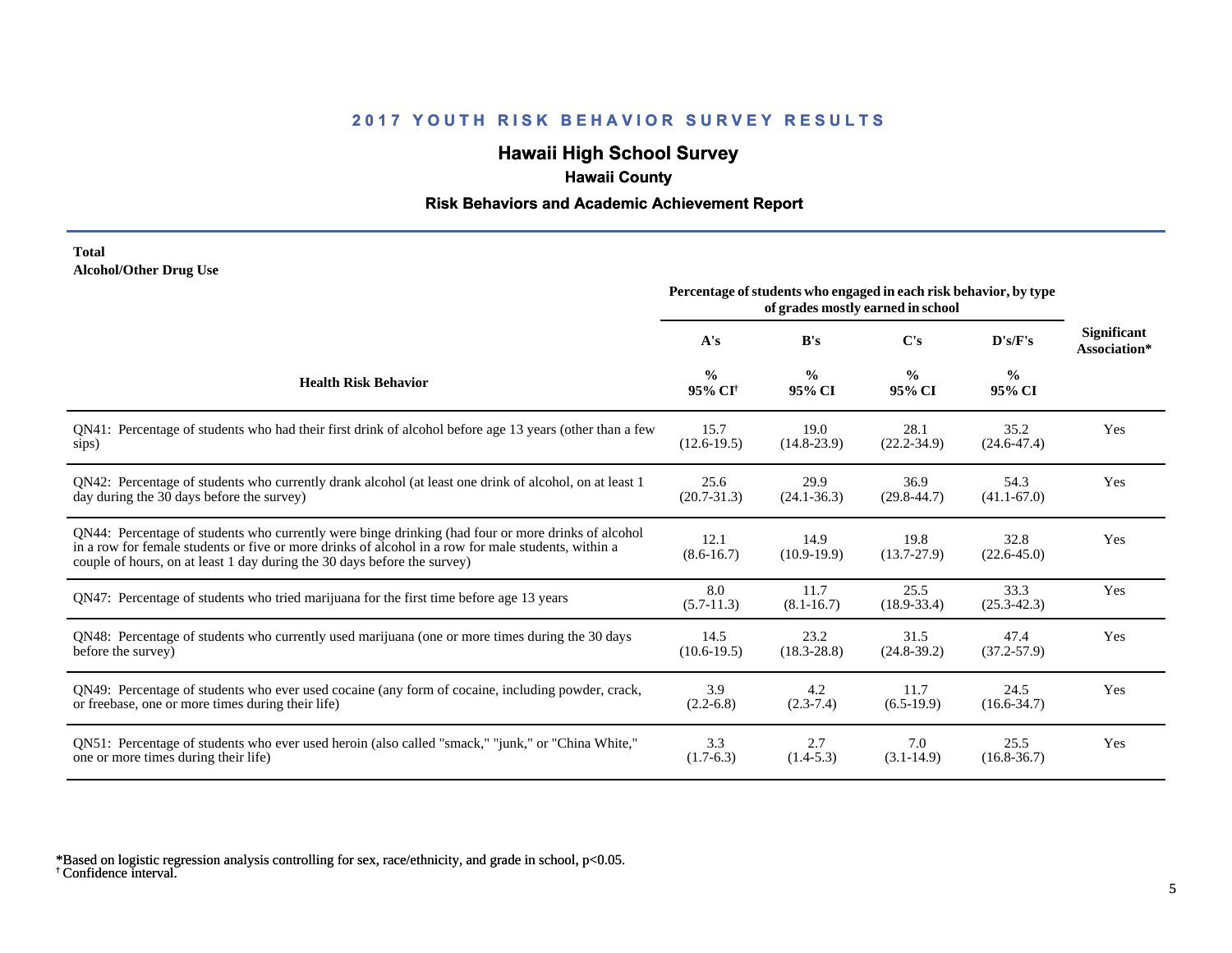## 2017 YOUTH RISK BEHAVIOR SURVEY RESULTS

# Hawaii High School Survey

### Hawaii County

### Risk Behaviors and Academic Achievement Report

**Total**
**Alcohol/Other Drug Use**

| Health Risk Behavior | Percentage of students who engaged in each risk behavior, by type of grades mostly earned in school | | | | Significant Association* |
|---|---|---|---|---|---|
| | A's | B's | C's | D's/F's | |
| | % 95% CI[†] | % 95% CI | % 95% CI | % 95% CI | |
| QN41: Percentage of students who had their first drink of alcohol before age 13 years (other than a few sips) | 15.7 (12.6-19.5) | 19.0 (14.8-23.9) | 28.1 (22.2-34.9) | 35.2 (24.6-47.4) | Yes |
| QN42: Percentage of students who currently drank alcohol (at least one drink of alcohol, on at least 1 day during the 30 days before the survey) | 25.6 (20.7-31.3) | 29.9 (24.1-36.3) | 36.9 (29.8-44.7) | 54.3 (41.1-67.0) | Yes |
| QN44: Percentage of students who currently were binge drinking (had four or more drinks of alcohol in a row for female students or five or more drinks of alcohol in a row for male students, within a couple of hours, on at least 1 day during the 30 days before the survey) | 12.1 (8.6-16.7) | 14.9 (10.9-19.9) | 19.8 (13.7-27.9) | 32.8 (22.6-45.0) | Yes |
| QN47: Percentage of students who tried marijuana for the first time before age 13 years | 8.0 (5.7-11.3) | 11.7 (8.1-16.7) | 25.5 (18.9-33.4) | 33.3 (25.3-42.3) | Yes |
| QN48: Percentage of students who currently used marijuana (one or more times during the 30 days before the survey) | 14.5 (10.6-19.5) | 23.2 (18.3-28.8) | 31.5 (24.8-39.2) | 47.4 (37.2-57.9) | Yes |
| QN49: Percentage of students who ever used cocaine (any form of cocaine, including powder, crack, or freebase, one or more times during their life) | 3.9 (2.2-6.8) | 4.2 (2.3-7.4) | 11.7 (6.5-19.9) | 24.5 (16.6-34.7) | Yes |
| QN51: Percentage of students who ever used heroin (also called "smack," "junk," or "China White," one or more times during their life) | 3.3 (1.7-6.3) | 2.7 (1.4-5.3) | 7.0 (3.1-14.9) | 25.5 (16.8-36.7) | Yes |

*Based on logistic regression analysis controlling for sex, race/ethnicity, and grade in school, $p<0.05$.
[†] Confidence interval.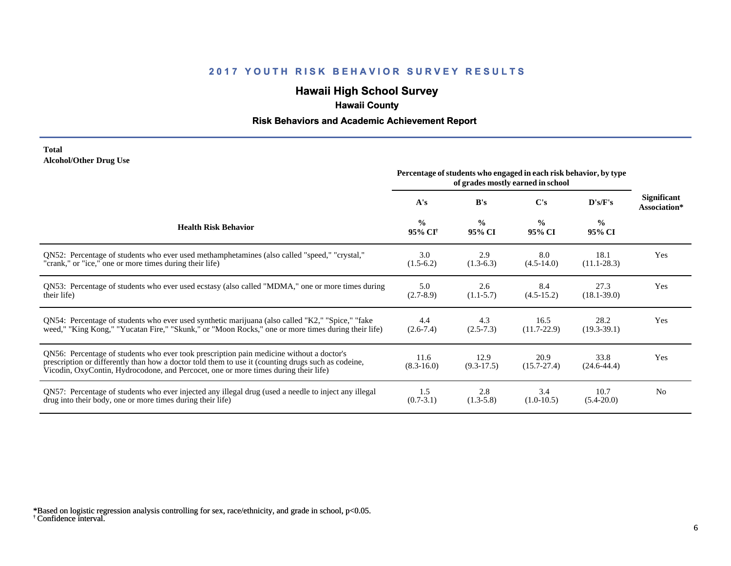# 2017 YOUTH RISK BEHAVIOR SURVEY RESULTS

## Hawaii High School Survey

### Hawaii County

### Risk Behaviors and Academic Achievement Report

**Total**
**Alcohol/Other Drug Use**

| Health Risk Behavior | Percentage of students who engaged in each risk behavior, by type of grades mostly earned in school | | | | Significant Association* |
|---|---|---|---|---|---|
| | A's | B's | C's | D's/F's | |
| | % 95% CI† | % 95% CI | % 95% CI | % 95% CI | |
| QN52: Percentage of students who ever used methamphetamines (also called "speed," "crystal," "crank," or "ice," one or more times during their life) | 3.0 (1.5-6.2) | 2.9 (1.3-6.3) | 8.0 (4.5-14.0) | 18.1 (11.1-28.3) | Yes |
| QN53: Percentage of students who ever used ecstasy (also called "MDMA," one or more times during their life) | 5.0 (2.7-8.9) | 2.6 (1.1-5.7) | 8.4 (4.5-15.2) | 27.3 (18.1-39.0) | Yes |
| QN54: Percentage of students who ever used synthetic marijuana (also called "K2," "Spice," "fake weed," "King Kong," "Yucatan Fire," "Skunk," or "Moon Rocks," one or more times during their life) | 4.4 (2.6-7.4) | 4.3 (2.5-7.3) | 16.5 (11.7-22.9) | 28.2 (19.3-39.1) | Yes |
| QN56: Percentage of students who ever took prescription pain medicine without a doctor's prescription or differently than how a doctor told them to use it (counting drugs such as codeine, Vicodin, OxyContin, Hydrocodone, and Percocet, one or more times during their life) | 11.6 (8.3-16.0) | 12.9 (9.3-17.5) | 20.9 (15.7-27.4) | 33.8 (24.6-44.4) | Yes |
| QN57: Percentage of students who ever injected any illegal drug (used a needle to inject any illegal drug into their body, one or more times during their life) | 1.5 (0.7-3.1) | 2.8 (1.3-5.8) | 3.4 (1.0-10.5) | 10.7 (5.4-20.0) | No |

*Based on logistic regression analysis controlling for sex, race/ethnicity, and grade in school, $p<0.05$.
† Confidence interval.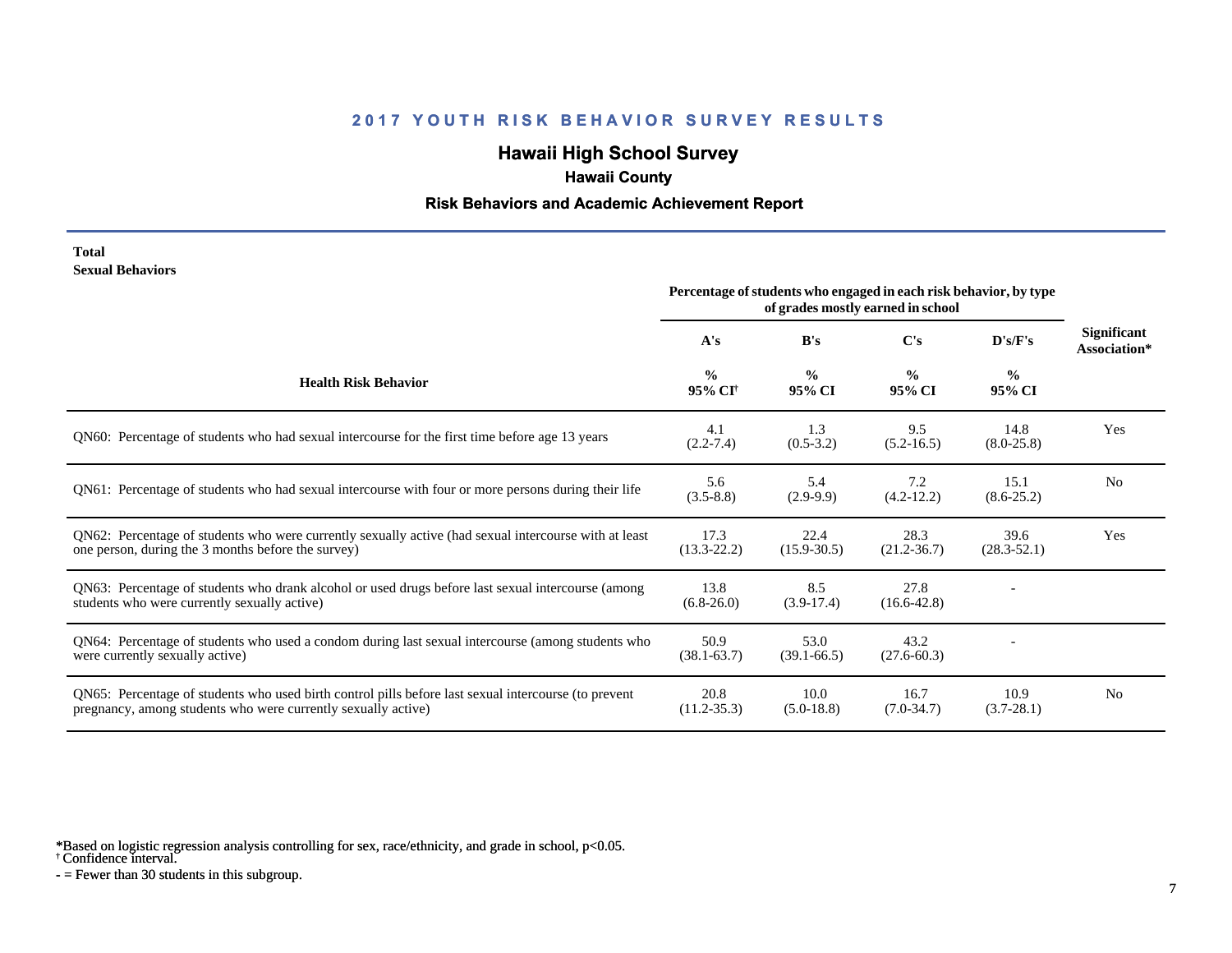## 2017 YOUTH RISK BEHAVIOR SURVEY RESULTS

# Hawaii High School Survey

### Hawaii County

### Risk Behaviors and Academic Achievement Report

**Total**
**Sexual Behaviors**

| Health Risk Behavior | Percentage of students who engaged in each risk behavior, by type of grades mostly earned in school | | | | Significant Association* |
|---|---|---|---|---|---|
| | A's | B's | C's | D's/F's | |
| | % 95% CI† | % 95% CI | % 95% CI | % 95% CI | |
| QN60: Percentage of students who had sexual intercourse for the first time before age 13 years | 4.1 (2.2-7.4) | 1.3 (0.5-3.2) | 9.5 (5.2-16.5) | 14.8 (8.0-25.8) | Yes |
| QN61: Percentage of students who had sexual intercourse with four or more persons during their life | 5.6 (3.5-8.8) | 5.4 (2.9-9.9) | 7.2 (4.2-12.2) | 15.1 (8.6-25.2) | No |
| QN62: Percentage of students who were currently sexually active (had sexual intercourse with at least one person, during the 3 months before the survey) | 17.3 (13.3-22.2) | 22.4 (15.9-30.5) | 28.3 (21.2-36.7) | 39.6 (28.3-52.1) | Yes |
| QN63: Percentage of students who drank alcohol or used drugs before last sexual intercourse (among students who were currently sexually active) | 13.8 (6.8-26.0) | 8.5 (3.9-17.4) | 27.8 (16.6-42.8) | - | |
| QN64: Percentage of students who used a condom during last sexual intercourse (among students who were currently sexually active) | 50.9 (38.1-63.7) | 53.0 (39.1-66.5) | 43.2 (27.6-60.3) | - | |
| QN65: Percentage of students who used birth control pills before last sexual intercourse (to prevent pregnancy, among students who were currently sexually active) | 20.8 (11.2-35.3) | 10.0 (5.0-18.8) | 16.7 (7.0-34.7) | 10.9 (3.7-28.1) | No |

*Based on logistic regression analysis controlling for sex, race/ethnicity, and grade in school, p<0.05.
† Confidence interval.
- = Fewer than 30 students in this subgroup.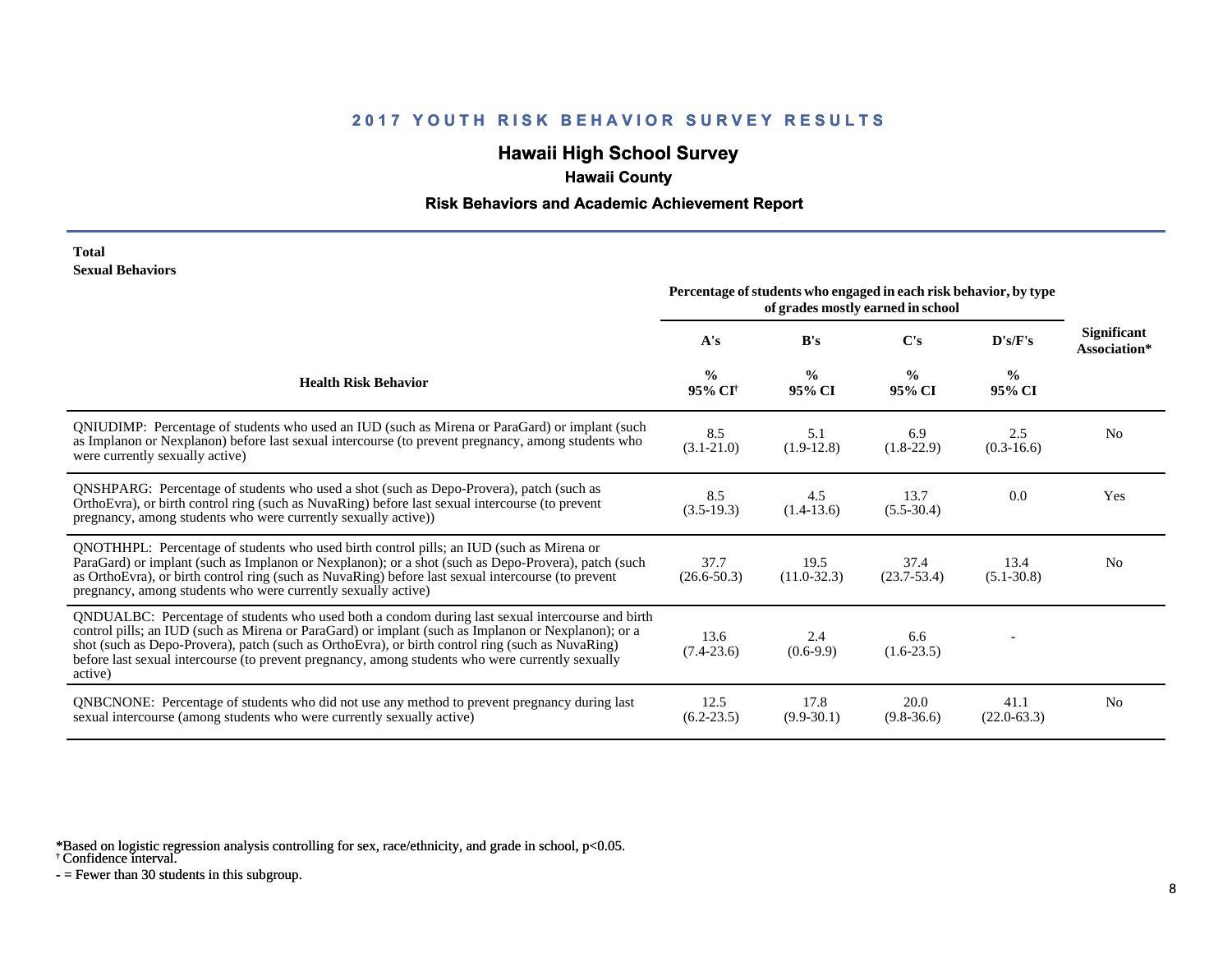## 2017 YOUTH RISK BEHAVIOR SURVEY RESULTS

### Hawaii High School Survey

### Hawaii County

### Risk Behaviors and Academic Achievement Report

**Total**
**Sexual Behaviors**

| Health Risk Behavior | Percentage of students who engaged in each risk behavior, by type of grades mostly earned in school | | | | Significant Association* |
|---|---|---|---|---|---|
| | A's | B's | C's | D's/F's | |
| | % 95% CI[†] | % 95% CI | % 95% CI | % 95% CI | |
| QNIUDIMP: Percentage of students who used an IUD (such as Mirena or ParaGard) or implant (such as Implanon or Nexplanon) before last sexual intercourse (to prevent pregnancy, among students who were currently sexually active) | 8.5 (3.1-21.0) | 5.1 (1.9-12.8) | 6.9 (1.8-22.9) | 2.5 (0.3-16.6) | No |
| QNSHPARG: Percentage of students who used a shot (such as Depo-Provera), patch (such as OrthoEvra), or birth control ring (such as NuvaRing) before last sexual intercourse (to prevent pregnancy, among students who were currently sexually active)) | 8.5 (3.5-19.3) | 4.5 (1.4-13.6) | 13.7 (5.5-30.4) | 0.0 | Yes |
| QNOTHHPL: Percentage of students who used birth control pills; an IUD (such as Mirena or ParaGard) or implant (such as Implanon or Nexplanon); or a shot (such as Depo-Provera), patch (such as OrthoEvra), or birth control ring (such as NuvaRing) before last sexual intercourse (to prevent pregnancy, among students who were currently sexually active) | 37.7 (26.6-50.3) | 19.5 (11.0-32.3) | 37.4 (23.7-53.4) | 13.4 (5.1-30.8) | No |
| QNDUALBC: Percentage of students who used both a condom during last sexual intercourse and birth control pills; an IUD (such as Mirena or ParaGard) or implant (such as Implanon or Nexplanon); or a shot (such as Depo-Provera), patch (such as OrthoEvra), or birth control ring (such as NuvaRing) before last sexual intercourse (to prevent pregnancy, among students who were currently sexually active) | 13.6 (7.4-23.6) | 2.4 (0.6-9.9) | 6.6 (1.6-23.5) | - | |
| QNBCNONE: Percentage of students who did not use any method to prevent pregnancy during last sexual intercourse (among students who were currently sexually active) | 12.5 (6.2-23.5) | 17.8 (9.9-30.1) | 20.0 (9.8-36.6) | 41.1 (22.0-63.3) | No |

*Based on logistic regression analysis controlling for sex, race/ethnicity, and grade in school, $p<0.05$.
[†] Confidence interval.
- = Fewer than 30 students in this subgroup.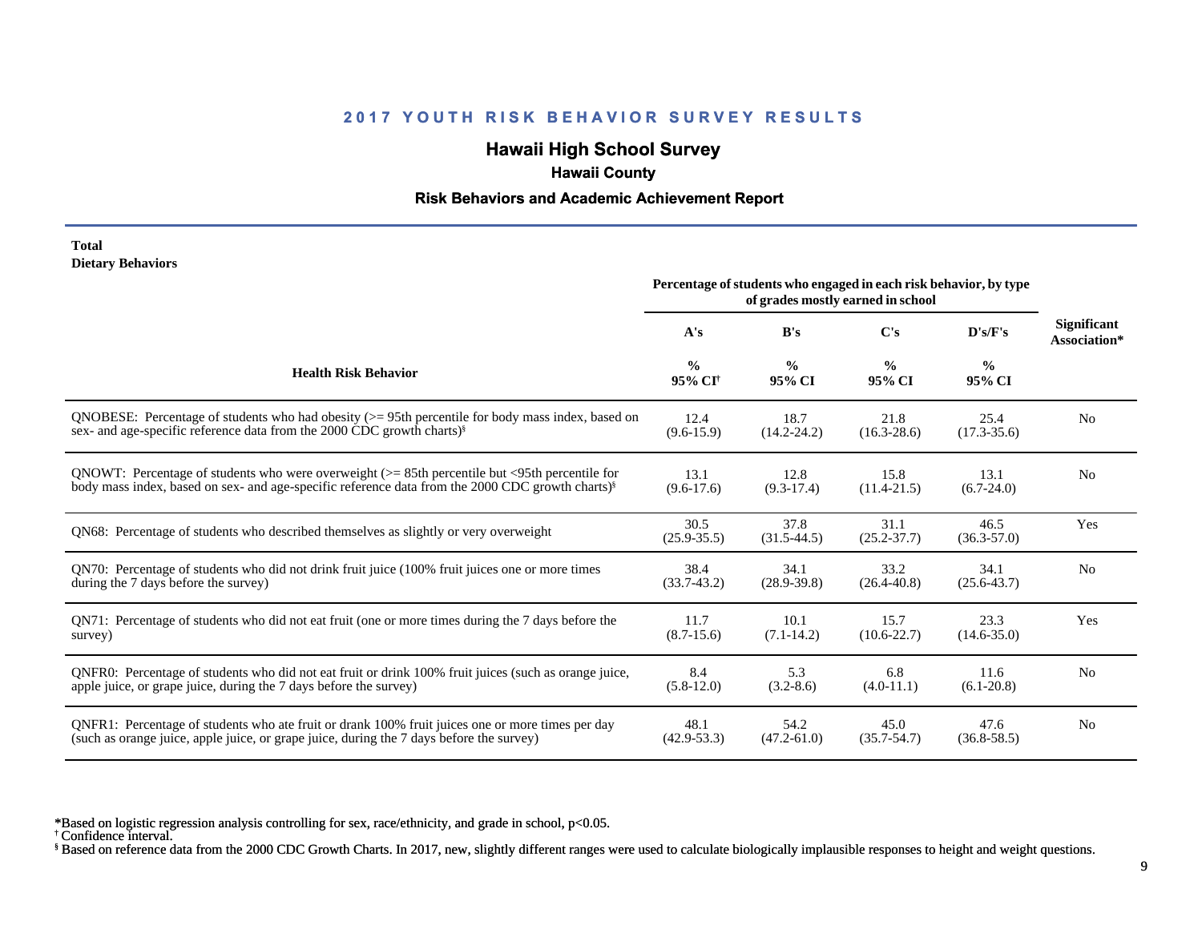## 2017 YOUTH RISK BEHAVIOR SURVEY RESULTS

### Hawaii High School Survey

#### Hawaii County

#### Risk Behaviors and Academic Achievement Report

**Total**
**Dietary Behaviors**

| Health Risk Behavior | A's % 95% CI[†] | B's % 95% CI | C's % 95% CI | D's/F's % 95% CI | Significant Association* |
|---|---|---|---|---|---|
| | Percentage of students who engaged in each risk behavior, by type of grades mostly earned in school | | | | |
| QNOBESE: Percentage of students who had obesity (>= 95th percentile for body mass index, based on sex- and age-specific reference data from the 2000 CDC growth charts)[§] | 12.4 (9.6-15.9) | 18.7 (14.2-24.2) | 21.8 (16.3-28.6) | 25.4 (17.3-35.6) | No |
| QNOWT: Percentage of students who were overweight (>= 85th percentile but <95th percentile for body mass index, based on sex- and age-specific reference data from the 2000 CDC growth charts)[§] | 13.1 (9.6-17.6) | 12.8 (9.3-17.4) | 15.8 (11.4-21.5) | 13.1 (6.7-24.0) | No |
| QN68: Percentage of students who described themselves as slightly or very overweight | 30.5 (25.9-35.5) | 37.8 (31.5-44.5) | 31.1 (25.2-37.7) | 46.5 (36.3-57.0) | Yes |
| QN70: Percentage of students who did not drink fruit juice (100% fruit juices one or more times during the 7 days before the survey) | 38.4 (33.7-43.2) | 34.1 (28.9-39.8) | 33.2 (26.4-40.8) | 34.1 (25.6-43.7) | No |
| QN71: Percentage of students who did not eat fruit (one or more times during the 7 days before the survey) | 11.7 (8.7-15.6) | 10.1 (7.1-14.2) | 15.7 (10.6-22.7) | 23.3 (14.6-35.0) | Yes |
| QNFR0: Percentage of students who did not eat fruit or drink 100% fruit juices (such as orange juice, apple juice, or grape juice, during the 7 days before the survey) | 8.4 (5.8-12.0) | 5.3 (3.2-8.6) | 6.8 (4.0-11.1) | 11.6 (6.1-20.8) | No |
| QNFR1: Percentage of students who ate fruit or drank 100% fruit juices one or more times per day (such as orange juice, apple juice, or grape juice, during the 7 days before the survey) | 48.1 (42.9-53.3) | 54.2 (47.2-61.0) | 45.0 (35.7-54.7) | 47.6 (36.8-58.5) | No |

*Based on logistic regression analysis controlling for sex, race/ethnicity, and grade in school, p<0.05.
[†] Confidence interval.
[§] Based on reference data from the 2000 CDC Growth Charts. In 2017, new, slightly different ranges were used to calculate biologically implausible responses to height and weight questions.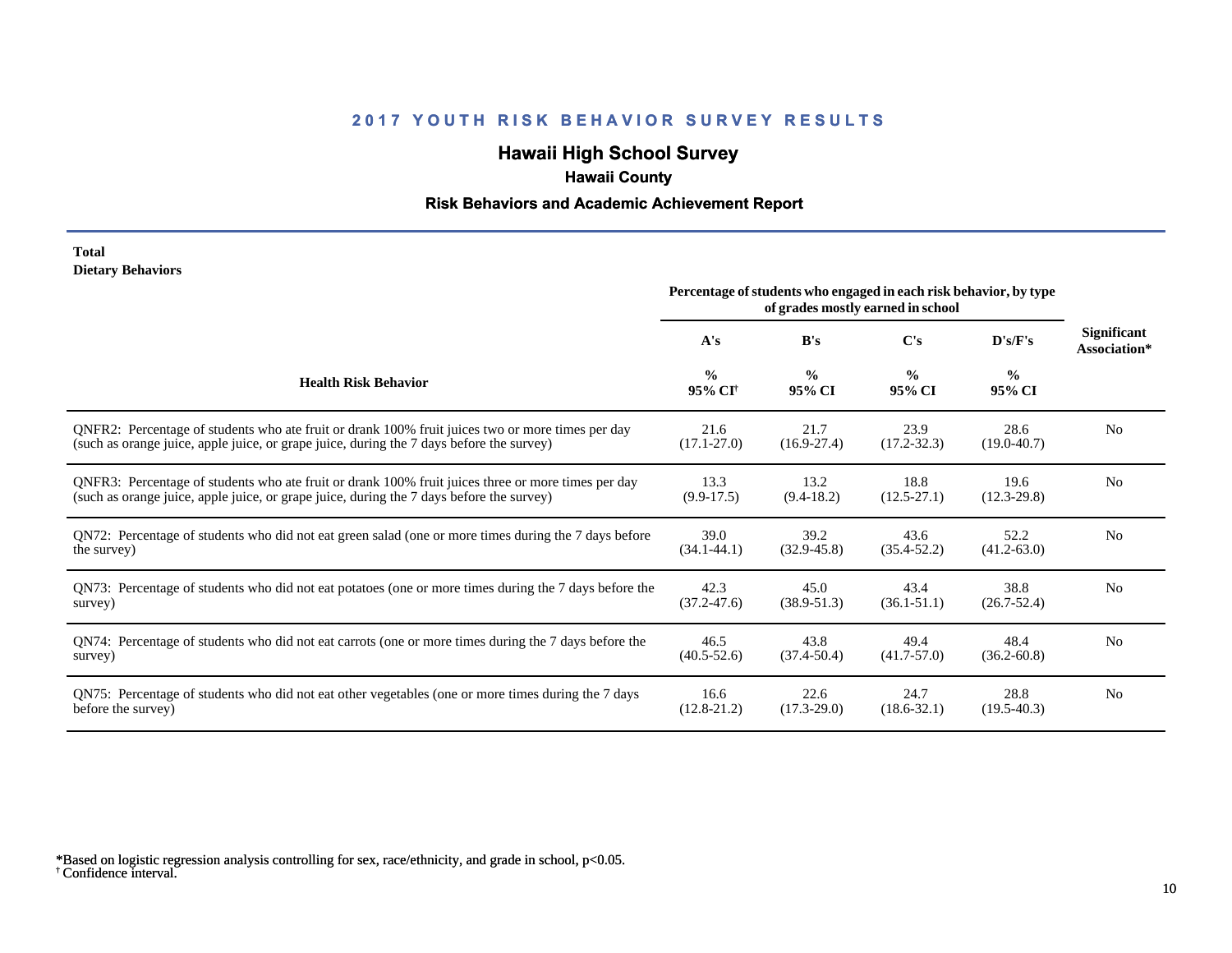# 2017 YOUTH RISK BEHAVIOR SURVEY RESULTS

## Hawaii High School Survey

### Hawaii County

### Risk Behaviors and Academic Achievement Report

**Total**
**Dietary Behaviors**

| Health Risk Behavior | A's<br>%<br>95% CI[†] | B's<br>%<br>95% CI | C's<br>%<br>95% CI | D's/F's<br>%<br>95% CI | Significant Association* |
|---|---|---|---|---|---|
| | Percentage of students who engaged in each risk behavior, by type of grades mostly earned in school | | | | |
| QNFR2: Percentage of students who ate fruit or drank 100% fruit juices two or more times per day (such as orange juice, apple juice, or grape juice, during the 7 days before the survey) | 21.6<br>(17.1-27.0) | 21.7<br>(16.9-27.4) | 23.9<br>(17.2-32.3) | 28.6<br>(19.0-40.7) | No |
| QNFR3: Percentage of students who ate fruit or drank 100% fruit juices three or more times per day (such as orange juice, apple juice, or grape juice, during the 7 days before the survey) | 13.3<br>(9.9-17.5) | 13.2<br>(9.4-18.2) | 18.8<br>(12.5-27.1) | 19.6<br>(12.3-29.8) | No |
| QN72: Percentage of students who did not eat green salad (one or more times during the 7 days before the survey) | 39.0<br>(34.1-44.1) | 39.2<br>(32.9-45.8) | 43.6<br>(35.4-52.2) | 52.2<br>(41.2-63.0) | No |
| QN73: Percentage of students who did not eat potatoes (one or more times during the 7 days before the survey) | 42.3<br>(37.2-47.6) | 45.0<br>(38.9-51.3) | 43.4<br>(36.1-51.1) | 38.8<br>(26.7-52.4) | No |
| QN74: Percentage of students who did not eat carrots (one or more times during the 7 days before the survey) | 46.5<br>(40.5-52.6) | 43.8<br>(37.4-50.4) | 49.4<br>(41.7-57.0) | 48.4<br>(36.2-60.8) | No |
| QN75: Percentage of students who did not eat other vegetables (one or more times during the 7 days before the survey) | 16.6<br>(12.8-21.2) | 22.6<br>(17.3-29.0) | 24.7<br>(18.6-32.1) | 28.8<br>(19.5-40.3) | No |

*Based on logistic regression analysis controlling for sex, race/ethnicity, and grade in school, $p<0.05$.
[†] Confidence interval.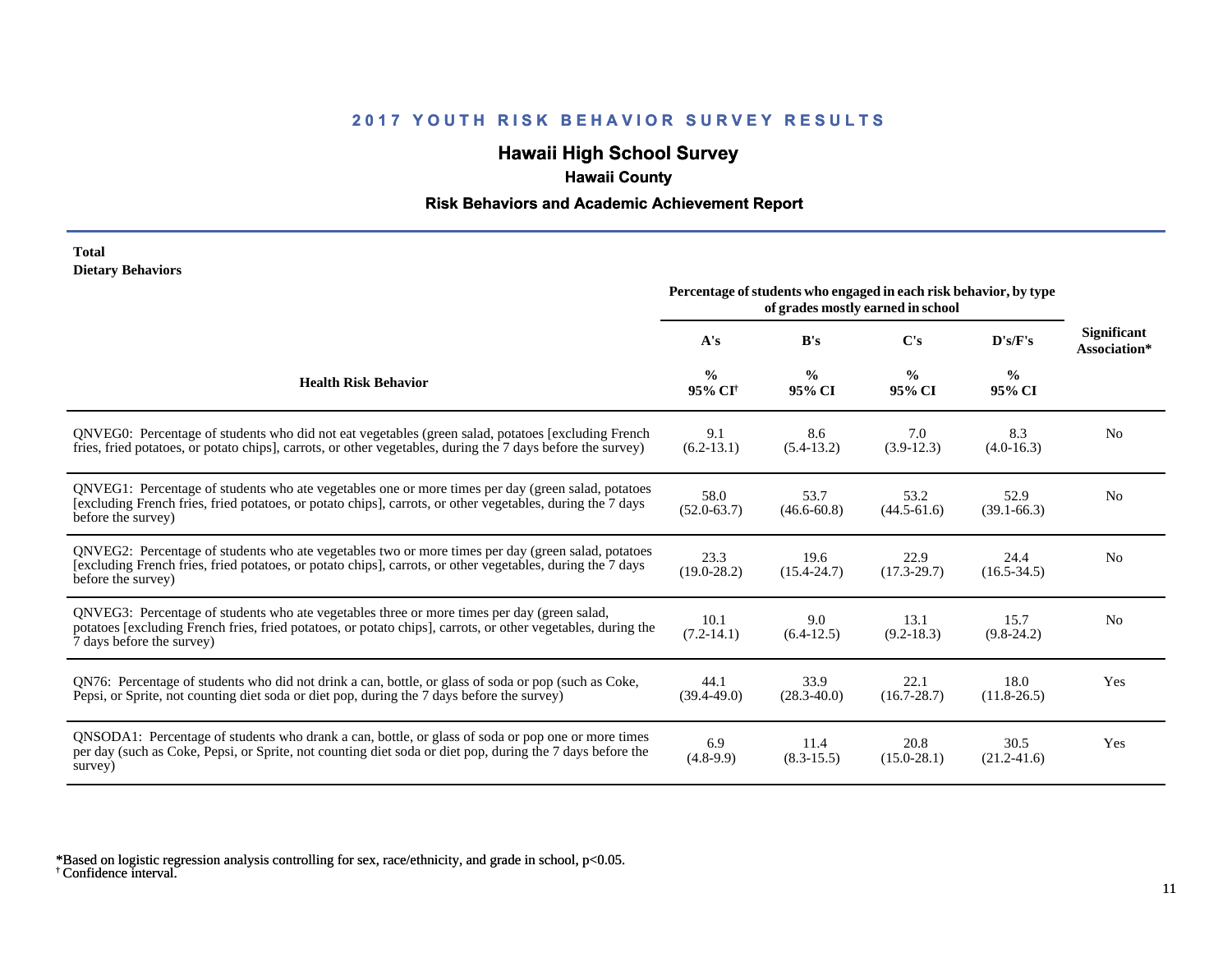# 2017 YOUTH RISK BEHAVIOR SURVEY RESULTS

## Hawaii High School Survey

### Hawaii County

### Risk Behaviors and Academic Achievement Report

**Total**
**Dietary Behaviors**

| Health Risk Behavior | A's % 95% CI† | B's % 95% CI | C's % 95% CI | D's/F's % 95% CI | Significant Association* |
|---|---|---|---|---|---|
| | Percentage of students who engaged in each risk behavior, by type of grades mostly earned in school | | | | |
| QNVEG0: Percentage of students who did not eat vegetables (green salad, potatoes [excluding French fries, fried potatoes, or potato chips], carrots, or other vegetables, during the 7 days before the survey) | 9.1 (6.2-13.1) | 8.6 (5.4-13.2) | 7.0 (3.9-12.3) | 8.3 (4.0-16.3) | No |
| QNVEG1: Percentage of students who ate vegetables one or more times per day (green salad, potatoes [excluding French fries, fried potatoes, or potato chips], carrots, or other vegetables, during the 7 days before the survey) | 58.0 (52.0-63.7) | 53.7 (46.6-60.8) | 53.2 (44.5-61.6) | 52.9 (39.1-66.3) | No |
| QNVEG2: Percentage of students who ate vegetables two or more times per day (green salad, potatoes [excluding French fries, fried potatoes, or potato chips], carrots, or other vegetables, during the 7 days before the survey) | 23.3 (19.0-28.2) | 19.6 (15.4-24.7) | 22.9 (17.3-29.7) | 24.4 (16.5-34.5) | No |
| QNVEG3: Percentage of students who ate vegetables three or more times per day (green salad, potatoes [excluding French fries, fried potatoes, or potato chips], carrots, or other vegetables, during the 7 days before the survey) | 10.1 (7.2-14.1) | 9.0 (6.4-12.5) | 13.1 (9.2-18.3) | 15.7 (9.8-24.2) | No |
| QN76: Percentage of students who did not drink a can, bottle, or glass of soda or pop (such as Coke, Pepsi, or Sprite, not counting diet soda or diet pop, during the 7 days before the survey) | 44.1 (39.4-49.0) | 33.9 (28.3-40.0) | 22.1 (16.7-28.7) | 18.0 (11.8-26.5) | Yes |
| QNSODA1: Percentage of students who drank a can, bottle, or glass of soda or pop one or more times per day (such as Coke, Pepsi, or Sprite, not counting diet soda or diet pop, during the 7 days before the survey) | 6.9 (4.8-9.9) | 11.4 (8.3-15.5) | 20.8 (15.0-28.1) | 30.5 (21.2-41.6) | Yes |

*Based on logistic regression analysis controlling for sex, race/ethnicity, and grade in school, $p<0.05$.
† Confidence interval.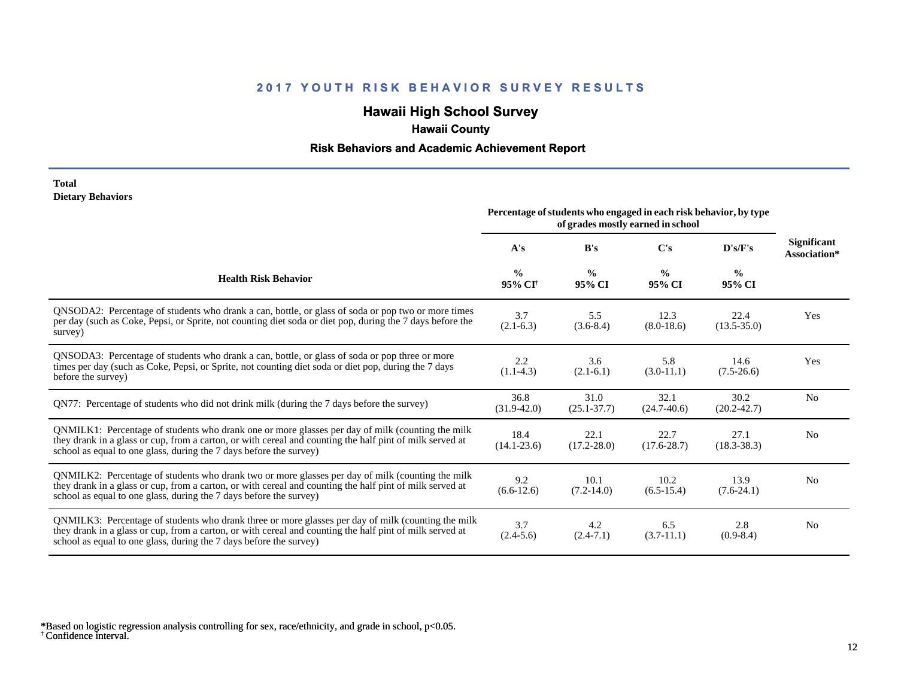## 2017 YOUTH RISK BEHAVIOR SURVEY RESULTS

### Hawaii High School Survey

### Hawaii County

### Risk Behaviors and Academic Achievement Report

**Total**
**Dietary Behaviors**

| Health Risk Behavior | Percentage of students who engaged in each risk behavior, by type of grades mostly earned in school | | | | Significant Association* |
|---|---|---|---|---|---|
| | A's | B's | C's | D's/F's | |
| | % 95% CI[†] | % 95% CI | % 95% CI | % 95% CI | |
| QNSODA2: Percentage of students who drank a can, bottle, or glass of soda or pop two or more times per day (such as Coke, Pepsi, or Sprite, not counting diet soda or diet pop, during the 7 days before the survey) | 3.7 (2.1-6.3) | 5.5 (3.6-8.4) | 12.3 (8.0-18.6) | 22.4 (13.5-35.0) | Yes |
| QNSODA3: Percentage of students who drank a can, bottle, or glass of soda or pop three or more times per day (such as Coke, Pepsi, or Sprite, not counting diet soda or diet pop, during the 7 days before the survey) | 2.2 (1.1-4.3) | 3.6 (2.1-6.1) | 5.8 (3.0-11.1) | 14.6 (7.5-26.6) | Yes |
| QN77: Percentage of students who did not drink milk (during the 7 days before the survey) | 36.8 (31.9-42.0) | 31.0 (25.1-37.7) | 32.1 (24.7-40.6) | 30.2 (20.2-42.7) | No |
| QNMILK1: Percentage of students who drank one or more glasses per day of milk (counting the milk they drank in a glass or cup, from a carton, or with cereal and counting the half pint of milk served at school as equal to one glass, during the 7 days before the survey) | 18.4 (14.1-23.6) | 22.1 (17.2-28.0) | 22.7 (17.6-28.7) | 27.1 (18.3-38.3) | No |
| QNMILK2: Percentage of students who drank two or more glasses per day of milk (counting the milk they drank in a glass or cup, from a carton, or with cereal and counting the half pint of milk served at school as equal to one glass, during the 7 days before the survey) | 9.2 (6.6-12.6) | 10.1 (7.2-14.0) | 10.2 (6.5-15.4) | 13.9 (7.6-24.1) | No |
| QNMILK3: Percentage of students who drank three or more glasses per day of milk (counting the milk they drank in a glass or cup, from a carton, or with cereal and counting the half pint of milk served at school as equal to one glass, during the 7 days before the survey) | 3.7 (2.4-5.6) | 4.2 (2.4-7.1) | 6.5 (3.7-11.1) | 2.8 (0.9-8.4) | No |

*Based on logistic regression analysis controlling for sex, race/ethnicity, and grade in school, $p<0.05$.
[†] Confidence interval.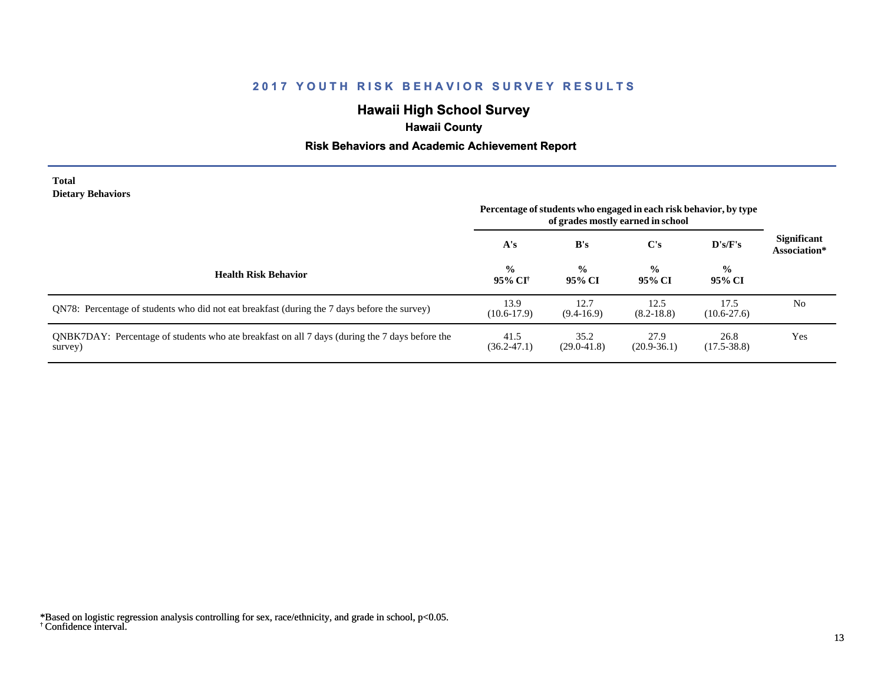# 2017 YOUTH RISK BEHAVIOR SURVEY RESULTS

## Hawaii High School Survey

### Hawaii County

### Risk Behaviors and Academic Achievement Report

**Total**
**Dietary Behaviors**

| Health Risk Behavior | Percentage of students who engaged in each risk behavior, by type of grades mostly earned in school | | | | Significant Association* |
|---|---|---|---|---|---|
| | A's | B's | C's | D's/F's | |
| | % 95% CI† | % 95% CI | % 95% CI | % 95% CI | |
| QN78: Percentage of students who did not eat breakfast (during the 7 days before the survey) | 13.9 (10.6-17.9) | 12.7 (9.4-16.9) | 12.5 (8.2-18.8) | 17.5 (10.6-27.6) | No |
| QNBK7DAY: Percentage of students who ate breakfast on all 7 days (during the 7 days before the survey) | 41.5 (36.2-47.1) | 35.2 (29.0-41.8) | 27.9 (20.9-36.1) | 26.8 (17.5-38.8) | Yes |

*Based on logistic regression analysis controlling for sex, race/ethnicity, and grade in school, $p<0.05$.
† Confidence interval.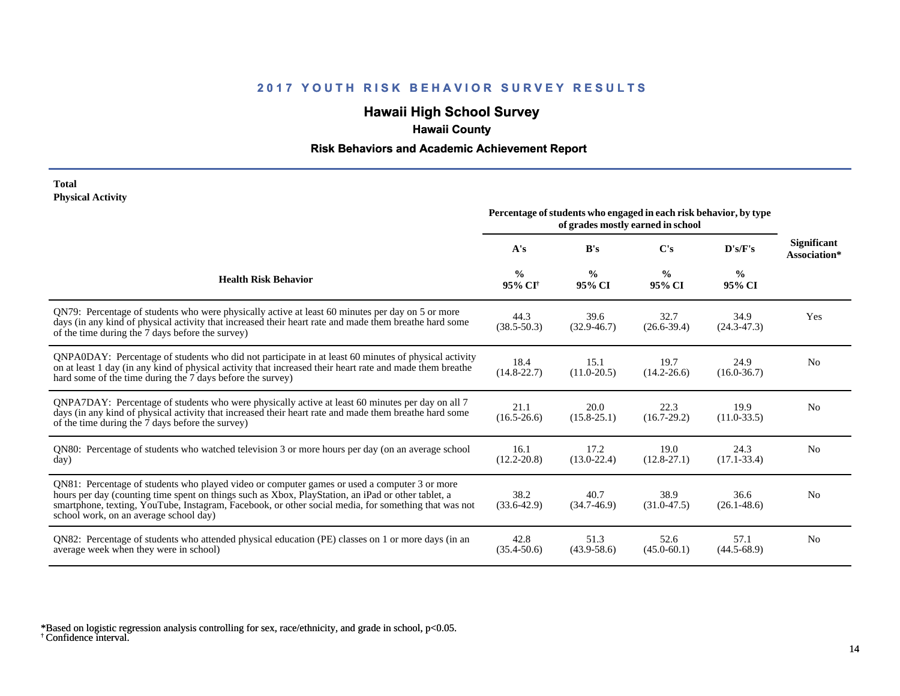## 2017 YOUTH RISK BEHAVIOR SURVEY RESULTS

# Hawaii High School Survey

### Hawaii County

### Risk Behaviors and Academic Achievement Report

**Total**
**Physical Activity**

| Health Risk Behavior | Percentage of students who engaged in each risk behavior, by type of grades mostly earned in school | | | | Significant Association* |
|---|---|---|---|---|---|
| | A's | B's | C's | D's/F's | |
| | % 95% CI† | % 95% CI | % 95% CI | % 95% CI | |
| QN79: Percentage of students who were physically active at least 60 minutes per day on 5 or more days (in any kind of physical activity that increased their heart rate and made them breathe hard some of the time during the 7 days before the survey) | 44.3 (38.5-50.3) | 39.6 (32.9-46.7) | 32.7 (26.6-39.4) | 34.9 (24.3-47.3) | Yes |
| QNPA0DAY: Percentage of students who did not participate in at least 60 minutes of physical activity on at least 1 day (in any kind of physical activity that increased their heart rate and made them breathe hard some of the time during the 7 days before the survey) | 18.4 (14.8-22.7) | 15.1 (11.0-20.5) | 19.7 (14.2-26.6) | 24.9 (16.0-36.7) | No |
| QNPA7DAY: Percentage of students who were physically active at least 60 minutes per day on all 7 days (in any kind of physical activity that increased their heart rate and made them breathe hard some of the time during the 7 days before the survey) | 21.1 (16.5-26.6) | 20.0 (15.8-25.1) | 22.3 (16.7-29.2) | 19.9 (11.0-33.5) | No |
| QN80: Percentage of students who watched television 3 or more hours per day (on an average school day) | 16.1 (12.2-20.8) | 17.2 (13.0-22.4) | 19.0 (12.8-27.1) | 24.3 (17.1-33.4) | No |
| QN81: Percentage of students who played video or computer games or used a computer 3 or more hours per day (counting time spent on things such as Xbox, PlayStation, an iPad or other tablet, a smartphone, texting, YouTube, Instagram, Facebook, or other social media, for something that was not school work, on an average school day) | 38.2 (33.6-42.9) | 40.7 (34.7-46.9) | 38.9 (31.0-47.5) | 36.6 (26.1-48.6) | No |
| QN82: Percentage of students who attended physical education (PE) classes on 1 or more days (in an average week when they were in school) | 42.8 (35.4-50.6) | 51.3 (43.9-58.6) | 52.6 (45.0-60.1) | 57.1 (44.5-68.9) | No |

*Based on logistic regression analysis controlling for sex, race/ethnicity, and grade in school, $p<0.05$.
† Confidence interval.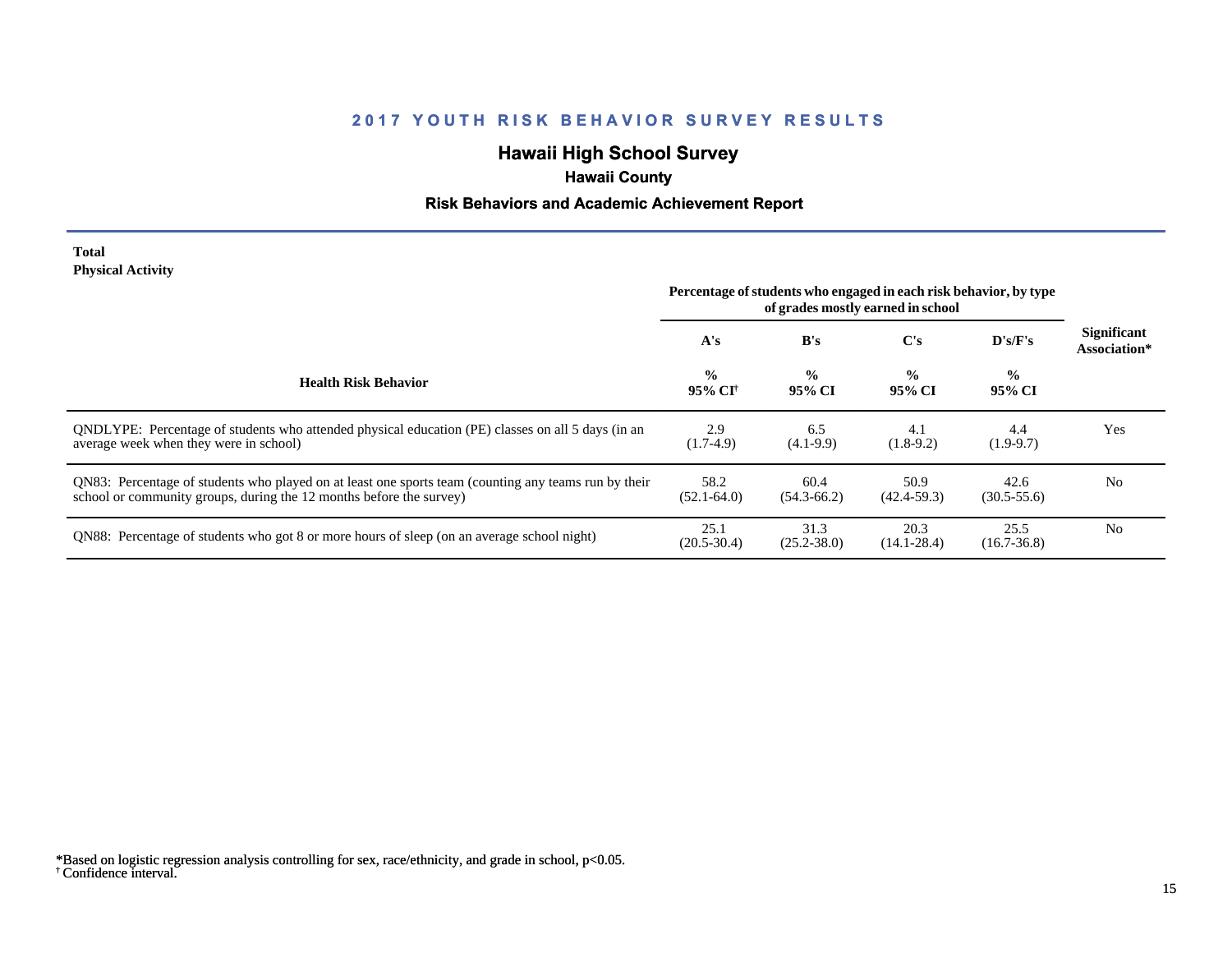## 2017 YOUTH RISK BEHAVIOR SURVEY RESULTS

# Hawaii High School Survey

### Hawaii County

### Risk Behaviors and Academic Achievement Report

**Total**
**Physical Activity**

| Health Risk Behavior | Percentage of students who engaged in each risk behavior, by type of grades mostly earned in school | | | | Significant Association* |
|---|---|---|---|---|---|
| | A's | B's | C's | D's/F's | |
| | % 95% CI[†] | % 95% CI | % 95% CI | % 95% CI | |
| QNDLYPE: Percentage of students who attended physical education (PE) classes on all 5 days (in an average week when they were in school) | 2.9 (1.7-4.9) | 6.5 (4.1-9.9) | 4.1 (1.8-9.2) | 4.4 (1.9-9.7) | Yes |
| QN83: Percentage of students who played on at least one sports team (counting any teams run by their school or community groups, during the 12 months before the survey) | 58.2 (52.1-64.0) | 60.4 (54.3-66.2) | 50.9 (42.4-59.3) | 42.6 (30.5-55.6) | No |
| QN88: Percentage of students who got 8 or more hours of sleep (on an average school night) | 25.1 (20.5-30.4) | 31.3 (25.2-38.0) | 20.3 (14.1-28.4) | 25.5 (16.7-36.8) | No |

*Based on logistic regression analysis controlling for sex, race/ethnicity, and grade in school, $p<0.05$.
[†] Confidence interval.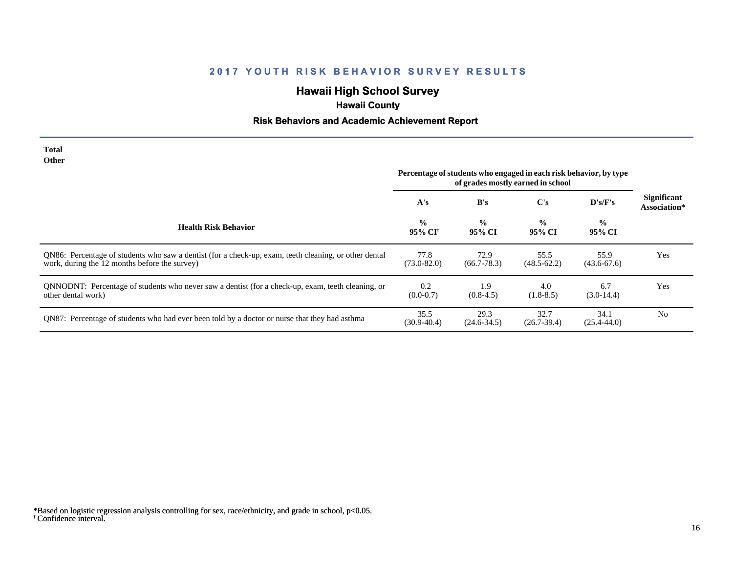## 2017 YOUTH RISK BEHAVIOR SURVEY RESULTS

# Hawaii High School Survey

### Hawaii County

### Risk Behaviors and Academic Achievement Report

**Total**
**Other**

| Health Risk Behavior | Percentage of students who engaged in each risk behavior, by type of grades mostly earned in school | | | | Significant Association* |
|---|---|---|---|---|---|
| | A's | B's | C's | D's/F's | |
| | % 95% CI[†] | % 95% CI | % 95% CI | % 95% CI | |
| QN86: Percentage of students who saw a dentist (for a check-up, exam, teeth cleaning, or other dental work, during the 12 months before the survey) | 77.8 (73.0-82.0) | 72.9 (66.7-78.3) | 55.5 (48.5-62.2) | 55.9 (43.6-67.6) | Yes |
| QNNODNT: Percentage of students who never saw a dentist (for a check-up, exam, teeth cleaning, or other dental work) | 0.2 (0.0-0.7) | 1.9 (0.8-4.5) | 4.0 (1.8-8.5) | 6.7 (3.0-14.4) | Yes |
| QN87: Percentage of students who had ever been told by a doctor or nurse that they had asthma | 35.5 (30.9-40.4) | 29.3 (24.6-34.5) | 32.7 (26.7-39.4) | 34.1 (25.4-44.0) | No |

*Based on logistic regression analysis controlling for sex, race/ethnicity, and grade in school, $p<0.05$.
[†] Confidence interval.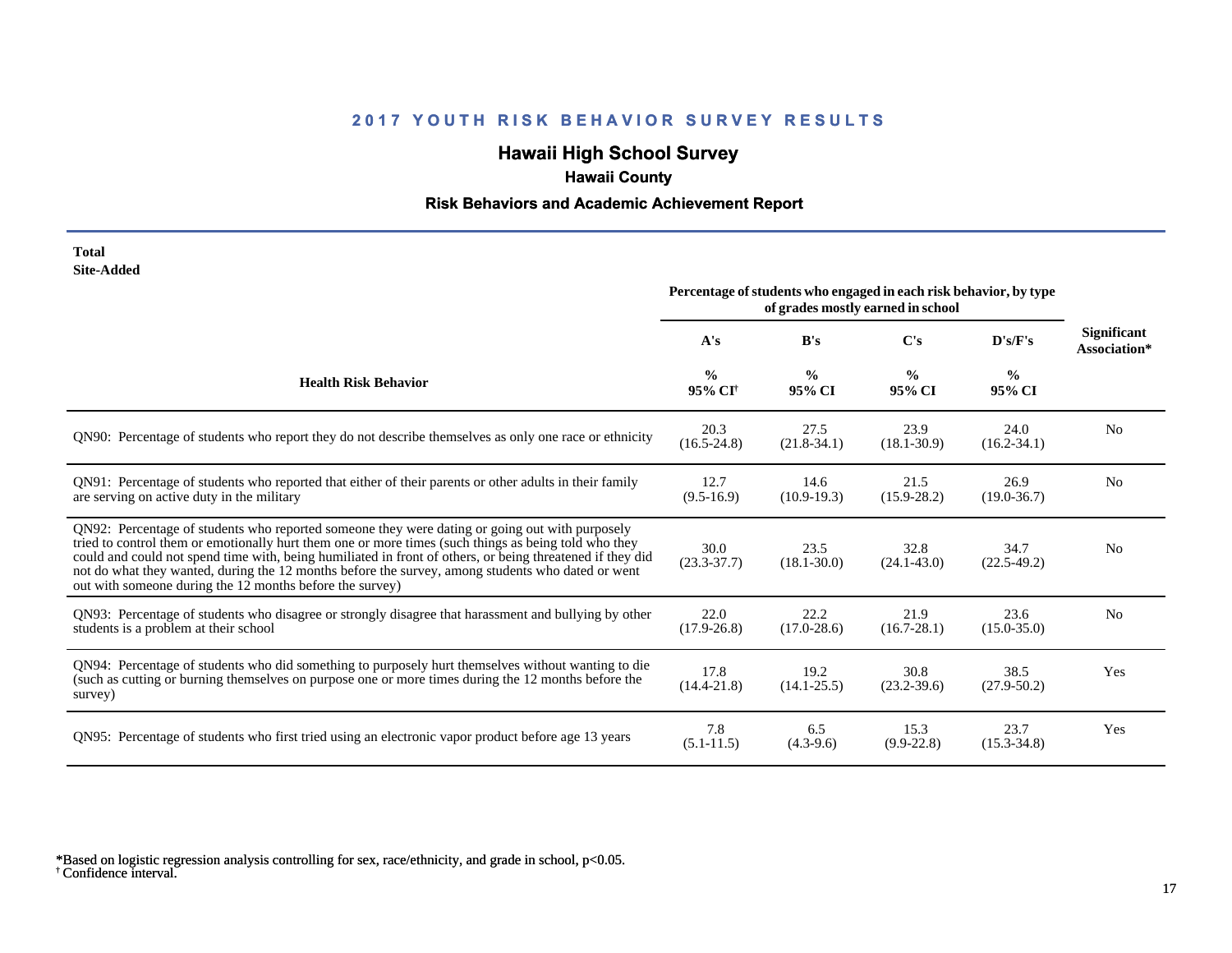## 2017 YOUTH RISK BEHAVIOR SURVEY RESULTS

# Hawaii High School Survey

### Hawaii County

### Risk Behaviors and Academic Achievement Report

**Total**
**Site-Added**

| Health Risk Behavior | Percentage of students who engaged in each risk behavior, by type of grades mostly earned in school | | | | Significant Association* |
|---|---|---|---|---|---|
| | A's | B's | C's | D's/F's | |
| | % 95% CI[†] | % 95% CI | % 95% CI | % 95% CI | |
| QN90: Percentage of students who report they do not describe themselves as only one race or ethnicity | 20.3 (16.5-24.8) | 27.5 (21.8-34.1) | 23.9 (18.1-30.9) | 24.0 (16.2-34.1) | No |
| QN91: Percentage of students who reported that either of their parents or other adults in their family are serving on active duty in the military | 12.7 (9.5-16.9) | 14.6 (10.9-19.3) | 21.5 (15.9-28.2) | 26.9 (19.0-36.7) | No |
| QN92: Percentage of students who reported someone they were dating or going out with purposely tried to control them or emotionally hurt them one or more times (such things as being told who they could and could not spend time with, being humiliated in front of others, or being threatened if they did not do what they wanted, during the 12 months before the survey, among students who dated or went out with someone during the 12 months before the survey) | 30.0 (23.3-37.7) | 23.5 (18.1-30.0) | 32.8 (24.1-43.0) | 34.7 (22.5-49.2) | No |
| QN93: Percentage of students who disagree or strongly disagree that harassment and bullying by other students is a problem at their school | 22.0 (17.9-26.8) | 22.2 (17.0-28.6) | 21.9 (16.7-28.1) | 23.6 (15.0-35.0) | No |
| QN94: Percentage of students who did something to purposely hurt themselves without wanting to die (such as cutting or burning themselves on purpose one or more times during the 12 months before the survey) | 17.8 (14.4-21.8) | 19.2 (14.1-25.5) | 30.8 (23.2-39.6) | 38.5 (27.9-50.2) | Yes |
| QN95: Percentage of students who first tried using an electronic vapor product before age 13 years | 7.8 (5.1-11.5) | 6.5 (4.3-9.6) | 15.3 (9.9-22.8) | 23.7 (15.3-34.8) | Yes |

*Based on logistic regression analysis controlling for sex, race/ethnicity, and grade in school, $p<0.05$.
† Confidence interval.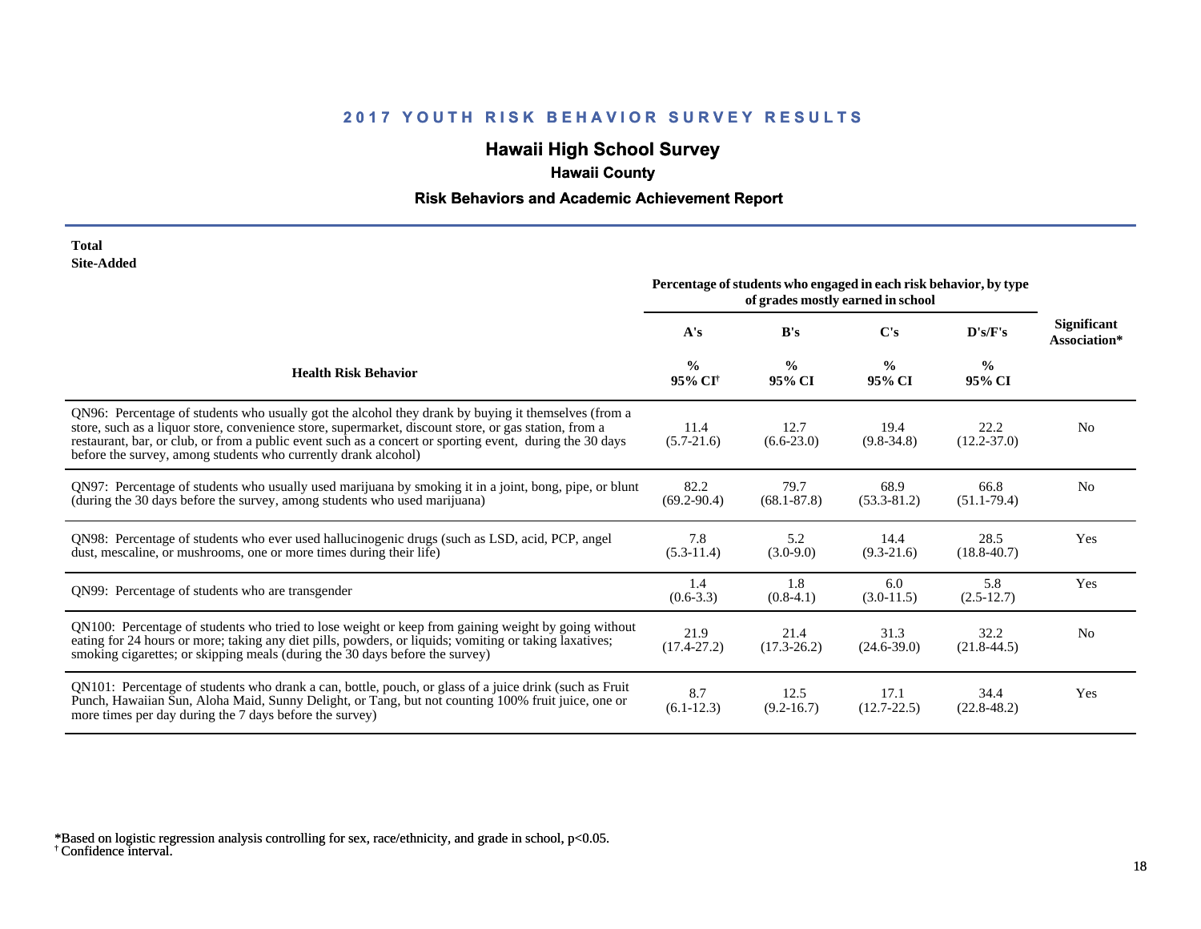## 2017 YOUTH RISK BEHAVIOR SURVEY RESULTS

### Hawaii High School Survey

**Hawaii County**

**Risk Behaviors and Academic Achievement Report**

**Total**
**Site-Added**

| Health Risk Behavior | Percentage of students who engaged in each risk behavior, by type of grades mostly earned in school | | | | Significant Association* |
|---|---|---|---|---|---|
| | A's | B's | C's | D's/F's | |
| | % 95% CI[†] | % 95% CI | % 95% CI | % 95% CI | |
| QN96: Percentage of students who usually got the alcohol they drank by buying it themselves (from a store, such as a liquor store, convenience store, supermarket, discount store, or gas station, from a restaurant, bar, or club, or from a public event such as a concert or sporting event, during the 30 days before the survey, among students who currently drank alcohol) | 11.4 (5.7-21.6) | 12.7 (6.6-23.0) | 19.4 (9.8-34.8) | 22.2 (12.2-37.0) | No |
| QN97: Percentage of students who usually used marijuana by smoking it in a joint, bong, pipe, or blunt (during the 30 days before the survey, among students who used marijuana) | 82.2 (69.2-90.4) | 79.7 (68.1-87.8) | 68.9 (53.3-81.2) | 66.8 (51.1-79.4) | No |
| QN98: Percentage of students who ever used hallucinogenic drugs (such as LSD, acid, PCP, angel dust, mescaline, or mushrooms, one or more times during their life) | 7.8 (5.3-11.4) | 5.2 (3.0-9.0) | 14.4 (9.3-21.6) | 28.5 (18.8-40.7) | Yes |
| QN99: Percentage of students who are transgender | 1.4 (0.6-3.3) | 1.8 (0.8-4.1) | 6.0 (3.0-11.5) | 5.8 (2.5-12.7) | Yes |
| QN100: Percentage of students who tried to lose weight or keep from gaining weight by going without eating for 24 hours or more; taking any diet pills, powders, or liquids; vomiting or taking laxatives; smoking cigarettes; or skipping meals (during the 30 days before the survey) | 21.9 (17.4-27.2) | 21.4 (17.3-26.2) | 31.3 (24.6-39.0) | 32.2 (21.8-44.5) | No |
| QN101: Percentage of students who drank a can, bottle, pouch, or glass of a juice drink (such as Fruit Punch, Hawaiian Sun, Aloha Maid, Sunny Delight, or Tang, but not counting 100% fruit juice, one or more times per day during the 7 days before the survey) | 8.7 (6.1-12.3) | 12.5 (9.2-16.7) | 17.1 (12.7-22.5) | 34.4 (22.8-48.2) | Yes |

*Based on logistic regression analysis controlling for sex, race/ethnicity, and grade in school, $p<0.05$.
[†] Confidence interval.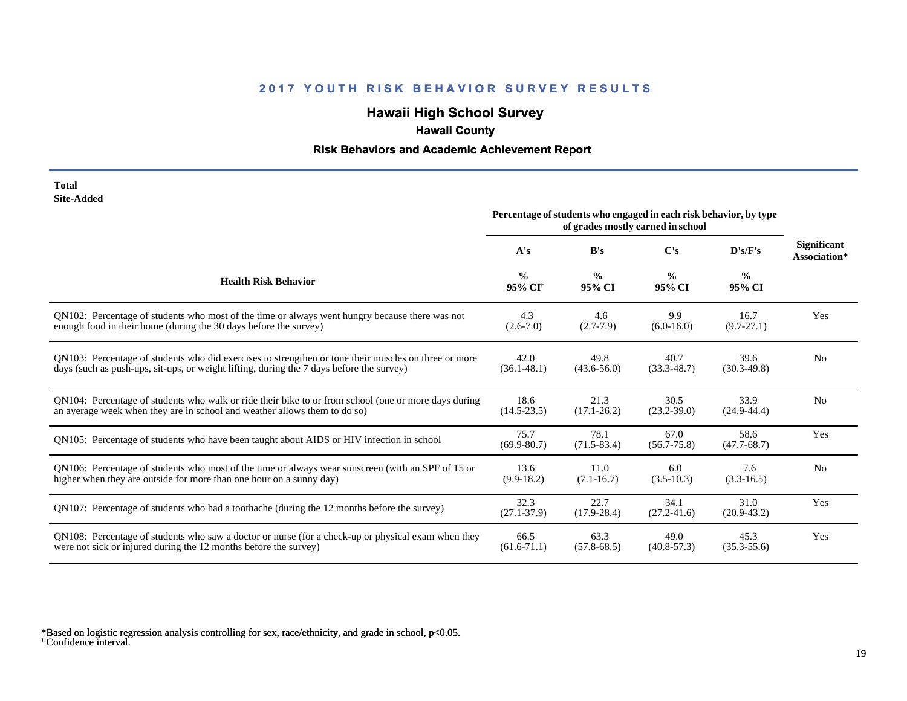## 2017 YOUTH RISK BEHAVIOR SURVEY RESULTS

# Hawaii High School Survey

### Hawaii County

### Risk Behaviors and Academic Achievement Report

**Total**
**Site-Added**

| Health Risk Behavior | Percentage of students who engaged in each risk behavior, by type of grades mostly earned in school | | | | Significant Association* |
|---|---|---|---|---|---|
| | A's | B's | C's | D's/F's | |
| | % 95% CI[†] | % 95% CI | % 95% CI | % 95% CI | |
| QN102: Percentage of students who most of the time or always went hungry because there was not enough food in their home (during the 30 days before the survey) | 4.3 (2.6-7.0) | 4.6 (2.7-7.9) | 9.9 (6.0-16.0) | 16.7 (9.7-27.1) | Yes |
| QN103: Percentage of students who did exercises to strengthen or tone their muscles on three or more days (such as push-ups, sit-ups, or weight lifting, during the 7 days before the survey) | 42.0 (36.1-48.1) | 49.8 (43.6-56.0) | 40.7 (33.3-48.7) | 39.6 (30.3-49.8) | No |
| QN104: Percentage of students who walk or ride their bike to or from school (one or more days during an average week when they are in school and weather allows them to do so) | 18.6 (14.5-23.5) | 21.3 (17.1-26.2) | 30.5 (23.2-39.0) | 33.9 (24.9-44.4) | No |
| QN105: Percentage of students who have been taught about AIDS or HIV infection in school | 75.7 (69.9-80.7) | 78.1 (71.5-83.4) | 67.0 (56.7-75.8) | 58.6 (47.7-68.7) | Yes |
| QN106: Percentage of students who most of the time or always wear sunscreen (with an SPF of 15 or higher when they are outside for more than one hour on a sunny day) | 13.6 (9.9-18.2) | 11.0 (7.1-16.7) | 6.0 (3.5-10.3) | 7.6 (3.3-16.5) | No |
| QN107: Percentage of students who had a toothache (during the 12 months before the survey) | 32.3 (27.1-37.9) | 22.7 (17.9-28.4) | 34.1 (27.2-41.6) | 31.0 (20.9-43.2) | Yes |
| QN108: Percentage of students who saw a doctor or nurse (for a check-up or physical exam when they were not sick or injured during the 12 months before the survey) | 66.5 (61.6-71.1) | 63.3 (57.8-68.5) | 49.0 (40.8-57.3) | 45.3 (35.3-55.6) | Yes |

*Based on logistic regression analysis controlling for sex, race/ethnicity, and grade in school, $p<0.05$.
[†] Confidence interval.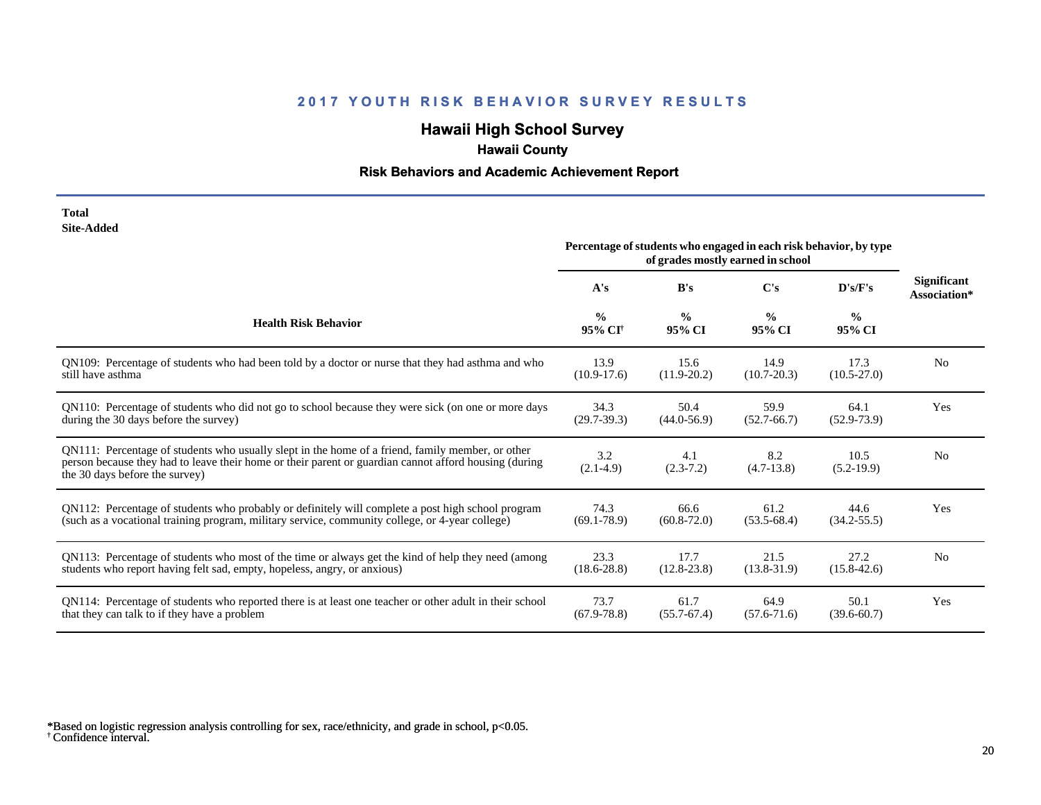## 2017 YOUTH RISK BEHAVIOR SURVEY RESULTS

### Hawaii High School Survey

**Hawaii County**

**Risk Behaviors and Academic Achievement Report**

**Total**
**Site-Added**

| Health Risk Behavior | A's % 95% CI[†] | B's % 95% CI | C's % 95% CI | D's/F's % 95% CI | Significant Association* |
|---|---|---|---|---|---|
| | Percentage of students who engaged in each risk behavior, by type of grades mostly earned in school | | | | |
| QN109: Percentage of students who had been told by a doctor or nurse that they had asthma and who still have asthma | 13.9 (10.9-17.6) | 15.6 (11.9-20.2) | 14.9 (10.7-20.3) | 17.3 (10.5-27.0) | No |
| QN110: Percentage of students who did not go to school because they were sick (on one or more days during the 30 days before the survey) | 34.3 (29.7-39.3) | 50.4 (44.0-56.9) | 59.9 (52.7-66.7) | 64.1 (52.9-73.9) | Yes |
| QN111: Percentage of students who usually slept in the home of a friend, family member, or other person because they had to leave their home or their parent or guardian cannot afford housing (during the 30 days before the survey) | 3.2 (2.1-4.9) | 4.1 (2.3-7.2) | 8.2 (4.7-13.8) | 10.5 (5.2-19.9) | No |
| QN112: Percentage of students who probably or definitely will complete a post high school program (such as a vocational training program, military service, community college, or 4-year college) | 74.3 (69.1-78.9) | 66.6 (60.8-72.0) | 61.2 (53.5-68.4) | 44.6 (34.2-55.5) | Yes |
| QN113: Percentage of students who most of the time or always get the kind of help they need (among students who report having felt sad, empty, hopeless, angry, or anxious) | 23.3 (18.6-28.8) | 17.7 (12.8-23.8) | 21.5 (13.8-31.9) | 27.2 (15.8-42.6) | No |
| QN114: Percentage of students who reported there is at least one teacher or other adult in their school that they can talk to if they have a problem | 73.7 (67.9-78.8) | 61.7 (55.7-67.4) | 64.9 (57.6-71.6) | 50.1 (39.6-60.7) | Yes |

*Based on logistic regression analysis controlling for sex, race/ethnicity, and grade in school, $p<0.05$.
[†] Confidence interval.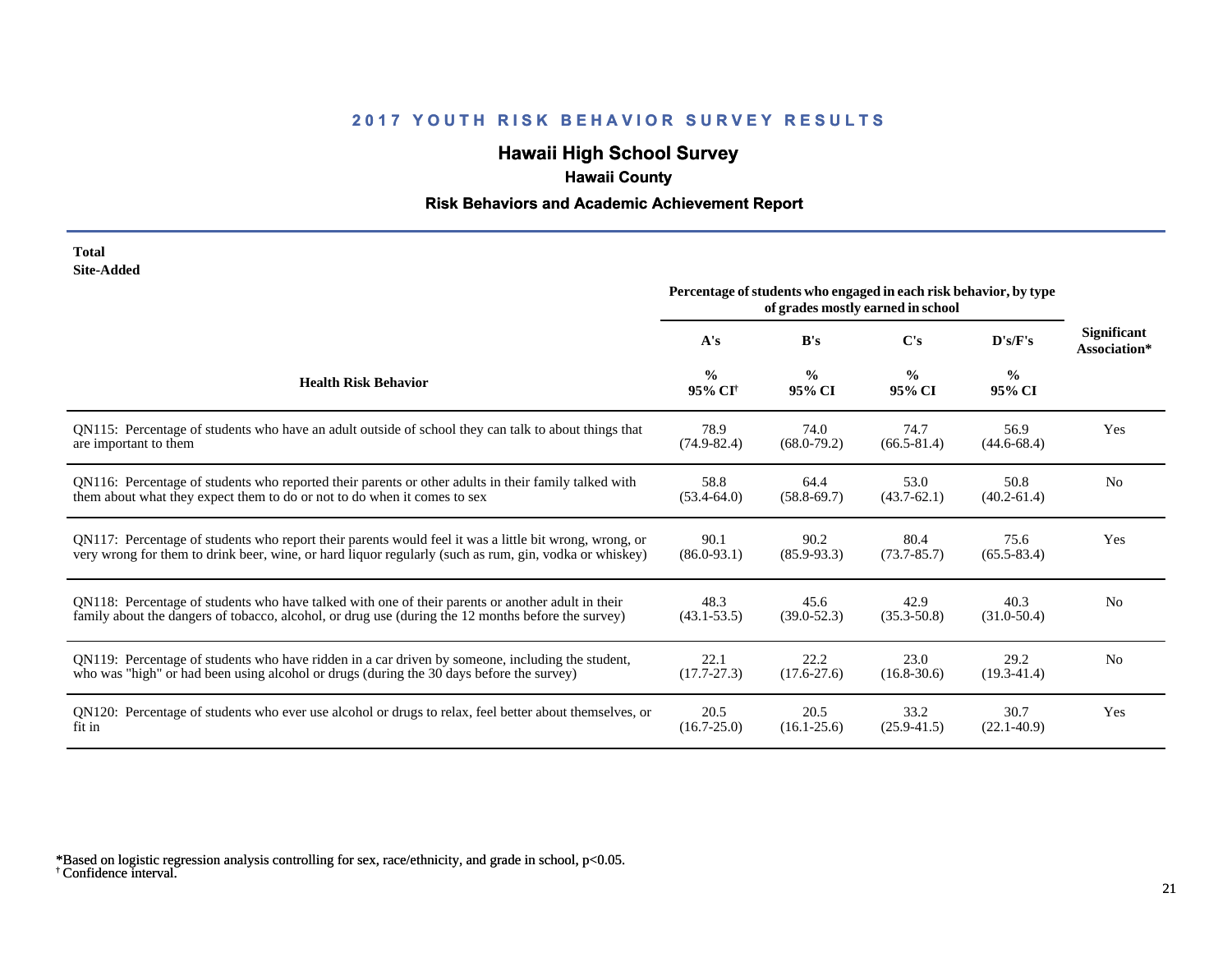## 2017 YOUTH RISK BEHAVIOR SURVEY RESULTS

# Hawaii High School Survey

### Hawaii County

### Risk Behaviors and Academic Achievement Report

**Total**
**Site-Added**

| Health Risk Behavior | Percentage of students who engaged in each risk behavior, by type of grades mostly earned in school | | | | Significant Association* |
|---|---|---|---|---|---|
| | A's | B's | C's | D's/F's | |
| | % 95% CI[†] | % 95% CI | % 95% CI | % 95% CI | |
| QN115: Percentage of students who have an adult outside of school they can talk to about things that are important to them | 78.9 (74.9-82.4) | 74.0 (68.0-79.2) | 74.7 (66.5-81.4) | 56.9 (44.6-68.4) | Yes |
| QN116: Percentage of students who reported their parents or other adults in their family talked with them about what they expect them to do or not to do when it comes to sex | 58.8 (53.4-64.0) | 64.4 (58.8-69.7) | 53.0 (43.7-62.1) | 50.8 (40.2-61.4) | No |
| QN117: Percentage of students who report their parents would feel it was a little bit wrong, wrong, or very wrong for them to drink beer, wine, or hard liquor regularly (such as rum, gin, vodka or whiskey) | 90.1 (86.0-93.1) | 90.2 (85.9-93.3) | 80.4 (73.7-85.7) | 75.6 (65.5-83.4) | Yes |
| QN118: Percentage of students who have talked with one of their parents or another adult in their family about the dangers of tobacco, alcohol, or drug use (during the 12 months before the survey) | 48.3 (43.1-53.5) | 45.6 (39.0-52.3) | 42.9 (35.3-50.8) | 40.3 (31.0-50.4) | No |
| QN119: Percentage of students who have ridden in a car driven by someone, including the student, who was "high" or had been using alcohol or drugs (during the 30 days before the survey) | 22.1 (17.7-27.3) | 22.2 (17.6-27.6) | 23.0 (16.8-30.6) | 29.2 (19.3-41.4) | No |
| QN120: Percentage of students who ever use alcohol or drugs to relax, feel better about themselves, or fit in | 20.5 (16.7-25.0) | 20.5 (16.1-25.6) | 33.2 (25.9-41.5) | 30.7 (22.1-40.9) | Yes |

*Based on logistic regression analysis controlling for sex, race/ethnicity, and grade in school, $p<0.05$.
† Confidence interval.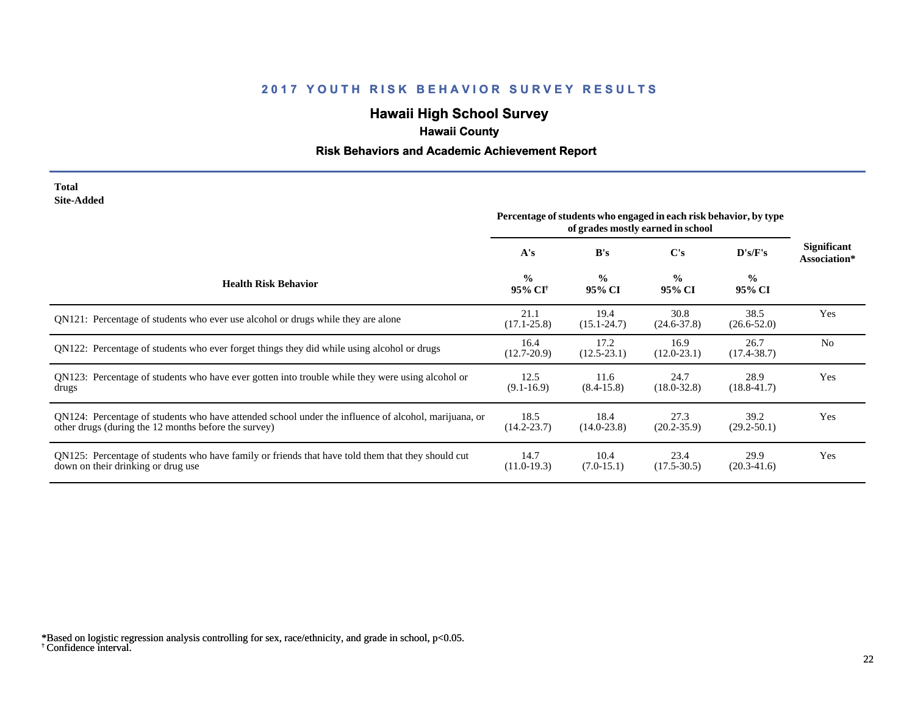## 2017 YOUTH RISK BEHAVIOR SURVEY RESULTS

### Hawaii High School Survey

**Hawaii County**

**Risk Behaviors and Academic Achievement Report**

**Total**
**Site-Added**

| Health Risk Behavior | Percentage of students who engaged in each risk behavior, by type of grades mostly earned in school | | | | Significant Association* |
|---|---|---|---|---|---|
| | A's | B's | C's | D's/F's | |
| | % 95% CI[†] | % 95% CI | % 95% CI | % 95% CI | |
| QN121: Percentage of students who ever use alcohol or drugs while they are alone | 21.1 (17.1-25.8) | 19.4 (15.1-24.7) | 30.8 (24.6-37.8) | 38.5 (26.6-52.0) | Yes |
| QN122: Percentage of students who ever forget things they did while using alcohol or drugs | 16.4 (12.7-20.9) | 17.2 (12.5-23.1) | 16.9 (12.0-23.1) | 26.7 (17.4-38.7) | No |
| QN123: Percentage of students who have ever gotten into trouble while they were using alcohol or drugs | 12.5 (9.1-16.9) | 11.6 (8.4-15.8) | 24.7 (18.0-32.8) | 28.9 (18.8-41.7) | Yes |
| QN124: Percentage of students who have attended school under the influence of alcohol, marijuana, or other drugs (during the 12 months before the survey) | 18.5 (14.2-23.7) | 18.4 (14.0-23.8) | 27.3 (20.2-35.9) | 39.2 (29.2-50.1) | Yes |
| QN125: Percentage of students who have family or friends that have told them that they should cut down on their drinking or drug use | 14.7 (11.0-19.3) | 10.4 (7.0-15.1) | 23.4 (17.5-30.5) | 29.9 (20.3-41.6) | Yes |

*Based on logistic regression analysis controlling for sex, race/ethnicity, and grade in school, $p<0.05$.
[†] Confidence interval.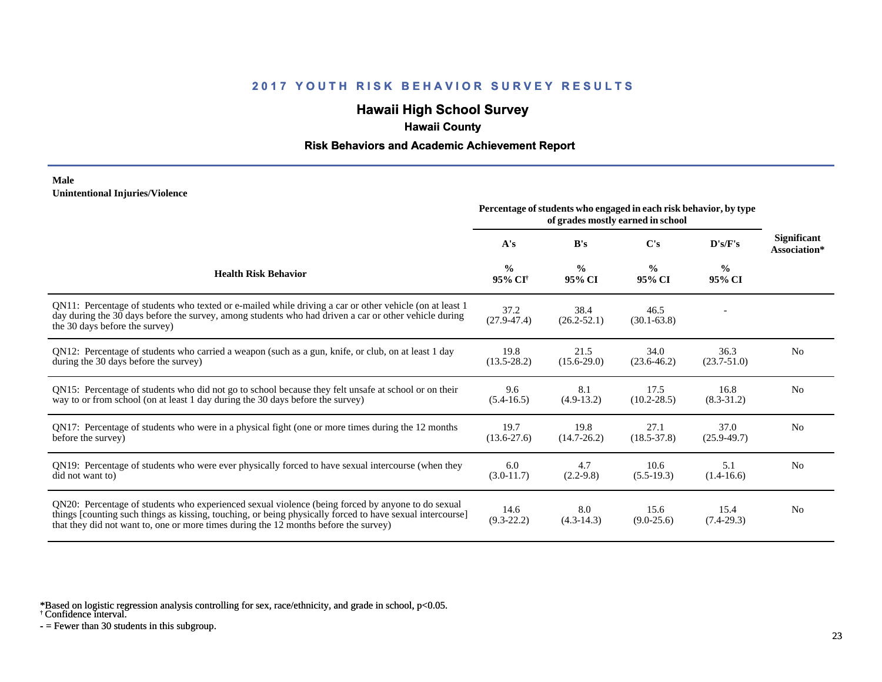# 2017 YOUTH RISK BEHAVIOR SURVEY RESULTS

## Hawaii High School Survey

### Hawaii County

### Risk Behaviors and Academic Achievement Report

**Male**
**Unintentional Injuries/Violence**

| Health Risk Behavior | A's<br>%<br>95% CI[†] | B's<br>%<br>95% CI | C's<br>%<br>95% CI | D's/F's<br>%<br>95% CI | Significant Association* |
|---|---|---|---|---|---|
| | Percentage of students who engaged in each risk behavior, by type of grades mostly earned in school | | | | |
| QN11: Percentage of students who texted or e-mailed while driving a car or other vehicle (on at least 1 day during the 30 days before the survey, among students who had driven a car or other vehicle during the 30 days before the survey) | 37.2<br>(27.9-47.4) | 38.4<br>(26.2-52.1) | 46.5<br>(30.1-63.8) | - | |
| QN12: Percentage of students who carried a weapon (such as a gun, knife, or club, on at least 1 day during the 30 days before the survey) | 19.8<br>(13.5-28.2) | 21.5<br>(15.6-29.0) | 34.0<br>(23.6-46.2) | 36.3<br>(23.7-51.0) | No |
| QN15: Percentage of students who did not go to school because they felt unsafe at school or on their way to or from school (on at least 1 day during the 30 days before the survey) | 9.6<br>(5.4-16.5) | 8.1<br>(4.9-13.2) | 17.5<br>(10.2-28.5) | 16.8<br>(8.3-31.2) | No |
| QN17: Percentage of students who were in a physical fight (one or more times during the 12 months before the survey) | 19.7<br>(13.6-27.6) | 19.8<br>(14.7-26.2) | 27.1<br>(18.5-37.8) | 37.0<br>(25.9-49.7) | No |
| QN19: Percentage of students who were ever physically forced to have sexual intercourse (when they did not want to) | 6.0<br>(3.0-11.7) | 4.7<br>(2.2-9.8) | 10.6<br>(5.5-19.3) | 5.1<br>(1.4-16.6) | No |
| QN20: Percentage of students who experienced sexual violence (being forced by anyone to do sexual things [counting such things as kissing, touching, or being physically forced to have sexual intercourse] that they did not want to, one or more times during the 12 months before the survey) | 14.6<br>(9.3-22.2) | 8.0<br>(4.3-14.3) | 15.6<br>(9.0-25.6) | 15.4<br>(7.4-29.3) | No |

*Based on logistic regression analysis controlling for sex, race/ethnicity, and grade in school, $p<0.05$.
[†] Confidence interval.
\- = Fewer than 30 students in this subgroup.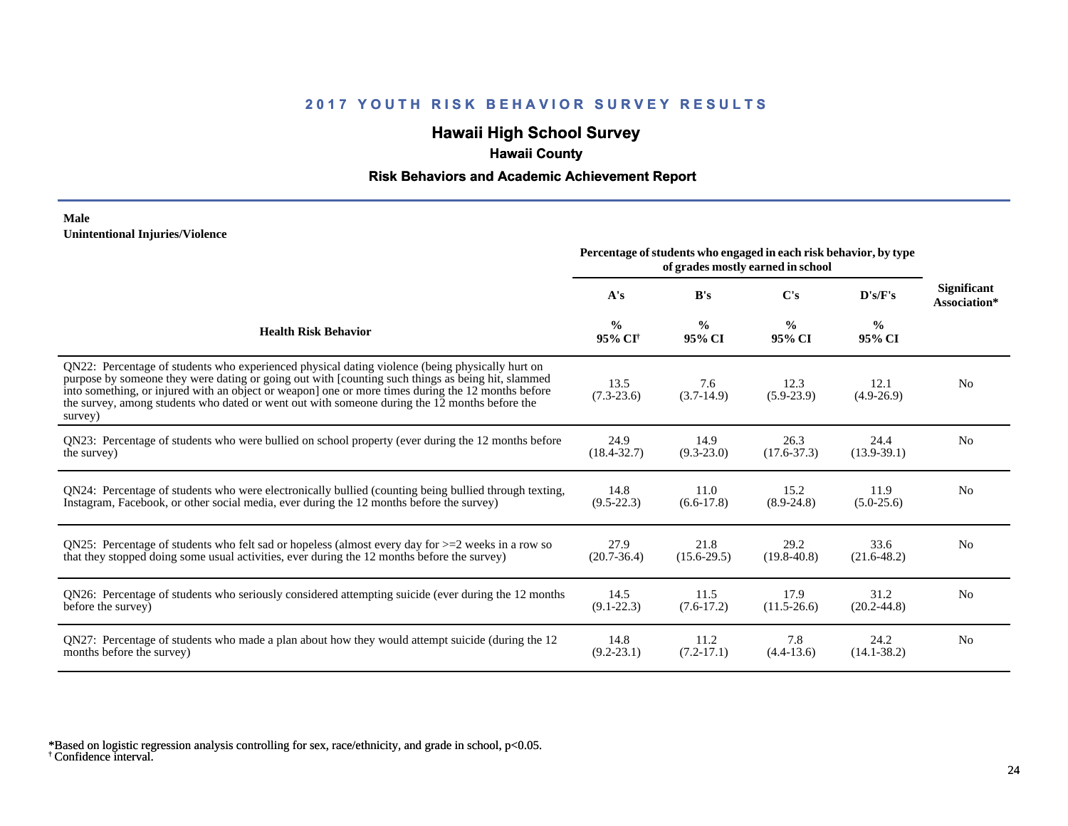# 2017 YOUTH RISK BEHAVIOR SURVEY RESULTS

## Hawaii High School Survey

### Hawaii County

### Risk Behaviors and Academic Achievement Report

**Male**
**Unintentional Injuries/Violence**

| Health Risk Behavior | Percentage of students who engaged in each risk behavior, by type of grades mostly earned in school | | | | Significant Association* |
|---|---|---|---|---|---|
| | A's | B's | C's | D's/F's | |
| | % 95% CI† | % 95% CI | % 95% CI | % 95% CI | |
| QN22: Percentage of students who experienced physical dating violence (being physically hurt on purpose by someone they were dating or going out with [counting such things as being hit, slammed into something, or injured with an object or weapon] one or more times during the 12 months before the survey, among students who dated or went out with someone during the 12 months before the survey) | 13.5 (7.3-23.6) | 7.6 (3.7-14.9) | 12.3 (5.9-23.9) | 12.1 (4.9-26.9) | No |
| QN23: Percentage of students who were bullied on school property (ever during the 12 months before the survey) | 24.9 (18.4-32.7) | 14.9 (9.3-23.0) | 26.3 (17.6-37.3) | 24.4 (13.9-39.1) | No |
| QN24: Percentage of students who were electronically bullied (counting being bullied through texting, Instagram, Facebook, or other social media, ever during the 12 months before the survey) | 14.8 (9.5-22.3) | 11.0 (6.6-17.8) | 15.2 (8.9-24.8) | 11.9 (5.0-25.6) | No |
| QN25: Percentage of students who felt sad or hopeless (almost every day for >=2 weeks in a row so that they stopped doing some usual activities, ever during the 12 months before the survey) | 27.9 (20.7-36.4) | 21.8 (15.6-29.5) | 29.2 (19.8-40.8) | 33.6 (21.6-48.2) | No |
| QN26: Percentage of students who seriously considered attempting suicide (ever during the 12 months before the survey) | 14.5 (9.1-22.3) | 11.5 (7.6-17.2) | 17.9 (11.5-26.6) | 31.2 (20.2-44.8) | No |
| QN27: Percentage of students who made a plan about how they would attempt suicide (during the 12 months before the survey) | 14.8 (9.2-23.1) | 11.2 (7.2-17.1) | 7.8 (4.4-13.6) | 24.2 (14.1-38.2) | No |

*Based on logistic regression analysis controlling for sex, race/ethnicity, and grade in school, $p<0.05$.
† Confidence interval.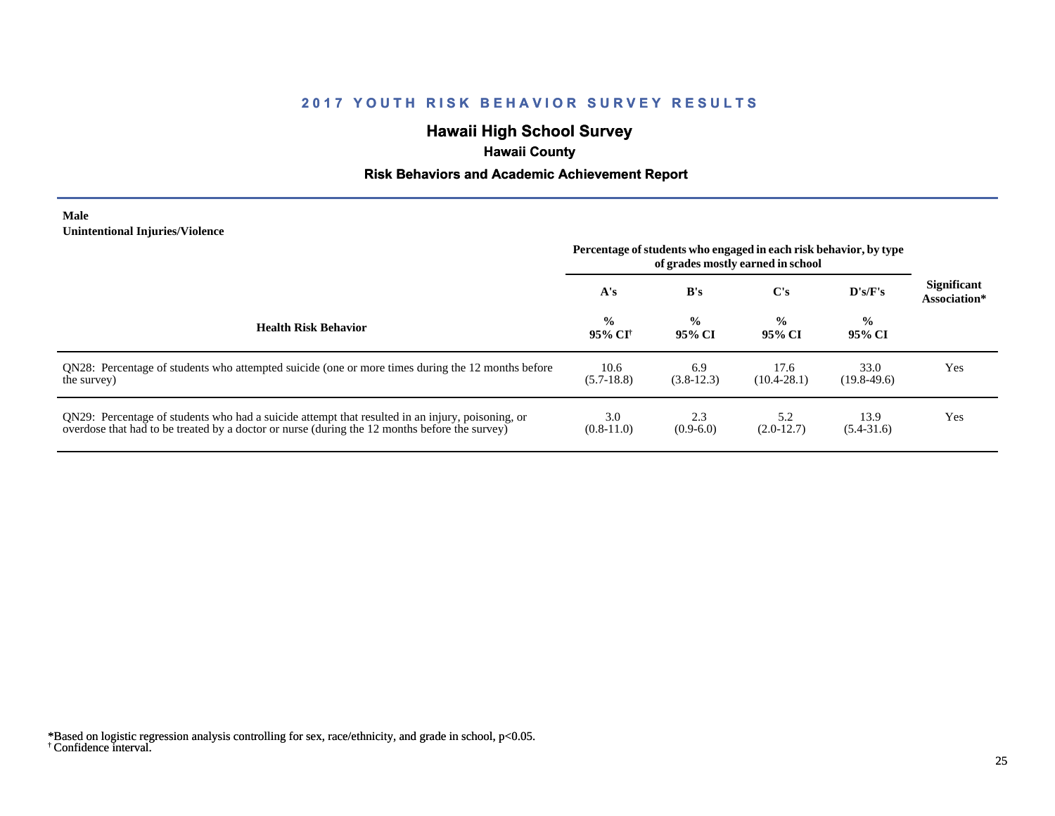# 2017 YOUTH RISK BEHAVIOR SURVEY RESULTS

## Hawaii High School Survey

### Hawaii County

### Risk Behaviors and Academic Achievement Report

**Male**
**Unintentional Injuries/Violence**

| Health Risk Behavior | Percentage of students who engaged in each risk behavior, by type of grades mostly earned in school | | | | Significant Association* |
|---|---|---|---|---|---|
| | A's | B's | C's | D's/F's | |
| | % 95% CI[†] | % 95% CI | % 95% CI | % 95% CI | |
| QN28: Percentage of students who attempted suicide (one or more times during the 12 months before the survey) | 10.6 (5.7-18.8) | 6.9 (3.8-12.3) | 17.6 (10.4-28.1) | 33.0 (19.8-49.6) | Yes |
| QN29: Percentage of students who had a suicide attempt that resulted in an injury, poisoning, or overdose that had to be treated by a doctor or nurse (during the 12 months before the survey) | 3.0 (0.8-11.0) | 2.3 (0.9-6.0) | 5.2 (2.0-12.7) | 13.9 (5.4-31.6) | Yes |

*Based on logistic regression analysis controlling for sex, race/ethnicity, and grade in school, $p<0.05$.
[†] Confidence interval.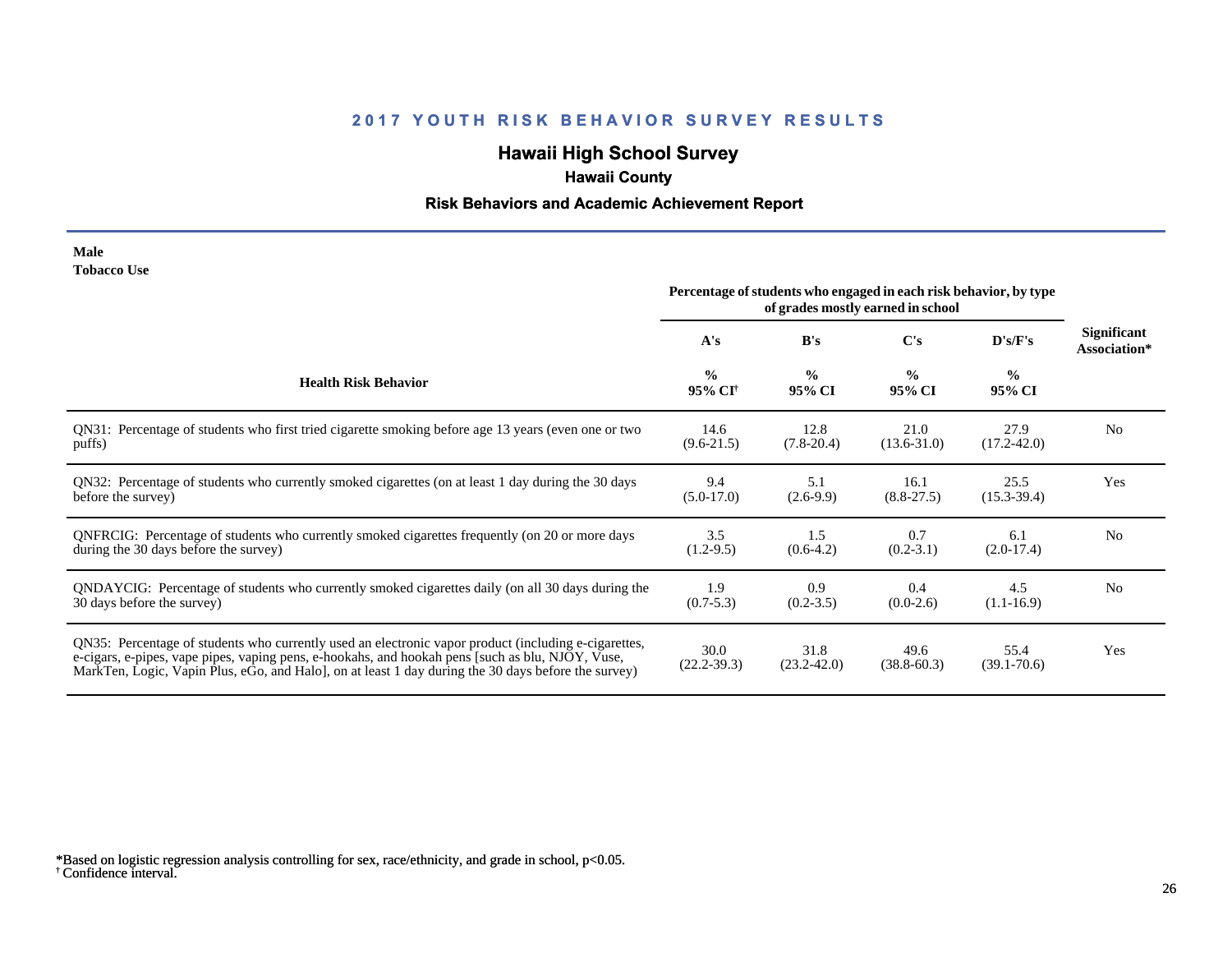# 2017 YOUTH RISK BEHAVIOR SURVEY RESULTS

## Hawaii High School Survey

### Hawaii County

### Risk Behaviors and Academic Achievement Report

**Male**
**Tobacco Use**

| Health Risk Behavior | Percentage of students who engaged in each risk behavior, by type of grades mostly earned in school | | | | Significant Association* |
|---|---|---|---|---|---|
| | A's | B's | C's | D's/F's | |
| | % 95% CI† | % 95% CI | % 95% CI | % 95% CI | |
| QN31: Percentage of students who first tried cigarette smoking before age 13 years (even one or two puffs) | 14.6 (9.6-21.5) | 12.8 (7.8-20.4) | 21.0 (13.6-31.0) | 27.9 (17.2-42.0) | No |
| QN32: Percentage of students who currently smoked cigarettes (on at least 1 day during the 30 days before the survey) | 9.4 (5.0-17.0) | 5.1 (2.6-9.9) | 16.1 (8.8-27.5) | 25.5 (15.3-39.4) | Yes |
| QNFRCIG: Percentage of students who currently smoked cigarettes frequently (on 20 or more days during the 30 days before the survey) | 3.5 (1.2-9.5) | 1.5 (0.6-4.2) | 0.7 (0.2-3.1) | 6.1 (2.0-17.4) | No |
| QNDAYCIG: Percentage of students who currently smoked cigarettes daily (on all 30 days during the 30 days before the survey) | 1.9 (0.7-5.3) | 0.9 (0.2-3.5) | 0.4 (0.0-2.6) | 4.5 (1.1-16.9) | No |
| QN35: Percentage of students who currently used an electronic vapor product (including e-cigarettes, e-cigars, e-pipes, vape pipes, vaping pens, e-hookahs, and hookah pens [such as blu, NJOY, Vuse, MarkTen, Logic, Vapin Plus, eGo, and Halo], on at least 1 day during the 30 days before the survey) | 30.0 (22.2-39.3) | 31.8 (23.2-42.0) | 49.6 (38.8-60.3) | 55.4 (39.1-70.6) | Yes |

*Based on logistic regression analysis controlling for sex, race/ethnicity, and grade in school, $p<0.05$.
† Confidence interval.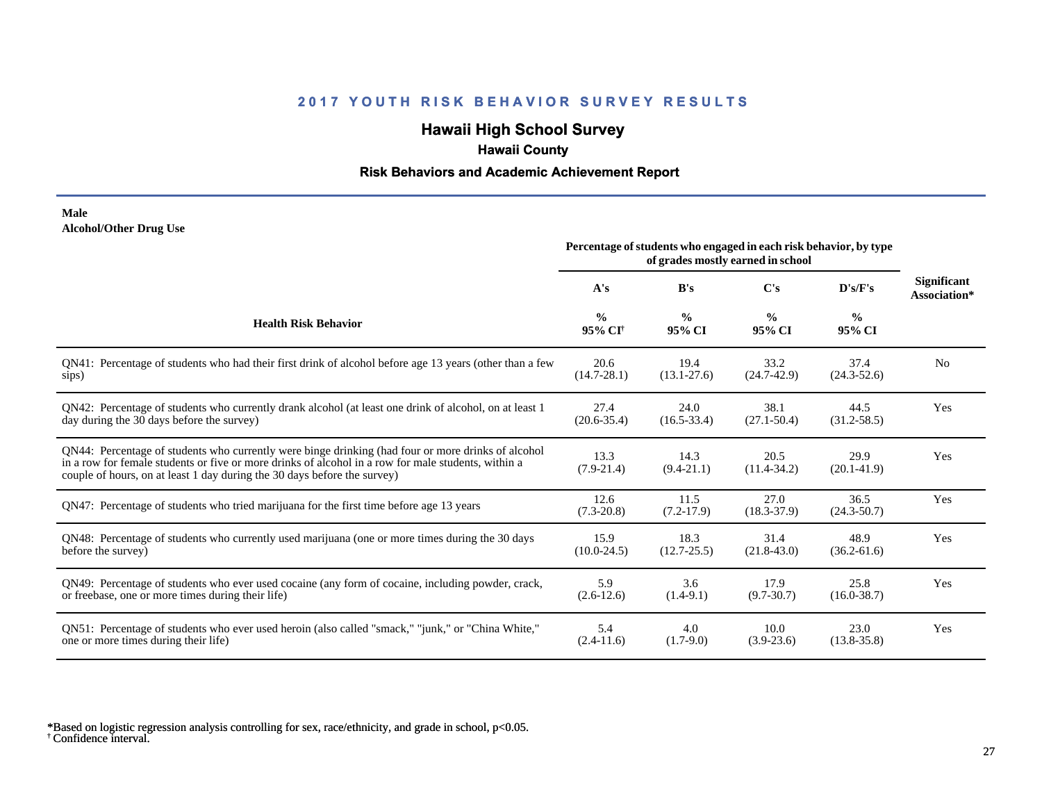## 2017 YOUTH RISK BEHAVIOR SURVEY RESULTS

# Hawaii High School Survey

### Hawaii County

### Risk Behaviors and Academic Achievement Report

**Male**
**Alcohol/Other Drug Use**

| Health Risk Behavior | Percentage of students who engaged in each risk behavior, by type of grades mostly earned in school: A's % 95% CI† | B's % 95% CI | C's % 95% CI | D's/F's % 95% CI | Significant Association* |
|---|---|---|---|---|---|
| QN41: Percentage of students who had their first drink of alcohol before age 13 years (other than a few sips) | 20.6 (14.7-28.1) | 19.4 (13.1-27.6) | 33.2 (24.7-42.9) | 37.4 (24.3-52.6) | No |
| QN42: Percentage of students who currently drank alcohol (at least one drink of alcohol, on at least 1 day during the 30 days before the survey) | 27.4 (20.6-35.4) | 24.0 (16.5-33.4) | 38.1 (27.1-50.4) | 44.5 (31.2-58.5) | Yes |
| QN44: Percentage of students who currently were binge drinking (had four or more drinks of alcohol in a row for female students or five or more drinks of alcohol in a row for male students, within a couple of hours, on at least 1 day during the 30 days before the survey) | 13.3 (7.9-21.4) | 14.3 (9.4-21.1) | 20.5 (11.4-34.2) | 29.9 (20.1-41.9) | Yes |
| QN47: Percentage of students who tried marijuana for the first time before age 13 years | 12.6 (7.3-20.8) | 11.5 (7.2-17.9) | 27.0 (18.3-37.9) | 36.5 (24.3-50.7) | Yes |
| QN48: Percentage of students who currently used marijuana (one or more times during the 30 days before the survey) | 15.9 (10.0-24.5) | 18.3 (12.7-25.5) | 31.4 (21.8-43.0) | 48.9 (36.2-61.6) | Yes |
| QN49: Percentage of students who ever used cocaine (any form of cocaine, including powder, crack, or freebase, one or more times during their life) | 5.9 (2.6-12.6) | 3.6 (1.4-9.1) | 17.9 (9.7-30.7) | 25.8 (16.0-38.7) | Yes |
| QN51: Percentage of students who ever used heroin (also called "smack," "junk," or "China White," one or more times during their life) | 5.4 (2.4-11.6) | 4.0 (1.7-9.0) | 10.0 (3.9-23.6) | 23.0 (13.8-35.8) | Yes |

*Based on logistic regression analysis controlling for sex, race/ethnicity, and grade in school, $p<0.05$.
† Confidence interval.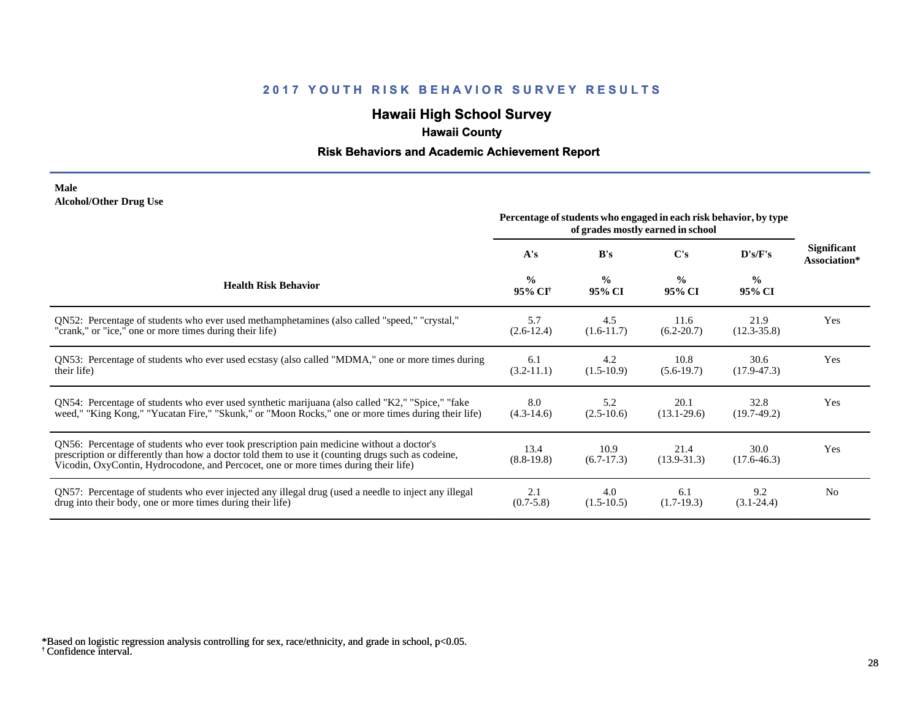## 2017 YOUTH RISK BEHAVIOR SURVEY RESULTS

## Hawaii High School Survey

### Hawaii County

### Risk Behaviors and Academic Achievement Report

**Male**
**Alcohol/Other Drug Use**

| Health Risk Behavior | Percentage of students who engaged in each risk behavior, by type of grades mostly earned in school | | | | Significant Association* |
|---|---|---|---|---|---|
| | A's | B's | C's | D's/F's | |
| | % 95% CI[†] | % 95% CI | % 95% CI | % 95% CI | |
| QN52: Percentage of students who ever used methamphetamines (also called "speed," "crystal," "crank," or "ice," one or more times during their life) | 5.7 (2.6-12.4) | 4.5 (1.6-11.7) | 11.6 (6.2-20.7) | 21.9 (12.3-35.8) | Yes |
| QN53: Percentage of students who ever used ecstasy (also called "MDMA," one or more times during their life) | 6.1 (3.2-11.1) | 4.2 (1.5-10.9) | 10.8 (5.6-19.7) | 30.6 (17.9-47.3) | Yes |
| QN54: Percentage of students who ever used synthetic marijuana (also called "K2," "Spice," "fake weed," "King Kong," "Yucatan Fire," "Skunk," or "Moon Rocks," one or more times during their life) | 8.0 (4.3-14.6) | 5.2 (2.5-10.6) | 20.1 (13.1-29.6) | 32.8 (19.7-49.2) | Yes |
| QN56: Percentage of students who ever took prescription pain medicine without a doctor's prescription or differently than how a doctor told them to use it (counting drugs such as codeine, Vicodin, OxyContin, Hydrocodone, and Percocet, one or more times during their life) | 13.4 (8.8-19.8) | 10.9 (6.7-17.3) | 21.4 (13.9-31.3) | 30.0 (17.6-46.3) | Yes |
| QN57: Percentage of students who ever injected any illegal drug (used a needle to inject any illegal drug into their body, one or more times during their life) | 2.1 (0.7-5.8) | 4.0 (1.5-10.5) | 6.1 (1.7-19.3) | 9.2 (3.1-24.4) | No |

*Based on logistic regression analysis controlling for sex, race/ethnicity, and grade in school, $p<0.05$.
[†] Confidence interval.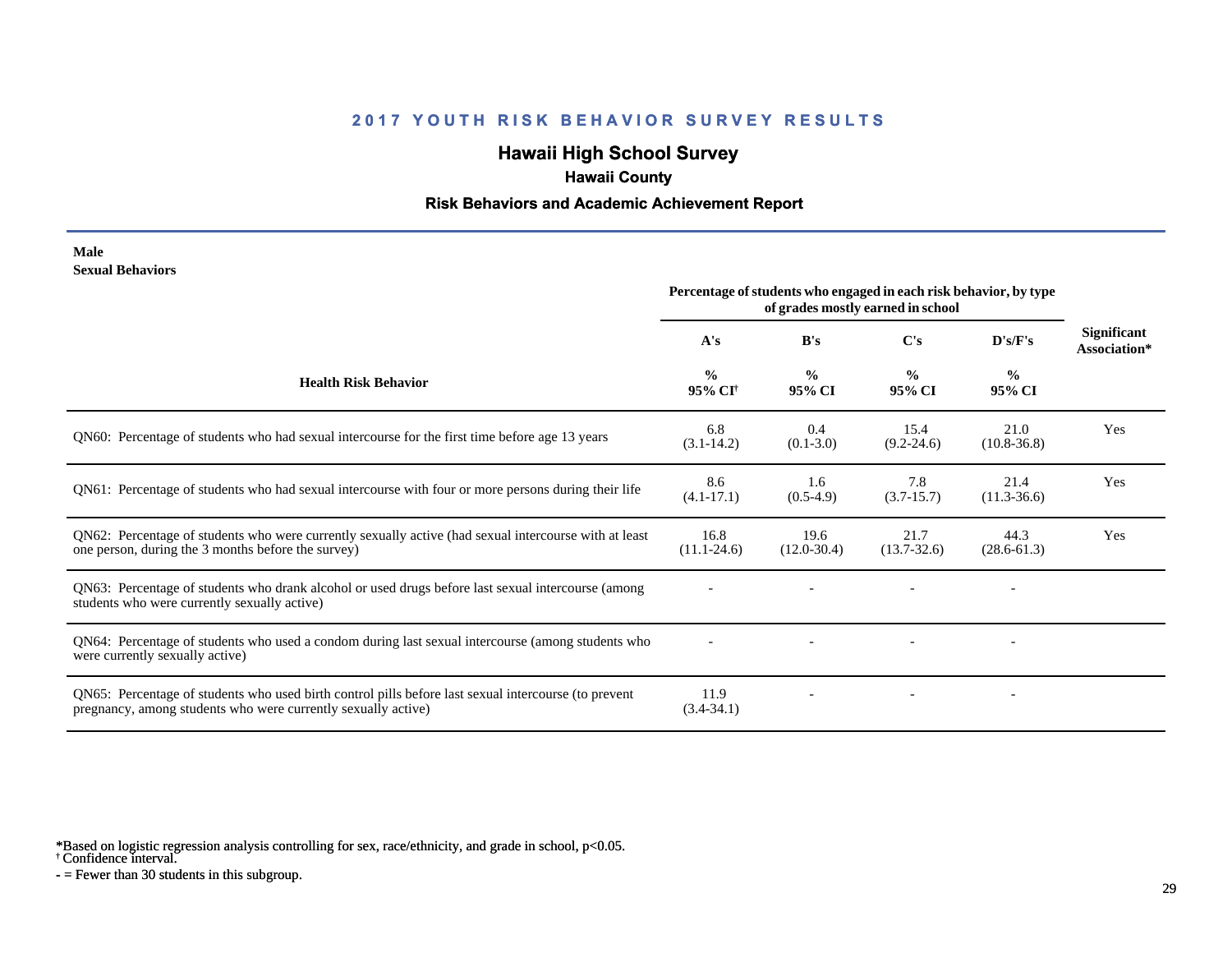## 2017 YOUTH RISK BEHAVIOR SURVEY RESULTS

## Hawaii High School Survey

### Hawaii County

### Risk Behaviors and Academic Achievement Report

**Male**
**Sexual Behaviors**

| Health Risk Behavior | Percentage of students who engaged in each risk behavior, by type of grades mostly earned in school | | | | Significant Association* |
|---|---|---|---|---|---|
| | A's | B's | C's | D's/F's | |
| | % 95% CI† | % 95% CI | % 95% CI | % 95% CI | |
| QN60: Percentage of students who had sexual intercourse for the first time before age 13 years | 6.8 (3.1-14.2) | 0.4 (0.1-3.0) | 15.4 (9.2-24.6) | 21.0 (10.8-36.8) | Yes |
| QN61: Percentage of students who had sexual intercourse with four or more persons during their life | 8.6 (4.1-17.1) | 1.6 (0.5-4.9) | 7.8 (3.7-15.7) | 21.4 (11.3-36.6) | Yes |
| QN62: Percentage of students who were currently sexually active (had sexual intercourse with at least one person, during the 3 months before the survey) | 16.8 (11.1-24.6) | 19.6 (12.0-30.4) | 21.7 (13.7-32.6) | 44.3 (28.6-61.3) | Yes |
| QN63: Percentage of students who drank alcohol or used drugs before last sexual intercourse (among students who were currently sexually active) | - | - | - | - | |
| QN64: Percentage of students who used a condom during last sexual intercourse (among students who were currently sexually active) | - | - | - | - | |
| QN65: Percentage of students who used birth control pills before last sexual intercourse (to prevent pregnancy, among students who were currently sexually active) | 11.9 (3.4-34.1) | - | - | - | |

*Based on logistic regression analysis controlling for sex, race/ethnicity, and grade in school, p<0.05.
† Confidence interval.
- = Fewer than 30 students in this subgroup.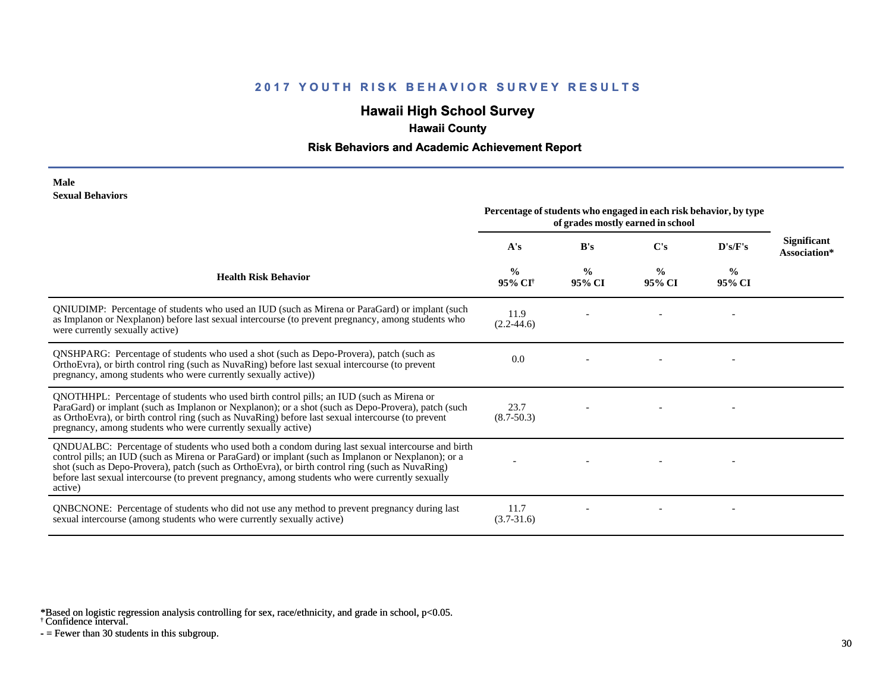## 2017 YOUTH RISK BEHAVIOR SURVEY RESULTS

### Hawaii High School Survey

**Hawaii County**

**Risk Behaviors and Academic Achievement Report**

**Male**
**Sexual Behaviors**

| Health Risk Behavior | Percentage of students who engaged in each risk behavior, by type of grades mostly earned in school | | | | Significant Association* |
|---|---|---|---|---|---|
| | A's | B's | C's | D's/F's | |
| | % 95% CI† | % 95% CI | % 95% CI | % 95% CI | |
| QNIUDIMP: Percentage of students who used an IUD (such as Mirena or ParaGard) or implant (such as Implanon or Nexplanon) before last sexual intercourse (to prevent pregnancy, among students who were currently sexually active) | 11.9 (2.2-44.6) | - | - | - | |
| QNSHPARG: Percentage of students who used a shot (such as Depo-Provera), patch (such as OrthoEvra), or birth control ring (such as NuvaRing) before last sexual intercourse (to prevent pregnancy, among students who were currently sexually active)) | 0.0 | - | - | - | |
| QNOTHHPL: Percentage of students who used birth control pills; an IUD (such as Mirena or ParaGard) or implant (such as Implanon or Nexplanon); or a shot (such as Depo-Provera), patch (such as OrthoEvra), or birth control ring (such as NuvaRing) before last sexual intercourse (to prevent pregnancy, among students who were currently sexually active) | 23.7 (8.7-50.3) | - | - | - | |
| QNDUALBC: Percentage of students who used both a condom during last sexual intercourse and birth control pills; an IUD (such as Mirena or ParaGard) or implant (such as Implanon or Nexplanon); or a shot (such as Depo-Provera), patch (such as OrthoEvra), or birth control ring (such as NuvaRing) before last sexual intercourse (to prevent pregnancy, among students who were currently sexually active) | - | - | - | - | |
| QNBCNONE: Percentage of students who did not use any method to prevent pregnancy during last sexual intercourse (among students who were currently sexually active) | 11.7 (3.7-31.6) | - | - | - | |

*Based on logistic regression analysis controlling for sex, race/ethnicity, and grade in school, p<0.05.
† Confidence interval.
- = Fewer than 30 students in this subgroup.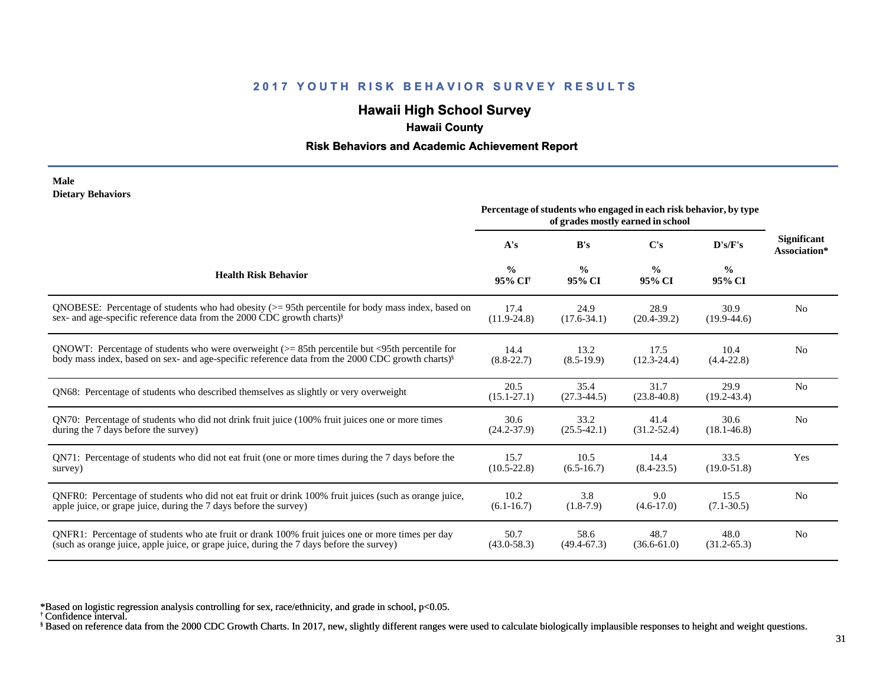# 2017 YOUTH RISK BEHAVIOR SURVEY RESULTS

## Hawaii High School Survey

### Hawaii County

### Risk Behaviors and Academic Achievement Report

**Male**
**Dietary Behaviors**

| Health Risk Behavior | Percentage of students who engaged in each risk behavior, by type of grades mostly earned in school | | | | Significant Association* |
|---|---|---|---|---|---|
| | A's | B's | C's | D's/F's | |
| | % 95% CI[†] | % 95% CI | % 95% CI | % 95% CI | |
| QNOBESE: Percentage of students who had obesity (>= 95th percentile for body mass index, based on sex- and age-specific reference data from the 2000 CDC growth charts)[§] | 17.4 (11.9-24.8) | 24.9 (17.6-34.1) | 28.9 (20.4-39.2) | 30.9 (19.9-44.6) | No |
| QNOWT: Percentage of students who were overweight (>= 85th percentile but <95th percentile for body mass index, based on sex- and age-specific reference data from the 2000 CDC growth charts)[§] | 14.4 (8.8-22.7) | 13.2 (8.5-19.9) | 17.5 (12.3-24.4) | 10.4 (4.4-22.8) | No |
| QN68: Percentage of students who described themselves as slightly or very overweight | 20.5 (15.1-27.1) | 35.4 (27.3-44.5) | 31.7 (23.8-40.8) | 29.9 (19.2-43.4) | No |
| QN70: Percentage of students who did not drink fruit juice (100% fruit juices one or more times during the 7 days before the survey) | 30.6 (24.2-37.9) | 33.2 (25.5-42.1) | 41.4 (31.2-52.4) | 30.6 (18.1-46.8) | No |
| QN71: Percentage of students who did not eat fruit (one or more times during the 7 days before the survey) | 15.7 (10.5-22.8) | 10.5 (6.5-16.7) | 14.4 (8.4-23.5) | 33.5 (19.0-51.8) | Yes |
| QNFR0: Percentage of students who did not eat fruit or drink 100% fruit juices (such as orange juice, apple juice, or grape juice, during the 7 days before the survey) | 10.2 (6.1-16.7) | 3.8 (1.8-7.9) | 9.0 (4.6-17.0) | 15.5 (7.1-30.5) | No |
| QNFR1: Percentage of students who ate fruit or drank 100% fruit juices one or more times per day (such as orange juice, apple juice, or grape juice, during the 7 days before the survey) | 50.7 (43.0-58.3) | 58.6 (49.4-67.3) | 48.7 (36.6-61.0) | 48.0 (31.2-65.3) | No |

*Based on logistic regression analysis controlling for sex, race/ethnicity, and grade in school, $p<0.05$.
[†] Confidence interval.
[§] Based on reference data from the 2000 CDC Growth Charts. In 2017, new, slightly different ranges were used to calculate biologically implausible responses to height and weight questions.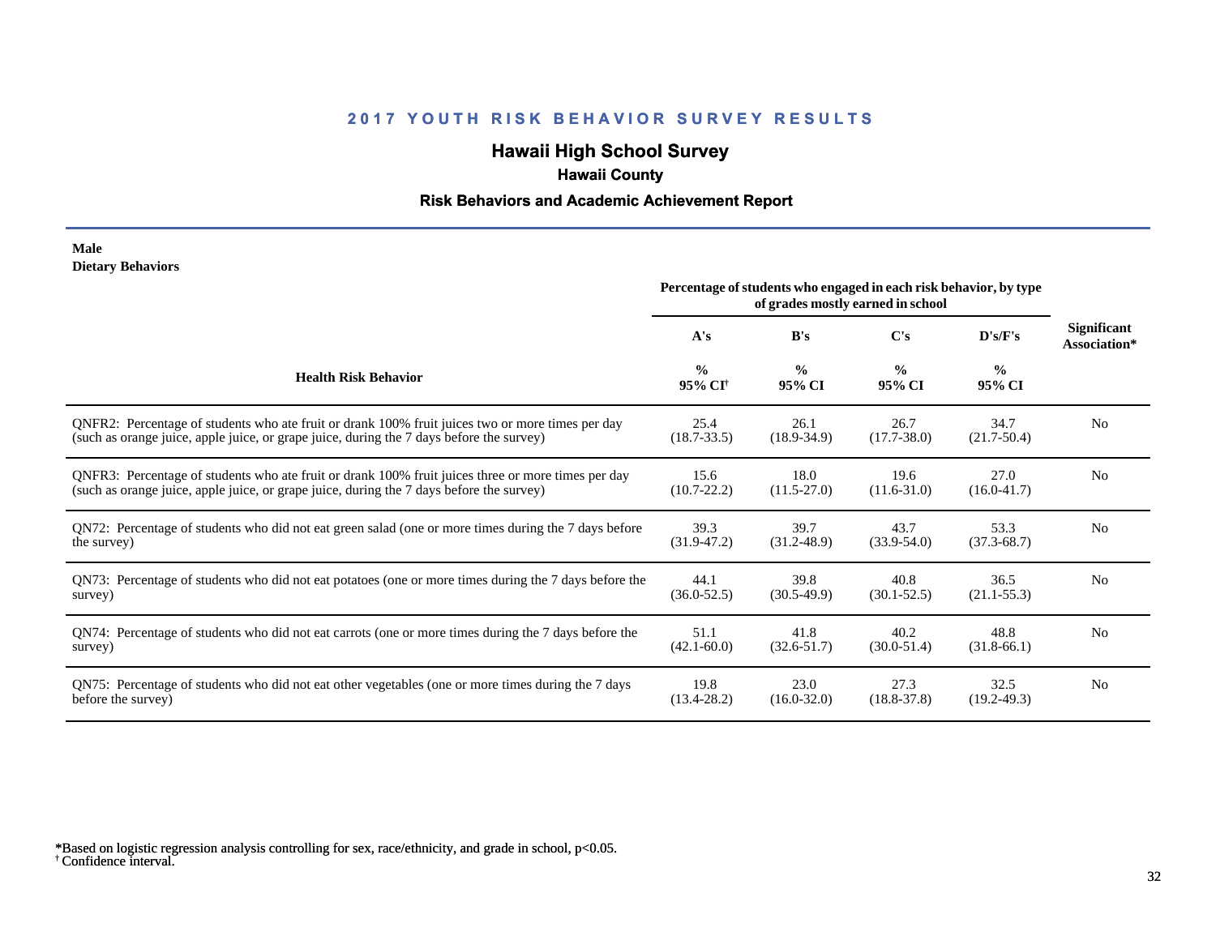## 2017 YOUTH RISK BEHAVIOR SURVEY RESULTS

# Hawaii High School Survey

### Hawaii County

### Risk Behaviors and Academic Achievement Report

**Male**
**Dietary Behaviors**

| Health Risk Behavior | Percentage of students who engaged in each risk behavior, by type of grades mostly earned in school | | | | Significant Association* |
|---|---|---|---|---|---|
| | A's | B's | C's | D's/F's | |
| | % 95% CI† | % 95% CI | % 95% CI | % 95% CI | |
| QNFR2: Percentage of students who ate fruit or drank 100% fruit juices two or more times per day (such as orange juice, apple juice, or grape juice, during the 7 days before the survey) | 25.4 (18.7-33.5) | 26.1 (18.9-34.9) | 26.7 (17.7-38.0) | 34.7 (21.7-50.4) | No |
| QNFR3: Percentage of students who ate fruit or drank 100% fruit juices three or more times per day (such as orange juice, apple juice, or grape juice, during the 7 days before the survey) | 15.6 (10.7-22.2) | 18.0 (11.5-27.0) | 19.6 (11.6-31.0) | 27.0 (16.0-41.7) | No |
| QN72: Percentage of students who did not eat green salad (one or more times during the 7 days before the survey) | 39.3 (31.9-47.2) | 39.7 (31.2-48.9) | 43.7 (33.9-54.0) | 53.3 (37.3-68.7) | No |
| QN73: Percentage of students who did not eat potatoes (one or more times during the 7 days before the survey) | 44.1 (36.0-52.5) | 39.8 (30.5-49.9) | 40.8 (30.1-52.5) | 36.5 (21.1-55.3) | No |
| QN74: Percentage of students who did not eat carrots (one or more times during the 7 days before the survey) | 51.1 (42.1-60.0) | 41.8 (32.6-51.7) | 40.2 (30.0-51.4) | 48.8 (31.8-66.1) | No |
| QN75: Percentage of students who did not eat other vegetables (one or more times during the 7 days before the survey) | 19.8 (13.4-28.2) | 23.0 (16.0-32.0) | 27.3 (18.8-37.8) | 32.5 (19.2-49.3) | No |

*Based on logistic regression analysis controlling for sex, race/ethnicity, and grade in school, $p<0.05$.
† Confidence interval.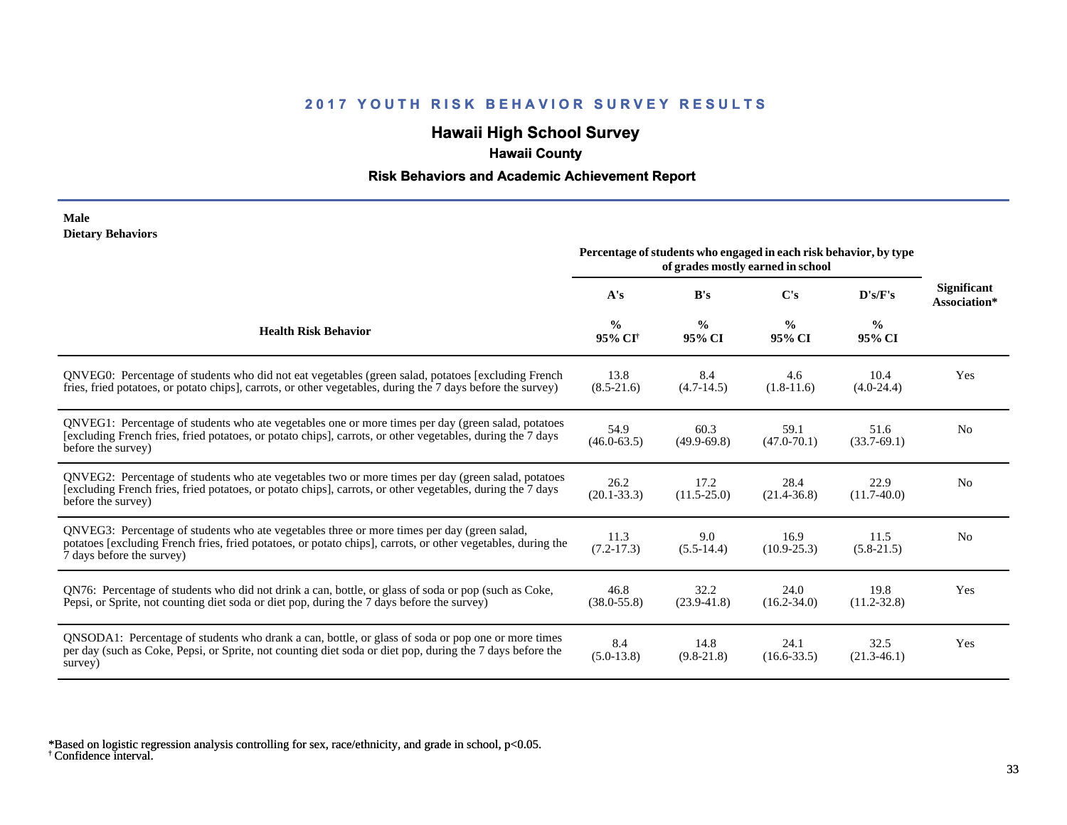# 2017 YOUTH RISK BEHAVIOR SURVEY RESULTS

## Hawaii High School Survey

### Hawaii County

### Risk Behaviors and Academic Achievement Report

**Male**
**Dietary Behaviors**

| Health Risk Behavior | Percentage of students who engaged in each risk behavior, by type of grades mostly earned in school | | | | Significant Association* |
|---|---|---|---|---|---|
| | A's | B's | C's | D's/F's | |
| | % 95% CI† | % 95% CI | % 95% CI | % 95% CI | |
| QNVEG0: Percentage of students who did not eat vegetables (green salad, potatoes [excluding French fries, fried potatoes, or potato chips], carrots, or other vegetables, during the 7 days before the survey) | 13.8 (8.5-21.6) | 8.4 (4.7-14.5) | 4.6 (1.8-11.6) | 10.4 (4.0-24.4) | Yes |
| QNVEG1: Percentage of students who ate vegetables one or more times per day (green salad, potatoes [excluding French fries, fried potatoes, or potato chips], carrots, or other vegetables, during the 7 days before the survey) | 54.9 (46.0-63.5) | 60.3 (49.9-69.8) | 59.1 (47.0-70.1) | 51.6 (33.7-69.1) | No |
| QNVEG2: Percentage of students who ate vegetables two or more times per day (green salad, potatoes [excluding French fries, fried potatoes, or potato chips], carrots, or other vegetables, during the 7 days before the survey) | 26.2 (20.1-33.3) | 17.2 (11.5-25.0) | 28.4 (21.4-36.8) | 22.9 (11.7-40.0) | No |
| QNVEG3: Percentage of students who ate vegetables three or more times per day (green salad, potatoes [excluding French fries, fried potatoes, or potato chips], carrots, or other vegetables, during the 7 days before the survey) | 11.3 (7.2-17.3) | 9.0 (5.5-14.4) | 16.9 (10.9-25.3) | 11.5 (5.8-21.5) | No |
| QN76: Percentage of students who did not drink a can, bottle, or glass of soda or pop (such as Coke, Pepsi, or Sprite, not counting diet soda or diet pop, during the 7 days before the survey) | 46.8 (38.0-55.8) | 32.2 (23.9-41.8) | 24.0 (16.2-34.0) | 19.8 (11.2-32.8) | Yes |
| QNSODA1: Percentage of students who drank a can, bottle, or glass of soda or pop one or more times per day (such as Coke, Pepsi, or Sprite, not counting diet soda or diet pop, during the 7 days before the survey) | 8.4 (5.0-13.8) | 14.8 (9.8-21.8) | 24.1 (16.6-33.5) | 32.5 (21.3-46.1) | Yes |

*Based on logistic regression analysis controlling for sex, race/ethnicity, and grade in school, $p<0.05$.
† Confidence interval.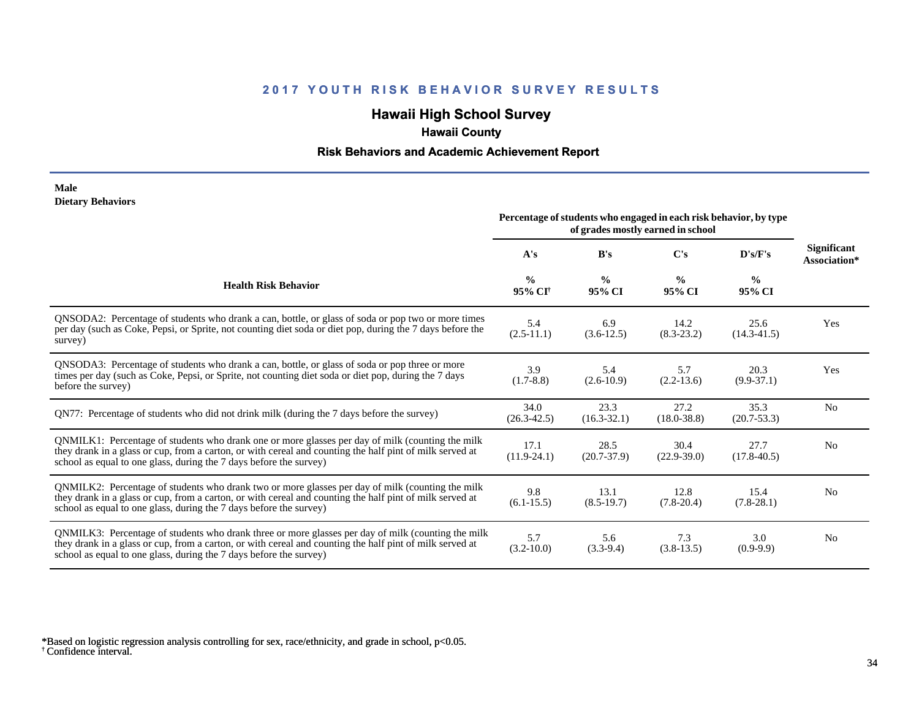## 2017 YOUTH RISK BEHAVIOR SURVEY RESULTS

# Hawaii High School Survey

### Hawaii County

### Risk Behaviors and Academic Achievement Report

**Male**
**Dietary Behaviors**

| Health Risk Behavior | Percentage of students who engaged in each risk behavior, by type of grades mostly earned in school | | | | Significant Association* |
|---|---|---|---|---|---|
| | A's | B's | C's | D's/F's | |
| | % 95% CI† | % 95% CI | % 95% CI | % 95% CI | |
| QNSODA2: Percentage of students who drank a can, bottle, or glass of soda or pop two or more times per day (such as Coke, Pepsi, or Sprite, not counting diet soda or diet pop, during the 7 days before the survey) | 5.4 (2.5-11.1) | 6.9 (3.6-12.5) | 14.2 (8.3-23.2) | 25.6 (14.3-41.5) | Yes |
| QNSODA3: Percentage of students who drank a can, bottle, or glass of soda or pop three or more times per day (such as Coke, Pepsi, or Sprite, not counting diet soda or diet pop, during the 7 days before the survey) | 3.9 (1.7-8.8) | 5.4 (2.6-10.9) | 5.7 (2.2-13.6) | 20.3 (9.9-37.1) | Yes |
| QN77: Percentage of students who did not drink milk (during the 7 days before the survey) | 34.0 (26.3-42.5) | 23.3 (16.3-32.1) | 27.2 (18.0-38.8) | 35.3 (20.7-53.3) | No |
| QNMILK1: Percentage of students who drank one or more glasses per day of milk (counting the milk they drank in a glass or cup, from a carton, or with cereal and counting the half pint of milk served at school as equal to one glass, during the 7 days before the survey) | 17.1 (11.9-24.1) | 28.5 (20.7-37.9) | 30.4 (22.9-39.0) | 27.7 (17.8-40.5) | No |
| QNMILK2: Percentage of students who drank two or more glasses per day of milk (counting the milk they drank in a glass or cup, from a carton, or with cereal and counting the half pint of milk served at school as equal to one glass, during the 7 days before the survey) | 9.8 (6.1-15.5) | 13.1 (8.5-19.7) | 12.8 (7.8-20.4) | 15.4 (7.8-28.1) | No |
| QNMILK3: Percentage of students who drank three or more glasses per day of milk (counting the milk they drank in a glass or cup, from a carton, or with cereal and counting the half pint of milk served at school as equal to one glass, during the 7 days before the survey) | 5.7 (3.2-10.0) | 5.6 (3.3-9.4) | 7.3 (3.8-13.5) | 3.0 (0.9-9.9) | No |

*Based on logistic regression analysis controlling for sex, race/ethnicity, and grade in school, $p<0.05$.
† Confidence interval.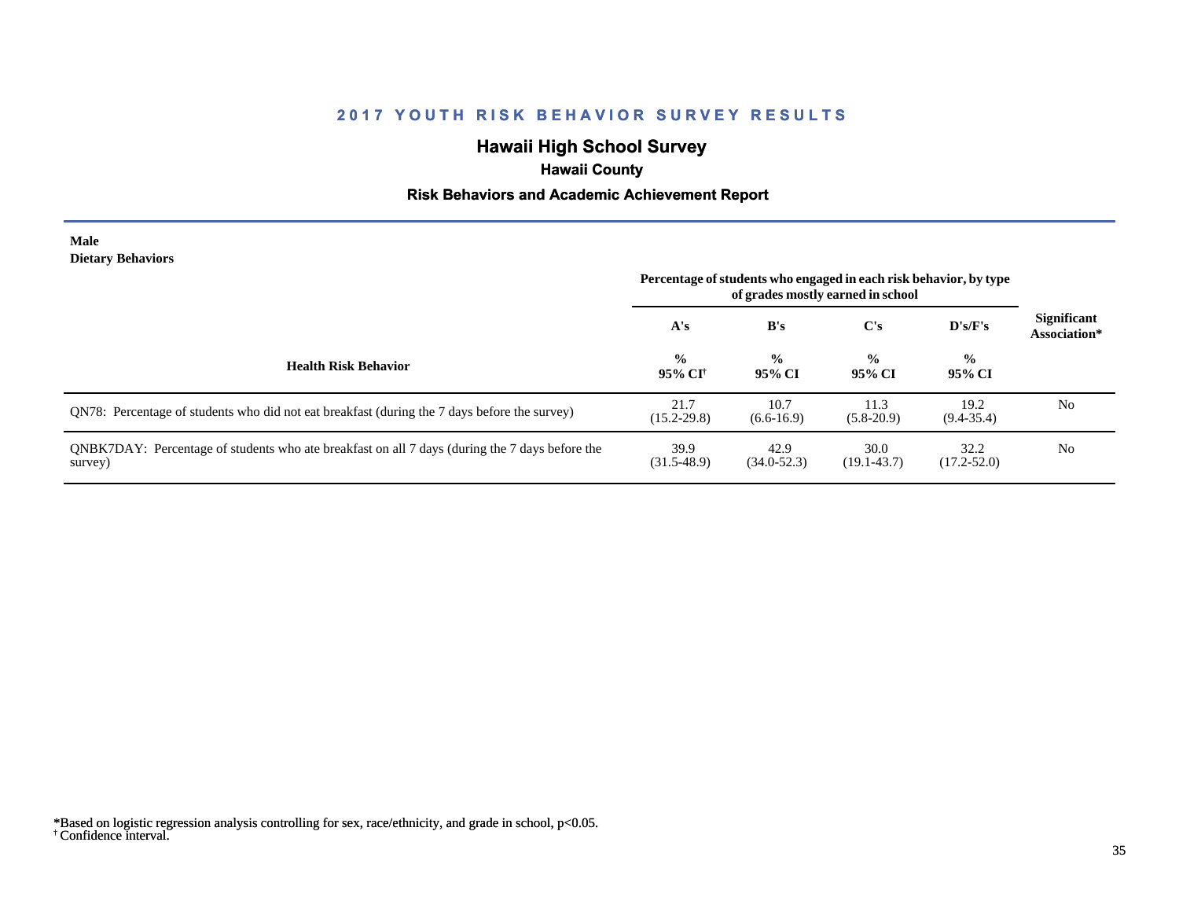## 2017 YOUTH RISK BEHAVIOR SURVEY RESULTS

### Hawaii High School Survey

**Hawaii County**

**Risk Behaviors and Academic Achievement Report**

**Male**
**Dietary Behaviors**

| Health Risk Behavior | A's | B's | C's | D's/F's | Significant Association* |
|---|---|---|---|---|---|
| | Percentage of students who engaged in each risk behavior, by type of grades mostly earned in school | | | | |
| | % 95% CI† | % 95% CI | % 95% CI | % 95% CI | |
| QN78: Percentage of students who did not eat breakfast (during the 7 days before the survey) | 21.7 (15.2-29.8) | 10.7 (6.6-16.9) | 11.3 (5.8-20.9) | 19.2 (9.4-35.4) | No |
| QNBK7DAY: Percentage of students who ate breakfast on all 7 days (during the 7 days before the survey) | 39.9 (31.5-48.9) | 42.9 (34.0-52.3) | 30.0 (19.1-43.7) | 32.2 (17.2-52.0) | No |

*Based on logistic regression analysis controlling for sex, race/ethnicity, and grade in school, $p<0.05$.
† Confidence interval.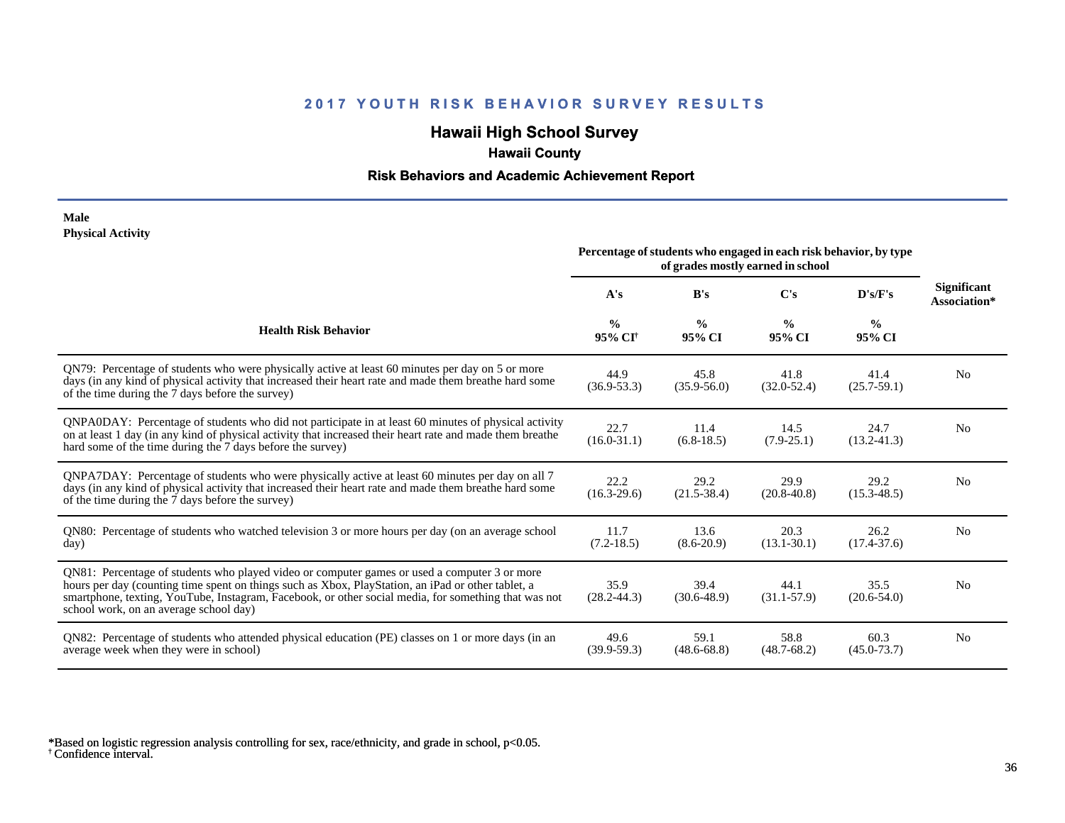## 2017 YOUTH RISK BEHAVIOR SURVEY RESULTS

### Hawaii High School Survey

**Hawaii County**

**Risk Behaviors and Academic Achievement Report**

**Male**
**Physical Activity**

| Health Risk Behavior | Percentage of students who engaged in each risk behavior, by type of grades mostly earned in school | | | | Significant Association* |
|---|---|---|---|---|---|
| | A's | B's | C's | D's/F's | |
| | % 95% CI† | % 95% CI | % 95% CI | % 95% CI | |
| QN79: Percentage of students who were physically active at least 60 minutes per day on 5 or more days (in any kind of physical activity that increased their heart rate and made them breathe hard some of the time during the 7 days before the survey) | 44.9 (36.9-53.3) | 45.8 (35.9-56.0) | 41.8 (32.0-52.4) | 41.4 (25.7-59.1) | No |
| QNPA0DAY: Percentage of students who did not participate in at least 60 minutes of physical activity on at least 1 day (in any kind of physical activity that increased their heart rate and made them breathe hard some of the time during the 7 days before the survey) | 22.7 (16.0-31.1) | 11.4 (6.8-18.5) | 14.5 (7.9-25.1) | 24.7 (13.2-41.3) | No |
| QNPA7DAY: Percentage of students who were physically active at least 60 minutes per day on all 7 days (in any kind of physical activity that increased their heart rate and made them breathe hard some of the time during the 7 days before the survey) | 22.2 (16.3-29.6) | 29.2 (21.5-38.4) | 29.9 (20.8-40.8) | 29.2 (15.3-48.5) | No |
| QN80: Percentage of students who watched television 3 or more hours per day (on an average school day) | 11.7 (7.2-18.5) | 13.6 (8.6-20.9) | 20.3 (13.1-30.1) | 26.2 (17.4-37.6) | No |
| QN81: Percentage of students who played video or computer games or used a computer 3 or more hours per day (counting time spent on things such as Xbox, PlayStation, an iPad or other tablet, a smartphone, texting, YouTube, Instagram, Facebook, or other social media, for something that was not school work, on an average school day) | 35.9 (28.2-44.3) | 39.4 (30.6-48.9) | 44.1 (31.1-57.9) | 35.5 (20.6-54.0) | No |
| QN82: Percentage of students who attended physical education (PE) classes on 1 or more days (in an average week when they were in school) | 49.6 (39.9-59.3) | 59.1 (48.6-68.8) | 58.8 (48.7-68.2) | 60.3 (45.0-73.7) | No |

*Based on logistic regression analysis controlling for sex, race/ethnicity, and grade in school, $p<0.05$.
† Confidence interval.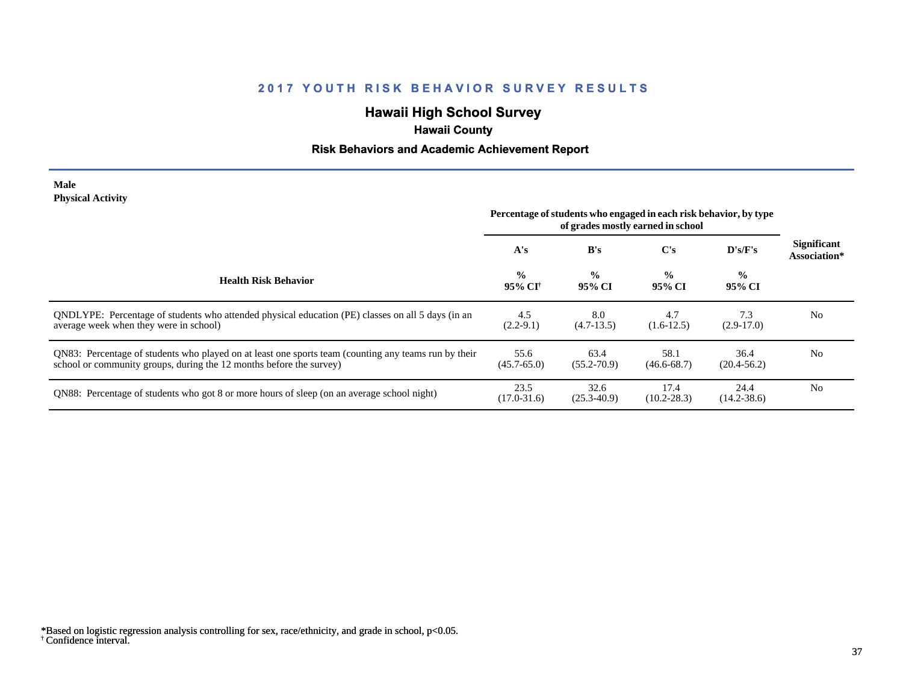## 2017 YOUTH RISK BEHAVIOR SURVEY RESULTS

### Hawaii High School Survey

**Hawaii County**

**Risk Behaviors and Academic Achievement Report**

**Male**
**Physical Activity**

| Health Risk Behavior | Percentage of students who engaged in each risk behavior, by type of grades mostly earned in school | | | | Significant Association* |
|---|---|---|---|---|---|
| | A's | B's | C's | D's/F's | |
| | % 95% CI[†] | % 95% CI | % 95% CI | % 95% CI | |
| QNDLYPE: Percentage of students who attended physical education (PE) classes on all 5 days (in an average week when they were in school) | 4.5 (2.2-9.1) | 8.0 (4.7-13.5) | 4.7 (1.6-12.5) | 7.3 (2.9-17.0) | No |
| QN83: Percentage of students who played on at least one sports team (counting any teams run by their school or community groups, during the 12 months before the survey) | 55.6 (45.7-65.0) | 63.4 (55.2-70.9) | 58.1 (46.6-68.7) | 36.4 (20.4-56.2) | No |
| QN88: Percentage of students who got 8 or more hours of sleep (on an average school night) | 23.5 (17.0-31.6) | 32.6 (25.3-40.9) | 17.4 (10.2-28.3) | 24.4 (14.2-38.6) | No |

*Based on logistic regression analysis controlling for sex, race/ethnicity, and grade in school, $p<0.05$.
[†] Confidence interval.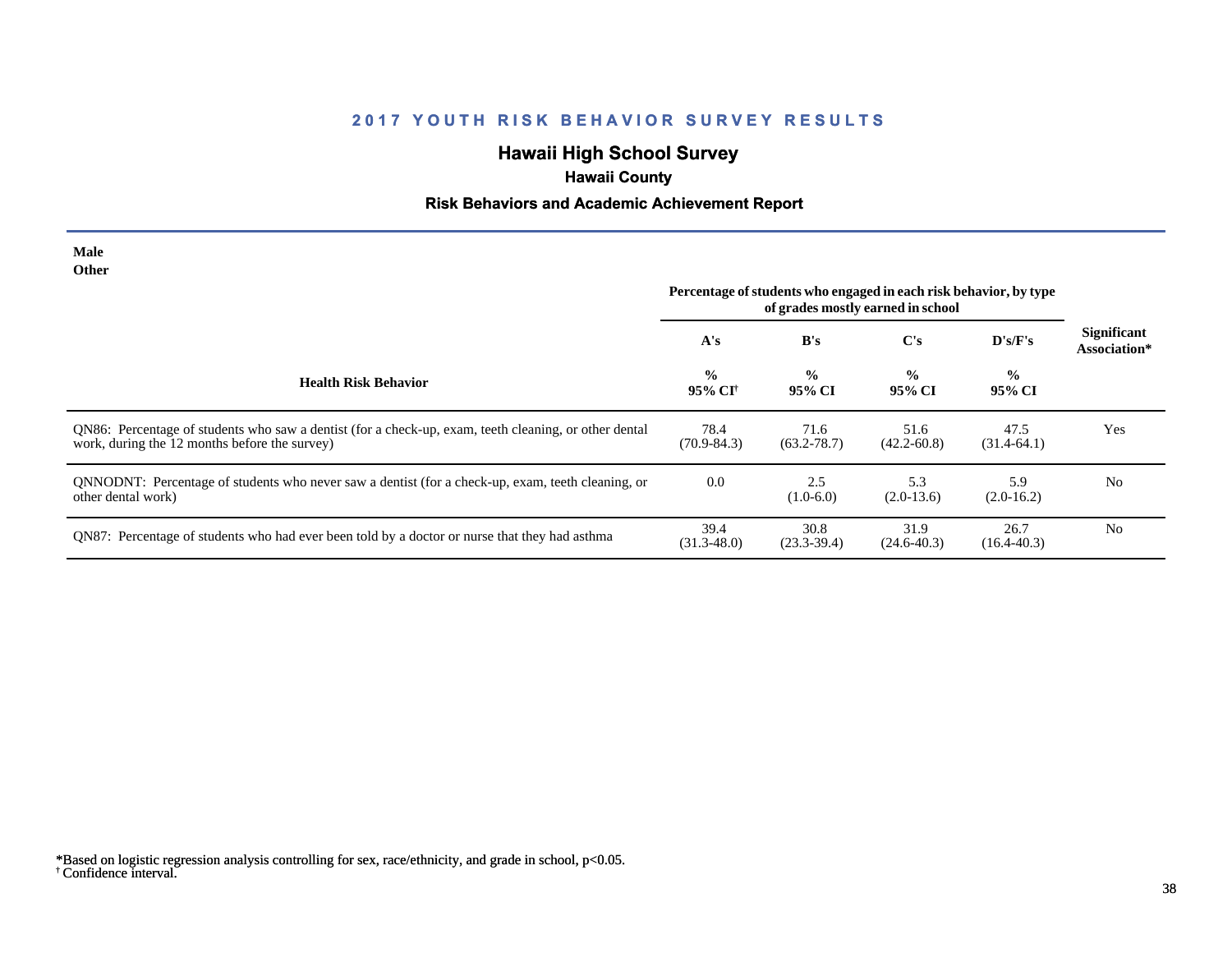## 2017 YOUTH RISK BEHAVIOR SURVEY RESULTS

# Hawaii High School Survey

### Hawaii County

### Risk Behaviors and Academic Achievement Report

**Male**
**Other**

| Health Risk Behavior | Percentage of students who engaged in each risk behavior, by type of grades mostly earned in school | | | | Significant Association* |
|---|---|---|---|---|---|
| | A's | B's | C's | D's/F's | |
| | % 95% CI† | % 95% CI | % 95% CI | % 95% CI | |
| QN86: Percentage of students who saw a dentist (for a check-up, exam, teeth cleaning, or other dental work, during the 12 months before the survey) | 78.4 (70.9-84.3) | 71.6 (63.2-78.7) | 51.6 (42.2-60.8) | 47.5 (31.4-64.1) | Yes |
| QNNODNT: Percentage of students who never saw a dentist (for a check-up, exam, teeth cleaning, or other dental work) | 0.0 | 2.5 (1.0-6.0) | 5.3 (2.0-13.6) | 5.9 (2.0-16.2) | No |
| QN87: Percentage of students who had ever been told by a doctor or nurse that they had asthma | 39.4 (31.3-48.0) | 30.8 (23.3-39.4) | 31.9 (24.6-40.3) | 26.7 (16.4-40.3) | No |

*Based on logistic regression analysis controlling for sex, race/ethnicity, and grade in school, $p<0.05$.
† Confidence interval.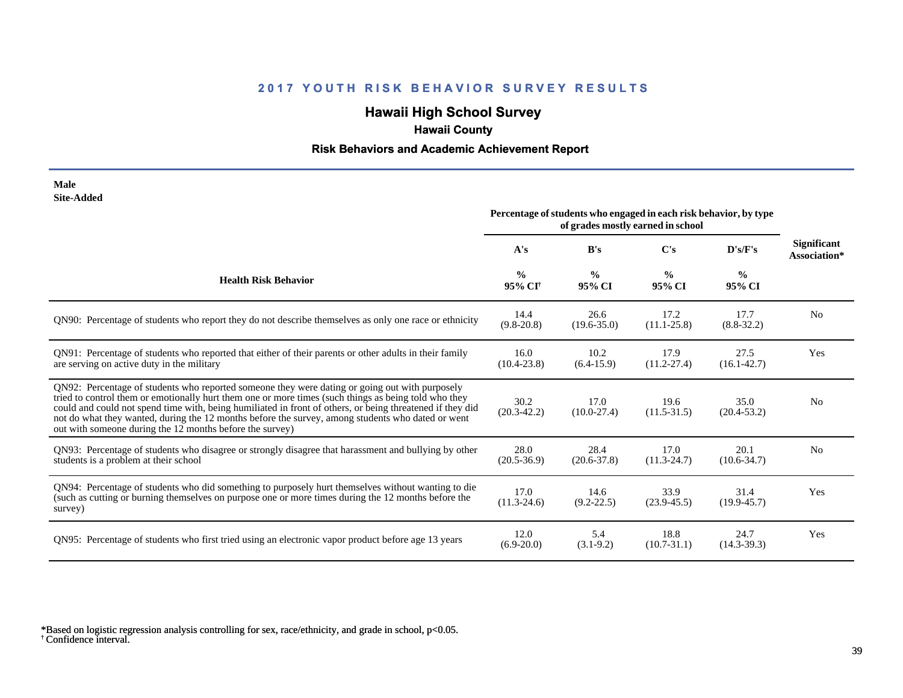## 2017 YOUTH RISK BEHAVIOR SURVEY RESULTS

## Hawaii High School Survey

### Hawaii County

### Risk Behaviors and Academic Achievement Report

**Male**
**Site-Added**

| Health Risk Behavior | Percentage of students who engaged in each risk behavior, by type of grades mostly earned in school | | | | Significant Association* |
|---|---|---|---|---|---|
| | A's | B's | C's | D's/F's | |
| | % 95% CI[†] | % 95% CI | % 95% CI | % 95% CI | |
| QN90: Percentage of students who report they do not describe themselves as only one race or ethnicity | 14.4 (9.8-20.8) | 26.6 (19.6-35.0) | 17.2 (11.1-25.8) | 17.7 (8.8-32.2) | No |
| QN91: Percentage of students who reported that either of their parents or other adults in their family are serving on active duty in the military | 16.0 (10.4-23.8) | 10.2 (6.4-15.9) | 17.9 (11.2-27.4) | 27.5 (16.1-42.7) | Yes |
| QN92: Percentage of students who reported someone they were dating or going out with purposely tried to control them or emotionally hurt them one or more times (such things as being told who they could and could not spend time with, being humiliated in front of others, or being threatened if they did not do what they wanted, during the 12 months before the survey, among students who dated or went out with someone during the 12 months before the survey) | 30.2 (20.3-42.2) | 17.0 (10.0-27.4) | 19.6 (11.5-31.5) | 35.0 (20.4-53.2) | No |
| QN93: Percentage of students who disagree or strongly disagree that harassment and bullying by other students is a problem at their school | 28.0 (20.5-36.9) | 28.4 (20.6-37.8) | 17.0 (11.3-24.7) | 20.1 (10.6-34.7) | No |
| QN94: Percentage of students who did something to purposely hurt themselves without wanting to die (such as cutting or burning themselves on purpose one or more times during the 12 months before the survey) | 17.0 (11.3-24.6) | 14.6 (9.2-22.5) | 33.9 (23.9-45.5) | 31.4 (19.9-45.7) | Yes |
| QN95: Percentage of students who first tried using an electronic vapor product before age 13 years | 12.0 (6.9-20.0) | 5.4 (3.1-9.2) | 18.8 (10.7-31.1) | 24.7 (14.3-39.3) | Yes |

*Based on logistic regression analysis controlling for sex, race/ethnicity, and grade in school, p<0.05.
[†] Confidence interval.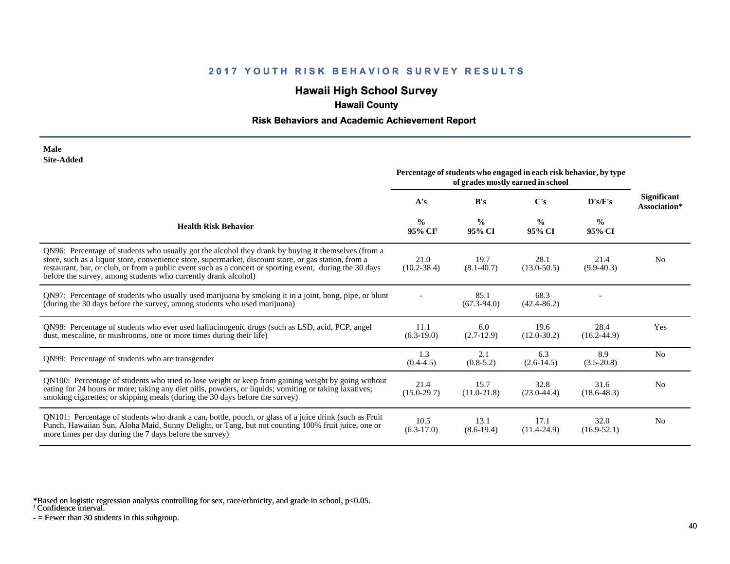# 2017 YOUTH RISK BEHAVIOR SURVEY RESULTS

## Hawaii High School Survey

### Hawaii County

### Risk Behaviors and Academic Achievement Report

**Male**
**Site-Added**

| Health Risk Behavior | Percentage of students who engaged in each risk behavior, by type of grades mostly earned in school | | | | Significant Association* |
|---|---|---|---|---|---|
| | A's | B's | C's | D's/F's | |
| | % 95% CI† | % 95% CI | % 95% CI | % 95% CI | |
| QN96: Percentage of students who usually got the alcohol they drank by buying it themselves (from a store, such as a liquor store, convenience store, supermarket, discount store, or gas station, from a restaurant, bar, or club, or from a public event such as a concert or sporting event, during the 30 days before the survey, among students who currently drank alcohol) | 21.0 (10.2-38.4) | 19.7 (8.1-40.7) | 28.1 (13.0-50.5) | 21.4 (9.9-40.3) | No |
| QN97: Percentage of students who usually used marijuana by smoking it in a joint, bong, pipe, or blunt (during the 30 days before the survey, among students who used marijuana) | - | 85.1 (67.3-94.0) | 68.3 (42.4-86.2) | - | |
| QN98: Percentage of students who ever used hallucinogenic drugs (such as LSD, acid, PCP, angel dust, mescaline, or mushrooms, one or more times during their life) | 11.1 (6.3-19.0) | 6.0 (2.7-12.9) | 19.6 (12.0-30.2) | 28.4 (16.2-44.9) | Yes |
| QN99: Percentage of students who are transgender | 1.3 (0.4-4.5) | 2.1 (0.8-5.2) | 6.3 (2.6-14.5) | 8.9 (3.5-20.8) | No |
| QN100: Percentage of students who tried to lose weight or keep from gaining weight by going without eating for 24 hours or more; taking any diet pills, powders, or liquids; vomiting or taking laxatives; smoking cigarettes; or skipping meals (during the 30 days before the survey) | 21.4 (15.0-29.7) | 15.7 (11.0-21.8) | 32.8 (23.0-44.4) | 31.6 (18.6-48.3) | No |
| QN101: Percentage of students who drank a can, bottle, pouch, or glass of a juice drink (such as Fruit Punch, Hawaiian Sun, Aloha Maid, Sunny Delight, or Tang, but not counting 100% fruit juice, one or more times per day during the 7 days before the survey) | 10.5 (6.3-17.0) | 13.1 (8.6-19.4) | 17.1 (11.4-24.9) | 32.0 (16.9-52.1) | No |

*Based on logistic regression analysis controlling for sex, race/ethnicity, and grade in school, $p<0.05$.
† Confidence interval.
- = Fewer than 30 students in this subgroup.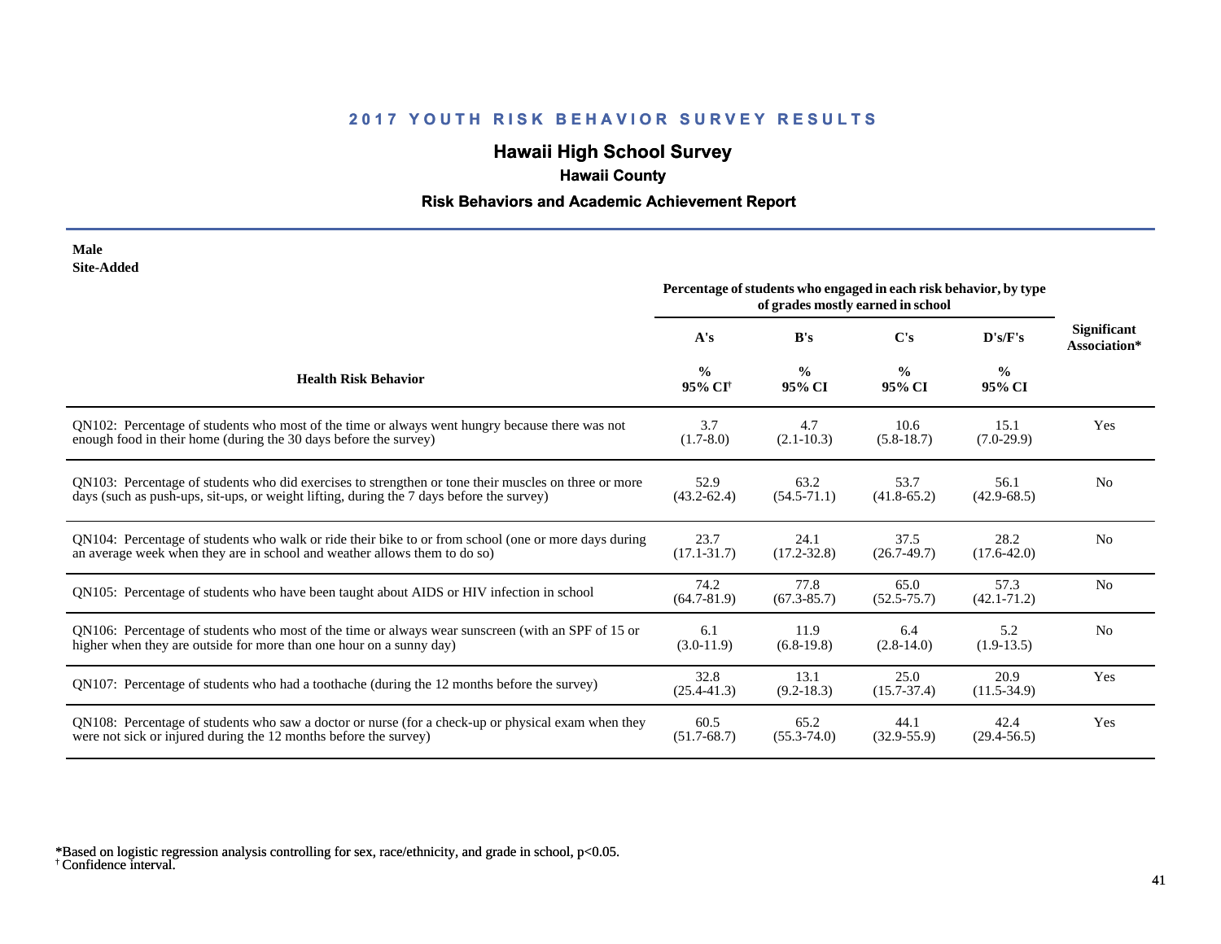## 2017 YOUTH RISK BEHAVIOR SURVEY RESULTS

# Hawaii High School Survey

### Hawaii County

### Risk Behaviors and Academic Achievement Report

**Male**
**Site-Added**

| Health Risk Behavior | Percentage of students who engaged in each risk behavior, by type of grades mostly earned in school | | | | Significant Association* |
|---|---|---|---|---|---|
| | A's | B's | C's | D's/F's | |
| | % 95% CI[†] | % 95% CI | % 95% CI | % 95% CI | |
| QN102: Percentage of students who most of the time or always went hungry because there was not enough food in their home (during the 30 days before the survey) | 3.7 (1.7-8.0) | 4.7 (2.1-10.3) | 10.6 (5.8-18.7) | 15.1 (7.0-29.9) | Yes |
| QN103: Percentage of students who did exercises to strengthen or tone their muscles on three or more days (such as push-ups, sit-ups, or weight lifting, during the 7 days before the survey) | 52.9 (43.2-62.4) | 63.2 (54.5-71.1) | 53.7 (41.8-65.2) | 56.1 (42.9-68.5) | No |
| QN104: Percentage of students who walk or ride their bike to or from school (one or more days during an average week when they are in school and weather allows them to do so) | 23.7 (17.1-31.7) | 24.1 (17.2-32.8) | 37.5 (26.7-49.7) | 28.2 (17.6-42.0) | No |
| QN105: Percentage of students who have been taught about AIDS or HIV infection in school | 74.2 (64.7-81.9) | 77.8 (67.3-85.7) | 65.0 (52.5-75.7) | 57.3 (42.1-71.2) | No |
| QN106: Percentage of students who most of the time or always wear sunscreen (with an SPF of 15 or higher when they are outside for more than one hour on a sunny day) | 6.1 (3.0-11.9) | 11.9 (6.8-19.8) | 6.4 (2.8-14.0) | 5.2 (1.9-13.5) | No |
| QN107: Percentage of students who had a toothache (during the 12 months before the survey) | 32.8 (25.4-41.3) | 13.1 (9.2-18.3) | 25.0 (15.7-37.4) | 20.9 (11.5-34.9) | Yes |
| QN108: Percentage of students who saw a doctor or nurse (for a check-up or physical exam when they were not sick or injured during the 12 months before the survey) | 60.5 (51.7-68.7) | 65.2 (55.3-74.0) | 44.1 (32.9-55.9) | 42.4 (29.4-56.5) | Yes |

*Based on logistic regression analysis controlling for sex, race/ethnicity, and grade in school, $p<0.05$.
[†] Confidence interval.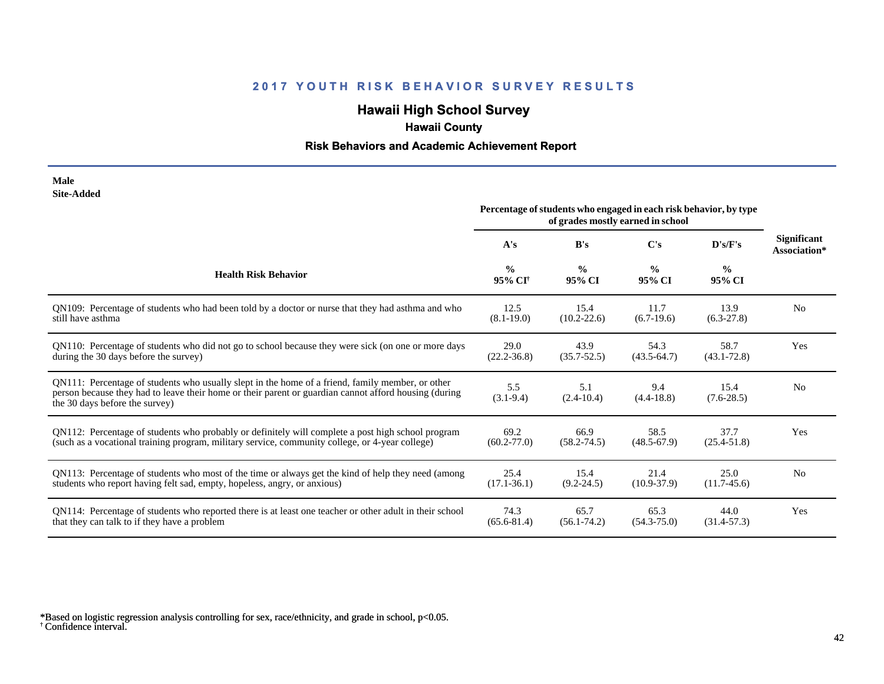## 2017 YOUTH RISK BEHAVIOR SURVEY RESULTS

# Hawaii High School Survey

### Hawaii County

### Risk Behaviors and Academic Achievement Report

**Male**
**Site-Added**

| Health Risk Behavior | Percentage of students who engaged in each risk behavior, by type of grades mostly earned in school | | | | Significant Association* |
|---|---|---|---|---|---|
| | A's | B's | C's | D's/F's | |
| | % 95% CI[†] | % 95% CI | % 95% CI | % 95% CI | |
| QN109: Percentage of students who had been told by a doctor or nurse that they had asthma and who still have asthma | 12.5 (8.1-19.0) | 15.4 (10.2-22.6) | 11.7 (6.7-19.6) | 13.9 (6.3-27.8) | No |
| QN110: Percentage of students who did not go to school because they were sick (on one or more days during the 30 days before the survey) | 29.0 (22.2-36.8) | 43.9 (35.7-52.5) | 54.3 (43.5-64.7) | 58.7 (43.1-72.8) | Yes |
| QN111: Percentage of students who usually slept in the home of a friend, family member, or other person because they had to leave their home or their parent or guardian cannot afford housing (during the 30 days before the survey) | 5.5 (3.1-9.4) | 5.1 (2.4-10.4) | 9.4 (4.4-18.8) | 15.4 (7.6-28.5) | No |
| QN112: Percentage of students who probably or definitely will complete a post high school program (such as a vocational training program, military service, community college, or 4-year college) | 69.2 (60.2-77.0) | 66.9 (58.2-74.5) | 58.5 (48.5-67.9) | 37.7 (25.4-51.8) | Yes |
| QN113: Percentage of students who most of the time or always get the kind of help they need (among students who report having felt sad, empty, hopeless, angry, or anxious) | 25.4 (17.1-36.1) | 15.4 (9.2-24.5) | 21.4 (10.9-37.9) | 25.0 (11.7-45.6) | No |
| QN114: Percentage of students who reported there is at least one teacher or other adult in their school that they can talk to if they have a problem | 74.3 (65.6-81.4) | 65.7 (56.1-74.2) | 65.3 (54.3-75.0) | 44.0 (31.4-57.3) | Yes |

*Based on logistic regression analysis controlling for sex, race/ethnicity, and grade in school, $p<0.05$.
[†] Confidence interval.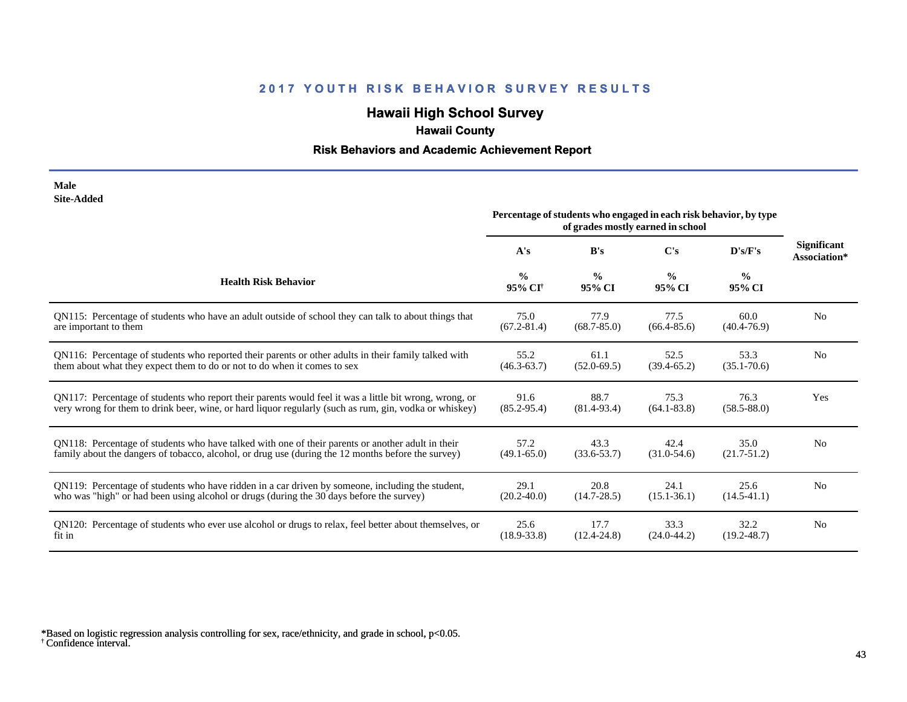## 2017 YOUTH RISK BEHAVIOR SURVEY RESULTS

# Hawaii High School Survey

### Hawaii County

### Risk Behaviors and Academic Achievement Report

**Male**
**Site-Added**

| Health Risk Behavior | Percentage of students who engaged in each risk behavior, by type of grades mostly earned in school | | | | Significant Association* |
|---|---|---|---|---|---|
| | A's | B's | C's | D's/F's | |
| | % 95% CI[†] | % 95% CI | % 95% CI | % 95% CI | |
| QN115: Percentage of students who have an adult outside of school they can talk to about things that are important to them | 75.0 (67.2-81.4) | 77.9 (68.7-85.0) | 77.5 (66.4-85.6) | 60.0 (40.4-76.9) | No |
| QN116: Percentage of students who reported their parents or other adults in their family talked with them about what they expect them to do or not to do when it comes to sex | 55.2 (46.3-63.7) | 61.1 (52.0-69.5) | 52.5 (39.4-65.2) | 53.3 (35.1-70.6) | No |
| QN117: Percentage of students who report their parents would feel it was a little bit wrong, wrong, or very wrong for them to drink beer, wine, or hard liquor regularly (such as rum, gin, vodka or whiskey) | 91.6 (85.2-95.4) | 88.7 (81.4-93.4) | 75.3 (64.1-83.8) | 76.3 (58.5-88.0) | Yes |
| QN118: Percentage of students who have talked with one of their parents or another adult in their family about the dangers of tobacco, alcohol, or drug use (during the 12 months before the survey) | 57.2 (49.1-65.0) | 43.3 (33.6-53.7) | 42.4 (31.0-54.6) | 35.0 (21.7-51.2) | No |
| QN119: Percentage of students who have ridden in a car driven by someone, including the student, who was "high" or had been using alcohol or drugs (during the 30 days before the survey) | 29.1 (20.2-40.0) | 20.8 (14.7-28.5) | 24.1 (15.1-36.1) | 25.6 (14.5-41.1) | No |
| QN120: Percentage of students who ever use alcohol or drugs to relax, feel better about themselves, or fit in | 25.6 (18.9-33.8) | 17.7 (12.4-24.8) | 33.3 (24.0-44.2) | 32.2 (19.2-48.7) | No |

*Based on logistic regression analysis controlling for sex, race/ethnicity, and grade in school, $p<0.05$.
[†] Confidence interval.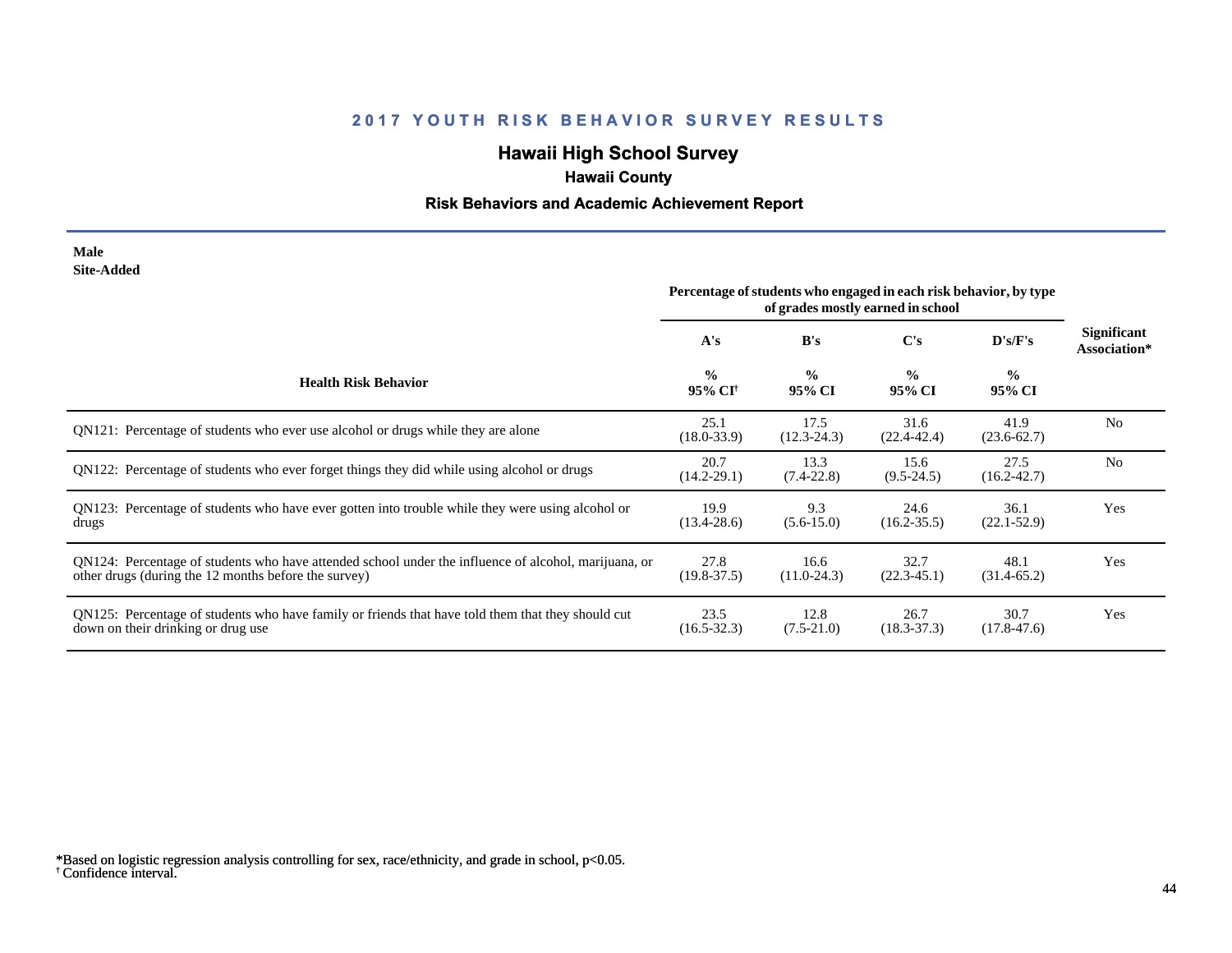# 2017 YOUTH RISK BEHAVIOR SURVEY RESULTS

## Hawaii High School Survey

### Hawaii County

### Risk Behaviors and Academic Achievement Report

**Male**
**Site-Added**

| Health Risk Behavior | Percentage of students who engaged in each risk behavior, by type of grades mostly earned in school | | | | Significant Association* |
|---|---|---|---|---|---|
| | A's | B's | C's | D's/F's | |
| | % 95% CI[†] | % 95% CI | % 95% CI | % 95% CI | |
| QN121: Percentage of students who ever use alcohol or drugs while they are alone | 25.1 (18.0-33.9) | 17.5 (12.3-24.3) | 31.6 (22.4-42.4) | 41.9 (23.6-62.7) | No |
| QN122: Percentage of students who ever forget things they did while using alcohol or drugs | 20.7 (14.2-29.1) | 13.3 (7.4-22.8) | 15.6 (9.5-24.5) | 27.5 (16.2-42.7) | No |
| QN123: Percentage of students who have ever gotten into trouble while they were using alcohol or drugs | 19.9 (13.4-28.6) | 9.3 (5.6-15.0) | 24.6 (16.2-35.5) | 36.1 (22.1-52.9) | Yes |
| QN124: Percentage of students who have attended school under the influence of alcohol, marijuana, or other drugs (during the 12 months before the survey) | 27.8 (19.8-37.5) | 16.6 (11.0-24.3) | 32.7 (22.3-45.1) | 48.1 (31.4-65.2) | Yes |
| QN125: Percentage of students who have family or friends that have told them that they should cut down on their drinking or drug use | 23.5 (16.5-32.3) | 12.8 (7.5-21.0) | 26.7 (18.3-37.3) | 30.7 (17.8-47.6) | Yes |

*Based on logistic regression analysis controlling for sex, race/ethnicity, and grade in school, $p<0.05$.
[†] Confidence interval.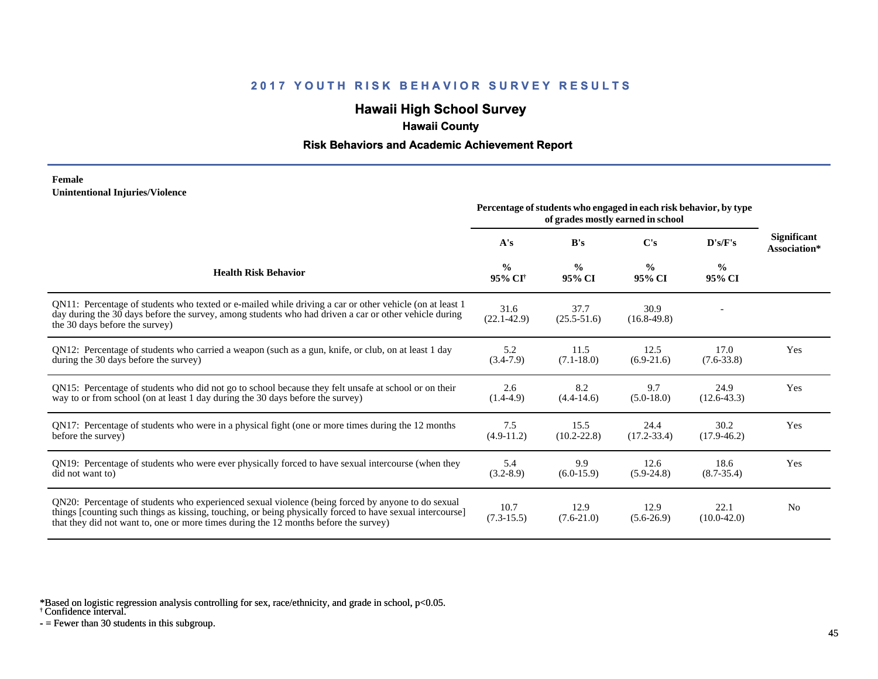## 2017 YOUTH RISK BEHAVIOR SURVEY RESULTS

# Hawaii High School Survey

### Hawaii County

### Risk Behaviors and Academic Achievement Report

**Female**
**Unintentional Injuries/Violence**

| Health Risk Behavior | Percentage of students who engaged in each risk behavior, by type of grades mostly earned in school | | | | Significant Association* |
|---|---|---|---|---|---|
| | A's | B's | C's | D's/F's | |
| | % 95% CI[†] | % 95% CI | % 95% CI | % 95% CI | |
| QN11: Percentage of students who texted or e-mailed while driving a car or other vehicle (on at least 1 day during the 30 days before the survey, among students who had driven a car or other vehicle during the 30 days before the survey) | 31.6 (22.1-42.9) | 37.7 (25.5-51.6) | 30.9 (16.8-49.8) | - | |
| QN12: Percentage of students who carried a weapon (such as a gun, knife, or club, on at least 1 day during the 30 days before the survey) | 5.2 (3.4-7.9) | 11.5 (7.1-18.0) | 12.5 (6.9-21.6) | 17.0 (7.6-33.8) | Yes |
| QN15: Percentage of students who did not go to school because they felt unsafe at school or on their way to or from school (on at least 1 day during the 30 days before the survey) | 2.6 (1.4-4.9) | 8.2 (4.4-14.6) | 9.7 (5.0-18.0) | 24.9 (12.6-43.3) | Yes |
| QN17: Percentage of students who were in a physical fight (one or more times during the 12 months before the survey) | 7.5 (4.9-11.2) | 15.5 (10.2-22.8) | 24.4 (17.2-33.4) | 30.2 (17.9-46.2) | Yes |
| QN19: Percentage of students who were ever physically forced to have sexual intercourse (when they did not want to) | 5.4 (3.2-8.9) | 9.9 (6.0-15.9) | 12.6 (5.9-24.8) | 18.6 (8.7-35.4) | Yes |
| QN20: Percentage of students who experienced sexual violence (being forced by anyone to do sexual things [counting such things as kissing, touching, or being physically forced to have sexual intercourse] that they did not want to, one or more times during the 12 months before the survey) | 10.7 (7.3-15.5) | 12.9 (7.6-21.0) | 12.9 (5.6-26.9) | 22.1 (10.0-42.0) | No |

*Based on logistic regression analysis controlling for sex, race/ethnicity, and grade in school, $p<0.05$.
† Confidence interval.
- = Fewer than 30 students in this subgroup.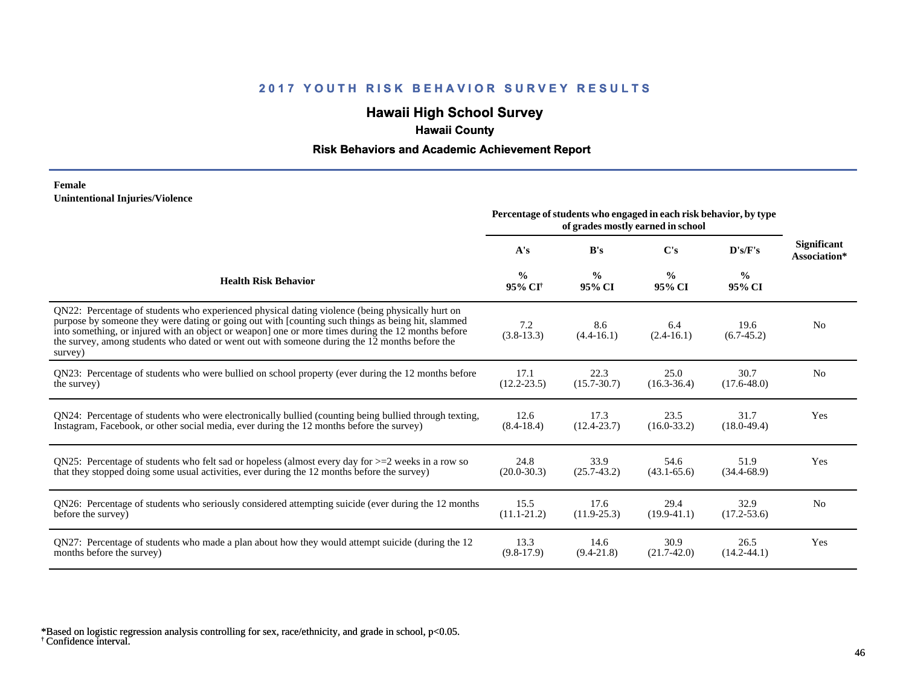## 2017 YOUTH RISK BEHAVIOR SURVEY RESULTS

### Hawaii High School Survey

**Hawaii County**

**Risk Behaviors and Academic Achievement Report**

**Female**
**Unintentional Injuries/Violence**

| Health Risk Behavior | Percentage of students who engaged in each risk behavior, by type of grades mostly earned in school | | | | Significant Association* |
|---|---|---|---|---|---|
| | A's | B's | C's | D's/F's | |
| | % 95% CI[†] | % 95% CI | % 95% CI | % 95% CI | |
| QN22: Percentage of students who experienced physical dating violence (being physically hurt on purpose by someone they were dating or going out with [counting such things as being hit, slammed into something, or injured with an object or weapon] one or more times during the 12 months before the survey, among students who dated or went out with someone during the 12 months before the survey) | 7.2 (3.8-13.3) | 8.6 (4.4-16.1) | 6.4 (2.4-16.1) | 19.6 (6.7-45.2) | No |
| QN23: Percentage of students who were bullied on school property (ever during the 12 months before the survey) | 17.1 (12.2-23.5) | 22.3 (15.7-30.7) | 25.0 (16.3-36.4) | 30.7 (17.6-48.0) | No |
| QN24: Percentage of students who were electronically bullied (counting being bullied through texting, Instagram, Facebook, or other social media, ever during the 12 months before the survey) | 12.6 (8.4-18.4) | 17.3 (12.4-23.7) | 23.5 (16.0-33.2) | 31.7 (18.0-49.4) | Yes |
| QN25: Percentage of students who felt sad or hopeless (almost every day for >=2 weeks in a row so that they stopped doing some usual activities, ever during the 12 months before the survey) | 24.8 (20.0-30.3) | 33.9 (25.7-43.2) | 54.6 (43.1-65.6) | 51.9 (34.4-68.9) | Yes |
| QN26: Percentage of students who seriously considered attempting suicide (ever during the 12 months before the survey) | 15.5 (11.1-21.2) | 17.6 (11.9-25.3) | 29.4 (19.9-41.1) | 32.9 (17.2-53.6) | No |
| QN27: Percentage of students who made a plan about how they would attempt suicide (during the 12 months before the survey) | 13.3 (9.8-17.9) | 14.6 (9.4-21.8) | 30.9 (21.7-42.0) | 26.5 (14.2-44.1) | Yes |

*Based on logistic regression analysis controlling for sex, race/ethnicity, and grade in school, $p<0.05$.
[†] Confidence interval.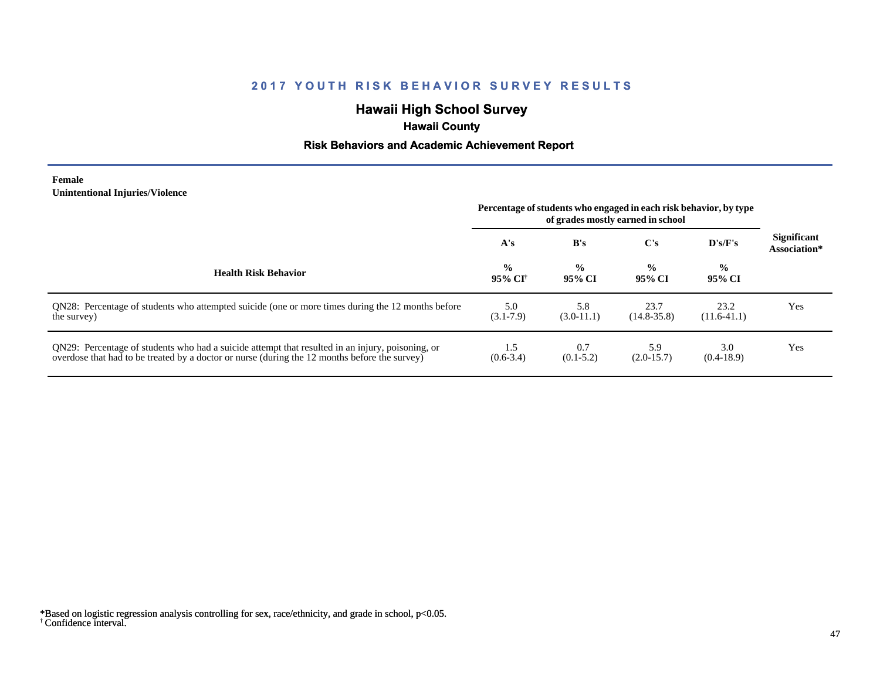# 2017 YOUTH RISK BEHAVIOR SURVEY RESULTS

## Hawaii High School Survey

### Hawaii County

### Risk Behaviors and Academic Achievement Report

**Female**
**Unintentional Injuries/Violence**

| Health Risk Behavior | A's<br>%<br>95% CI[†] | B's<br>%<br>95% CI | C's<br>%<br>95% CI | D's/F's<br>%<br>95% CI | Significant Association* |
|---|---|---|---|---|---|
| QN28: Percentage of students who attempted suicide (one or more times during the 12 months before the survey) | 5.0<br>(3.1-7.9) | 5.8<br>(3.0-11.1) | 23.7<br>(14.8-35.8) | 23.2<br>(11.6-41.1) | Yes |
| QN29: Percentage of students who had a suicide attempt that resulted in an injury, poisoning, or overdose that had to be treated by a doctor or nurse (during the 12 months before the survey) | 1.5<br>(0.6-3.4) | 0.7<br>(0.1-5.2) | 5.9<br>(2.0-15.7) | 3.0<br>(0.4-18.9) | Yes |

Note: The column headers are grouped under "Percentage of students who engaged in each risk behavior, by type of grades mostly earned in school" (A's, B's, C's, D's/F's).

*Based on logistic regression analysis controlling for sex, race/ethnicity, and grade in school, $p<0.05$.
[†] Confidence interval.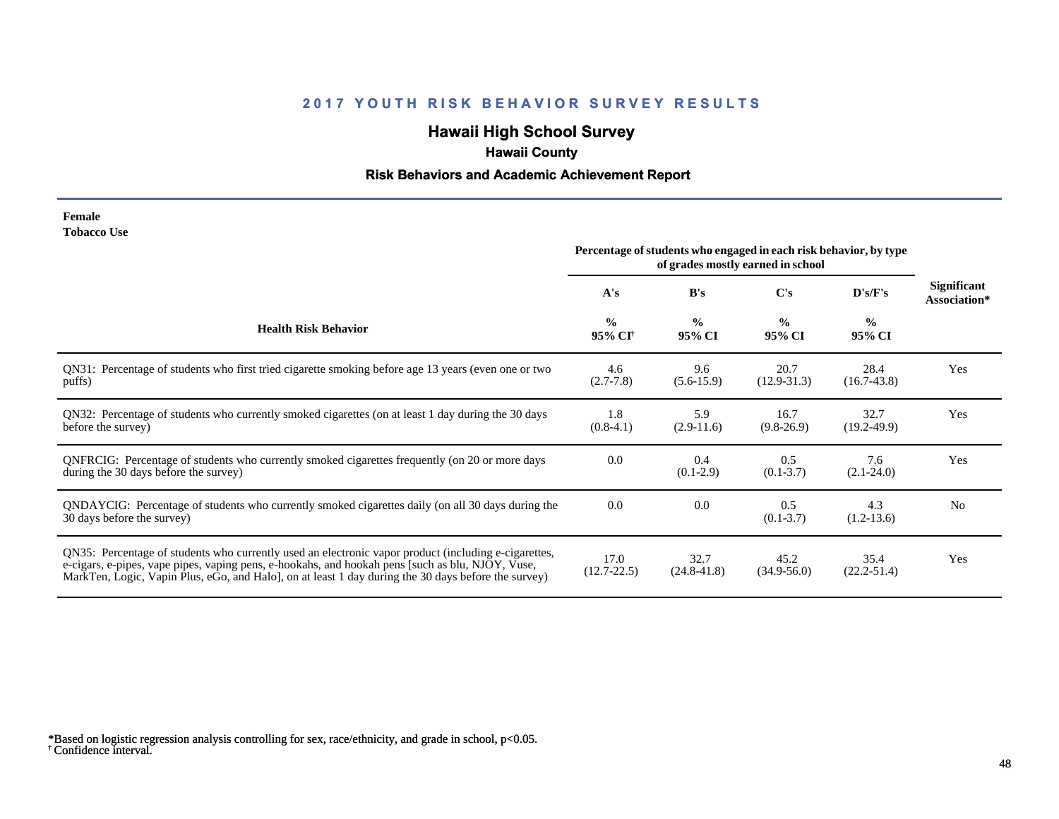## 2017 YOUTH RISK BEHAVIOR SURVEY RESULTS

### Hawaii High School Survey

**Hawaii County**

**Risk Behaviors and Academic Achievement Report**

**Female**
**Tobacco Use**

| Health Risk Behavior | Percentage of students who engaged in each risk behavior, by type of grades mostly earned in school | | | | Significant Association* |
|---|---|---|---|---|---|
| | A's | B's | C's | D's/F's | |
| | % 95% CI[†] | % 95% CI | % 95% CI | % 95% CI | |
| QN31: Percentage of students who first tried cigarette smoking before age 13 years (even one or two puffs) | 4.6 (2.7-7.8) | 9.6 (5.6-15.9) | 20.7 (12.9-31.3) | 28.4 (16.7-43.8) | Yes |
| QN32: Percentage of students who currently smoked cigarettes (on at least 1 day during the 30 days before the survey) | 1.8 (0.8-4.1) | 5.9 (2.9-11.6) | 16.7 (9.8-26.9) | 32.7 (19.2-49.9) | Yes |
| QNFRCIG: Percentage of students who currently smoked cigarettes frequently (on 20 or more days during the 30 days before the survey) | 0.0 | 0.4 (0.1-2.9) | 0.5 (0.1-3.7) | 7.6 (2.1-24.0) | Yes |
| QNDAYCIG: Percentage of students who currently smoked cigarettes daily (on all 30 days during the 30 days before the survey) | 0.0 | 0.0 | 0.5 (0.1-3.7) | 4.3 (1.2-13.6) | No |
| QN35: Percentage of students who currently used an electronic vapor product (including e-cigarettes, e-cigars, e-pipes, vape pipes, vaping pens, e-hookahs, and hookah pens [such as blu, NJOY, Vuse, MarkTen, Logic, Vapin Plus, eGo, and Halo], on at least 1 day during the 30 days before the survey) | 17.0 (12.7-22.5) | 32.7 (24.8-41.8) | 45.2 (34.9-56.0) | 35.4 (22.2-51.4) | Yes |

*Based on logistic regression analysis controlling for sex, race/ethnicity, and grade in school, $p<0.05$.
[†] Confidence interval.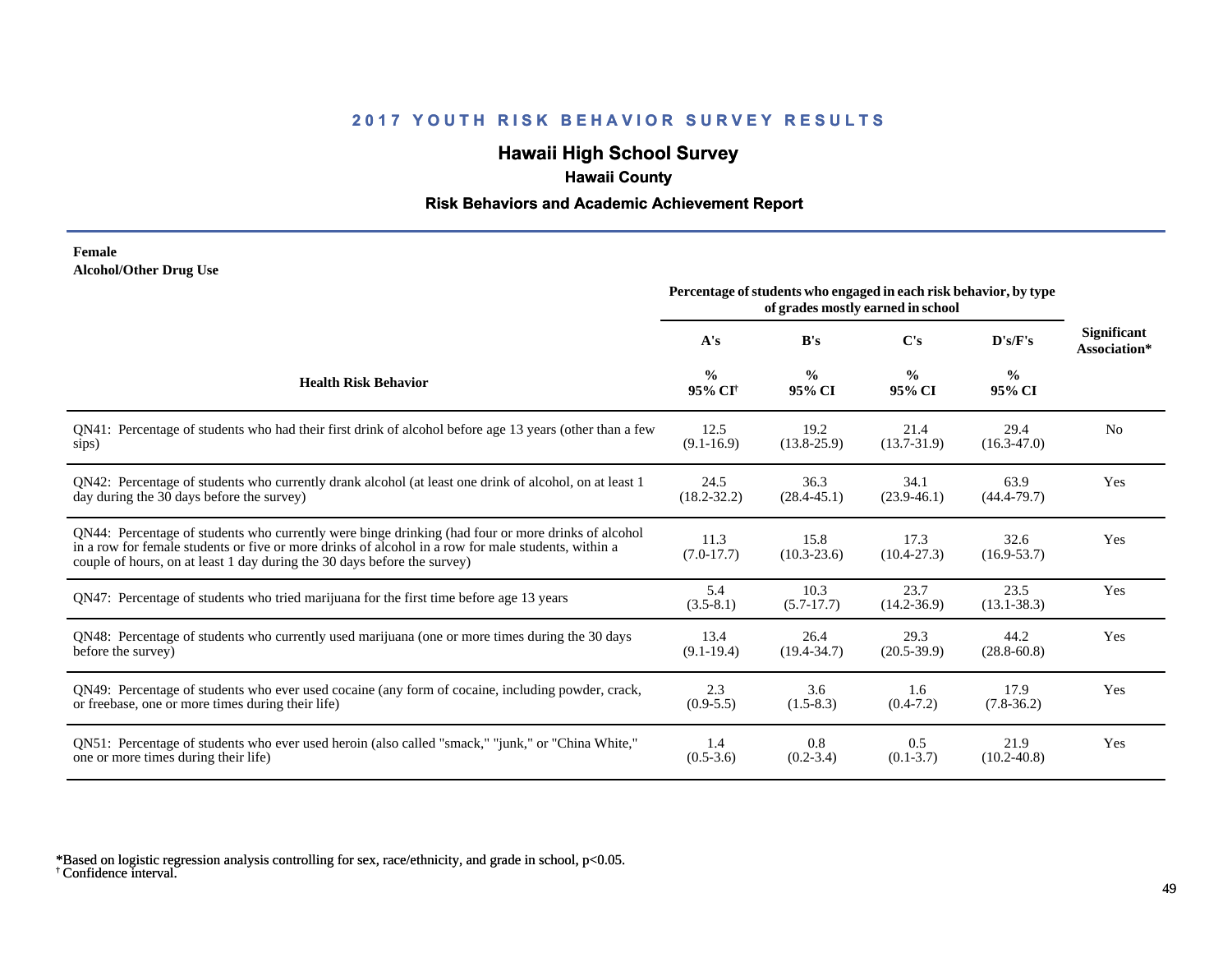## 2017 YOUTH RISK BEHAVIOR SURVEY RESULTS

# Hawaii High School Survey

### Hawaii County

### Risk Behaviors and Academic Achievement Report

**Female**
**Alcohol/Other Drug Use**

| Health Risk Behavior | Percentage of students who engaged in each risk behavior, by type of grades mostly earned in school | | | | Significant Association* |
|---|---|---|---|---|---|
| | A's | B's | C's | D's/F's | |
| | % 95% CI[†] | % 95% CI | % 95% CI | % 95% CI | |
| QN41: Percentage of students who had their first drink of alcohol before age 13 years (other than a few sips) | 12.5 (9.1-16.9) | 19.2 (13.8-25.9) | 21.4 (13.7-31.9) | 29.4 (16.3-47.0) | No |
| QN42: Percentage of students who currently drank alcohol (at least one drink of alcohol, on at least 1 day during the 30 days before the survey) | 24.5 (18.2-32.2) | 36.3 (28.4-45.1) | 34.1 (23.9-46.1) | 63.9 (44.4-79.7) | Yes |
| QN44: Percentage of students who currently were binge drinking (had four or more drinks of alcohol in a row for female students or five or more drinks of alcohol in a row for male students, within a couple of hours, on at least 1 day during the 30 days before the survey) | 11.3 (7.0-17.7) | 15.8 (10.3-23.6) | 17.3 (10.4-27.3) | 32.6 (16.9-53.7) | Yes |
| QN47: Percentage of students who tried marijuana for the first time before age 13 years | 5.4 (3.5-8.1) | 10.3 (5.7-17.7) | 23.7 (14.2-36.9) | 23.5 (13.1-38.3) | Yes |
| QN48: Percentage of students who currently used marijuana (one or more times during the 30 days before the survey) | 13.4 (9.1-19.4) | 26.4 (19.4-34.7) | 29.3 (20.5-39.9) | 44.2 (28.8-60.8) | Yes |
| QN49: Percentage of students who ever used cocaine (any form of cocaine, including powder, crack, or freebase, one or more times during their life) | 2.3 (0.9-5.5) | 3.6 (1.5-8.3) | 1.6 (0.4-7.2) | 17.9 (7.8-36.2) | Yes |
| QN51: Percentage of students who ever used heroin (also called "smack," "junk," or "China White," one or more times during their life) | 1.4 (0.5-3.6) | 0.8 (0.2-3.4) | 0.5 (0.1-3.7) | 21.9 (10.2-40.8) | Yes |

*Based on logistic regression analysis controlling for sex, race/ethnicity, and grade in school, p<0.05.
[†] Confidence interval.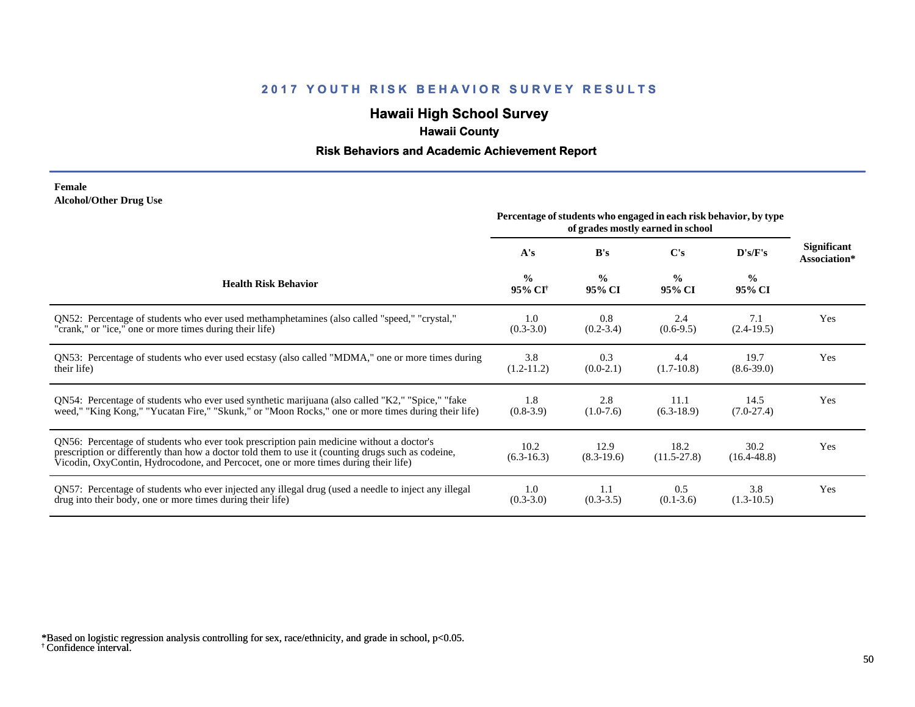# 2017 YOUTH RISK BEHAVIOR SURVEY RESULTS

## Hawaii High School Survey

### Hawaii County

### Risk Behaviors and Academic Achievement Report

**Female**
**Alcohol/Other Drug Use**

| Health Risk Behavior | Percentage of students who engaged in each risk behavior, by type of grades mostly earned in school | | | | Significant Association* |
|---|---|---|---|---|---|
| | A's | B's | C's | D's/F's | |
| | % 95% CI† | % 95% CI | % 95% CI | % 95% CI | |
| QN52: Percentage of students who ever used methamphetamines (also called "speed," "crystal," "crank," or "ice," one or more times during their life) | 1.0 (0.3-3.0) | 0.8 (0.2-3.4) | 2.4 (0.6-9.5) | 7.1 (2.4-19.5) | Yes |
| QN53: Percentage of students who ever used ecstasy (also called "MDMA," one or more times during their life) | 3.8 (1.2-11.2) | 0.3 (0.0-2.1) | 4.4 (1.7-10.8) | 19.7 (8.6-39.0) | Yes |
| QN54: Percentage of students who ever used synthetic marijuana (also called "K2," "Spice," "fake weed," "King Kong," "Yucatan Fire," "Skunk," or "Moon Rocks," one or more times during their life) | 1.8 (0.8-3.9) | 2.8 (1.0-7.6) | 11.1 (6.3-18.9) | 14.5 (7.0-27.4) | Yes |
| QN56: Percentage of students who ever took prescription pain medicine without a doctor's prescription or differently than how a doctor told them to use it (counting drugs such as codeine, Vicodin, OxyContin, Hydrocodone, and Percocet, one or more times during their life) | 10.2 (6.3-16.3) | 12.9 (8.3-19.6) | 18.2 (11.5-27.8) | 30.2 (16.4-48.8) | Yes |
| QN57: Percentage of students who ever injected any illegal drug (used a needle to inject any illegal drug into their body, one or more times during their life) | 1.0 (0.3-3.0) | 1.1 (0.3-3.5) | 0.5 (0.1-3.6) | 3.8 (1.3-10.5) | Yes |

*Based on logistic regression analysis controlling for sex, race/ethnicity, and grade in school, $p<0.05$.
† Confidence interval.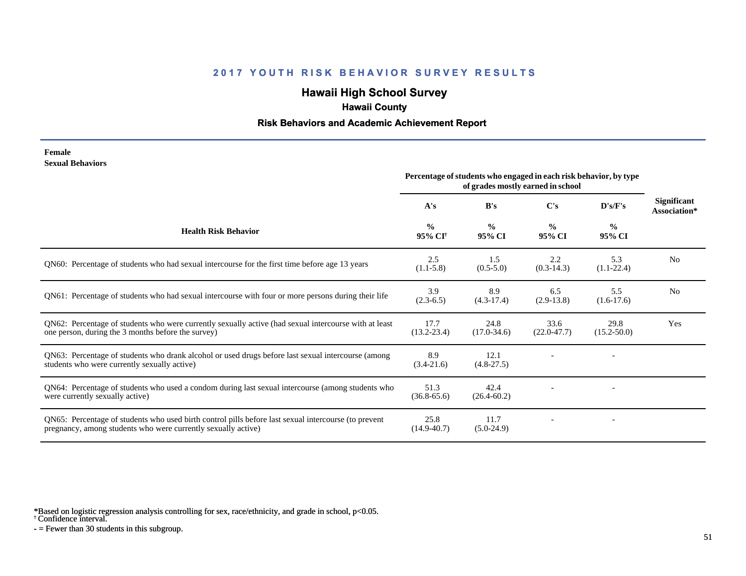## 2017 YOUTH RISK BEHAVIOR SURVEY RESULTS

# Hawaii High School Survey

### Hawaii County

### Risk Behaviors and Academic Achievement Report

**Female**
**Sexual Behaviors**

| Health Risk Behavior | Percentage of students who engaged in each risk behavior, by type of grades mostly earned in school | | | | Significant Association* |
|---|---|---|---|---|---|
| | A's | B's | C's | D's/F's | |
| | % 95% CI[†] | % 95% CI | % 95% CI | % 95% CI | |
| QN60: Percentage of students who had sexual intercourse for the first time before age 13 years | 2.5 (1.1-5.8) | 1.5 (0.5-5.0) | 2.2 (0.3-14.3) | 5.3 (1.1-22.4) | No |
| QN61: Percentage of students who had sexual intercourse with four or more persons during their life | 3.9 (2.3-6.5) | 8.9 (4.3-17.4) | 6.5 (2.9-13.8) | 5.5 (1.6-17.6) | No |
| QN62: Percentage of students who were currently sexually active (had sexual intercourse with at least one person, during the 3 months before the survey) | 17.7 (13.2-23.4) | 24.8 (17.0-34.6) | 33.6 (22.0-47.7) | 29.8 (15.2-50.0) | Yes |
| QN63: Percentage of students who drank alcohol or used drugs before last sexual intercourse (among students who were currently sexually active) | 8.9 (3.4-21.6) | 12.1 (4.8-27.5) | - | - | |
| QN64: Percentage of students who used a condom during last sexual intercourse (among students who were currently sexually active) | 51.3 (36.8-65.6) | 42.4 (26.4-60.2) | - | - | |
| QN65: Percentage of students who used birth control pills before last sexual intercourse (to prevent pregnancy, among students who were currently sexually active) | 25.8 (14.9-40.7) | 11.7 (5.0-24.9) | - | - | |

*Based on logistic regression analysis controlling for sex, race/ethnicity, and grade in school, p<0.05.
[†] Confidence interval.
- = Fewer than 30 students in this subgroup.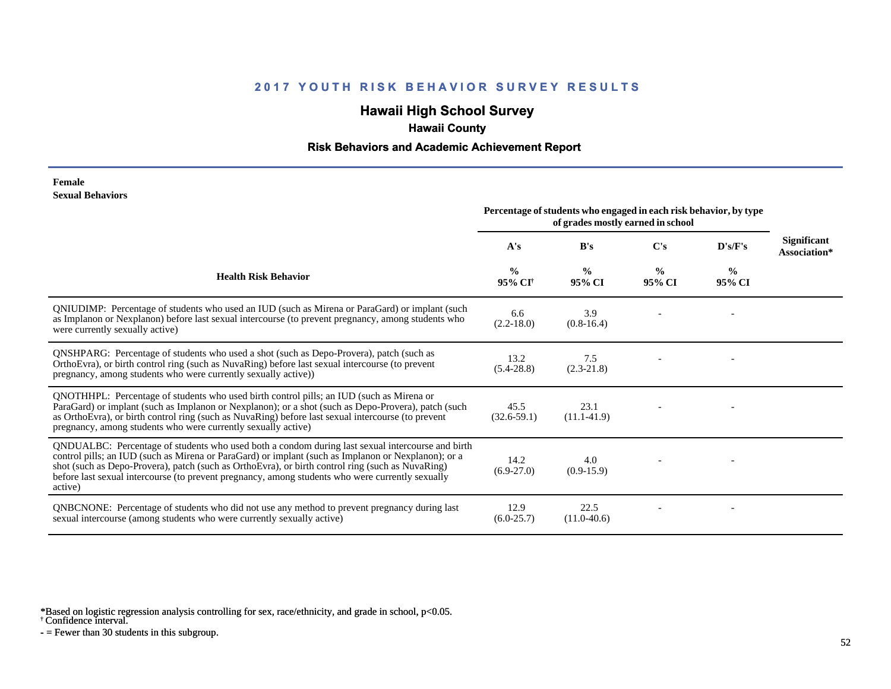# 2017 YOUTH RISK BEHAVIOR SURVEY RESULTS

## Hawaii High School Survey

### Hawaii County

### Risk Behaviors and Academic Achievement Report

**Female**
**Sexual Behaviors**

| Health Risk Behavior | Percentage of students who engaged in each risk behavior, by type of grades mostly earned in school | | | | Significant Association* |
|---|---|---|---|---|---|
| | A's<br>%<br>95% CI† | B's<br>%<br>95% CI | C's<br>%<br>95% CI | D's/F's<br>%<br>95% CI | |
| QNIUDIMP: Percentage of students who used an IUD (such as Mirena or ParaGard) or implant (such as Implanon or Nexplanon) before last sexual intercourse (to prevent pregnancy, among students who were currently sexually active) | 6.6<br>(2.2-18.0) | 3.9<br>(0.8-16.4) | - | - | |
| QNSHPARG: Percentage of students who used a shot (such as Depo-Provera), patch (such as OrthoEvra), or birth control ring (such as NuvaRing) before last sexual intercourse (to prevent pregnancy, among students who were currently sexually active)) | 13.2<br>(5.4-28.8) | 7.5<br>(2.3-21.8) | - | - | |
| QNOTHHPL: Percentage of students who used birth control pills; an IUD (such as Mirena or ParaGard) or implant (such as Implanon or Nexplanon); or a shot (such as Depo-Provera), patch (such as OrthoEvra), or birth control ring (such as NuvaRing) before last sexual intercourse (to prevent pregnancy, among students who were currently sexually active) | 45.5<br>(32.6-59.1) | 23.1<br>(11.1-41.9) | - | - | |
| QNDUALBC: Percentage of students who used both a condom during last sexual intercourse and birth control pills; an IUD (such as Mirena or ParaGard) or implant (such as Implanon or Nexplanon); or a shot (such as Depo-Provera), patch (such as OrthoEvra), or birth control ring (such as NuvaRing) before last sexual intercourse (to prevent pregnancy, among students who were currently sexually active) | 14.2<br>(6.9-27.0) | 4.0<br>(0.9-15.9) | - | - | |
| QNBCNONE: Percentage of students who did not use any method to prevent pregnancy during last sexual intercourse (among students who were currently sexually active) | 12.9<br>(6.0-25.7) | 22.5<br>(11.0-40.6) | - | - | |

*Based on logistic regression analysis controlling for sex, race/ethnicity, and grade in school, $p<0.05$.
† Confidence interval.
- = Fewer than 30 students in this subgroup.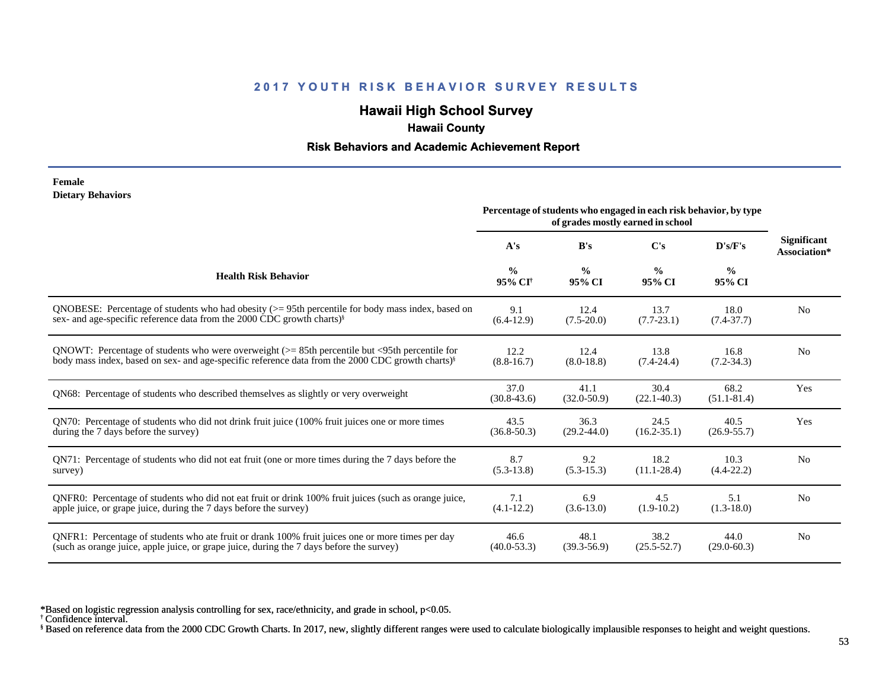# 2017 YOUTH RISK BEHAVIOR SURVEY RESULTS

## Hawaii High School Survey

### Hawaii County

### Risk Behaviors and Academic Achievement Report

**Female**
**Dietary Behaviors**

| Health Risk Behavior | A's % 95% CI[†] | B's % 95% CI | C's % 95% CI | D's/F's % 95% CI | Significant Association* |
|---|---|---|---|---|---|
| | Percentage of students who engaged in each risk behavior, by type of grades mostly earned in school | | | | |
| QNOBESE: Percentage of students who had obesity (>= 95th percentile for body mass index, based on sex- and age-specific reference data from the 2000 CDC growth charts)[§] | 9.1 (6.4-12.9) | 12.4 (7.5-20.0) | 13.7 (7.7-23.1) | 18.0 (7.4-37.7) | No |
| QNOWT: Percentage of students who were overweight (>= 85th percentile but <95th percentile for body mass index, based on sex- and age-specific reference data from the 2000 CDC growth charts)[§] | 12.2 (8.8-16.7) | 12.4 (8.0-18.8) | 13.8 (7.4-24.4) | 16.8 (7.2-34.3) | No |
| QN68: Percentage of students who described themselves as slightly or very overweight | 37.0 (30.8-43.6) | 41.1 (32.0-50.9) | 30.4 (22.1-40.3) | 68.2 (51.1-81.4) | Yes |
| QN70: Percentage of students who did not drink fruit juice (100% fruit juices one or more times during the 7 days before the survey) | 43.5 (36.8-50.3) | 36.3 (29.2-44.0) | 24.5 (16.2-35.1) | 40.5 (26.9-55.7) | Yes |
| QN71: Percentage of students who did not eat fruit (one or more times during the 7 days before the survey) | 8.7 (5.3-13.8) | 9.2 (5.3-15.3) | 18.2 (11.1-28.4) | 10.3 (4.4-22.2) | No |
| QNFR0: Percentage of students who did not eat fruit or drink 100% fruit juices (such as orange juice, apple juice, or grape juice, during the 7 days before the survey) | 7.1 (4.1-12.2) | 6.9 (3.6-13.0) | 4.5 (1.9-10.2) | 5.1 (1.3-18.0) | No |
| QNFR1: Percentage of students who ate fruit or drank 100% fruit juices one or more times per day (such as orange juice, apple juice, or grape juice, during the 7 days before the survey) | 46.6 (40.0-53.3) | 48.1 (39.3-56.9) | 38.2 (25.5-52.7) | 44.0 (29.0-60.3) | No |

*Based on logistic regression analysis controlling for sex, race/ethnicity, and grade in school, $p<0.05$.
[†] Confidence interval.
[§] Based on reference data from the 2000 CDC Growth Charts. In 2017, new, slightly different ranges were used to calculate biologically implausible responses to height and weight questions.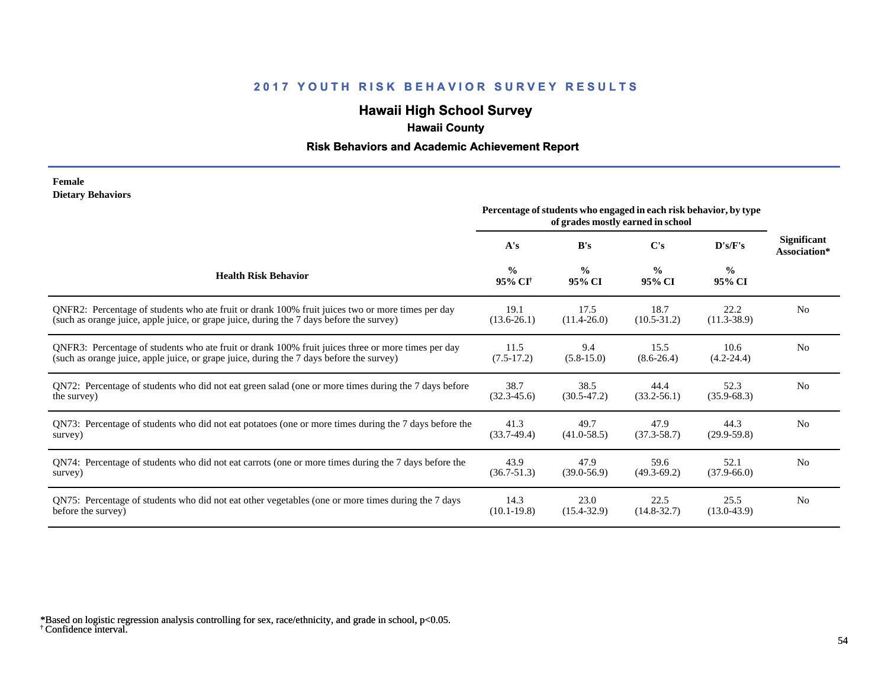## 2017 YOUTH RISK BEHAVIOR SURVEY RESULTS

# Hawaii High School Survey

### Hawaii County

### Risk Behaviors and Academic Achievement Report

**Female**
**Dietary Behaviors**

| Health Risk Behavior | Percentage of students who engaged in each risk behavior, by type of grades mostly earned in school | | | | Significant Association* |
|---|---|---|---|---|---|
| | A's | B's | C's | D's/F's | |
| | % 95% CI[†] | % 95% CI | % 95% CI | % 95% CI | |
| QNFR2: Percentage of students who ate fruit or drank 100% fruit juices two or more times per day (such as orange juice, apple juice, or grape juice, during the 7 days before the survey) | 19.1 (13.6-26.1) | 17.5 (11.4-26.0) | 18.7 (10.5-31.2) | 22.2 (11.3-38.9) | No |
| QNFR3: Percentage of students who ate fruit or drank 100% fruit juices three or more times per day (such as orange juice, apple juice, or grape juice, during the 7 days before the survey) | 11.5 (7.5-17.2) | 9.4 (5.8-15.0) | 15.5 (8.6-26.4) | 10.6 (4.2-24.4) | No |
| QN72: Percentage of students who did not eat green salad (one or more times during the 7 days before the survey) | 38.7 (32.3-45.6) | 38.5 (30.5-47.2) | 44.4 (33.2-56.1) | 52.3 (35.9-68.3) | No |
| QN73: Percentage of students who did not eat potatoes (one or more times during the 7 days before the survey) | 41.3 (33.7-49.4) | 49.7 (41.0-58.5) | 47.9 (37.3-58.7) | 44.3 (29.9-59.8) | No |
| QN74: Percentage of students who did not eat carrots (one or more times during the 7 days before the survey) | 43.9 (36.7-51.3) | 47.9 (39.0-56.9) | 59.6 (49.3-69.2) | 52.1 (37.9-66.0) | No |
| QN75: Percentage of students who did not eat other vegetables (one or more times during the 7 days before the survey) | 14.3 (10.1-19.8) | 23.0 (15.4-32.9) | 22.5 (14.8-32.7) | 25.5 (13.0-43.9) | No |

*Based on logistic regression analysis controlling for sex, race/ethnicity, and grade in school, $p<0.05$.
[†] Confidence interval.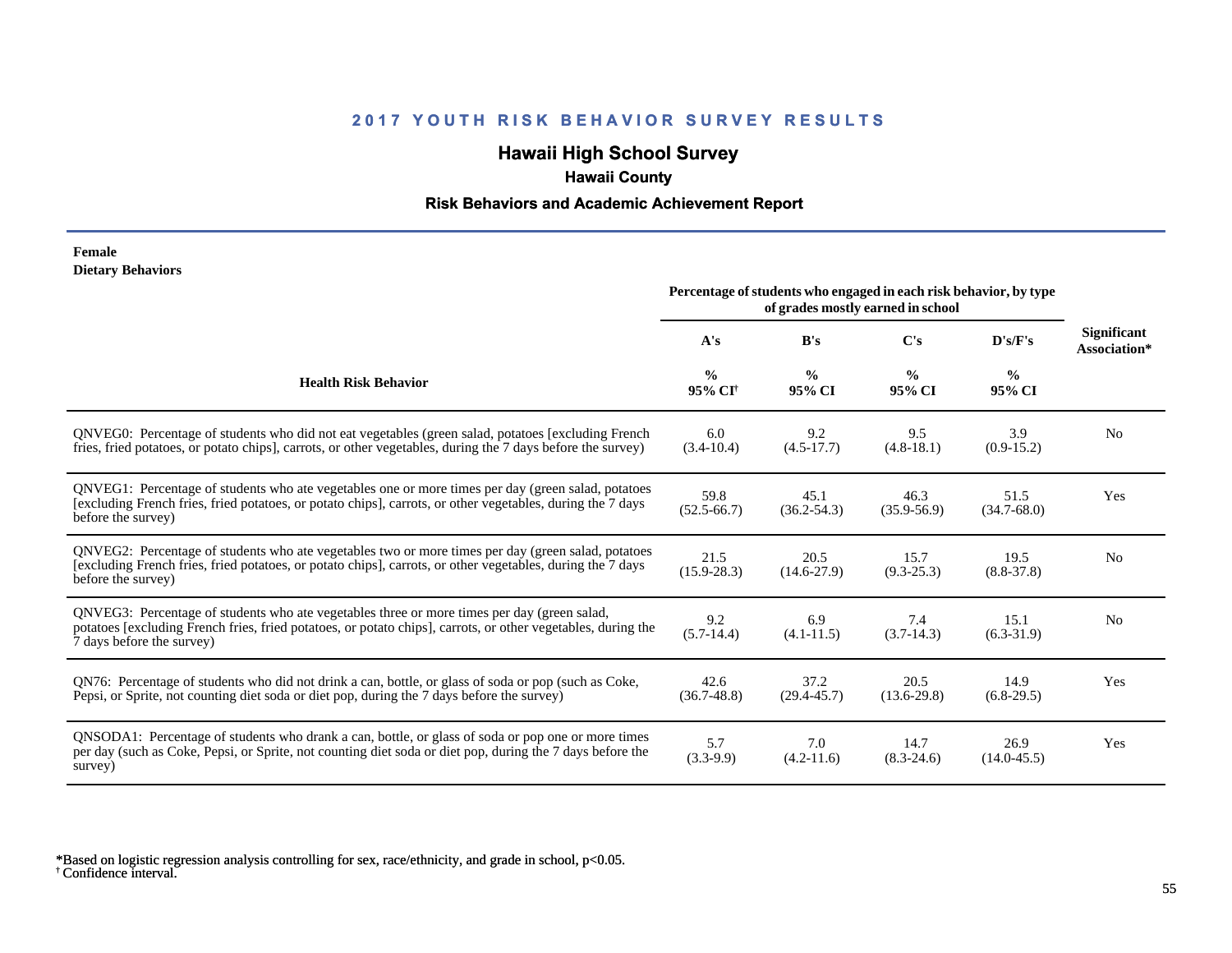## 2017 YOUTH RISK BEHAVIOR SURVEY RESULTS

# Hawaii High School Survey

### Hawaii County

### Risk Behaviors and Academic Achievement Report

**Female**
**Dietary Behaviors**

| Health Risk Behavior | Percentage of students who engaged in each risk behavior, by type of grades mostly earned in school | | | | Significant Association* |
|---|---|---|---|---|---|
| | A's | B's | C's | D's/F's | |
| | % 95% CI† | % 95% CI | % 95% CI | % 95% CI | |
| QNVEG0: Percentage of students who did not eat vegetables (green salad, potatoes [excluding French fries, fried potatoes, or potato chips], carrots, or other vegetables, during the 7 days before the survey) | 6.0 (3.4-10.4) | 9.2 (4.5-17.7) | 9.5 (4.8-18.1) | 3.9 (0.9-15.2) | No |
| QNVEG1: Percentage of students who ate vegetables one or more times per day (green salad, potatoes [excluding French fries, fried potatoes, or potato chips], carrots, or other vegetables, during the 7 days before the survey) | 59.8 (52.5-66.7) | 45.1 (36.2-54.3) | 46.3 (35.9-56.9) | 51.5 (34.7-68.0) | Yes |
| QNVEG2: Percentage of students who ate vegetables two or more times per day (green salad, potatoes [excluding French fries, fried potatoes, or potato chips], carrots, or other vegetables, during the 7 days before the survey) | 21.5 (15.9-28.3) | 20.5 (14.6-27.9) | 15.7 (9.3-25.3) | 19.5 (8.8-37.8) | No |
| QNVEG3: Percentage of students who ate vegetables three or more times per day (green salad, potatoes [excluding French fries, fried potatoes, or potato chips], carrots, or other vegetables, during the 7 days before the survey) | 9.2 (5.7-14.4) | 6.9 (4.1-11.5) | 7.4 (3.7-14.3) | 15.1 (6.3-31.9) | No |
| QN76: Percentage of students who did not drink a can, bottle, or glass of soda or pop (such as Coke, Pepsi, or Sprite, not counting diet soda or diet pop, during the 7 days before the survey) | 42.6 (36.7-48.8) | 37.2 (29.4-45.7) | 20.5 (13.6-29.8) | 14.9 (6.8-29.5) | Yes |
| QNSODA1: Percentage of students who drank a can, bottle, or glass of soda or pop one or more times per day (such as Coke, Pepsi, or Sprite, not counting diet soda or diet pop, during the 7 days before the survey) | 5.7 (3.3-9.9) | 7.0 (4.2-11.6) | 14.7 (8.3-24.6) | 26.9 (14.0-45.5) | Yes |

*Based on logistic regression analysis controlling for sex, race/ethnicity, and grade in school, $p<0.05$.
† Confidence interval.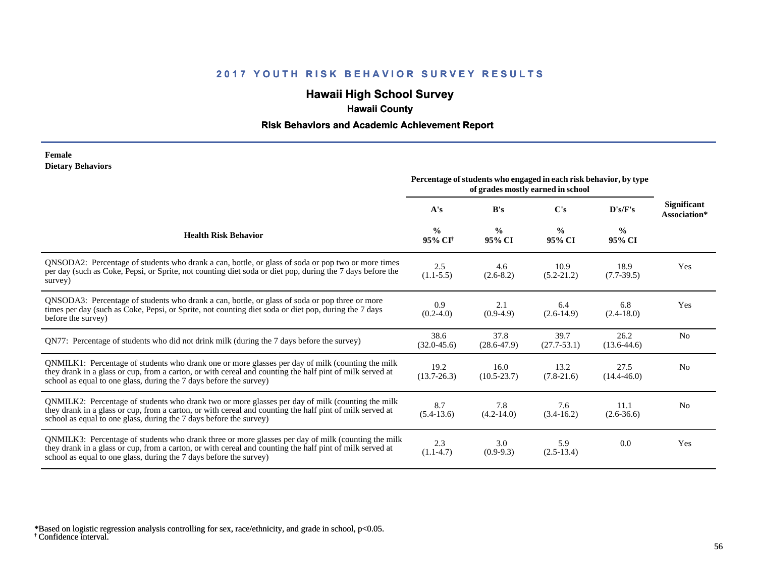# 2017 YOUTH RISK BEHAVIOR SURVEY RESULTS

## Hawaii High School Survey

### Hawaii County

### Risk Behaviors and Academic Achievement Report

**Female**
**Dietary Behaviors**

| Health Risk Behavior | Percentage of students who engaged in each risk behavior, by type of grades mostly earned in school | | | | Significant Association* |
|---|---|---|---|---|---|
| | A's | B's | C's | D's/F's | |
| | % 95% CI† | % 95% CI | % 95% CI | % 95% CI | |
| QNSODA2: Percentage of students who drank a can, bottle, or glass of soda or pop two or more times per day (such as Coke, Pepsi, or Sprite, not counting diet soda or diet pop, during the 7 days before the survey) | 2.5 (1.1-5.5) | 4.6 (2.6-8.2) | 10.9 (5.2-21.2) | 18.9 (7.7-39.5) | Yes |
| QNSODA3: Percentage of students who drank a can, bottle, or glass of soda or pop three or more times per day (such as Coke, Pepsi, or Sprite, not counting diet soda or diet pop, during the 7 days before the survey) | 0.9 (0.2-4.0) | 2.1 (0.9-4.9) | 6.4 (2.6-14.9) | 6.8 (2.4-18.0) | Yes |
| QN77: Percentage of students who did not drink milk (during the 7 days before the survey) | 38.6 (32.0-45.6) | 37.8 (28.6-47.9) | 39.7 (27.7-53.1) | 26.2 (13.6-44.6) | No |
| QNMILK1: Percentage of students who drank one or more glasses per day of milk (counting the milk they drank in a glass or cup, from a carton, or with cereal and counting the half pint of milk served at school as equal to one glass, during the 7 days before the survey) | 19.2 (13.7-26.3) | 16.0 (10.5-23.7) | 13.2 (7.8-21.6) | 27.5 (14.4-46.0) | No |
| QNMILK2: Percentage of students who drank two or more glasses per day of milk (counting the milk they drank in a glass or cup, from a carton, or with cereal and counting the half pint of milk served at school as equal to one glass, during the 7 days before the survey) | 8.7 (5.4-13.6) | 7.8 (4.2-14.0) | 7.6 (3.4-16.2) | 11.1 (2.6-36.6) | No |
| QNMILK3: Percentage of students who drank three or more glasses per day of milk (counting the milk they drank in a glass or cup, from a carton, or with cereal and counting the half pint of milk served at school as equal to one glass, during the 7 days before the survey) | 2.3 (1.1-4.7) | 3.0 (0.9-9.3) | 5.9 (2.5-13.4) | 0.0 | Yes |

*Based on logistic regression analysis controlling for sex, race/ethnicity, and grade in school, $p<0.05$.
† Confidence interval.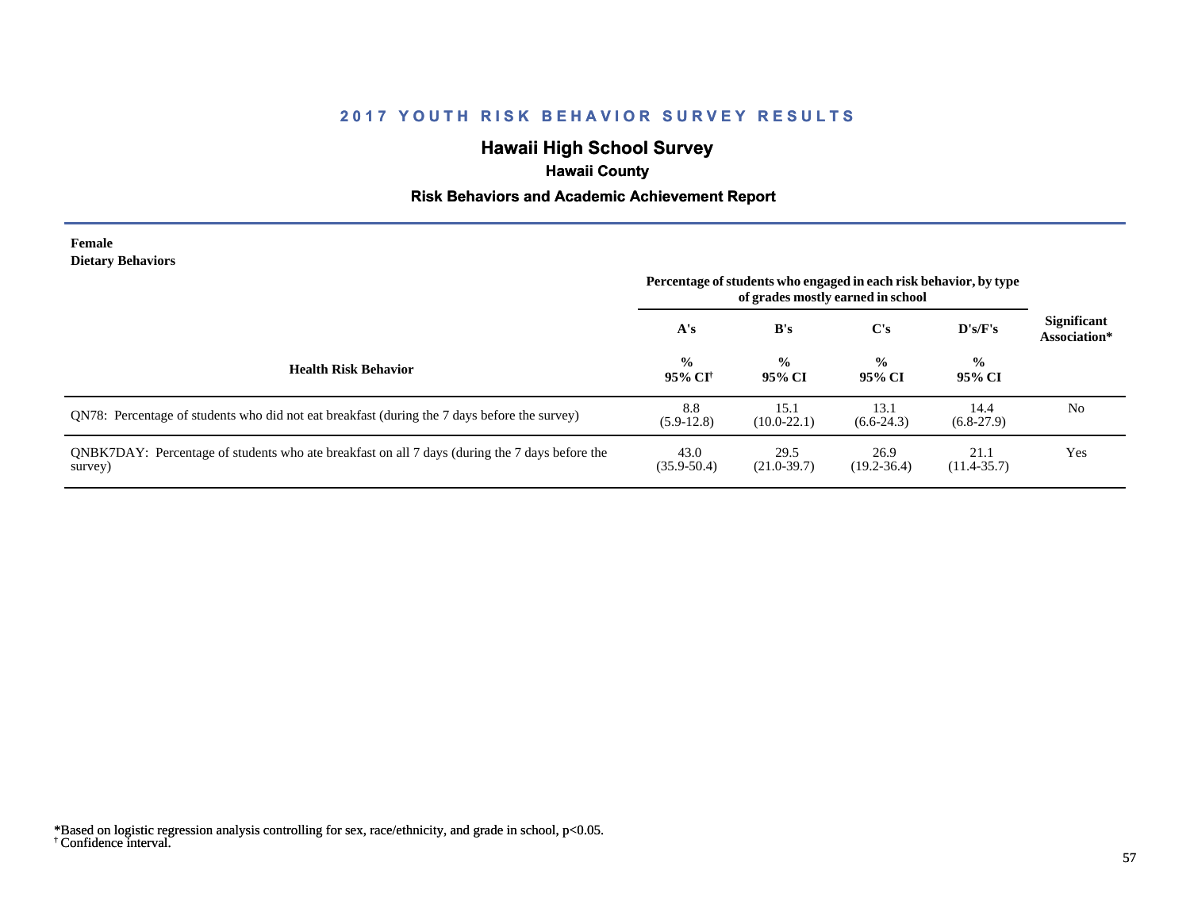## 2017 YOUTH RISK BEHAVIOR SURVEY RESULTS

### Hawaii High School Survey

**Hawaii County**

**Risk Behaviors and Academic Achievement Report**

**Female**
**Dietary Behaviors**

| Health Risk Behavior | A's<br>%<br>95% CI† | B's<br>%<br>95% CI | C's<br>%<br>95% CI | D's/F's<br>%<br>95% CI | Significant Association* |
|---|---|---|---|---|---|
| | Percentage of students who engaged in each risk behavior, by type of grades mostly earned in school | | | | |
| QN78: Percentage of students who did not eat breakfast (during the 7 days before the survey) | 8.8<br>(5.9-12.8) | 15.1<br>(10.0-22.1) | 13.1<br>(6.6-24.3) | 14.4<br>(6.8-27.9) | No |
| QNBK7DAY: Percentage of students who ate breakfast on all 7 days (during the 7 days before the survey) | 43.0<br>(35.9-50.4) | 29.5<br>(21.0-39.7) | 26.9<br>(19.2-36.4) | 21.1<br>(11.4-35.7) | Yes |

*Based on logistic regression analysis controlling for sex, race/ethnicity, and grade in school, $p<0.05$.
† Confidence interval.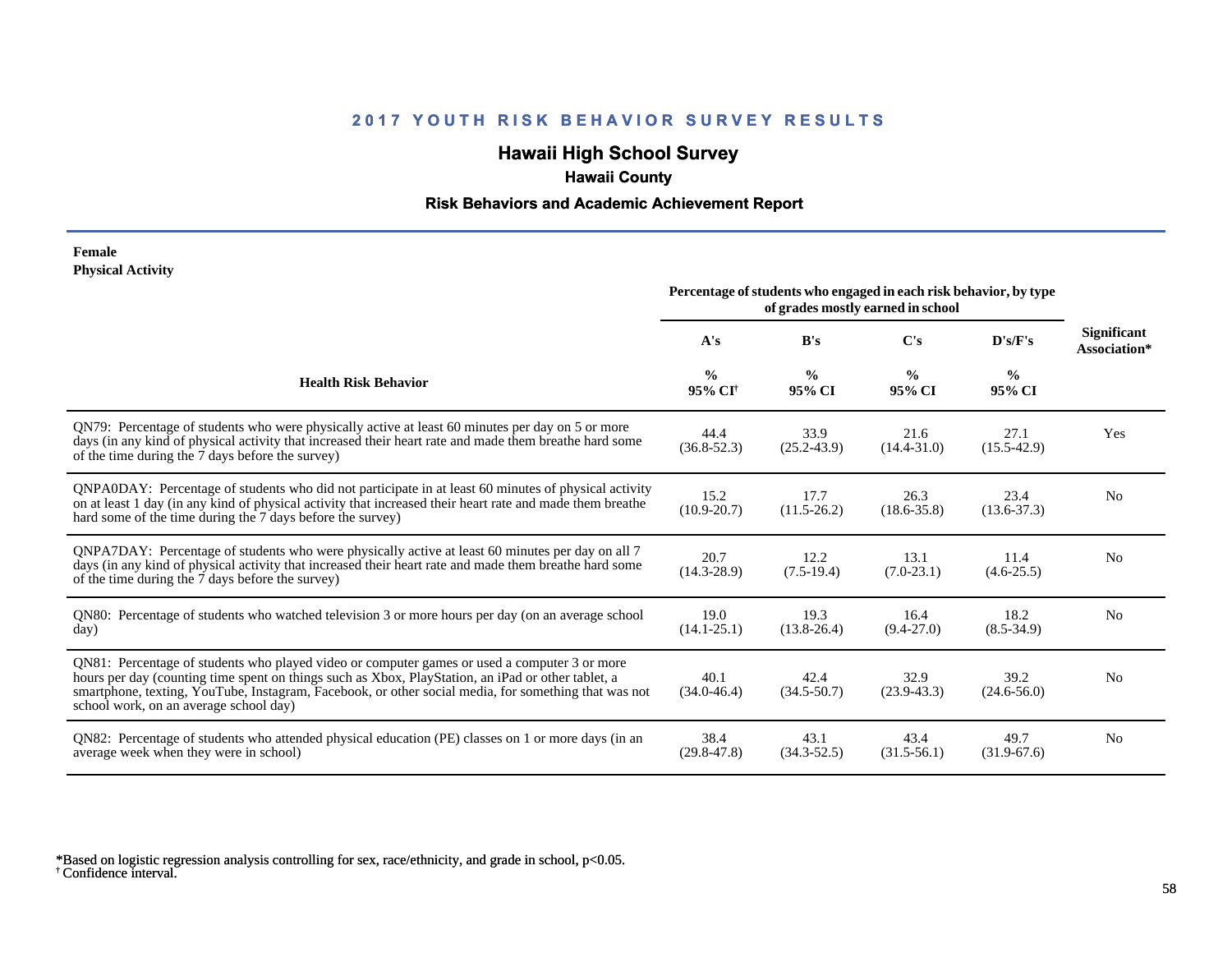## 2017 YOUTH RISK BEHAVIOR SURVEY RESULTS

### Hawaii High School Survey

**Hawaii County**

**Risk Behaviors and Academic Achievement Report**

**Female**
**Physical Activity**

| Health Risk Behavior | Percentage of students who engaged in each risk behavior, by type of grades mostly earned in school | | | | Significant Association* |
|---|---|---|---|---|---|
| | A's | B's | C's | D's/F's | |
| | % 95% CI[†] | % 95% CI | % 95% CI | % 95% CI | |
| QN79: Percentage of students who were physically active at least 60 minutes per day on 5 or more days (in any kind of physical activity that increased their heart rate and made them breathe hard some of the time during the 7 days before the survey) | 44.4 (36.8-52.3) | 33.9 (25.2-43.9) | 21.6 (14.4-31.0) | 27.1 (15.5-42.9) | Yes |
| QNPA0DAY: Percentage of students who did not participate in at least 60 minutes of physical activity on at least 1 day (in any kind of physical activity that increased their heart rate and made them breathe hard some of the time during the 7 days before the survey) | 15.2 (10.9-20.7) | 17.7 (11.5-26.2) | 26.3 (18.6-35.8) | 23.4 (13.6-37.3) | No |
| QNPA7DAY: Percentage of students who were physically active at least 60 minutes per day on all 7 days (in any kind of physical activity that increased their heart rate and made them breathe hard some of the time during the 7 days before the survey) | 20.7 (14.3-28.9) | 12.2 (7.5-19.4) | 13.1 (7.0-23.1) | 11.4 (4.6-25.5) | No |
| QN80: Percentage of students who watched television 3 or more hours per day (on an average school day) | 19.0 (14.1-25.1) | 19.3 (13.8-26.4) | 16.4 (9.4-27.0) | 18.2 (8.5-34.9) | No |
| QN81: Percentage of students who played video or computer games or used a computer 3 or more hours per day (counting time spent on things such as Xbox, PlayStation, an iPad or other tablet, a smartphone, texting, YouTube, Instagram, Facebook, or other social media, for something that was not school work, on an average school day) | 40.1 (34.0-46.4) | 42.4 (34.5-50.7) | 32.9 (23.9-43.3) | 39.2 (24.6-56.0) | No |
| QN82: Percentage of students who attended physical education (PE) classes on 1 or more days (in an average week when they were in school) | 38.4 (29.8-47.8) | 43.1 (34.3-52.5) | 43.4 (31.5-56.1) | 49.7 (31.9-67.6) | No |

*Based on logistic regression analysis controlling for sex, race/ethnicity, and grade in school, $p<0.05$.
[†] Confidence interval.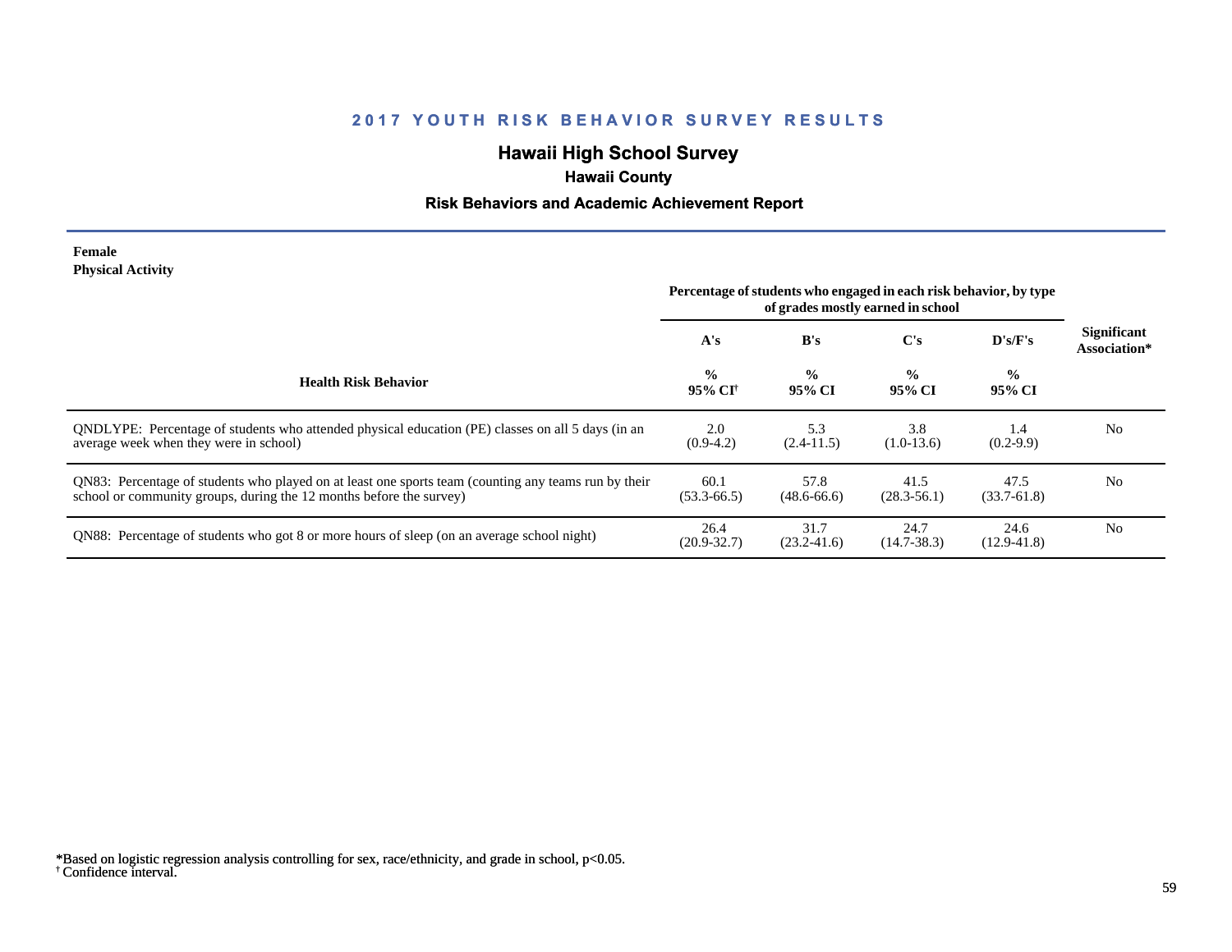## 2017 YOUTH RISK BEHAVIOR SURVEY RESULTS

# Hawaii High School Survey

### Hawaii County

### Risk Behaviors and Academic Achievement Report

**Female**
**Physical Activity**

| Health Risk Behavior | Percentage of students who engaged in each risk behavior, by type of grades mostly earned in school | | | | Significant Association* |
|---|---|---|---|---|---|
| | A's | B's | C's | D's/F's | |
| | % 95% CI[†] | % 95% CI | % 95% CI | % 95% CI | |
| QNDLYPE: Percentage of students who attended physical education (PE) classes on all 5 days (in an average week when they were in school) | 2.0 (0.9-4.2) | 5.3 (2.4-11.5) | 3.8 (1.0-13.6) | 1.4 (0.2-9.9) | No |
| QN83: Percentage of students who played on at least one sports team (counting any teams run by their school or community groups, during the 12 months before the survey) | 60.1 (53.3-66.5) | 57.8 (48.6-66.6) | 41.5 (28.3-56.1) | 47.5 (33.7-61.8) | No |
| QN88: Percentage of students who got 8 or more hours of sleep (on an average school night) | 26.4 (20.9-32.7) | 31.7 (23.2-41.6) | 24.7 (14.7-38.3) | 24.6 (12.9-41.8) | No |

*Based on logistic regression analysis controlling for sex, race/ethnicity, and grade in school, $p<0.05$.
[†] Confidence interval.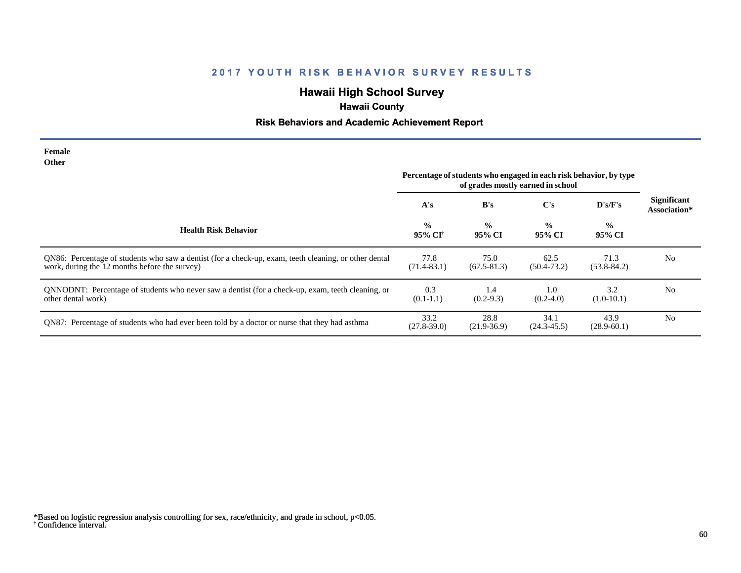## 2017 YOUTH RISK BEHAVIOR SURVEY RESULTS

### Hawaii High School Survey

**Hawaii County**

**Risk Behaviors and Academic Achievement Report**

**Female**
**Other**

| Health Risk Behavior | A's | B's | C's | D's/F's | Significant Association* |
|---|---|---|---|---|---|
| | Percentage of students who engaged in each risk behavior, by type of grades mostly earned in school | | | | |
| | % 95% CI† | % 95% CI | % 95% CI | % 95% CI | |
| QN86: Percentage of students who saw a dentist (for a check-up, exam, teeth cleaning, or other dental work, during the 12 months before the survey) | 77.8 (71.4-83.1) | 75.0 (67.5-81.3) | 62.5 (50.4-73.2) | 71.3 (53.8-84.2) | No |
| QNNODNT: Percentage of students who never saw a dentist (for a check-up, exam, teeth cleaning, or other dental work) | 0.3 (0.1-1.1) | 1.4 (0.2-9.3) | 1.0 (0.2-4.0) | 3.2 (1.0-10.1) | No |
| QN87: Percentage of students who had ever been told by a doctor or nurse that they had asthma | 33.2 (27.8-39.0) | 28.8 (21.9-36.9) | 34.1 (24.3-45.5) | 43.9 (28.9-60.1) | No |

*Based on logistic regression analysis controlling for sex, race/ethnicity, and grade in school, $p<0.05$.
† Confidence interval.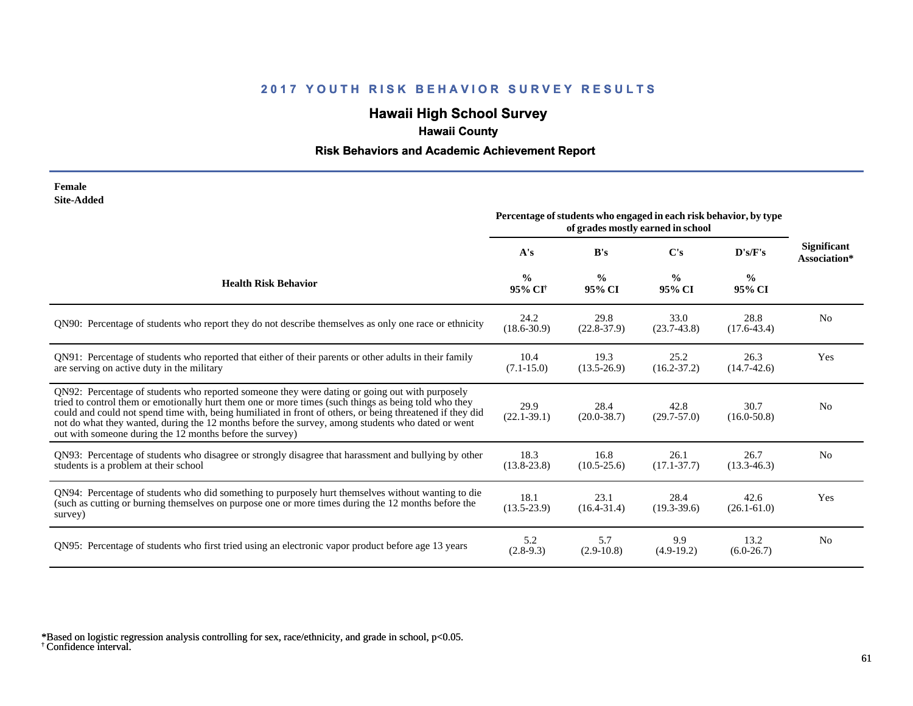# 2017 YOUTH RISK BEHAVIOR SURVEY RESULTS

## Hawaii High School Survey

### Hawaii County

### Risk Behaviors and Academic Achievement Report

**Female**
**Site-Added**

| Health Risk Behavior | Percentage of students who engaged in each risk behavior, by type of grades mostly earned in school | | | | Significant Association* |
|---|---|---|---|---|---|
| | A's | B's | C's | D's/F's | |
| | % 95% CI[†] | % 95% CI | % 95% CI | % 95% CI | |
| QN90: Percentage of students who report they do not describe themselves as only one race or ethnicity | 24.2 (18.6-30.9) | 29.8 (22.8-37.9) | 33.0 (23.7-43.8) | 28.8 (17.6-43.4) | No |
| QN91: Percentage of students who reported that either of their parents or other adults in their family are serving on active duty in the military | 10.4 (7.1-15.0) | 19.3 (13.5-26.9) | 25.2 (16.2-37.2) | 26.3 (14.7-42.6) | Yes |
| QN92: Percentage of students who reported someone they were dating or going out with purposely tried to control them or emotionally hurt them one or more times (such things as being told who they could and could not spend time with, being humiliated in front of others, or being threatened if they did not do what they wanted, during the 12 months before the survey, among students who dated or went out with someone during the 12 months before the survey) | 29.9 (22.1-39.1) | 28.4 (20.0-38.7) | 42.8 (29.7-57.0) | 30.7 (16.0-50.8) | No |
| QN93: Percentage of students who disagree or strongly disagree that harassment and bullying by other students is a problem at their school | 18.3 (13.8-23.8) | 16.8 (10.5-25.6) | 26.1 (17.1-37.7) | 26.7 (13.3-46.3) | No |
| QN94: Percentage of students who did something to purposely hurt themselves without wanting to die (such as cutting or burning themselves on purpose one or more times during the 12 months before the survey) | 18.1 (13.5-23.9) | 23.1 (16.4-31.4) | 28.4 (19.3-39.6) | 42.6 (26.1-61.0) | Yes |
| QN95: Percentage of students who first tried using an electronic vapor product before age 13 years | 5.2 (2.8-9.3) | 5.7 (2.9-10.8) | 9.9 (4.9-19.2) | 13.2 (6.0-26.7) | No |

*Based on logistic regression analysis controlling for sex, race/ethnicity, and grade in school, $p<0.05$.
[†] Confidence interval.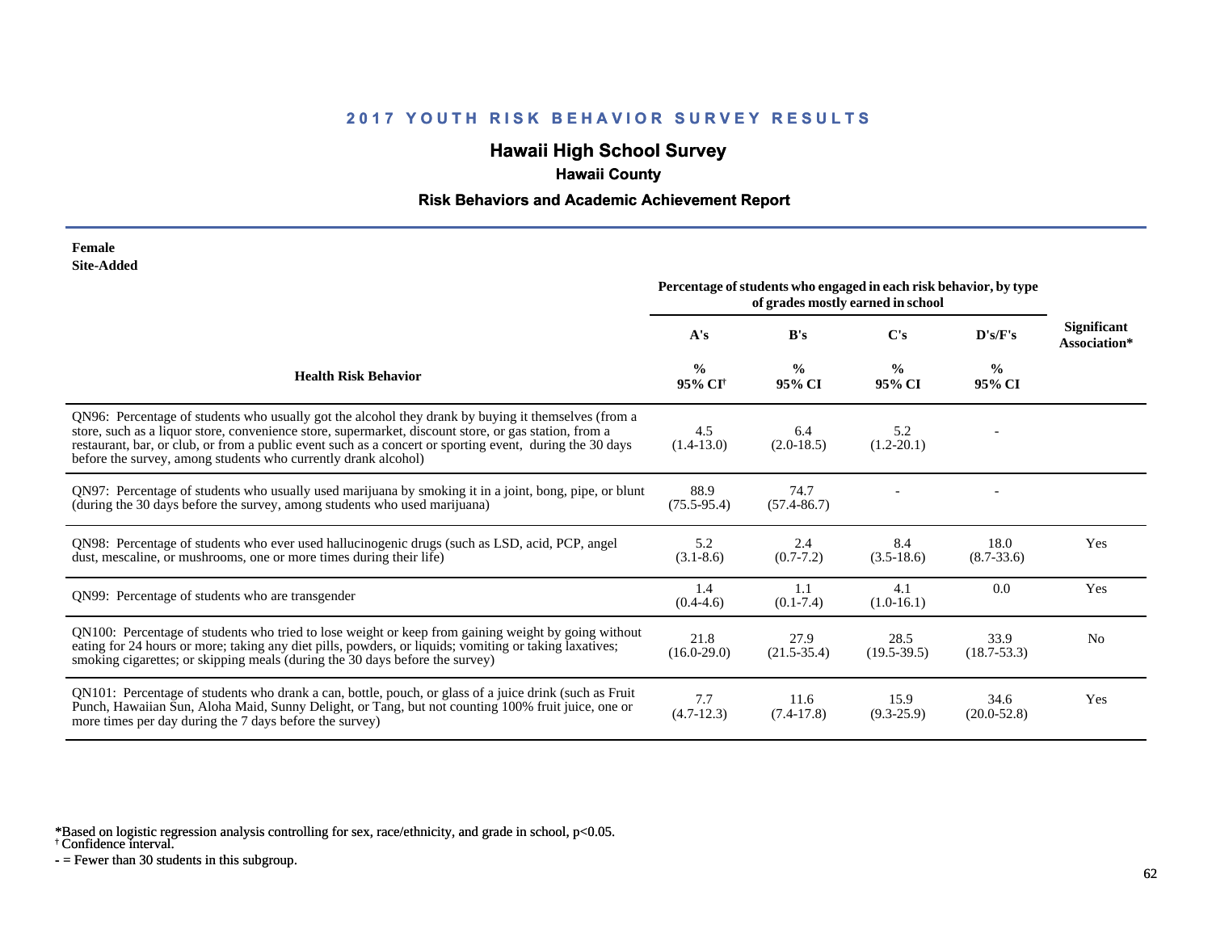## 2017 YOUTH RISK BEHAVIOR SURVEY RESULTS

# Hawaii High School Survey

### Hawaii County

### Risk Behaviors and Academic Achievement Report

**Female**
**Site-Added**

| Health Risk Behavior | Percentage of students who engaged in each risk behavior, by type of grades mostly earned in school | | | | Significant Association* |
|---|---|---|---|---|---|
| | A's | B's | C's | D's/F's | |
| | % 95% CI[†] | % 95% CI | % 95% CI | % 95% CI | |
| QN96: Percentage of students who usually got the alcohol they drank by buying it themselves (from a store, such as a liquor store, convenience store, supermarket, discount store, or gas station, from a restaurant, bar, or club, or from a public event such as a concert or sporting event, during the 30 days before the survey, among students who currently drank alcohol) | 4.5 (1.4-13.0) | 6.4 (2.0-18.5) | 5.2 (1.2-20.1) | - | |
| QN97: Percentage of students who usually used marijuana by smoking it in a joint, bong, pipe, or blunt (during the 30 days before the survey, among students who used marijuana) | 88.9 (75.5-95.4) | 74.7 (57.4-86.7) | - | - | |
| QN98: Percentage of students who ever used hallucinogenic drugs (such as LSD, acid, PCP, angel dust, mescaline, or mushrooms, one or more times during their life) | 5.2 (3.1-8.6) | 2.4 (0.7-7.2) | 8.4 (3.5-18.6) | 18.0 (8.7-33.6) | Yes |
| QN99: Percentage of students who are transgender | 1.4 (0.4-4.6) | 1.1 (0.1-7.4) | 4.1 (1.0-16.1) | 0.0 | Yes |
| QN100: Percentage of students who tried to lose weight or keep from gaining weight by going without eating for 24 hours or more; taking any diet pills, powders, or liquids; vomiting or taking laxatives; smoking cigarettes; or skipping meals (during the 30 days before the survey) | 21.8 (16.0-29.0) | 27.9 (21.5-35.4) | 28.5 (19.5-39.5) | 33.9 (18.7-53.3) | No |
| QN101: Percentage of students who drank a can, bottle, pouch, or glass of a juice drink (such as Fruit Punch, Hawaiian Sun, Aloha Maid, Sunny Delight, or Tang, but not counting 100% fruit juice, one or more times per day during the 7 days before the survey) | 7.7 (4.7-12.3) | 11.6 (7.4-17.8) | 15.9 (9.3-25.9) | 34.6 (20.0-52.8) | Yes |

*Based on logistic regression analysis controlling for sex, race/ethnicity, and grade in school, $p<0.05$.
[†] Confidence interval.
- = Fewer than 30 students in this subgroup.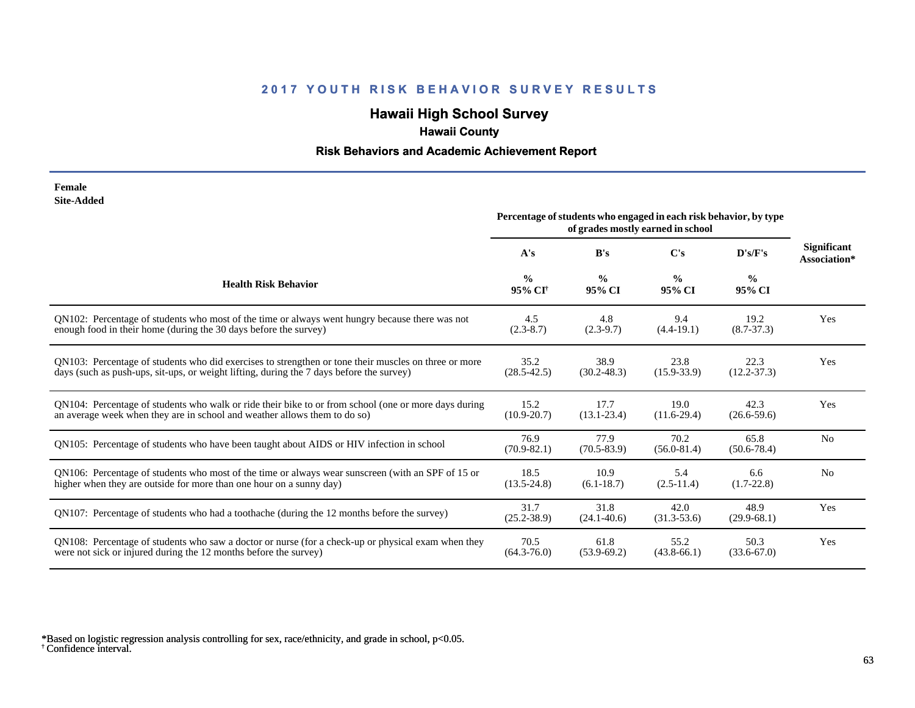# 2017 YOUTH RISK BEHAVIOR SURVEY RESULTS

## Hawaii High School Survey

### Hawaii County

### Risk Behaviors and Academic Achievement Report

**Female**
**Site-Added**

| Health Risk Behavior | Percentage of students who engaged in each risk behavior, by type of grades mostly earned in school | | | | Significant Association* |
|---|---|---|---|---|---|
| | A's | B's | C's | D's/F's | |
| | % 95% CI[†] | % 95% CI | % 95% CI | % 95% CI | |
| QN102: Percentage of students who most of the time or always went hungry because there was not enough food in their home (during the 30 days before the survey) | 4.5 (2.3-8.7) | 4.8 (2.3-9.7) | 9.4 (4.4-19.1) | 19.2 (8.7-37.3) | Yes |
| QN103: Percentage of students who did exercises to strengthen or tone their muscles on three or more days (such as push-ups, sit-ups, or weight lifting, during the 7 days before the survey) | 35.2 (28.5-42.5) | 38.9 (30.2-48.3) | 23.8 (15.9-33.9) | 22.3 (12.2-37.3) | Yes |
| QN104: Percentage of students who walk or ride their bike to or from school (one or more days during an average week when they are in school and weather allows them to do so) | 15.2 (10.9-20.7) | 17.7 (13.1-23.4) | 19.0 (11.6-29.4) | 42.3 (26.6-59.6) | Yes |
| QN105: Percentage of students who have been taught about AIDS or HIV infection in school | 76.9 (70.9-82.1) | 77.9 (70.5-83.9) | 70.2 (56.0-81.4) | 65.8 (50.6-78.4) | No |
| QN106: Percentage of students who most of the time or always wear sunscreen (with an SPF of 15 or higher when they are outside for more than one hour on a sunny day) | 18.5 (13.5-24.8) | 10.9 (6.1-18.7) | 5.4 (2.5-11.4) | 6.6 (1.7-22.8) | No |
| QN107: Percentage of students who had a toothache (during the 12 months before the survey) | 31.7 (25.2-38.9) | 31.8 (24.1-40.6) | 42.0 (31.3-53.6) | 48.9 (29.9-68.1) | Yes |
| QN108: Percentage of students who saw a doctor or nurse (for a check-up or physical exam when they were not sick or injured during the 12 months before the survey) | 70.5 (64.3-76.0) | 61.8 (53.9-69.2) | 55.2 (43.8-66.1) | 50.3 (33.6-67.0) | Yes |

*Based on logistic regression analysis controlling for sex, race/ethnicity, and grade in school, $p<0.05$.
[†] Confidence interval.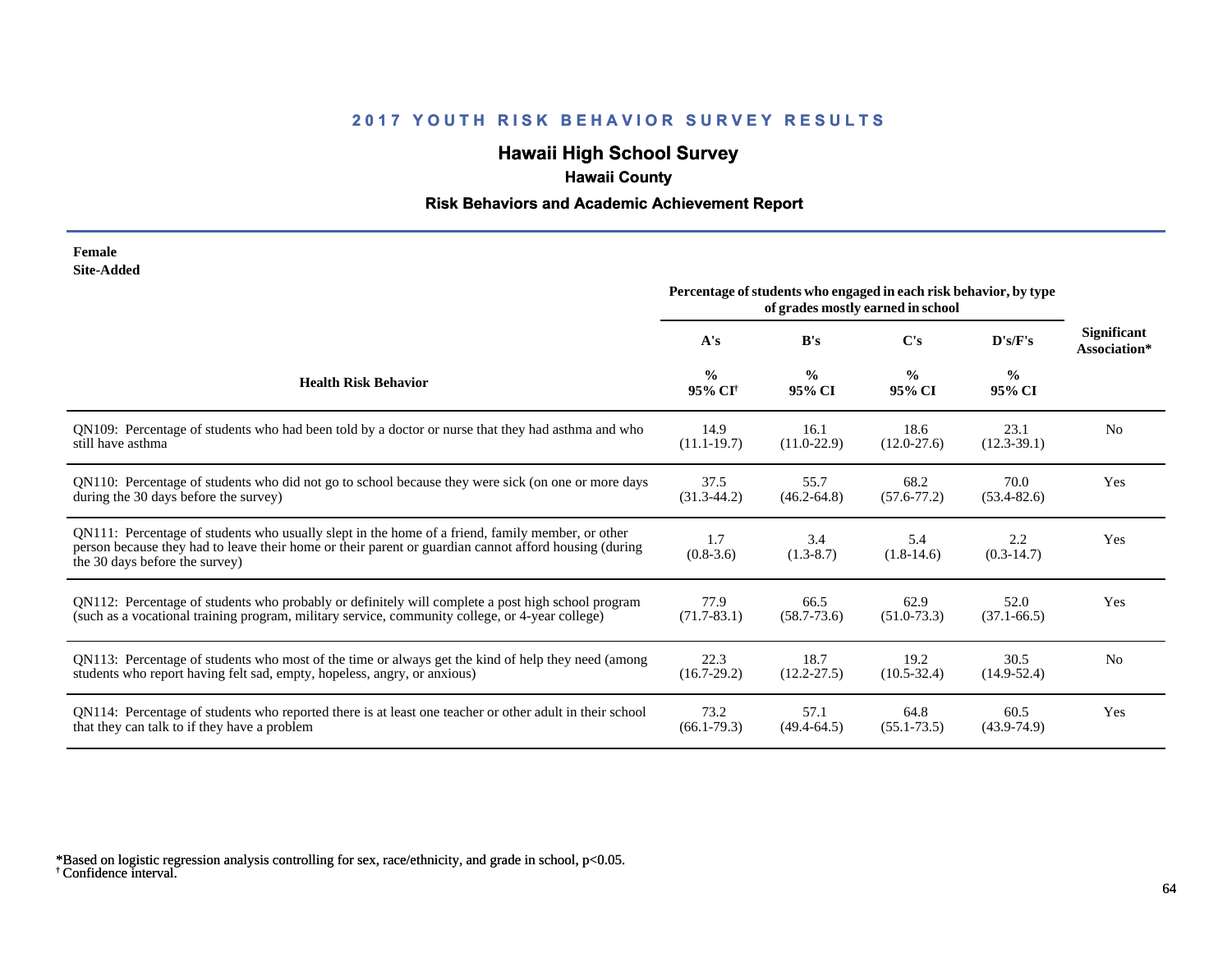## 2017 YOUTH RISK BEHAVIOR SURVEY RESULTS

# Hawaii High School Survey

### Hawaii County

### Risk Behaviors and Academic Achievement Report

**Female**
**Site-Added**

| Health Risk Behavior | Percentage of students who engaged in each risk behavior, by type of grades mostly earned in school | | | | Significant Association* |
|---|---|---|---|---|---|
| | A's | B's | C's | D's/F's | |
| | % 95% CI[†] | % 95% CI | % 95% CI | % 95% CI | |
| QN109: Percentage of students who had been told by a doctor or nurse that they had asthma and who still have asthma | 14.9 (11.1-19.7) | 16.1 (11.0-22.9) | 18.6 (12.0-27.6) | 23.1 (12.3-39.1) | No |
| QN110: Percentage of students who did not go to school because they were sick (on one or more days during the 30 days before the survey) | 37.5 (31.3-44.2) | 55.7 (46.2-64.8) | 68.2 (57.6-77.2) | 70.0 (53.4-82.6) | Yes |
| QN111: Percentage of students who usually slept in the home of a friend, family member, or other person because they had to leave their home or their parent or guardian cannot afford housing (during the 30 days before the survey) | 1.7 (0.8-3.6) | 3.4 (1.3-8.7) | 5.4 (1.8-14.6) | 2.2 (0.3-14.7) | Yes |
| QN112: Percentage of students who probably or definitely will complete a post high school program (such as a vocational training program, military service, community college, or 4-year college) | 77.9 (71.7-83.1) | 66.5 (58.7-73.6) | 62.9 (51.0-73.3) | 52.0 (37.1-66.5) | Yes |
| QN113: Percentage of students who most of the time or always get the kind of help they need (among students who report having felt sad, empty, hopeless, angry, or anxious) | 22.3 (16.7-29.2) | 18.7 (12.2-27.5) | 19.2 (10.5-32.4) | 30.5 (14.9-52.4) | No |
| QN114: Percentage of students who reported there is at least one teacher or other adult in their school that they can talk to if they have a problem | 73.2 (66.1-79.3) | 57.1 (49.4-64.5) | 64.8 (55.1-73.5) | 60.5 (43.9-74.9) | Yes |

*Based on logistic regression analysis controlling for sex, race/ethnicity, and grade in school, p<0.05.
[†] Confidence interval.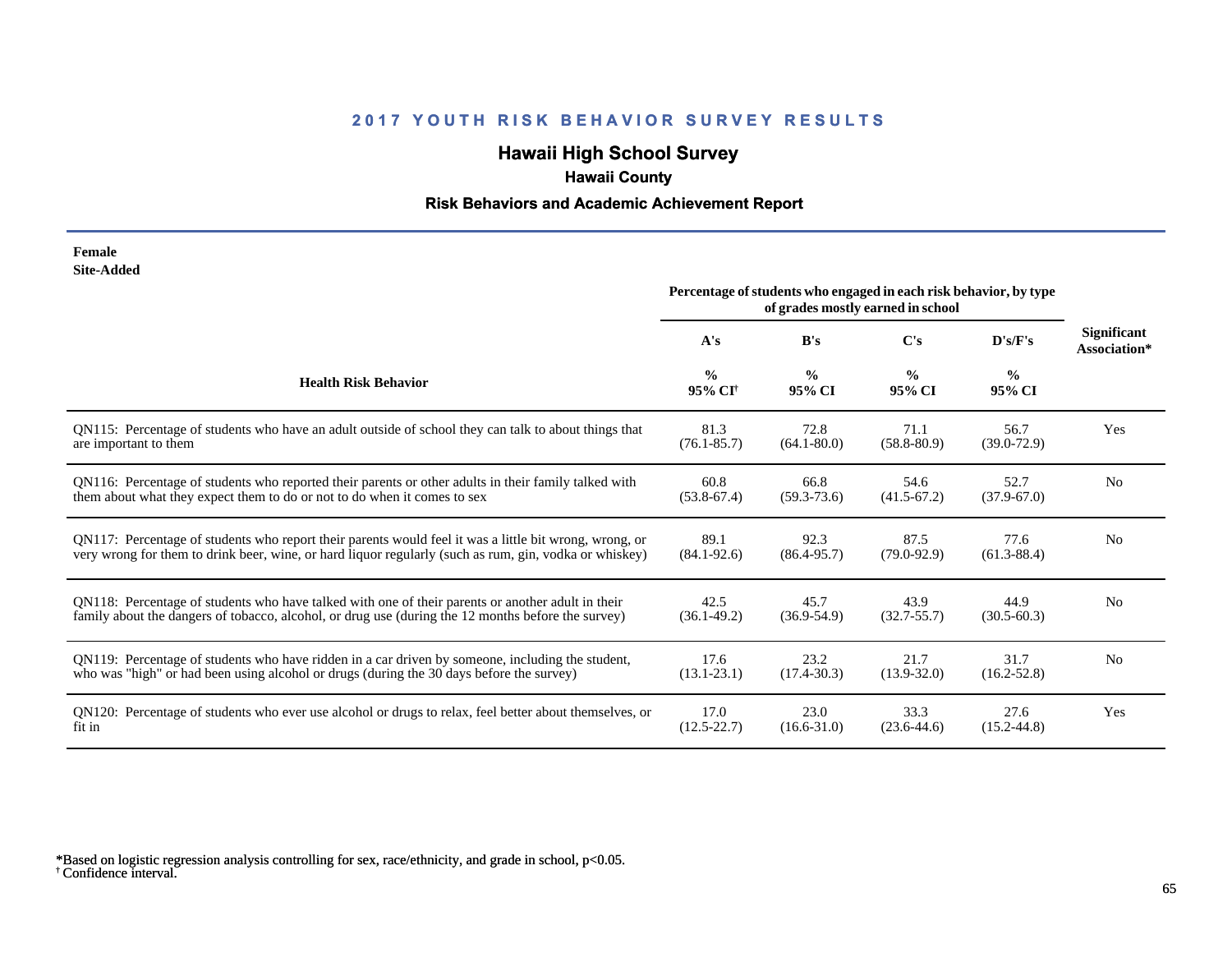## 2017 YOUTH RISK BEHAVIOR SURVEY RESULTS

# Hawaii High School Survey

### Hawaii County

### Risk Behaviors and Academic Achievement Report

**Female**
**Site-Added**

| Health Risk Behavior | Percentage of students who engaged in each risk behavior, by type of grades mostly earned in school | | | | Significant Association* |
|---|---|---|---|---|---|
| | A's | B's | C's | D's/F's | |
| | % 95% CI[†] | % 95% CI | % 95% CI | % 95% CI | |
| QN115: Percentage of students who have an adult outside of school they can talk to about things that are important to them | 81.3 (76.1-85.7) | 72.8 (64.1-80.0) | 71.1 (58.8-80.9) | 56.7 (39.0-72.9) | Yes |
| QN116: Percentage of students who reported their parents or other adults in their family talked with them about what they expect them to do or not to do when it comes to sex | 60.8 (53.8-67.4) | 66.8 (59.3-73.6) | 54.6 (41.5-67.2) | 52.7 (37.9-67.0) | No |
| QN117: Percentage of students who report their parents would feel it was a little bit wrong, wrong, or very wrong for them to drink beer, wine, or hard liquor regularly (such as rum, gin, vodka or whiskey) | 89.1 (84.1-92.6) | 92.3 (86.4-95.7) | 87.5 (79.0-92.9) | 77.6 (61.3-88.4) | No |
| QN118: Percentage of students who have talked with one of their parents or another adult in their family about the dangers of tobacco, alcohol, or drug use (during the 12 months before the survey) | 42.5 (36.1-49.2) | 45.7 (36.9-54.9) | 43.9 (32.7-55.7) | 44.9 (30.5-60.3) | No |
| QN119: Percentage of students who have ridden in a car driven by someone, including the student, who was "high" or had been using alcohol or drugs (during the 30 days before the survey) | 17.6 (13.1-23.1) | 23.2 (17.4-30.3) | 21.7 (13.9-32.0) | 31.7 (16.2-52.8) | No |
| QN120: Percentage of students who ever use alcohol or drugs to relax, feel better about themselves, or fit in | 17.0 (12.5-22.7) | 23.0 (16.6-31.0) | 33.3 (23.6-44.6) | 27.6 (15.2-44.8) | Yes |

*Based on logistic regression analysis controlling for sex, race/ethnicity, and grade in school, $p<0.05$.
[†] Confidence interval.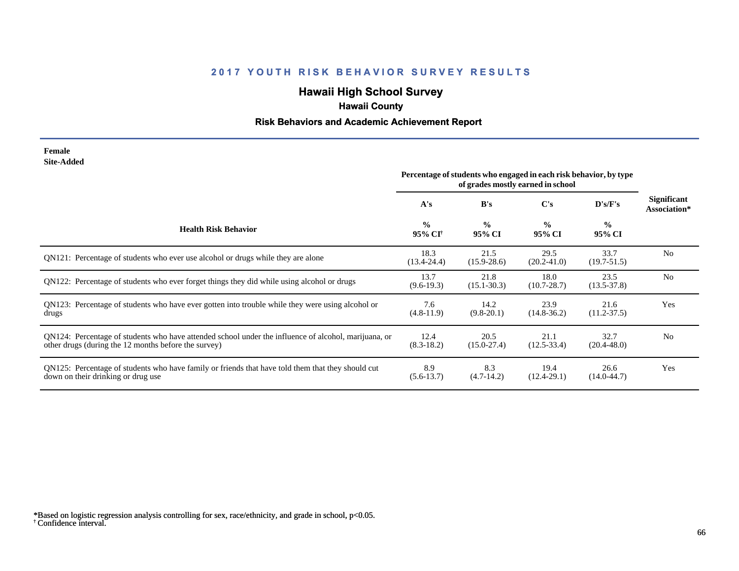## 2017 YOUTH RISK BEHAVIOR SURVEY RESULTS

# Hawaii High School Survey

### Hawaii County

### Risk Behaviors and Academic Achievement Report

**Female**
**Site-Added**

| Health Risk Behavior | Percentage of students who engaged in each risk behavior, by type of grades mostly earned in school | | | | Significant Association* |
|---|---|---|---|---|---|
| | A's | B's | C's | D's/F's | |
| | % 95% CI[†] | % 95% CI | % 95% CI | % 95% CI | |
| QN121: Percentage of students who ever use alcohol or drugs while they are alone | 18.3 (13.4-24.4) | 21.5 (15.9-28.6) | 29.5 (20.2-41.0) | 33.7 (19.7-51.5) | No |
| QN122: Percentage of students who ever forget things they did while using alcohol or drugs | 13.7 (9.6-19.3) | 21.8 (15.1-30.3) | 18.0 (10.7-28.7) | 23.5 (13.5-37.8) | No |
| QN123: Percentage of students who have ever gotten into trouble while they were using alcohol or drugs | 7.6 (4.8-11.9) | 14.2 (9.8-20.1) | 23.9 (14.8-36.2) | 21.6 (11.2-37.5) | Yes |
| QN124: Percentage of students who have attended school under the influence of alcohol, marijuana, or other drugs (during the 12 months before the survey) | 12.4 (8.3-18.2) | 20.5 (15.0-27.4) | 21.1 (12.5-33.4) | 32.7 (20.4-48.0) | No |
| QN125: Percentage of students who have family or friends that have told them that they should cut down on their drinking or drug use | 8.9 (5.6-13.7) | 8.3 (4.7-14.2) | 19.4 (12.4-29.1) | 26.6 (14.0-44.7) | Yes |

*Based on logistic regression analysis controlling for sex, race/ethnicity, and grade in school, $p<0.05$.
† Confidence interval.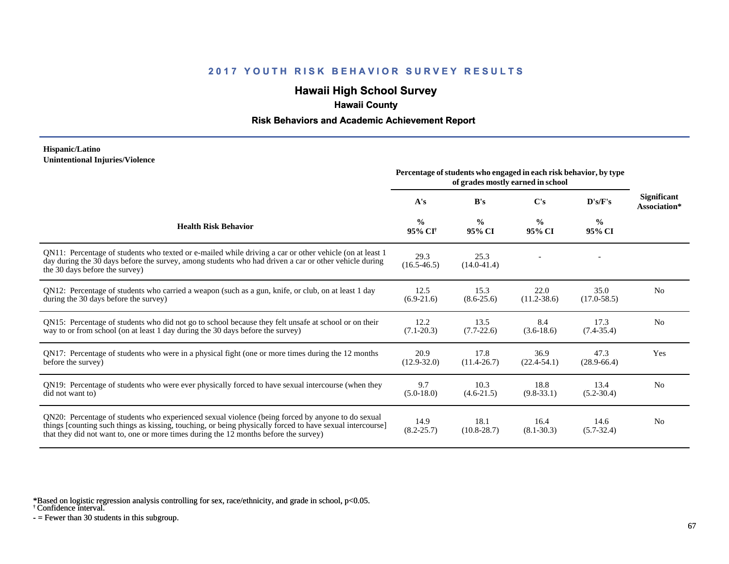# 2017 YOUTH RISK BEHAVIOR SURVEY RESULTS

## Hawaii High School Survey

### Hawaii County

### Risk Behaviors and Academic Achievement Report

**Hispanic/Latino**
**Unintentional Injuries/Violence**

| Health Risk Behavior | Percentage of students who engaged in each risk behavior, by type of grades mostly earned in school | | | | Significant Association* |
|---|---|---|---|---|---|
| | A's | B's | C's | D's/F's | |
| | % 95% CI[†] | % 95% CI | % 95% CI | % 95% CI | |
| QN11: Percentage of students who texted or e-mailed while driving a car or other vehicle (on at least 1 day during the 30 days before the survey, among students who had driven a car or other vehicle during the 30 days before the survey) | 29.3 (16.5-46.5) | 25.3 (14.0-41.4) | - | - | |
| QN12: Percentage of students who carried a weapon (such as a gun, knife, or club, on at least 1 day during the 30 days before the survey) | 12.5 (6.9-21.6) | 15.3 (8.6-25.6) | 22.0 (11.2-38.6) | 35.0 (17.0-58.5) | No |
| QN15: Percentage of students who did not go to school because they felt unsafe at school or on their way to or from school (on at least 1 day during the 30 days before the survey) | 12.2 (7.1-20.3) | 13.5 (7.7-22.6) | 8.4 (3.6-18.6) | 17.3 (7.4-35.4) | No |
| QN17: Percentage of students who were in a physical fight (one or more times during the 12 months before the survey) | 20.9 (12.9-32.0) | 17.8 (11.4-26.7) | 36.9 (22.4-54.1) | 47.3 (28.9-66.4) | Yes |
| QN19: Percentage of students who were ever physically forced to have sexual intercourse (when they did not want to) | 9.7 (5.0-18.0) | 10.3 (4.6-21.5) | 18.8 (9.8-33.1) | 13.4 (5.2-30.4) | No |
| QN20: Percentage of students who experienced sexual violence (being forced by anyone to do sexual things [counting such things as kissing, touching, or being physically forced to have sexual intercourse] that they did not want to, one or more times during the 12 months before the survey) | 14.9 (8.2-25.7) | 18.1 (10.8-28.7) | 16.4 (8.1-30.3) | 14.6 (5.7-32.4) | No |

*Based on logistic regression analysis controlling for sex, race/ethnicity, and grade in school, $p<0.05$.
† Confidence interval.
- = Fewer than 30 students in this subgroup.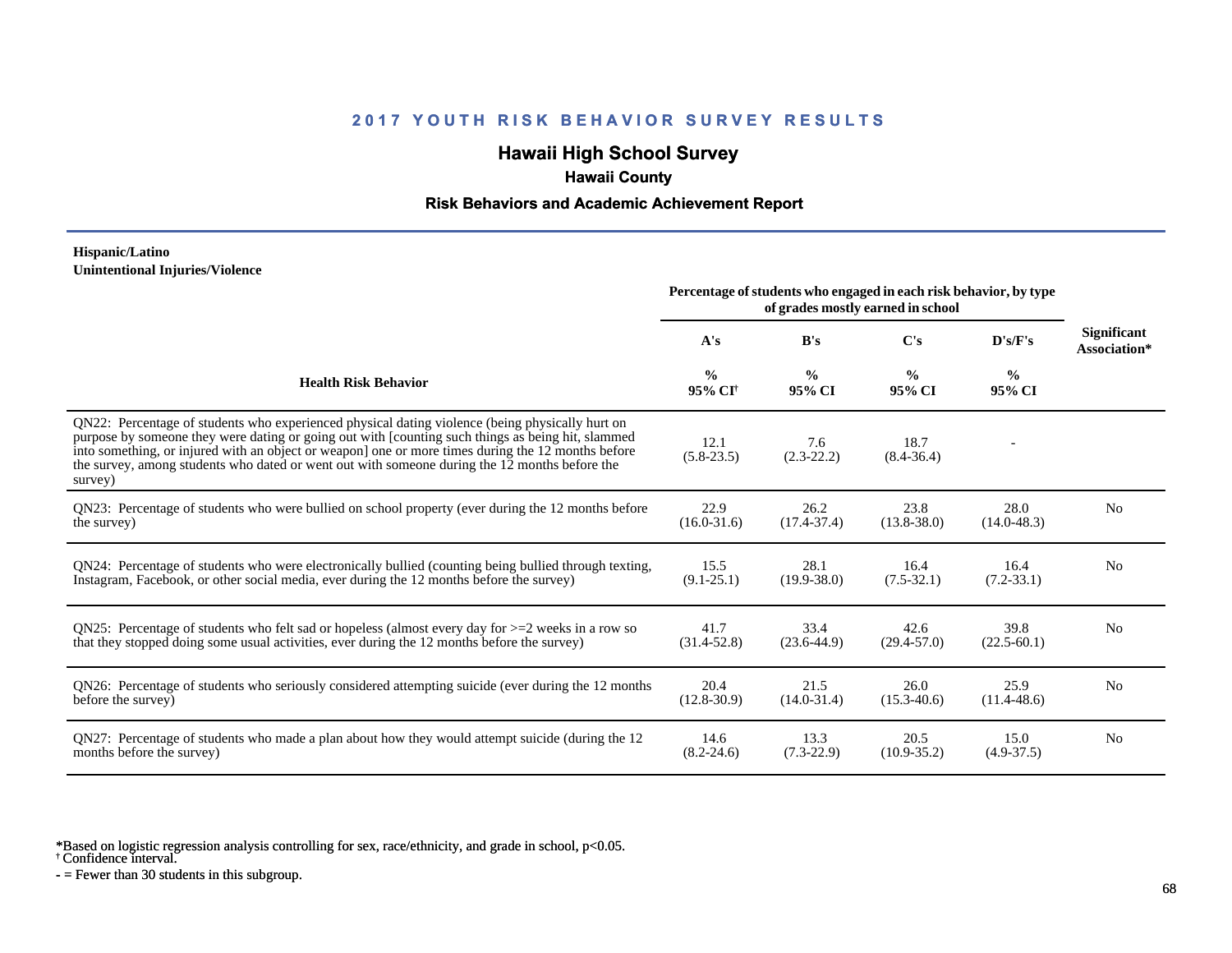## 2017 YOUTH RISK BEHAVIOR SURVEY RESULTS

# Hawaii High School Survey

### Hawaii County

### Risk Behaviors and Academic Achievement Report

**Hispanic/Latino**
**Unintentional Injuries/Violence**

| Health Risk Behavior | Percentage of students who engaged in each risk behavior, by type of grades mostly earned in school | | | | Significant Association* |
|---|---|---|---|---|---|
| | A's | B's | C's | D's/F's | |
| | % 95% CI[†] | % 95% CI | % 95% CI | % 95% CI | |
| QN22: Percentage of students who experienced physical dating violence (being physically hurt on purpose by someone they were dating or going out with [counting such things as being hit, slammed into something, or injured with an object or weapon] one or more times during the 12 months before the survey, among students who dated or went out with someone during the 12 months before the survey) | 12.1 (5.8-23.5) | 7.6 (2.3-22.2) | 18.7 (8.4-36.4) | - | |
| QN23: Percentage of students who were bullied on school property (ever during the 12 months before the survey) | 22.9 (16.0-31.6) | 26.2 (17.4-37.4) | 23.8 (13.8-38.0) | 28.0 (14.0-48.3) | No |
| QN24: Percentage of students who were electronically bullied (counting being bullied through texting, Instagram, Facebook, or other social media, ever during the 12 months before the survey) | 15.5 (9.1-25.1) | 28.1 (19.9-38.0) | 16.4 (7.5-32.1) | 16.4 (7.2-33.1) | No |
| QN25: Percentage of students who felt sad or hopeless (almost every day for >=2 weeks in a row so that they stopped doing some usual activities, ever during the 12 months before the survey) | 41.7 (31.4-52.8) | 33.4 (23.6-44.9) | 42.6 (29.4-57.0) | 39.8 (22.5-60.1) | No |
| QN26: Percentage of students who seriously considered attempting suicide (ever during the 12 months before the survey) | 20.4 (12.8-30.9) | 21.5 (14.0-31.4) | 26.0 (15.3-40.6) | 25.9 (11.4-48.6) | No |
| QN27: Percentage of students who made a plan about how they would attempt suicide (during the 12 months before the survey) | 14.6 (8.2-24.6) | 13.3 (7.3-22.9) | 20.5 (10.9-35.2) | 15.0 (4.9-37.5) | No |

*Based on logistic regression analysis controlling for sex, race/ethnicity, and grade in school, $p<0.05$.
† Confidence interval.
- = Fewer than 30 students in this subgroup.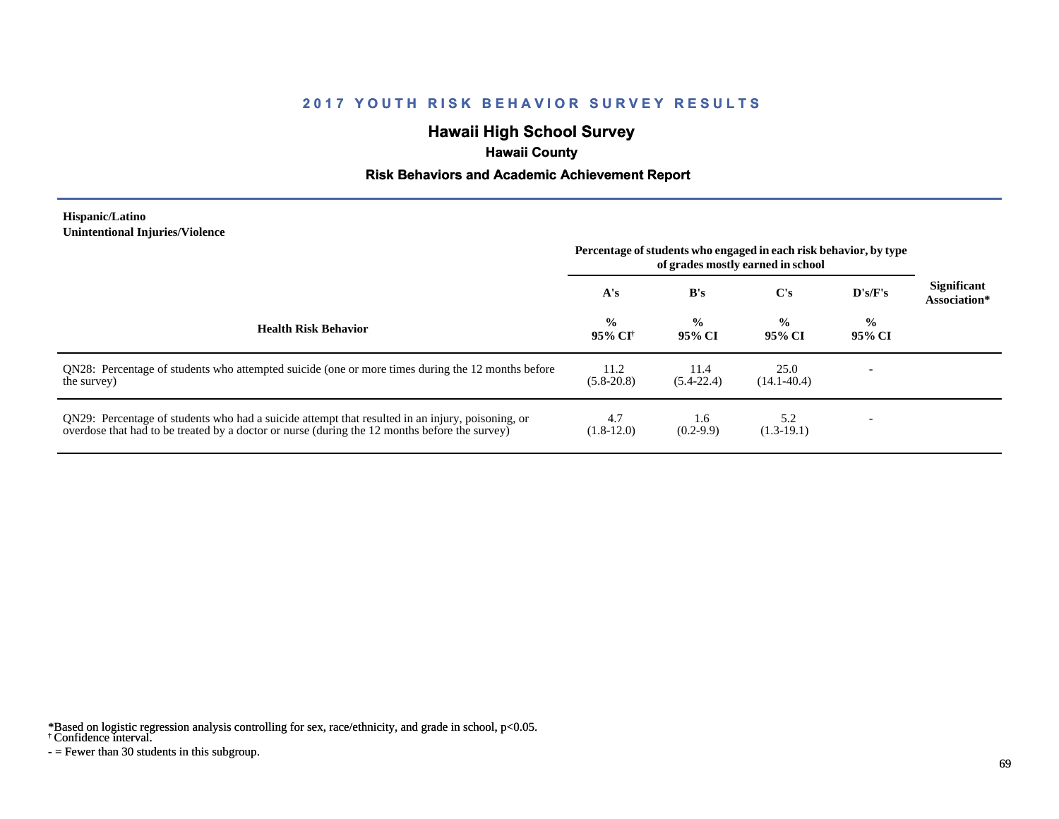# 2017 YOUTH RISK BEHAVIOR SURVEY RESULTS

## Hawaii High School Survey

### Hawaii County

### Risk Behaviors and Academic Achievement Report

**Hispanic/Latino**
**Unintentional Injuries/Violence**

| Health Risk Behavior | Percentage of students who engaged in each risk behavior, by type of grades mostly earned in school | | | | Significant Association* |
|---|---|---|---|---|---|
| | A's | B's | C's | D's/F's | |
| | % 95% CI[†] | % 95% CI | % 95% CI | % 95% CI | |
| QN28: Percentage of students who attempted suicide (one or more times during the 12 months before the survey) | 11.2 (5.8-20.8) | 11.4 (5.4-22.4) | 25.0 (14.1-40.4) | - | |
| QN29: Percentage of students who had a suicide attempt that resulted in an injury, poisoning, or overdose that had to be treated by a doctor or nurse (during the 12 months before the survey) | 4.7 (1.8-12.0) | 1.6 (0.2-9.9) | 5.2 (1.3-19.1) | - | |

*Based on logistic regression analysis controlling for sex, race/ethnicity, and grade in school, p<0.05.
† Confidence interval.
- = Fewer than 30 students in this subgroup.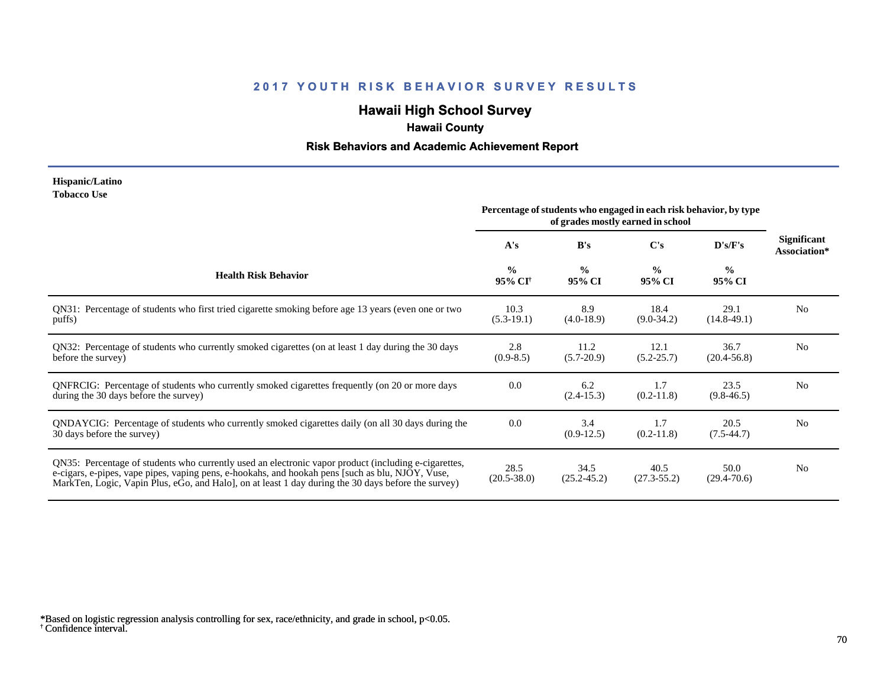## 2017 YOUTH RISK BEHAVIOR SURVEY RESULTS

# Hawaii High School Survey

### Hawaii County

### Risk Behaviors and Academic Achievement Report

**Hispanic/Latino**
**Tobacco Use**

| Health Risk Behavior | Percentage of students who engaged in each risk behavior, by type of grades mostly earned in school | | | | Significant Association* |
|---|---|---|---|---|---|
| | A's | B's | C's | D's/F's | |
| | % 95% CI[†] | % 95% CI | % 95% CI | % 95% CI | |
| QN31: Percentage of students who first tried cigarette smoking before age 13 years (even one or two puffs) | 10.3 (5.3-19.1) | 8.9 (4.0-18.9) | 18.4 (9.0-34.2) | 29.1 (14.8-49.1) | No |
| QN32: Percentage of students who currently smoked cigarettes (on at least 1 day during the 30 days before the survey) | 2.8 (0.9-8.5) | 11.2 (5.7-20.9) | 12.1 (5.2-25.7) | 36.7 (20.4-56.8) | No |
| QNFRCIG: Percentage of students who currently smoked cigarettes frequently (on 20 or more days during the 30 days before the survey) | 0.0 | 6.2 (2.4-15.3) | 1.7 (0.2-11.8) | 23.5 (9.8-46.5) | No |
| QNDAYCIG: Percentage of students who currently smoked cigarettes daily (on all 30 days during the 30 days before the survey) | 0.0 | 3.4 (0.9-12.5) | 1.7 (0.2-11.8) | 20.5 (7.5-44.7) | No |
| QN35: Percentage of students who currently used an electronic vapor product (including e-cigarettes, e-cigars, e-pipes, vape pipes, vaping pens, e-hookahs, and hookah pens [such as blu, NJOY, Vuse, MarkTen, Logic, Vapin Plus, eGo, and Halo], on at least 1 day during the 30 days before the survey) | 28.5 (20.5-38.0) | 34.5 (25.2-45.2) | 40.5 (27.3-55.2) | 50.0 (29.4-70.6) | No |

*Based on logistic regression analysis controlling for sex, race/ethnicity, and grade in school, p<0.05.
[†] Confidence interval.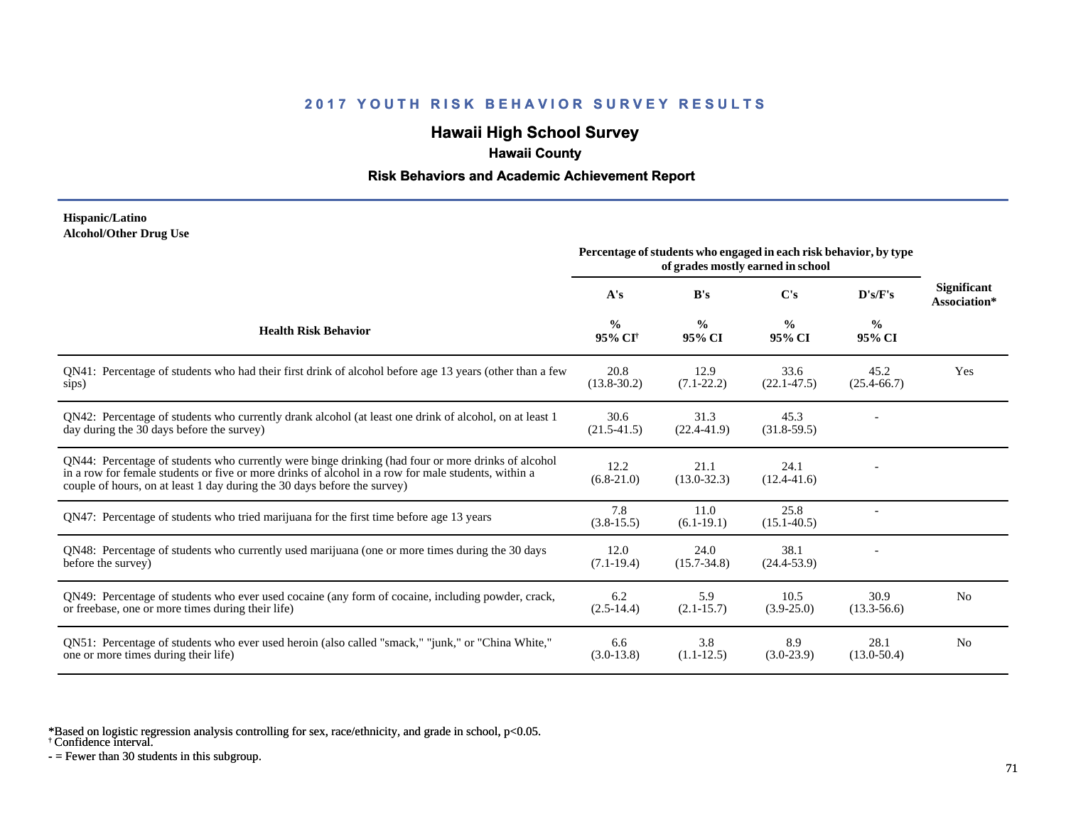## 2017 YOUTH RISK BEHAVIOR SURVEY RESULTS

# Hawaii High School Survey

### Hawaii County

### Risk Behaviors and Academic Achievement Report

**Hispanic/Latino**
**Alcohol/Other Drug Use**

| Health Risk Behavior | Percentage of students who engaged in each risk behavior, by type of grades mostly earned in school | | | | Significant Association* |
|---|---|---|---|---|---|
| | A's | B's | C's | D's/F's | |
| | % 95% CI† | % 95% CI | % 95% CI | % 95% CI | |
| QN41: Percentage of students who had their first drink of alcohol before age 13 years (other than a few sips) | 20.8 (13.8-30.2) | 12.9 (7.1-22.2) | 33.6 (22.1-47.5) | 45.2 (25.4-66.7) | Yes |
| QN42: Percentage of students who currently drank alcohol (at least one drink of alcohol, on at least 1 day during the 30 days before the survey) | 30.6 (21.5-41.5) | 31.3 (22.4-41.9) | 45.3 (31.8-59.5) | - | |
| QN44: Percentage of students who currently were binge drinking (had four or more drinks of alcohol in a row for female students or five or more drinks of alcohol in a row for male students, within a couple of hours, on at least 1 day during the 30 days before the survey) | 12.2 (6.8-21.0) | 21.1 (13.0-32.3) | 24.1 (12.4-41.6) | - | |
| QN47: Percentage of students who tried marijuana for the first time before age 13 years | 7.8 (3.8-15.5) | 11.0 (6.1-19.1) | 25.8 (15.1-40.5) | - | |
| QN48: Percentage of students who currently used marijuana (one or more times during the 30 days before the survey) | 12.0 (7.1-19.4) | 24.0 (15.7-34.8) | 38.1 (24.4-53.9) | - | |
| QN49: Percentage of students who ever used cocaine (any form of cocaine, including powder, crack, or freebase, one or more times during their life) | 6.2 (2.5-14.4) | 5.9 (2.1-15.7) | 10.5 (3.9-25.0) | 30.9 (13.3-56.6) | No |
| QN51: Percentage of students who ever used heroin (also called "smack," "junk," or "China White," one or more times during their life) | 6.6 (3.0-13.8) | 3.8 (1.1-12.5) | 8.9 (3.0-23.9) | 28.1 (13.0-50.4) | No |

*Based on logistic regression analysis controlling for sex, race/ethnicity, and grade in school, p<0.05.
† Confidence interval.
- = Fewer than 30 students in this subgroup.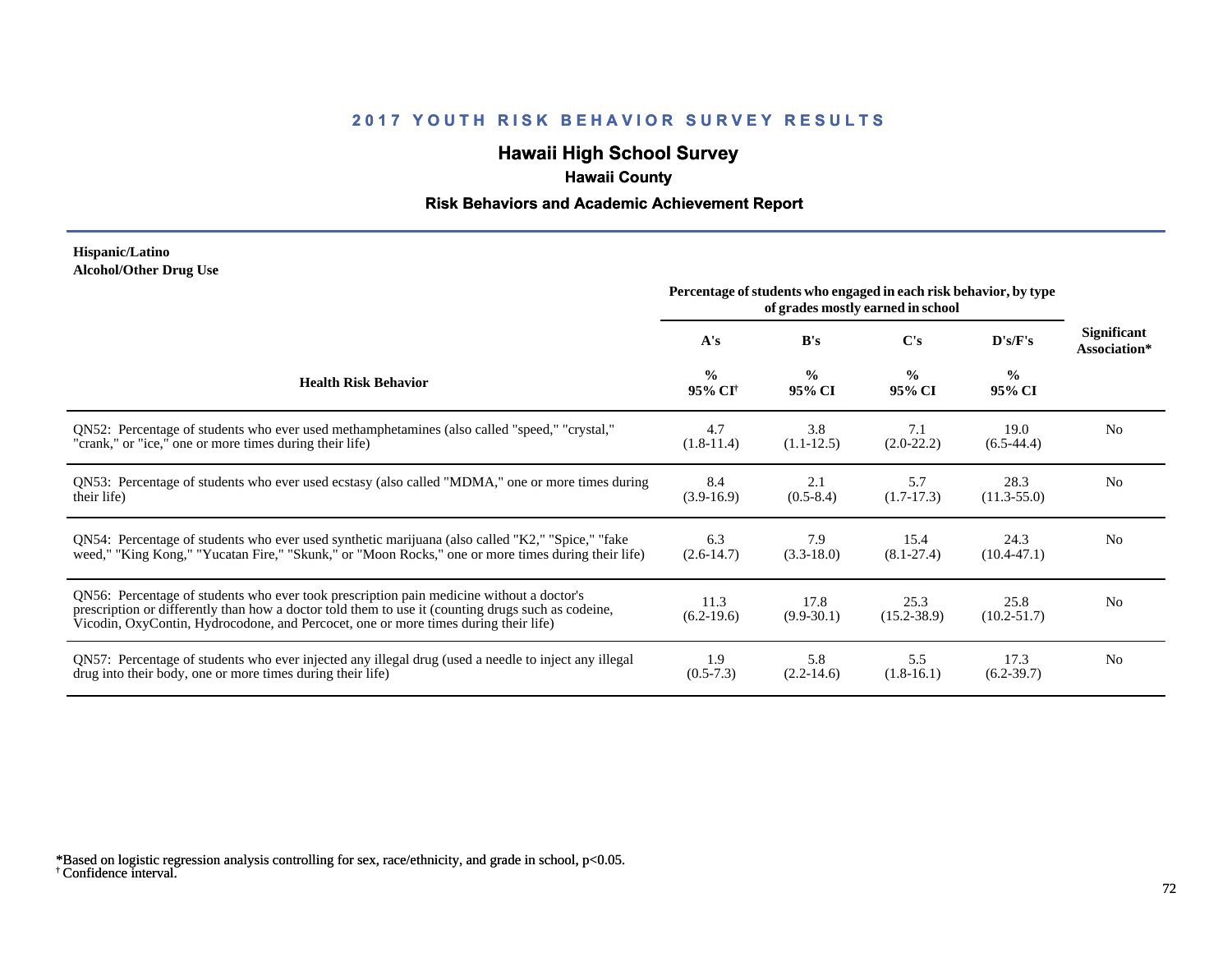## 2017 YOUTH RISK BEHAVIOR SURVEY RESULTS

# Hawaii High School Survey

### Hawaii County

### Risk Behaviors and Academic Achievement Report

**Hispanic/Latino**
**Alcohol/Other Drug Use**

| Health Risk Behavior | Percentage of students who engaged in each risk behavior, by type of grades mostly earned in school | | | | Significant Association* |
|---|---|---|---|---|---|
| | A's | B's | C's | D's/F's | |
| | % 95% CI† | % 95% CI | % 95% CI | % 95% CI | |
| QN52: Percentage of students who ever used methamphetamines (also called "speed," "crystal," "crank," or "ice," one or more times during their life) | 4.7 (1.8-11.4) | 3.8 (1.1-12.5) | 7.1 (2.0-22.2) | 19.0 (6.5-44.4) | No |
| QN53: Percentage of students who ever used ecstasy (also called "MDMA," one or more times during their life) | 8.4 (3.9-16.9) | 2.1 (0.5-8.4) | 5.7 (1.7-17.3) | 28.3 (11.3-55.0) | No |
| QN54: Percentage of students who ever used synthetic marijuana (also called "K2," "Spice," "fake weed," "King Kong," "Yucatan Fire," "Skunk," or "Moon Rocks," one or more times during their life) | 6.3 (2.6-14.7) | 7.9 (3.3-18.0) | 15.4 (8.1-27.4) | 24.3 (10.4-47.1) | No |
| QN56: Percentage of students who ever took prescription pain medicine without a doctor's prescription or differently than how a doctor told them to use it (counting drugs such as codeine, Vicodin, OxyContin, Hydrocodone, and Percocet, one or more times during their life) | 11.3 (6.2-19.6) | 17.8 (9.9-30.1) | 25.3 (15.2-38.9) | 25.8 (10.2-51.7) | No |
| QN57: Percentage of students who ever injected any illegal drug (used a needle to inject any illegal drug into their body, one or more times during their life) | 1.9 (0.5-7.3) | 5.8 (2.2-14.6) | 5.5 (1.8-16.1) | 17.3 (6.2-39.7) | No |

*Based on logistic regression analysis controlling for sex, race/ethnicity, and grade in school, $p<0.05$.
† Confidence interval.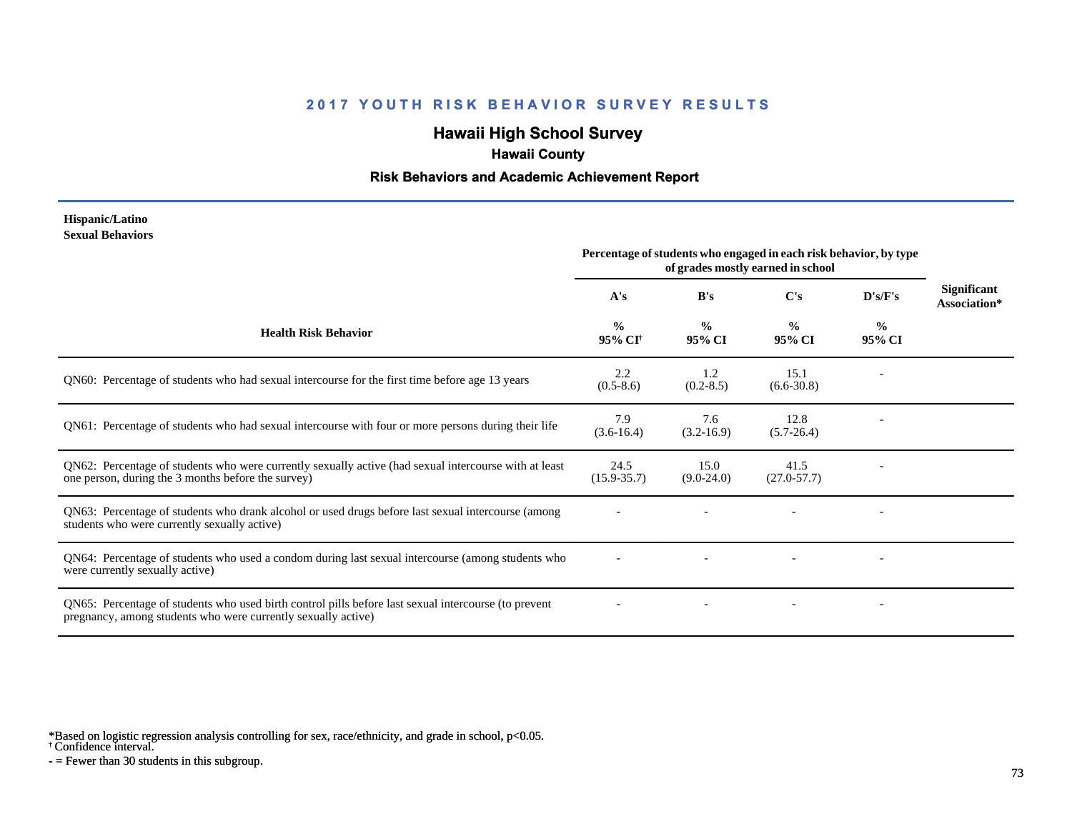## 2017 YOUTH RISK BEHAVIOR SURVEY RESULTS

# Hawaii High School Survey

### Hawaii County

### Risk Behaviors and Academic Achievement Report

**Hispanic/Latino**
**Sexual Behaviors**

| Health Risk Behavior | Percentage of students who engaged in each risk behavior, by type of grades mostly earned in school | | | | Significant Association* |
|---|---|---|---|---|---|
| | A's | B's | C's | D's/F's | |
| | % 95% CI[†] | % 95% CI | % 95% CI | % 95% CI | |
| QN60: Percentage of students who had sexual intercourse for the first time before age 13 years | 2.2 (0.5-8.6) | 1.2 (0.2-8.5) | 15.1 (6.6-30.8) | - | |
| QN61: Percentage of students who had sexual intercourse with four or more persons during their life | 7.9 (3.6-16.4) | 7.6 (3.2-16.9) | 12.8 (5.7-26.4) | - | |
| QN62: Percentage of students who were currently sexually active (had sexual intercourse with at least one person, during the 3 months before the survey) | 24.5 (15.9-35.7) | 15.0 (9.0-24.0) | 41.5 (27.0-57.7) | - | |
| QN63: Percentage of students who drank alcohol or used drugs before last sexual intercourse (among students who were currently sexually active) | - | - | - | - | |
| QN64: Percentage of students who used a condom during last sexual intercourse (among students who were currently sexually active) | - | - | - | - | |
| QN65: Percentage of students who used birth control pills before last sexual intercourse (to prevent pregnancy, among students who were currently sexually active) | - | - | - | - | |

*Based on logistic regression analysis controlling for sex, race/ethnicity, and grade in school, $p<0.05$.
† Confidence interval.
- = Fewer than 30 students in this subgroup.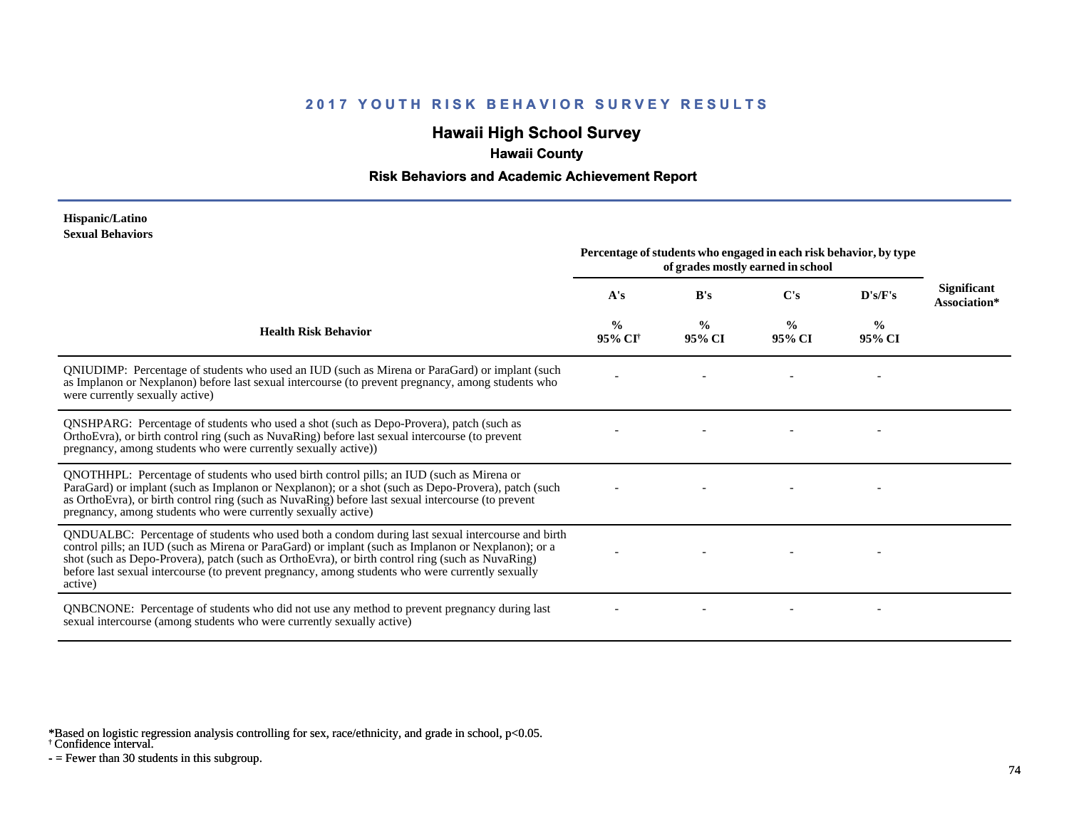# 2017 YOUTH RISK BEHAVIOR SURVEY RESULTS

## Hawaii High School Survey

### Hawaii County

### Risk Behaviors and Academic Achievement Report

**Hispanic/Latino**
**Sexual Behaviors**

| Health Risk Behavior | Percentage of students who engaged in each risk behavior, by type of grades mostly earned in school | | | | Significant Association* |
|---|---|---|---|---|---|
| | A's | B's | C's | D's/F's | |
| | % 95% CI† | % 95% CI | % 95% CI | % 95% CI | |
| QNIUDIMP: Percentage of students who used an IUD (such as Mirena or ParaGard) or implant (such as Implanon or Nexplanon) before last sexual intercourse (to prevent pregnancy, among students who were currently sexually active) | - | - | - | - | |
| QNSHPARG: Percentage of students who used a shot (such as Depo-Provera), patch (such as OrthoEvra), or birth control ring (such as NuvaRing) before last sexual intercourse (to prevent pregnancy, among students who were currently sexually active)) | - | - | - | - | |
| QNOTHHPL: Percentage of students who used birth control pills; an IUD (such as Mirena or ParaGard) or implant (such as Implanon or Nexplanon); or a shot (such as Depo-Provera), patch (such as OrthoEvra), or birth control ring (such as NuvaRing) before last sexual intercourse (to prevent pregnancy, among students who were currently sexually active) | - | - | - | - | |
| QNDUALBC: Percentage of students who used both a condom during last sexual intercourse and birth control pills; an IUD (such as Mirena or ParaGard) or implant (such as Implanon or Nexplanon); or a shot (such as Depo-Provera), patch (such as OrthoEvra), or birth control ring (such as NuvaRing) before last sexual intercourse (to prevent pregnancy, among students who were currently sexually active) | - | - | - | - | |
| QNBCNONE: Percentage of students who did not use any method to prevent pregnancy during last sexual intercourse (among students who were currently sexually active) | - | - | - | - | |

*Based on logistic regression analysis controlling for sex, race/ethnicity, and grade in school, p<0.05.
† Confidence interval.
- = Fewer than 30 students in this subgroup.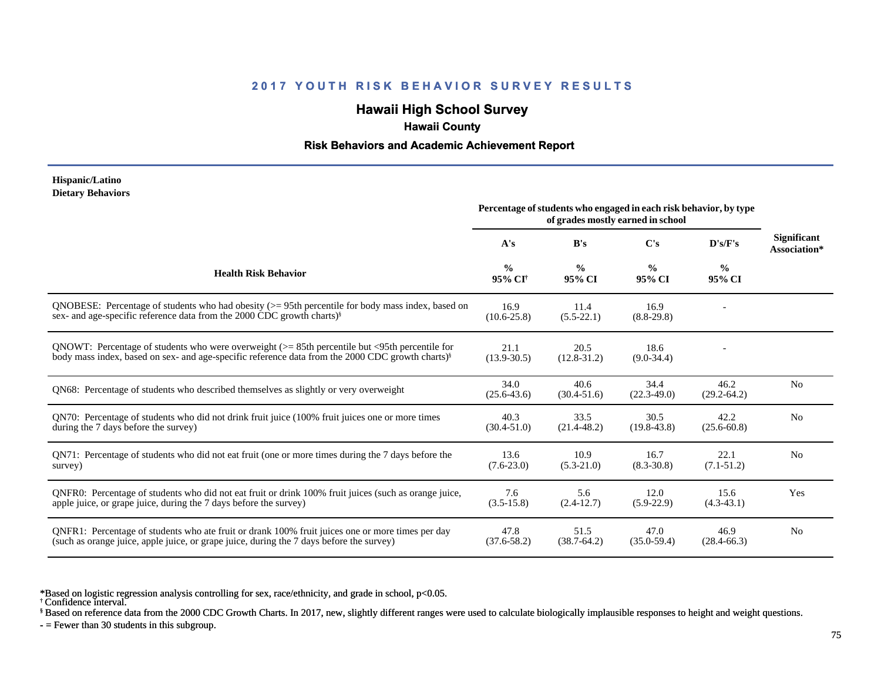# 2017 YOUTH RISK BEHAVIOR SURVEY RESULTS

## Hawaii High School Survey

### Hawaii County

### Risk Behaviors and Academic Achievement Report

**Hispanic/Latino**
**Dietary Behaviors**

| Health Risk Behavior | A's % 95% CI[†] | B's % 95% CI | C's % 95% CI | D's/F's % 95% CI | Significant Association* |
|---|---|---|---|---|---|
| | *Percentage of students who engaged in each risk behavior, by type of grades mostly earned in school* | | | | |
| QNOBESE: Percentage of students who had obesity (>= 95th percentile for body mass index, based on sex- and age-specific reference data from the 2000 CDC growth charts)[§] | 16.9 (10.6-25.8) | 11.4 (5.5-22.1) | 16.9 (8.8-29.8) | - | |
| QNOWT: Percentage of students who were overweight (>= 85th percentile but <95th percentile for body mass index, based on sex- and age-specific reference data from the 2000 CDC growth charts)[§] | 21.1 (13.9-30.5) | 20.5 (12.8-31.2) | 18.6 (9.0-34.4) | - | |
| QN68: Percentage of students who described themselves as slightly or very overweight | 34.0 (25.6-43.6) | 40.6 (30.4-51.6) | 34.4 (22.3-49.0) | 46.2 (29.2-64.2) | No |
| QN70: Percentage of students who did not drink fruit juice (100% fruit juices one or more times during the 7 days before the survey) | 40.3 (30.4-51.0) | 33.5 (21.4-48.2) | 30.5 (19.8-43.8) | 42.2 (25.6-60.8) | No |
| QN71: Percentage of students who did not eat fruit (one or more times during the 7 days before the survey) | 13.6 (7.6-23.0) | 10.9 (5.3-21.0) | 16.7 (8.3-30.8) | 22.1 (7.1-51.2) | No |
| QNFR0: Percentage of students who did not eat fruit or drink 100% fruit juices (such as orange juice, apple juice, or grape juice, during the 7 days before the survey) | 7.6 (3.5-15.8) | 5.6 (2.4-12.7) | 12.0 (5.9-22.9) | 15.6 (4.3-43.1) | Yes |
| QNFR1: Percentage of students who ate fruit or drank 100% fruit juices one or more times per day (such as orange juice, apple juice, or grape juice, during the 7 days before the survey) | 47.8 (37.6-58.2) | 51.5 (38.7-64.2) | 47.0 (35.0-59.4) | 46.9 (28.4-66.3) | No |

*Based on logistic regression analysis controlling for sex, race/ethnicity, and grade in school, p<0.05.
[†] Confidence interval.
[§] Based on reference data from the 2000 CDC Growth Charts. In 2017, new, slightly different ranges were used to calculate biologically implausible responses to height and weight questions.
- = Fewer than 30 students in this subgroup.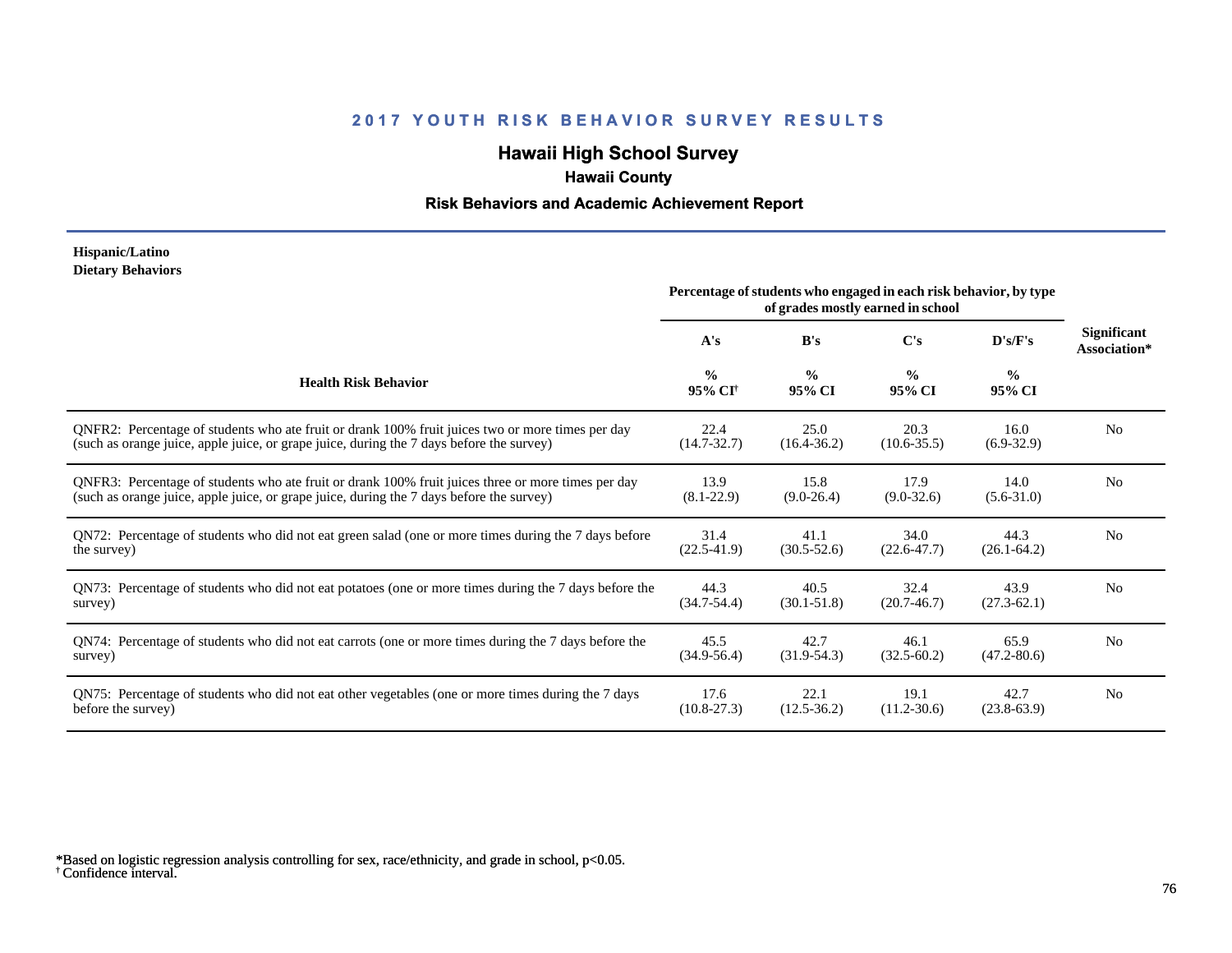## 2017 YOUTH RISK BEHAVIOR SURVEY RESULTS

# Hawaii High School Survey

### Hawaii County

### Risk Behaviors and Academic Achievement Report

**Hispanic/Latino**
**Dietary Behaviors**

| Health Risk Behavior | Percentage of students who engaged in each risk behavior, by type of grades mostly earned in school | | | | Significant Association* |
|---|---|---|---|---|---|
| | A's | B's | C's | D's/F's | |
| | % 95% CI[†] | % 95% CI | % 95% CI | % 95% CI | |
| QNFR2: Percentage of students who ate fruit or drank 100% fruit juices two or more times per day (such as orange juice, apple juice, or grape juice, during the 7 days before the survey) | 22.4 (14.7-32.7) | 25.0 (16.4-36.2) | 20.3 (10.6-35.5) | 16.0 (6.9-32.9) | No |
| QNFR3: Percentage of students who ate fruit or drank 100% fruit juices three or more times per day (such as orange juice, apple juice, or grape juice, during the 7 days before the survey) | 13.9 (8.1-22.9) | 15.8 (9.0-26.4) | 17.9 (9.0-32.6) | 14.0 (5.6-31.0) | No |
| QN72: Percentage of students who did not eat green salad (one or more times during the 7 days before the survey) | 31.4 (22.5-41.9) | 41.1 (30.5-52.6) | 34.0 (22.6-47.7) | 44.3 (26.1-64.2) | No |
| QN73: Percentage of students who did not eat potatoes (one or more times during the 7 days before the survey) | 44.3 (34.7-54.4) | 40.5 (30.1-51.8) | 32.4 (20.7-46.7) | 43.9 (27.3-62.1) | No |
| QN74: Percentage of students who did not eat carrots (one or more times during the 7 days before the survey) | 45.5 (34.9-56.4) | 42.7 (31.9-54.3) | 46.1 (32.5-60.2) | 65.9 (47.2-80.6) | No |
| QN75: Percentage of students who did not eat other vegetables (one or more times during the 7 days before the survey) | 17.6 (10.8-27.3) | 22.1 (12.5-36.2) | 19.1 (11.2-30.6) | 42.7 (23.8-63.9) | No |

*Based on logistic regression analysis controlling for sex, race/ethnicity, and grade in school, $p<0.05$.
[†] Confidence interval.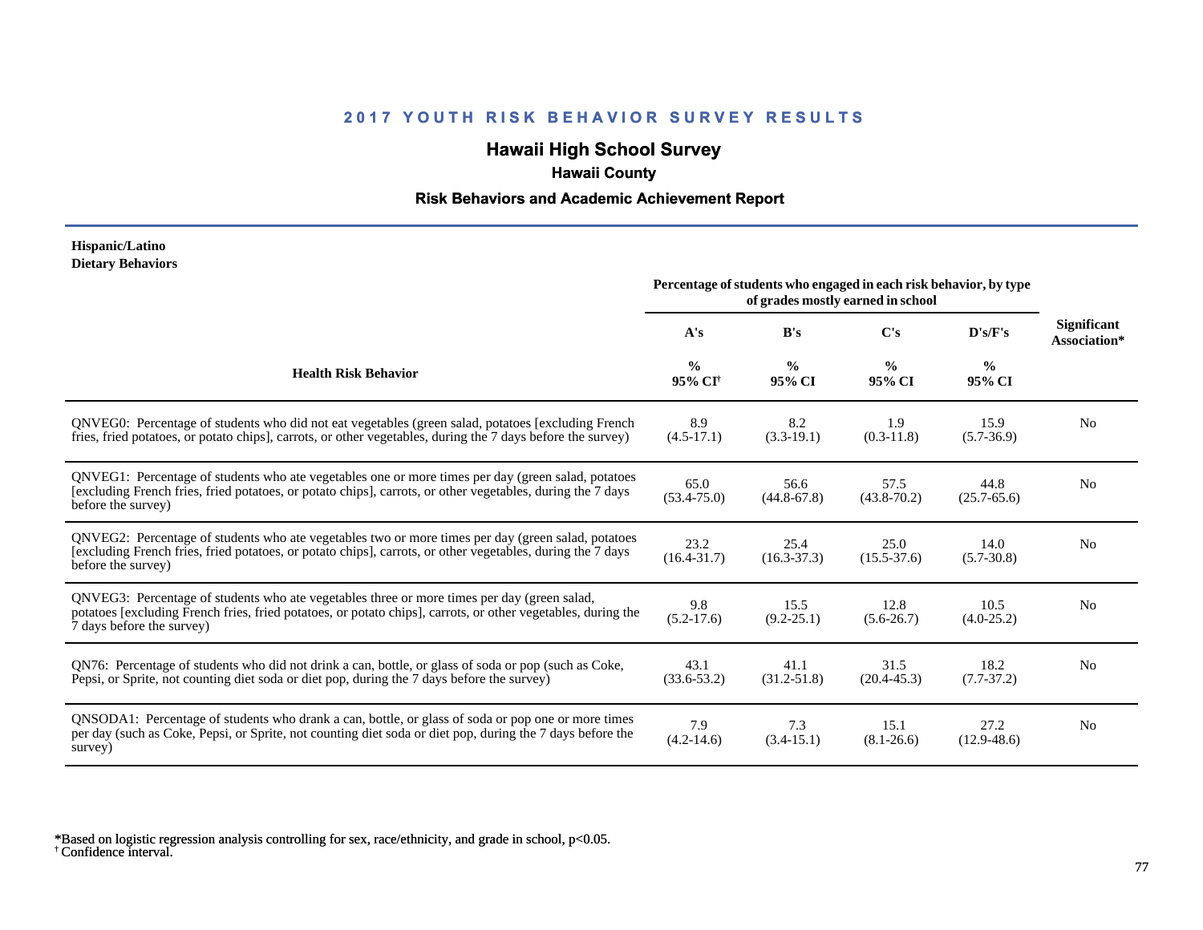## 2017 YOUTH RISK BEHAVIOR SURVEY RESULTS

# Hawaii High School Survey

### Hawaii County

### Risk Behaviors and Academic Achievement Report

**Hispanic/Latino**
**Dietary Behaviors**

| Health Risk Behavior | Percentage of students who engaged in each risk behavior, by type of grades mostly earned in school | | | | Significant Association* |
|---|---|---|---|---|---|
| | A's | B's | C's | D's/F's | |
| | % 95% CI[†] | % 95% CI | % 95% CI | % 95% CI | |
| QNVEG0: Percentage of students who did not eat vegetables (green salad, potatoes [excluding French fries, fried potatoes, or potato chips], carrots, or other vegetables, during the 7 days before the survey) | 8.9 (4.5-17.1) | 8.2 (3.3-19.1) | 1.9 (0.3-11.8) | 15.9 (5.7-36.9) | No |
| QNVEG1: Percentage of students who ate vegetables one or more times per day (green salad, potatoes [excluding French fries, fried potatoes, or potato chips], carrots, or other vegetables, during the 7 days before the survey) | 65.0 (53.4-75.0) | 56.6 (44.8-67.8) | 57.5 (43.8-70.2) | 44.8 (25.7-65.6) | No |
| QNVEG2: Percentage of students who ate vegetables two or more times per day (green salad, potatoes [excluding French fries, fried potatoes, or potato chips], carrots, or other vegetables, during the 7 days before the survey) | 23.2 (16.4-31.7) | 25.4 (16.3-37.3) | 25.0 (15.5-37.6) | 14.0 (5.7-30.8) | No |
| QNVEG3: Percentage of students who ate vegetables three or more times per day (green salad, potatoes [excluding French fries, fried potatoes, or potato chips], carrots, or other vegetables, during the 7 days before the survey) | 9.8 (5.2-17.6) | 15.5 (9.2-25.1) | 12.8 (5.6-26.7) | 10.5 (4.0-25.2) | No |
| QN76: Percentage of students who did not drink a can, bottle, or glass of soda or pop (such as Coke, Pepsi, or Sprite, not counting diet soda or diet pop, during the 7 days before the survey) | 43.1 (33.6-53.2) | 41.1 (31.2-51.8) | 31.5 (20.4-45.3) | 18.2 (7.7-37.2) | No |
| QNSODA1: Percentage of students who drank a can, bottle, or glass of soda or pop one or more times per day (such as Coke, Pepsi, or Sprite, not counting diet soda or diet pop, during the 7 days before the survey) | 7.9 (4.2-14.6) | 7.3 (3.4-15.1) | 15.1 (8.1-26.6) | 27.2 (12.9-48.6) | No |

*Based on logistic regression analysis controlling for sex, race/ethnicity, and grade in school, $p<0.05$.
[†] Confidence interval.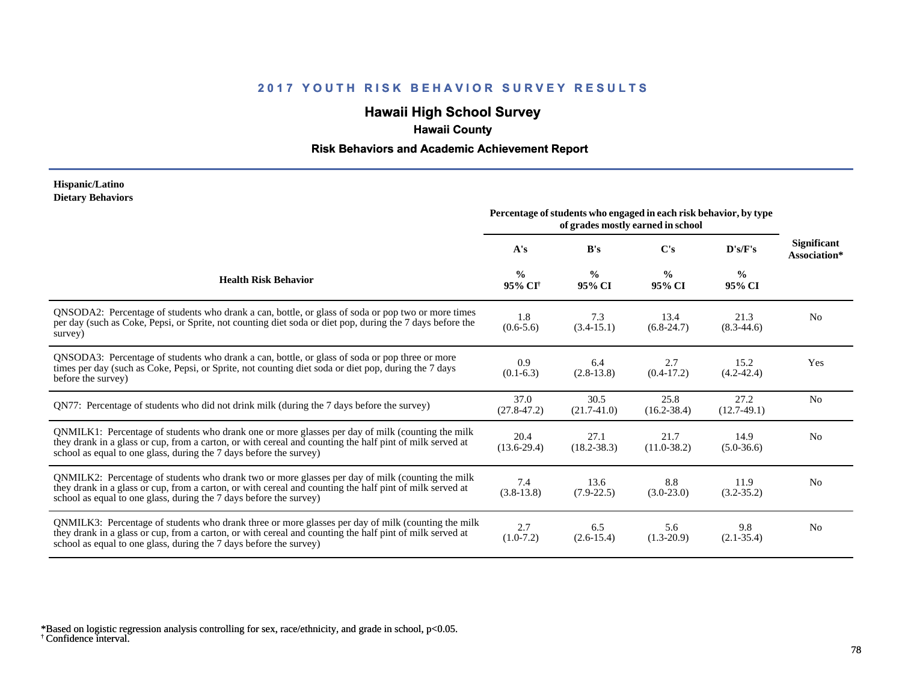## 2017 YOUTH RISK BEHAVIOR SURVEY RESULTS

### Hawaii High School Survey

**Hawaii County**

**Risk Behaviors and Academic Achievement Report**

**Hispanic/Latino**
**Dietary Behaviors**

| Health Risk Behavior | Percentage of students who engaged in each risk behavior, by type of grades mostly earned in school | | | | Significant Association* |
|---|---|---|---|---|---|
| | A's | B's | C's | D's/F's | |
| | % 95% CI[†] | % 95% CI | % 95% CI | % 95% CI | |
| QNSODA2: Percentage of students who drank a can, bottle, or glass of soda or pop two or more times per day (such as Coke, Pepsi, or Sprite, not counting diet soda or diet pop, during the 7 days before the survey) | 1.8 (0.6-5.6) | 7.3 (3.4-15.1) | 13.4 (6.8-24.7) | 21.3 (8.3-44.6) | No |
| QNSODA3: Percentage of students who drank a can, bottle, or glass of soda or pop three or more times per day (such as Coke, Pepsi, or Sprite, not counting diet soda or diet pop, during the 7 days before the survey) | 0.9 (0.1-6.3) | 6.4 (2.8-13.8) | 2.7 (0.4-17.2) | 15.2 (4.2-42.4) | Yes |
| QN77: Percentage of students who did not drink milk (during the 7 days before the survey) | 37.0 (27.8-47.2) | 30.5 (21.7-41.0) | 25.8 (16.2-38.4) | 27.2 (12.7-49.1) | No |
| QNMILK1: Percentage of students who drank one or more glasses per day of milk (counting the milk they drank in a glass or cup, from a carton, or with cereal and counting the half pint of milk served at school as equal to one glass, during the 7 days before the survey) | 20.4 (13.6-29.4) | 27.1 (18.2-38.3) | 21.7 (11.0-38.2) | 14.9 (5.0-36.6) | No |
| QNMILK2: Percentage of students who drank two or more glasses per day of milk (counting the milk they drank in a glass or cup, from a carton, or with cereal and counting the half pint of milk served at school as equal to one glass, during the 7 days before the survey) | 7.4 (3.8-13.8) | 13.6 (7.9-22.5) | 8.8 (3.0-23.0) | 11.9 (3.2-35.2) | No |
| QNMILK3: Percentage of students who drank three or more glasses per day of milk (counting the milk they drank in a glass or cup, from a carton, or with cereal and counting the half pint of milk served at school as equal to one glass, during the 7 days before the survey) | 2.7 (1.0-7.2) | 6.5 (2.6-15.4) | 5.6 (1.3-20.9) | 9.8 (2.1-35.4) | No |

*Based on logistic regression analysis controlling for sex, race/ethnicity, and grade in school, $p<0.05$.
[†] Confidence interval.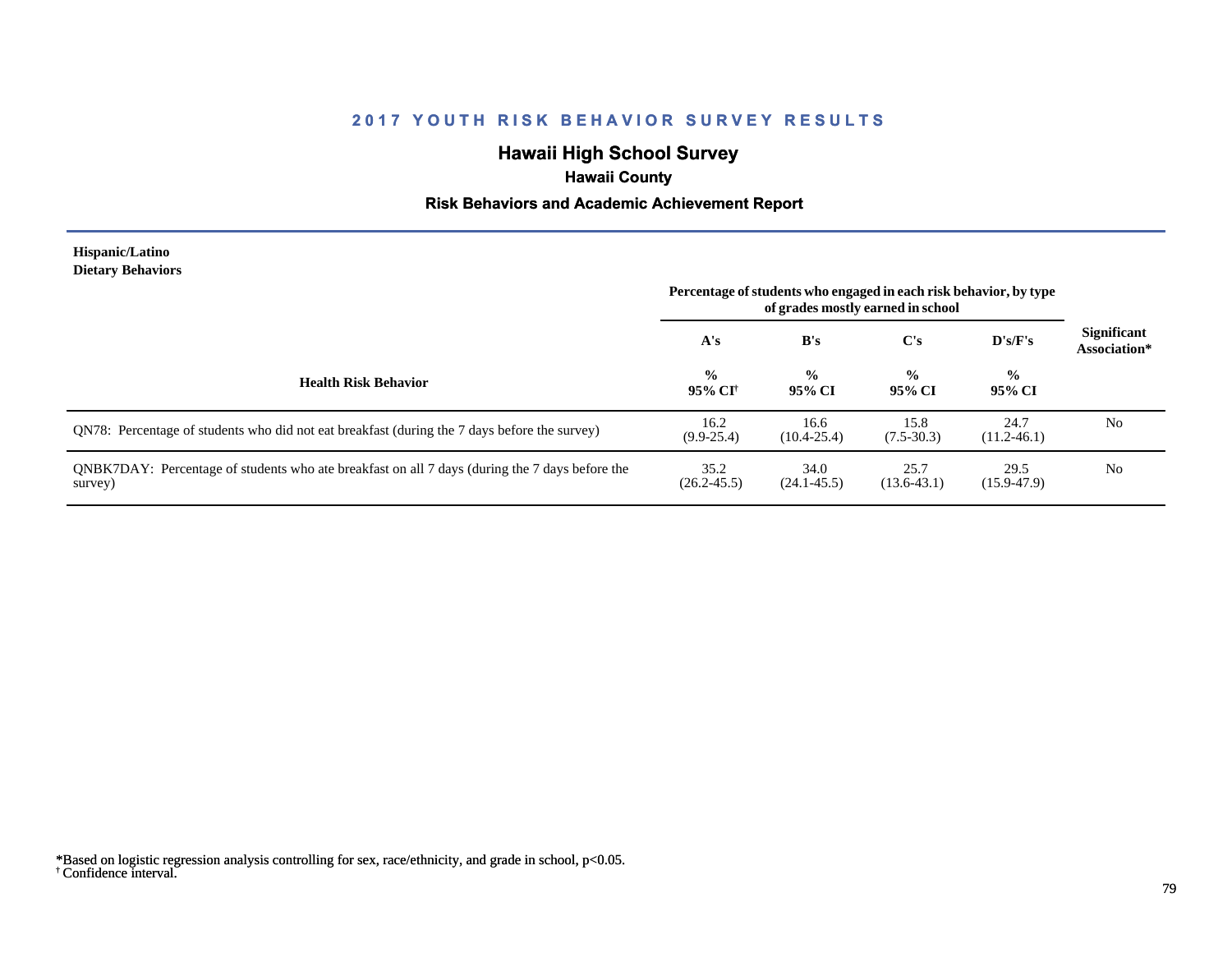## 2017 YOUTH RISK BEHAVIOR SURVEY RESULTS

# Hawaii High School Survey

### Hawaii County

### Risk Behaviors and Academic Achievement Report

**Hispanic/Latino**
**Dietary Behaviors**

| Health Risk Behavior | A's % 95% CI† | B's % 95% CI | C's % 95% CI | D's/F's % 95% CI | Significant Association* |
|---|---|---|---|---|---|
| | Percentage of students who engaged in each risk behavior, by type of grades mostly earned in school | | | | |
| QN78: Percentage of students who did not eat breakfast (during the 7 days before the survey) | 16.2 (9.9-25.4) | 16.6 (10.4-25.4) | 15.8 (7.5-30.3) | 24.7 (11.2-46.1) | No |
| QNBK7DAY: Percentage of students who ate breakfast on all 7 days (during the 7 days before the survey) | 35.2 (26.2-45.5) | 34.0 (24.1-45.5) | 25.7 (13.6-43.1) | 29.5 (15.9-47.9) | No |

*Based on logistic regression analysis controlling for sex, race/ethnicity, and grade in school, $p<0.05$.
† Confidence interval.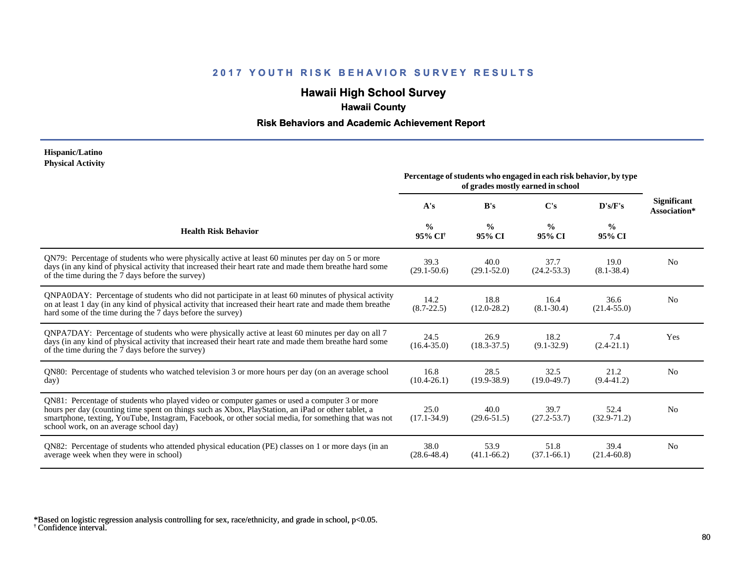# 2017 YOUTH RISK BEHAVIOR SURVEY RESULTS

## Hawaii High School Survey

### Hawaii County

### Risk Behaviors and Academic Achievement Report

**Hispanic/Latino**
**Physical Activity**

| Health Risk Behavior | Percentage of students who engaged in each risk behavior, by type of grades mostly earned in school | | | | Significant Association* |
|---|---|---|---|---|---|
| | A's | B's | C's | D's/F's | |
| | % 95% CI† | % 95% CI | % 95% CI | % 95% CI | |
| QN79: Percentage of students who were physically active at least 60 minutes per day on 5 or more days (in any kind of physical activity that increased their heart rate and made them breathe hard some of the time during the 7 days before the survey) | 39.3 (29.1-50.6) | 40.0 (29.1-52.0) | 37.7 (24.2-53.3) | 19.0 (8.1-38.4) | No |
| QNPA0DAY: Percentage of students who did not participate in at least 60 minutes of physical activity on at least 1 day (in any kind of physical activity that increased their heart rate and made them breathe hard some of the time during the 7 days before the survey) | 14.2 (8.7-22.5) | 18.8 (12.0-28.2) | 16.4 (8.1-30.4) | 36.6 (21.4-55.0) | No |
| QNPA7DAY: Percentage of students who were physically active at least 60 minutes per day on all 7 days (in any kind of physical activity that increased their heart rate and made them breathe hard some of the time during the 7 days before the survey) | 24.5 (16.4-35.0) | 26.9 (18.3-37.5) | 18.2 (9.1-32.9) | 7.4 (2.4-21.1) | Yes |
| QN80: Percentage of students who watched television 3 or more hours per day (on an average school day) | 16.8 (10.4-26.1) | 28.5 (19.9-38.9) | 32.5 (19.0-49.7) | 21.2 (9.4-41.2) | No |
| QN81: Percentage of students who played video or computer games or used a computer 3 or more hours per day (counting time spent on things such as Xbox, PlayStation, an iPad or other tablet, a smartphone, texting, YouTube, Instagram, Facebook, or other social media, for something that was not school work, on an average school day) | 25.0 (17.1-34.9) | 40.0 (29.6-51.5) | 39.7 (27.2-53.7) | 52.4 (32.9-71.2) | No |
| QN82: Percentage of students who attended physical education (PE) classes on 1 or more days (in an average week when they were in school) | 38.0 (28.6-48.4) | 53.9 (41.1-66.2) | 51.8 (37.1-66.1) | 39.4 (21.4-60.8) | No |

*Based on logistic regression analysis controlling for sex, race/ethnicity, and grade in school, $p<0.05$.
† Confidence interval.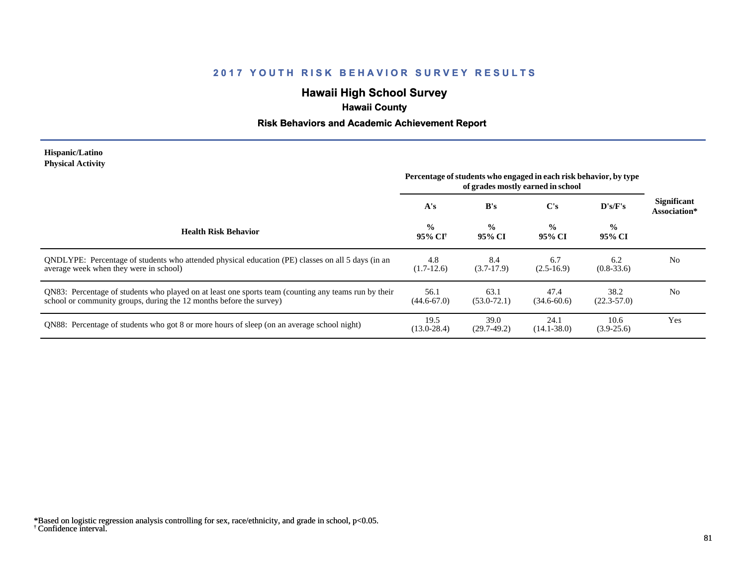## 2017 YOUTH RISK BEHAVIOR SURVEY RESULTS

## Hawaii High School Survey

### Hawaii County

### Risk Behaviors and Academic Achievement Report

**Hispanic/Latino**
**Physical Activity**

| Health Risk Behavior | Percentage of students who engaged in each risk behavior, by type of grades mostly earned in school | | | | Significant Association* |
|---|---|---|---|---|---|
| | A's | B's | C's | D's/F's | |
| | % 95% CI[†] | % 95% CI | % 95% CI | % 95% CI | |
| QNDLYPE: Percentage of students who attended physical education (PE) classes on all 5 days (in an average week when they were in school) | 4.8 (1.7-12.6) | 8.4 (3.7-17.9) | 6.7 (2.5-16.9) | 6.2 (0.8-33.6) | No |
| QN83: Percentage of students who played on at least one sports team (counting any teams run by their school or community groups, during the 12 months before the survey) | 56.1 (44.6-67.0) | 63.1 (53.0-72.1) | 47.4 (34.6-60.6) | 38.2 (22.3-57.0) | No |
| QN88: Percentage of students who got 8 or more hours of sleep (on an average school night) | 19.5 (13.0-28.4) | 39.0 (29.7-49.2) | 24.1 (14.1-38.0) | 10.6 (3.9-25.6) | Yes |

*Based on logistic regression analysis controlling for sex, race/ethnicity, and grade in school, $p<0.05$.
[†] Confidence interval.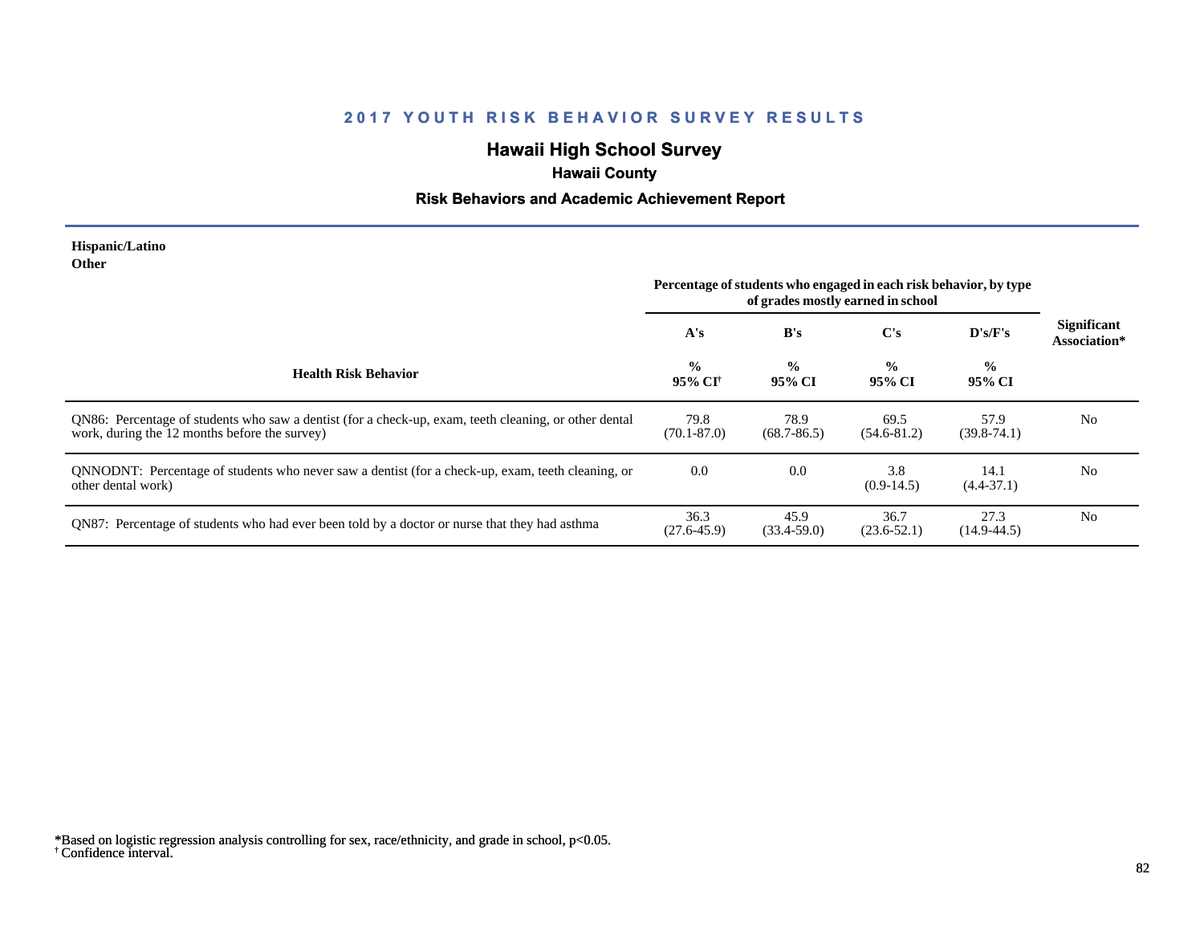## 2017 YOUTH RISK BEHAVIOR SURVEY RESULTS

# Hawaii High School Survey

### Hawaii County

### Risk Behaviors and Academic Achievement Report

**Hispanic/Latino**
**Other**

| Health Risk Behavior | Percentage of students who engaged in each risk behavior, by type of grades mostly earned in school | | | | Significant Association* |
|---|---|---|---|---|---|
| | A's | B's | C's | D's/F's | |
| | % 95% CI[†] | % 95% CI | % 95% CI | % 95% CI | |
| QN86: Percentage of students who saw a dentist (for a check-up, exam, teeth cleaning, or other dental work, during the 12 months before the survey) | 79.8 (70.1-87.0) | 78.9 (68.7-86.5) | 69.5 (54.6-81.2) | 57.9 (39.8-74.1) | No |
| QNNODNT: Percentage of students who never saw a dentist (for a check-up, exam, teeth cleaning, or other dental work) | 0.0 | 0.0 | 3.8 (0.9-14.5) | 14.1 (4.4-37.1) | No |
| QN87: Percentage of students who had ever been told by a doctor or nurse that they had asthma | 36.3 (27.6-45.9) | 45.9 (33.4-59.0) | 36.7 (23.6-52.1) | 27.3 (14.9-44.5) | No |

*Based on logistic regression analysis controlling for sex, race/ethnicity, and grade in school, $p<0.05$.
[†] Confidence interval.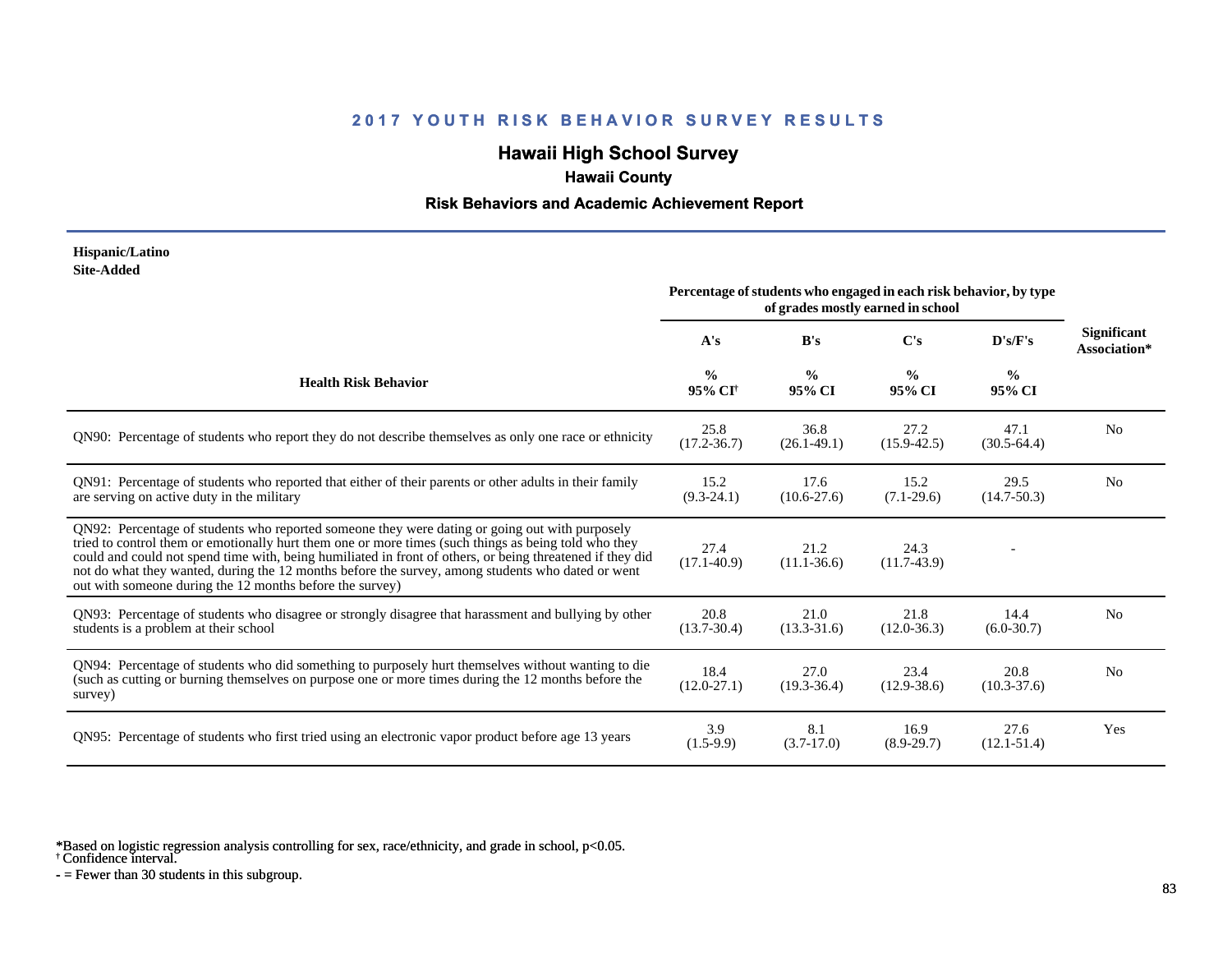## 2017 YOUTH RISK BEHAVIOR SURVEY RESULTS

# Hawaii High School Survey

### Hawaii County

### Risk Behaviors and Academic Achievement Report

**Hispanic/Latino**
**Site-Added**

| Health Risk Behavior | Percentage of students who engaged in each risk behavior, by type of grades mostly earned in school | | | | Significant Association* |
|---|---|---|---|---|---|
| | A's | B's | C's | D's/F's | |
| | % 95% CI[†] | % 95% CI | % 95% CI | % 95% CI | |
| QN90: Percentage of students who report they do not describe themselves as only one race or ethnicity | 25.8 (17.2-36.7) | 36.8 (26.1-49.1) | 27.2 (15.9-42.5) | 47.1 (30.5-64.4) | No |
| QN91: Percentage of students who reported that either of their parents or other adults in their family are serving on active duty in the military | 15.2 (9.3-24.1) | 17.6 (10.6-27.6) | 15.2 (7.1-29.6) | 29.5 (14.7-50.3) | No |
| QN92: Percentage of students who reported someone they were dating or going out with purposely tried to control them or emotionally hurt them one or more times (such things as being told who they could and could not spend time with, being humiliated in front of others, or being threatened if they did not do what they wanted, during the 12 months before the survey, among students who dated or went out with someone during the 12 months before the survey) | 27.4 (17.1-40.9) | 21.2 (11.1-36.6) | 24.3 (11.7-43.9) | - | |
| QN93: Percentage of students who disagree or strongly disagree that harassment and bullying by other students is a problem at their school | 20.8 (13.7-30.4) | 21.0 (13.3-31.6) | 21.8 (12.0-36.3) | 14.4 (6.0-30.7) | No |
| QN94: Percentage of students who did something to purposely hurt themselves without wanting to die (such as cutting or burning themselves on purpose one or more times during the 12 months before the survey) | 18.4 (12.0-27.1) | 27.0 (19.3-36.4) | 23.4 (12.9-38.6) | 20.8 (10.3-37.6) | No |
| QN95: Percentage of students who first tried using an electronic vapor product before age 13 years | 3.9 (1.5-9.9) | 8.1 (3.7-17.0) | 16.9 (8.9-29.7) | 27.6 (12.1-51.4) | Yes |

*Based on logistic regression analysis controlling for sex, race/ethnicity, and grade in school, p<0.05.
[†] Confidence interval.
- = Fewer than 30 students in this subgroup.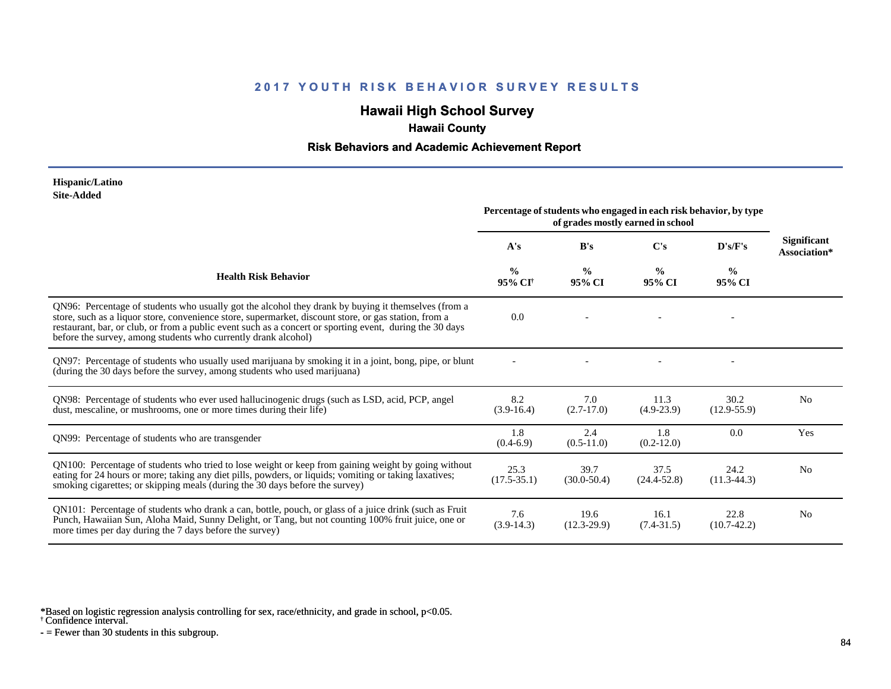# 2017 YOUTH RISK BEHAVIOR SURVEY RESULTS

## Hawaii High School Survey

### Hawaii County

### Risk Behaviors and Academic Achievement Report

**Hispanic/Latino**
**Site-Added**

| Health Risk Behavior | Percentage of students who engaged in each risk behavior, by type of grades mostly earned in school | | | | Significant Association* |
|---|---|---|---|---|---|
| | A's | B's | C's | D's/F's | |
| | % 95% CI[†] | % 95% CI | % 95% CI | % 95% CI | |
| QN96: Percentage of students who usually got the alcohol they drank by buying it themselves (from a store, such as a liquor store, convenience store, supermarket, discount store, or gas station, from a restaurant, bar, or club, or from a public event such as a concert or sporting event, during the 30 days before the survey, among students who currently drank alcohol) | 0.0 | - | - | - | |
| QN97: Percentage of students who usually used marijuana by smoking it in a joint, bong, pipe, or blunt (during the 30 days before the survey, among students who used marijuana) | - | - | - | - | |
| QN98: Percentage of students who ever used hallucinogenic drugs (such as LSD, acid, PCP, angel dust, mescaline, or mushrooms, one or more times during their life) | 8.2 (3.9-16.4) | 7.0 (2.7-17.0) | 11.3 (4.9-23.9) | 30.2 (12.9-55.9) | No |
| QN99: Percentage of students who are transgender | 1.8 (0.4-6.9) | 2.4 (0.5-11.0) | 1.8 (0.2-12.0) | 0.0 | Yes |
| QN100: Percentage of students who tried to lose weight or keep from gaining weight by going without eating for 24 hours or more; taking any diet pills, powders, or liquids; vomiting or taking laxatives; smoking cigarettes; or skipping meals (during the 30 days before the survey) | 25.3 (17.5-35.1) | 39.7 (30.0-50.4) | 37.5 (24.4-52.8) | 24.2 (11.3-44.3) | No |
| QN101: Percentage of students who drank a can, bottle, pouch, or glass of a juice drink (such as Fruit Punch, Hawaiian Sun, Aloha Maid, Sunny Delight, or Tang, but not counting 100% fruit juice, one or more times per day during the 7 days before the survey) | 7.6 (3.9-14.3) | 19.6 (12.3-29.9) | 16.1 (7.4-31.5) | 22.8 (10.7-42.2) | No |

*Based on logistic regression analysis controlling for sex, race/ethnicity, and grade in school, p<0.05.
† Confidence interval.
- = Fewer than 30 students in this subgroup.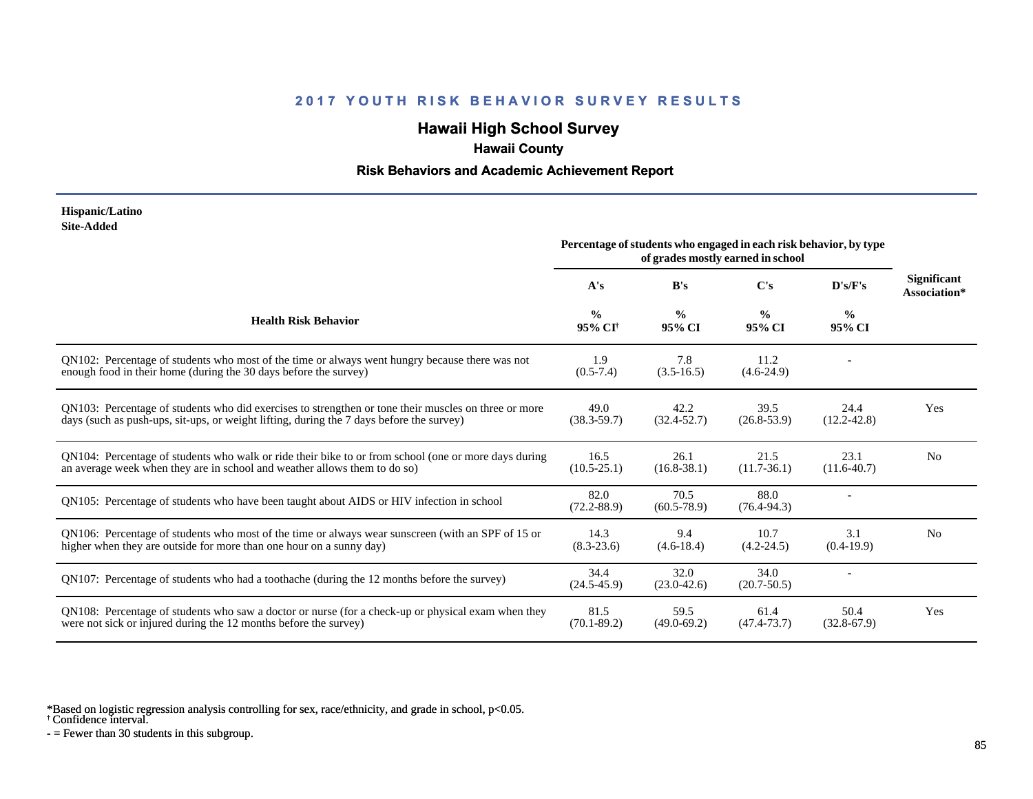## 2017 YOUTH RISK BEHAVIOR SURVEY RESULTS

# Hawaii High School Survey

### Hawaii County

### Risk Behaviors and Academic Achievement Report

**Hispanic/Latino**
**Site-Added**

| Health Risk Behavior | Percentage of students who engaged in each risk behavior, by type of grades mostly earned in school | | | | Significant Association* |
|---|---|---|---|---|---|
| | A's | B's | C's | D's/F's | |
| | % 95% CI[†] | % 95% CI | % 95% CI | % 95% CI | |
| QN102: Percentage of students who most of the time or always went hungry because there was not enough food in their home (during the 30 days before the survey) | 1.9 (0.5-7.4) | 7.8 (3.5-16.5) | 11.2 (4.6-24.9) | - | |
| QN103: Percentage of students who did exercises to strengthen or tone their muscles on three or more days (such as push-ups, sit-ups, or weight lifting, during the 7 days before the survey) | 49.0 (38.3-59.7) | 42.2 (32.4-52.7) | 39.5 (26.8-53.9) | 24.4 (12.2-42.8) | Yes |
| QN104: Percentage of students who walk or ride their bike to or from school (one or more days during an average week when they are in school and weather allows them to do so) | 16.5 (10.5-25.1) | 26.1 (16.8-38.1) | 21.5 (11.7-36.1) | 23.1 (11.6-40.7) | No |
| QN105: Percentage of students who have been taught about AIDS or HIV infection in school | 82.0 (72.2-88.9) | 70.5 (60.5-78.9) | 88.0 (76.4-94.3) | - | |
| QN106: Percentage of students who most of the time or always wear sunscreen (with an SPF of 15 or higher when they are outside for more than one hour on a sunny day) | 14.3 (8.3-23.6) | 9.4 (4.6-18.4) | 10.7 (4.2-24.5) | 3.1 (0.4-19.9) | No |
| QN107: Percentage of students who had a toothache (during the 12 months before the survey) | 34.4 (24.5-45.9) | 32.0 (23.0-42.6) | 34.0 (20.7-50.5) | - | |
| QN108: Percentage of students who saw a doctor or nurse (for a check-up or physical exam when they were not sick or injured during the 12 months before the survey) | 81.5 (70.1-89.2) | 59.5 (49.0-69.2) | 61.4 (47.4-73.7) | 50.4 (32.8-67.9) | Yes |

*Based on logistic regression analysis controlling for sex, race/ethnicity, and grade in school, $p<0.05$.
† Confidence interval.
- = Fewer than 30 students in this subgroup.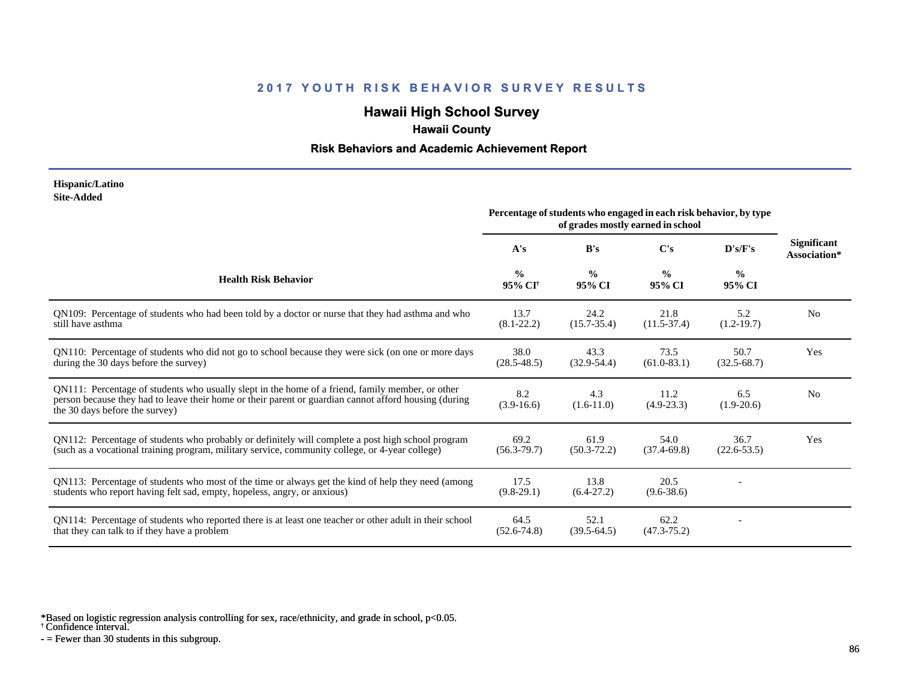## 2017 YOUTH RISK BEHAVIOR SURVEY RESULTS

# Hawaii High School Survey

### Hawaii County

### Risk Behaviors and Academic Achievement Report

**Hispanic/Latino**
**Site-Added**

| Health Risk Behavior | Percentage of students who engaged in each risk behavior, by type of grades mostly earned in school | | | | Significant Association* |
|---|---|---|---|---|---|
| | A's | B's | C's | D's/F's | |
| | % 95% CI† | % 95% CI | % 95% CI | % 95% CI | |
| QN109: Percentage of students who had been told by a doctor or nurse that they had asthma and who still have asthma | 13.7 (8.1-22.2) | 24.2 (15.7-35.4) | 21.8 (11.5-37.4) | 5.2 (1.2-19.7) | No |
| QN110: Percentage of students who did not go to school because they were sick (on one or more days during the 30 days before the survey) | 38.0 (28.5-48.5) | 43.3 (32.9-54.4) | 73.5 (61.0-83.1) | 50.7 (32.5-68.7) | Yes |
| QN111: Percentage of students who usually slept in the home of a friend, family member, or other person because they had to leave their home or their parent or guardian cannot afford housing (during the 30 days before the survey) | 8.2 (3.9-16.6) | 4.3 (1.6-11.0) | 11.2 (4.9-23.3) | 6.5 (1.9-20.6) | No |
| QN112: Percentage of students who probably or definitely will complete a post high school program (such as a vocational training program, military service, community college, or 4-year college) | 69.2 (56.3-79.7) | 61.9 (50.3-72.2) | 54.0 (37.4-69.8) | 36.7 (22.6-53.5) | Yes |
| QN113: Percentage of students who most of the time or always get the kind of help they need (among students who report having felt sad, empty, hopeless, angry, or anxious) | 17.5 (9.8-29.1) | 13.8 (6.4-27.2) | 20.5 (9.6-38.6) | - | |
| QN114: Percentage of students who reported there is at least one teacher or other adult in their school that they can talk to if they have a problem | 64.5 (52.6-74.8) | 52.1 (39.5-64.5) | 62.2 (47.3-75.2) | - | |

*Based on logistic regression analysis controlling for sex, race/ethnicity, and grade in school, p<0.05.
† Confidence interval.
- = Fewer than 30 students in this subgroup.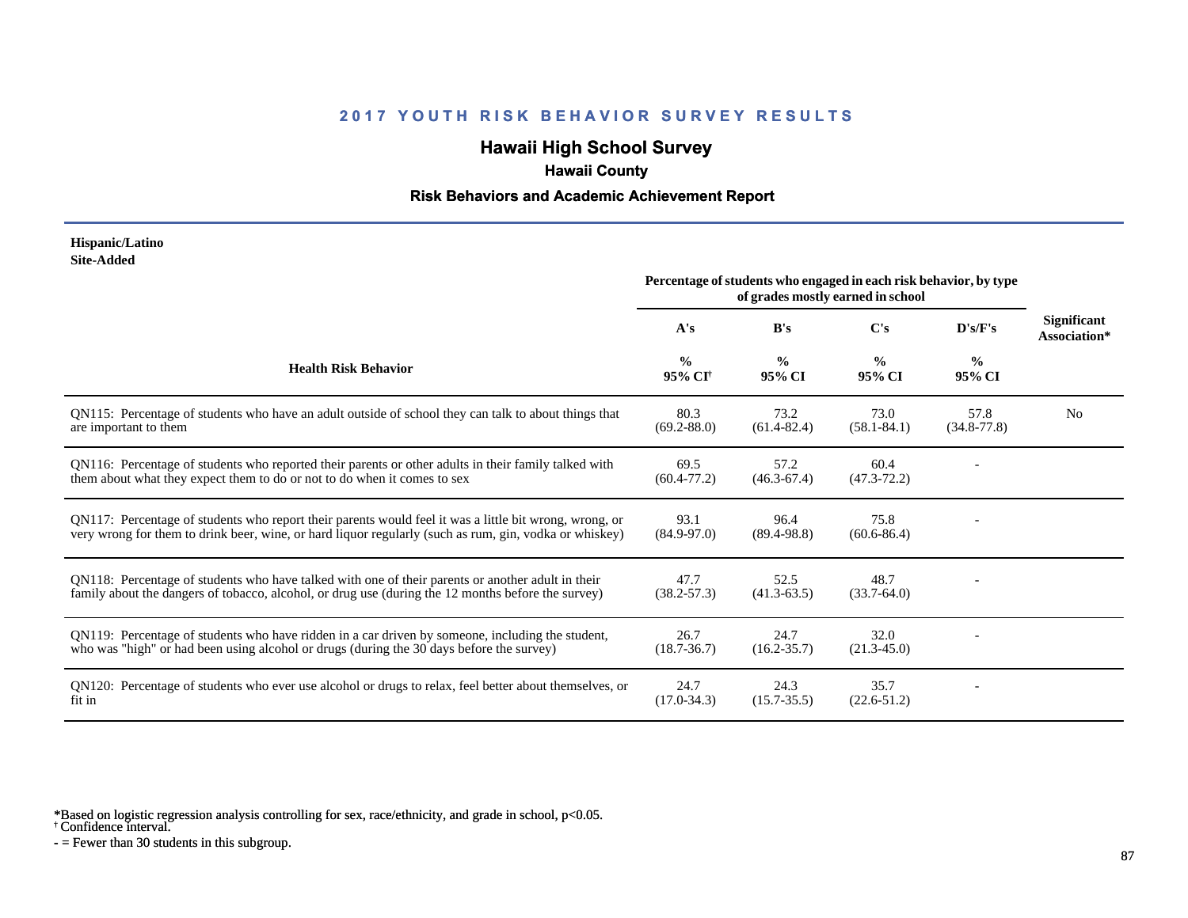## 2017 YOUTH RISK BEHAVIOR SURVEY RESULTS

# Hawaii High School Survey

### Hawaii County

### Risk Behaviors and Academic Achievement Report

**Hispanic/Latino**
**Site-Added**

| Health Risk Behavior | Percentage of students who engaged in each risk behavior, by type of grades mostly earned in school | | | | Significant Association* |
|---|---|---|---|---|---|
| | A's | B's | C's | D's/F's | |
| | % 95% CI[†] | % 95% CI | % 95% CI | % 95% CI | |
| QN115: Percentage of students who have an adult outside of school they can talk to about things that are important to them | 80.3 (69.2-88.0) | 73.2 (61.4-82.4) | 73.0 (58.1-84.1) | 57.8 (34.8-77.8) | No |
| QN116: Percentage of students who reported their parents or other adults in their family talked with them about what they expect them to do or not to do when it comes to sex | 69.5 (60.4-77.2) | 57.2 (46.3-67.4) | 60.4 (47.3-72.2) | - | |
| QN117: Percentage of students who report their parents would feel it was a little bit wrong, wrong, or very wrong for them to drink beer, wine, or hard liquor regularly (such as rum, gin, vodka or whiskey) | 93.1 (84.9-97.0) | 96.4 (89.4-98.8) | 75.8 (60.6-86.4) | - | |
| QN118: Percentage of students who have talked with one of their parents or another adult in their family about the dangers of tobacco, alcohol, or drug use (during the 12 months before the survey) | 47.7 (38.2-57.3) | 52.5 (41.3-63.5) | 48.7 (33.7-64.0) | - | |
| QN119: Percentage of students who have ridden in a car driven by someone, including the student, who was "high" or had been using alcohol or drugs (during the 30 days before the survey) | 26.7 (18.7-36.7) | 24.7 (16.2-35.7) | 32.0 (21.3-45.0) | - | |
| QN120: Percentage of students who ever use alcohol or drugs to relax, feel better about themselves, or fit in | 24.7 (17.0-34.3) | 24.3 (15.7-35.5) | 35.7 (22.6-51.2) | - | |

*Based on logistic regression analysis controlling for sex, race/ethnicity, and grade in school, $p<0.05$.
[†] Confidence interval.
- = Fewer than 30 students in this subgroup.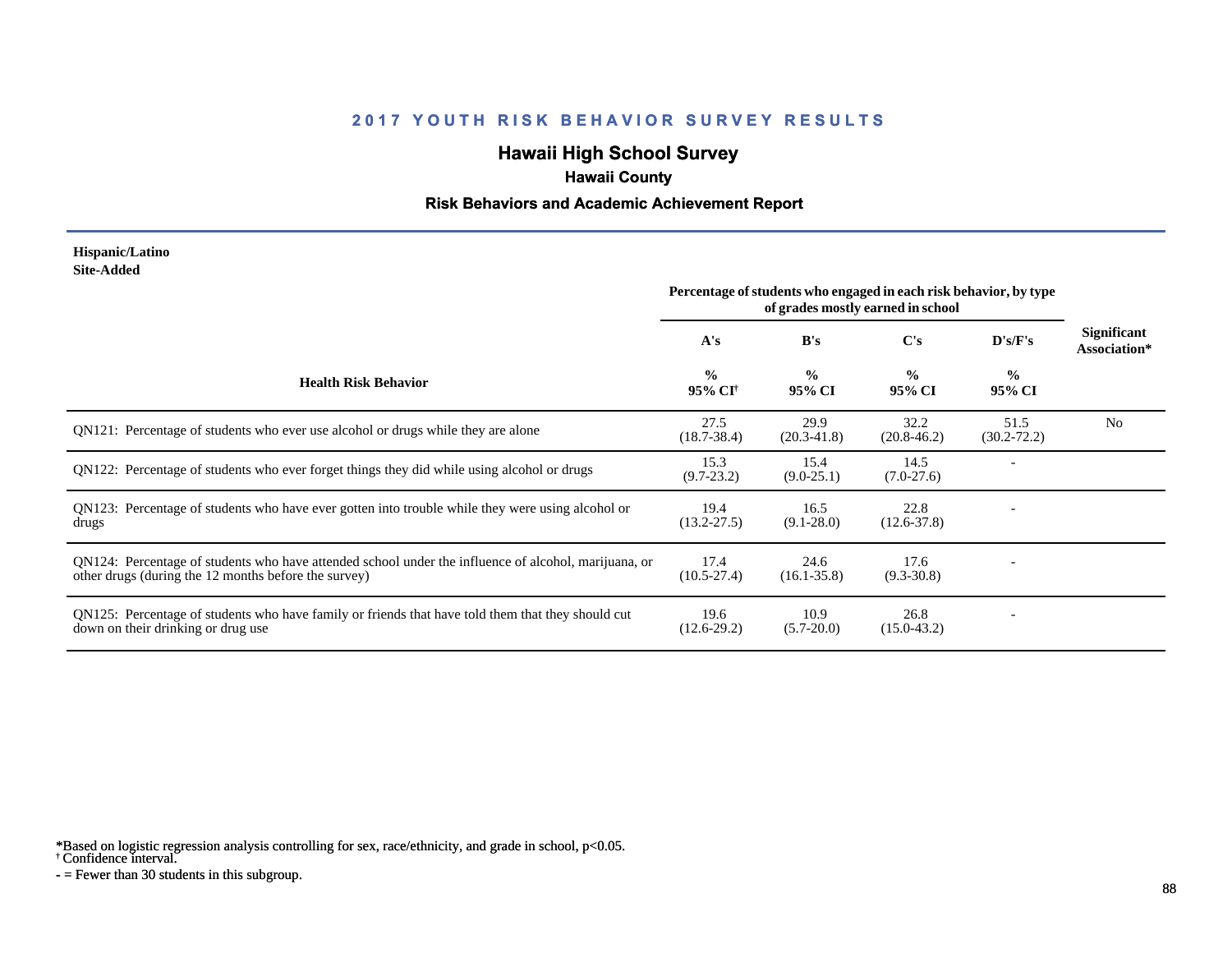## 2017 YOUTH RISK BEHAVIOR SURVEY RESULTS

# Hawaii High School Survey

### Hawaii County

### Risk Behaviors and Academic Achievement Report

**Hispanic/Latino**
**Site-Added**

| Health Risk Behavior | Percentage of students who engaged in each risk behavior, by type of grades mostly earned in school | | | | Significant Association* |
|---|---|---|---|---|---|
| | A's | B's | C's | D's/F's | |
| | % 95% CI† | % 95% CI | % 95% CI | % 95% CI | |
| QN121: Percentage of students who ever use alcohol or drugs while they are alone | 27.5 (18.7-38.4) | 29.9 (20.3-41.8) | 32.2 (20.8-46.2) | 51.5 (30.2-72.2) | No |
| QN122: Percentage of students who ever forget things they did while using alcohol or drugs | 15.3 (9.7-23.2) | 15.4 (9.0-25.1) | 14.5 (7.0-27.6) | - | |
| QN123: Percentage of students who have ever gotten into trouble while they were using alcohol or drugs | 19.4 (13.2-27.5) | 16.5 (9.1-28.0) | 22.8 (12.6-37.8) | - | |
| QN124: Percentage of students who have attended school under the influence of alcohol, marijuana, or other drugs (during the 12 months before the survey) | 17.4 (10.5-27.4) | 24.6 (16.1-35.8) | 17.6 (9.3-30.8) | - | |
| QN125: Percentage of students who have family or friends that have told them that they should cut down on their drinking or drug use | 19.6 (12.6-29.2) | 10.9 (5.7-20.0) | 26.8 (15.0-43.2) | - | |

*Based on logistic regression analysis controlling for sex, race/ethnicity, and grade in school, p<0.05.
† Confidence interval.
- = Fewer than 30 students in this subgroup.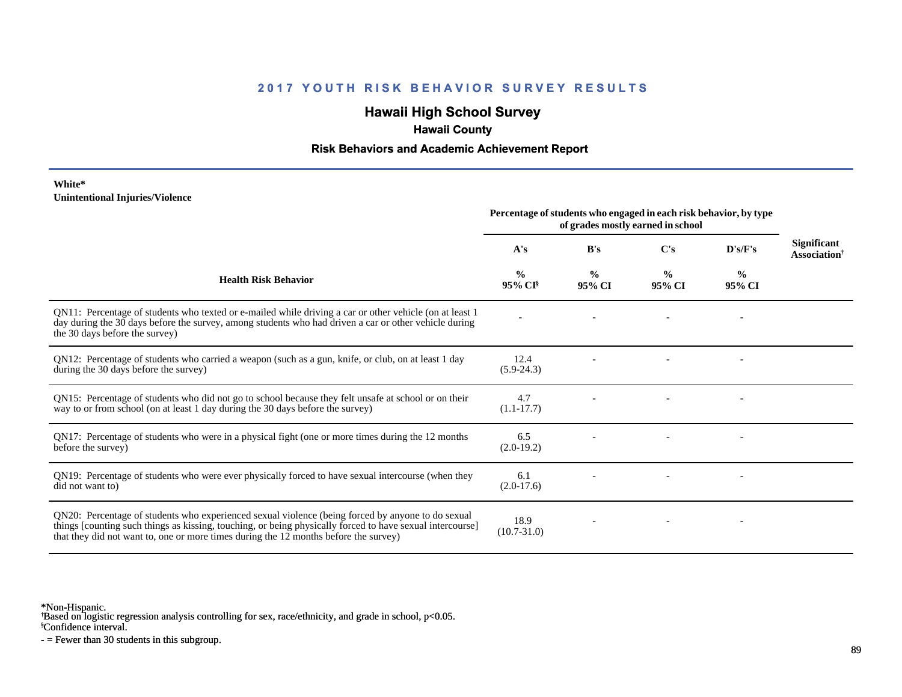## 2017 YOUTH RISK BEHAVIOR SURVEY RESULTS

# Hawaii High School Survey

### Hawaii County

### Risk Behaviors and Academic Achievement Report

**White***
**Unintentional Injuries/Violence**

| Health Risk Behavior | Percentage of students who engaged in each risk behavior, by type of grades mostly earned in school | | | | Significant Association† |
|---|---|---|---|---|---|
| | A's | B's | C's | D's/F's | |
| | % 95% CI§ | % 95% CI | % 95% CI | % 95% CI | |
| QN11: Percentage of students who texted or e-mailed while driving a car or other vehicle (on at least 1 day during the 30 days before the survey, among students who had driven a car or other vehicle during the 30 days before the survey) | - | - | - | - | |
| QN12: Percentage of students who carried a weapon (such as a gun, knife, or club, on at least 1 day during the 30 days before the survey) | 12.4 (5.9-24.3) | - | - | - | |
| QN15: Percentage of students who did not go to school because they felt unsafe at school or on their way to or from school (on at least 1 day during the 30 days before the survey) | 4.7 (1.1-17.7) | - | - | - | |
| QN17: Percentage of students who were in a physical fight (one or more times during the 12 months before the survey) | 6.5 (2.0-19.2) | - | - | - | |
| QN19: Percentage of students who were ever physically forced to have sexual intercourse (when they did not want to) | 6.1 (2.0-17.6) | - | - | - | |
| QN20: Percentage of students who experienced sexual violence (being forced by anyone to do sexual things [counting such things as kissing, touching, or being physically forced to have sexual intercourse] that they did not want to, one or more times during the 12 months before the survey) | 18.9 (10.7-31.0) | - | - | - | |

*Non-Hispanic.
†Based on logistic regression analysis controlling for sex, race/ethnicity, and grade in school, p<0.05.
§Confidence interval.
- = Fewer than 30 students in this subgroup.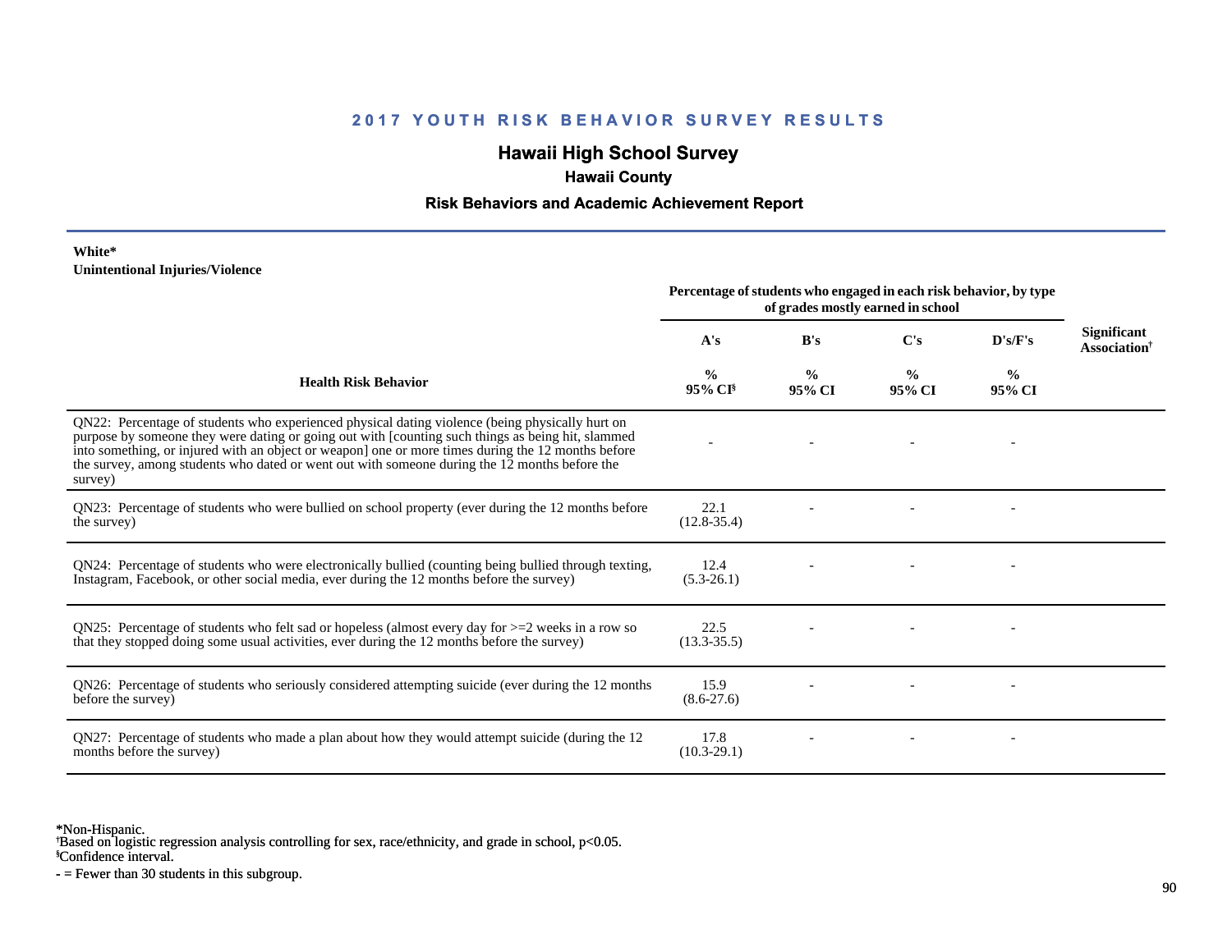## 2017 YOUTH RISK BEHAVIOR SURVEY RESULTS

# Hawaii High School Survey

### Hawaii County

### Risk Behaviors and Academic Achievement Report

**White***
**Unintentional Injuries/Violence**

| Health Risk Behavior | Percentage of students who engaged in each risk behavior, by type of grades mostly earned in school | | | | Significant Association† |
|---|---|---|---|---|---|
| | A's | B's | C's | D's/F's | |
| | % 95% CI§ | % 95% CI | % 95% CI | % 95% CI | |
| QN22: Percentage of students who experienced physical dating violence (being physically hurt on purpose by someone they were dating or going out with [counting such things as being hit, slammed into something, or injured with an object or weapon] one or more times during the 12 months before the survey, among students who dated or went out with someone during the 12 months before the survey) | - | - | - | - | |
| QN23: Percentage of students who were bullied on school property (ever during the 12 months before the survey) | 22.1 (12.8-35.4) | - | - | - | |
| QN24: Percentage of students who were electronically bullied (counting being bullied through texting, Instagram, Facebook, or other social media, ever during the 12 months before the survey) | 12.4 (5.3-26.1) | - | - | - | |
| QN25: Percentage of students who felt sad or hopeless (almost every day for >=2 weeks in a row so that they stopped doing some usual activities, ever during the 12 months before the survey) | 22.5 (13.3-35.5) | - | - | - | |
| QN26: Percentage of students who seriously considered attempting suicide (ever during the 12 months before the survey) | 15.9 (8.6-27.6) | - | - | - | |
| QN27: Percentage of students who made a plan about how they would attempt suicide (during the 12 months before the survey) | 17.8 (10.3-29.1) | - | - | - | |

*Non-Hispanic.
†Based on logistic regression analysis controlling for sex, race/ethnicity, and grade in school, p<0.05.
§Confidence interval.
- = Fewer than 30 students in this subgroup.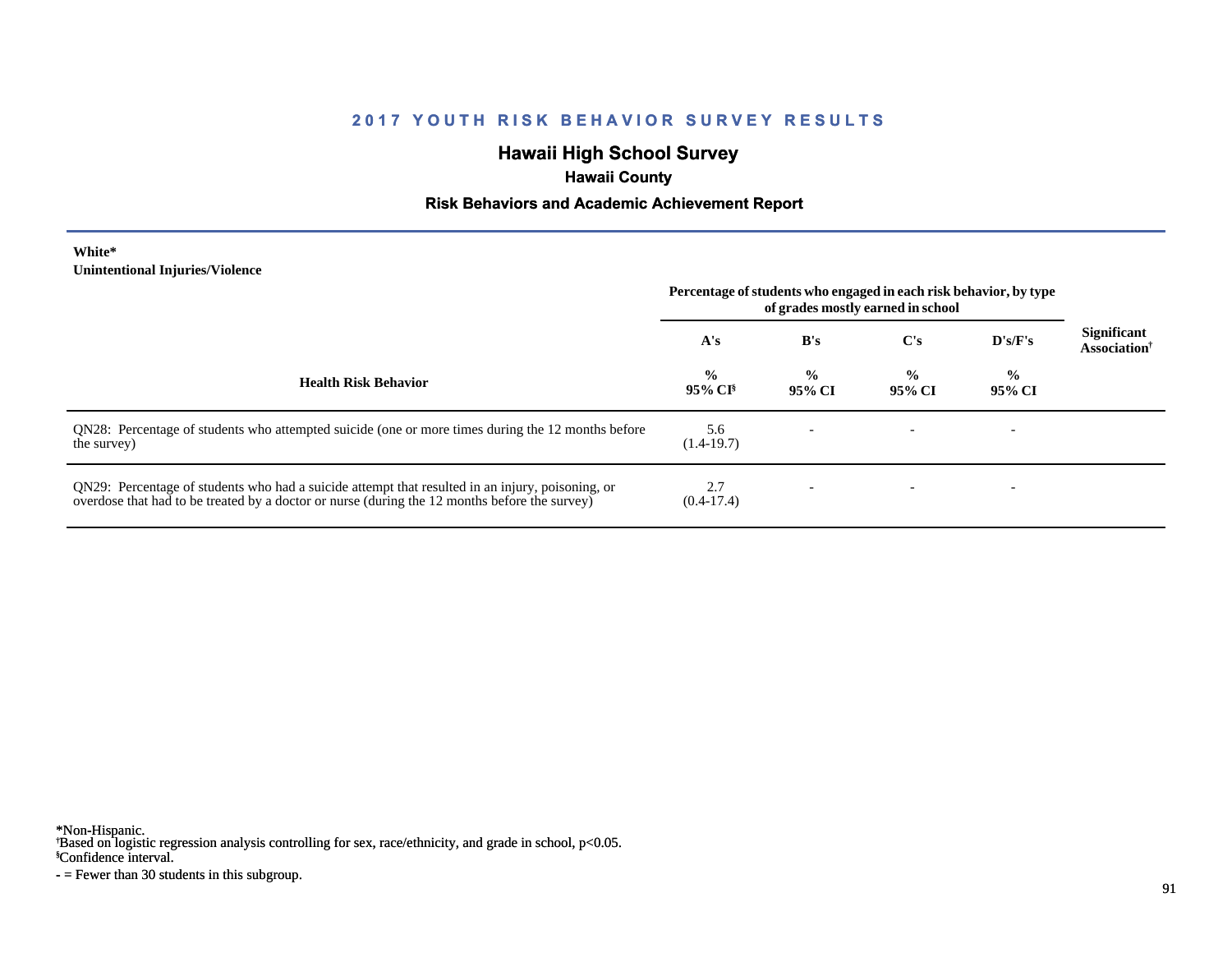## 2017 YOUTH RISK BEHAVIOR SURVEY RESULTS

# Hawaii High School Survey

### Hawaii County

### Risk Behaviors and Academic Achievement Report

**White***
**Unintentional Injuries/Violence**

| Health Risk Behavior | A's | B's | C's | D's/F's | Significant Association† |
|---|---|---|---|---|---|
| | Percentage of students who engaged in each risk behavior, by type of grades mostly earned in school | | | | |
| | % 95% CI§ | % 95% CI | % 95% CI | % 95% CI | |
| QN28: Percentage of students who attempted suicide (one or more times during the 12 months before the survey) | 5.6 (1.4-19.7) | - | - | - | |
| QN29: Percentage of students who had a suicide attempt that resulted in an injury, poisoning, or overdose that had to be treated by a doctor or nurse (during the 12 months before the survey) | 2.7 (0.4-17.4) | - | - | - | |

*Non-Hispanic.
†Based on logistic regression analysis controlling for sex, race/ethnicity, and grade in school, $p<0.05$.
§Confidence interval.
- = Fewer than 30 students in this subgroup.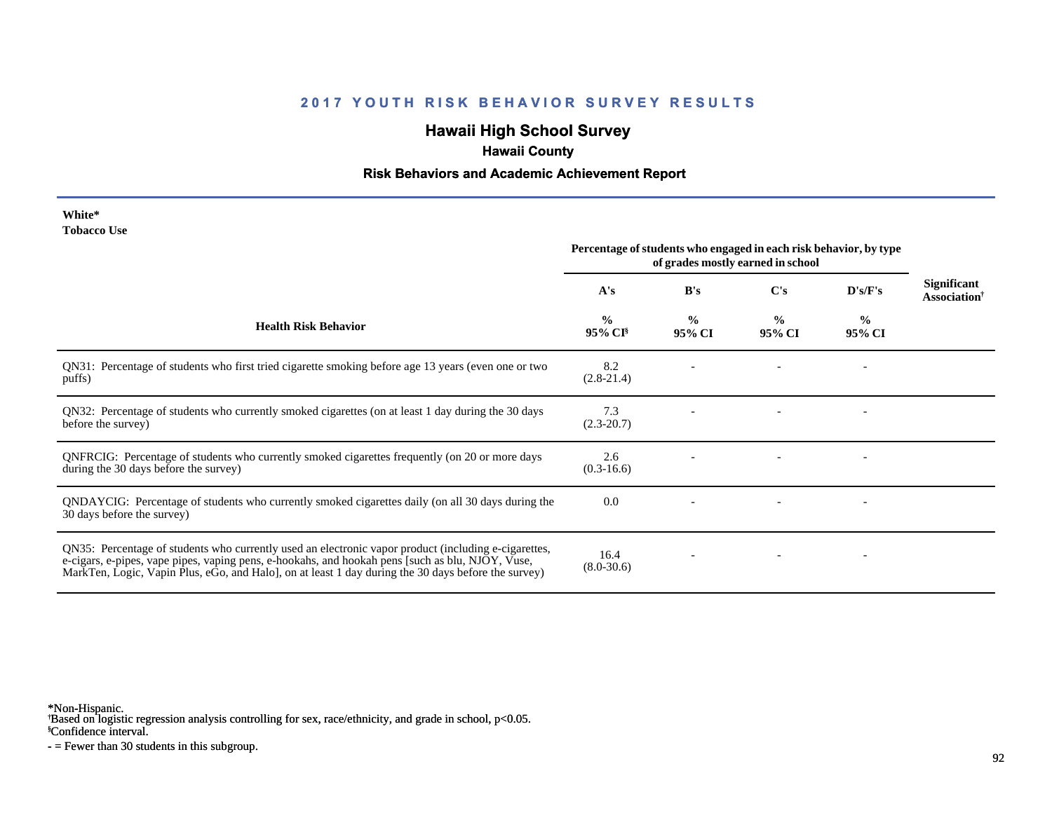# 2017 YOUTH RISK BEHAVIOR SURVEY RESULTS

## Hawaii High School Survey

### Hawaii County

### Risk Behaviors and Academic Achievement Report

**White***
**Tobacco Use**

| Health Risk Behavior | Percentage of students who engaged in each risk behavior, by type of grades mostly earned in school | | | | Significant Association† |
|---|---|---|---|---|---|
| | A's | B's | C's | D's/F's | |
| | % 95% CI§ | % 95% CI | % 95% CI | % 95% CI | |
| QN31: Percentage of students who first tried cigarette smoking before age 13 years (even one or two puffs) | 8.2 (2.8-21.4) | - | - | - | |
| QN32: Percentage of students who currently smoked cigarettes (on at least 1 day during the 30 days before the survey) | 7.3 (2.3-20.7) | - | - | - | |
| QNFRCIG: Percentage of students who currently smoked cigarettes frequently (on 20 or more days during the 30 days before the survey) | 2.6 (0.3-16.6) | - | - | - | |
| QNDAYCIG: Percentage of students who currently smoked cigarettes daily (on all 30 days during the 30 days before the survey) | 0.0 | - | - | - | |
| QN35: Percentage of students who currently used an electronic vapor product (including e-cigarettes, e-cigars, e-pipes, vape pipes, vaping pens, e-hookahs, and hookah pens [such as blu, NJOY, Vuse, MarkTen, Logic, Vapin Plus, eGo, and Halo], on at least 1 day during the 30 days before the survey) | 16.4 (8.0-30.6) | - | - | - | |

*Non-Hispanic.
†Based on logistic regression analysis controlling for sex, race/ethnicity, and grade in school, $p<0.05$.
§Confidence interval.
- = Fewer than 30 students in this subgroup.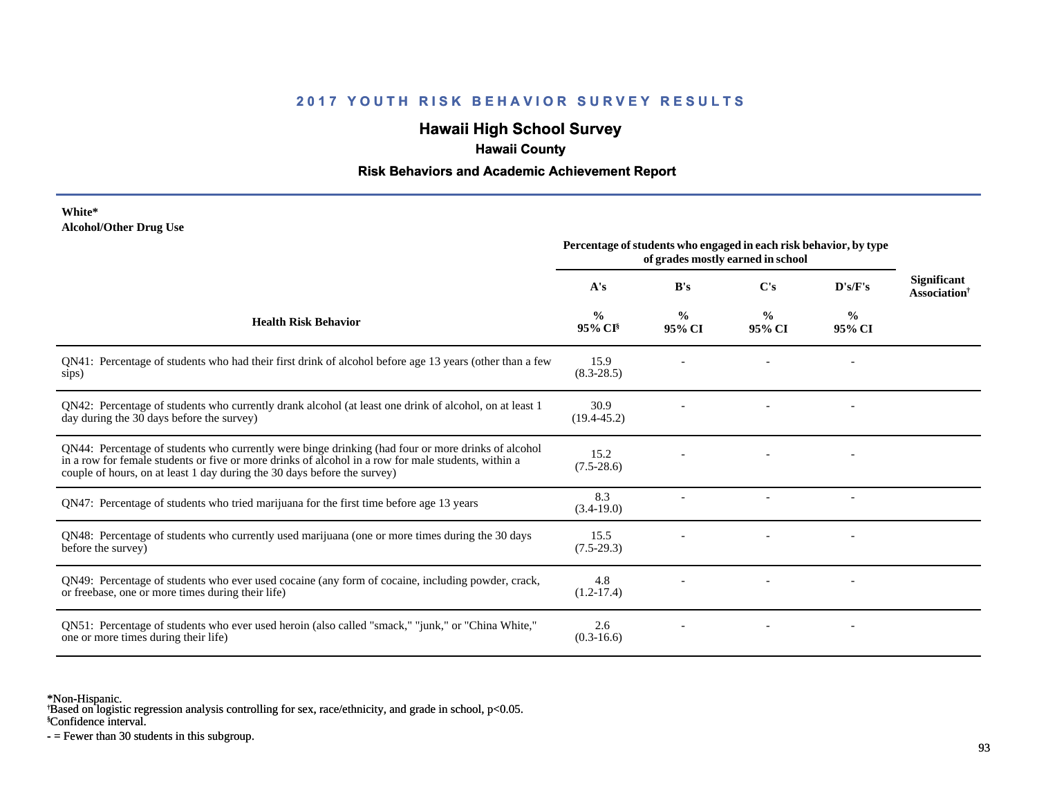## 2017 YOUTH RISK BEHAVIOR SURVEY RESULTS

# Hawaii High School Survey

### Hawaii County

### Risk Behaviors and Academic Achievement Report

**White***
**Alcohol/Other Drug Use**

| Health Risk Behavior | Percentage of students who engaged in each risk behavior, by type of grades mostly earned in school | | | | Significant Association† |
|---|---|---|---|---|---|
| | A's | B's | C's | D's/F's | |
| | % 95% CI§ | % 95% CI | % 95% CI | % 95% CI | |
| QN41: Percentage of students who had their first drink of alcohol before age 13 years (other than a few sips) | 15.9 (8.3-28.5) | - | - | - | |
| QN42: Percentage of students who currently drank alcohol (at least one drink of alcohol, on at least 1 day during the 30 days before the survey) | 30.9 (19.4-45.2) | - | - | - | |
| QN44: Percentage of students who currently were binge drinking (had four or more drinks of alcohol in a row for female students or five or more drinks of alcohol in a row for male students, within a couple of hours, on at least 1 day during the 30 days before the survey) | 15.2 (7.5-28.6) | - | - | - | |
| QN47: Percentage of students who tried marijuana for the first time before age 13 years | 8.3 (3.4-19.0) | - | - | - | |
| QN48: Percentage of students who currently used marijuana (one or more times during the 30 days before the survey) | 15.5 (7.5-29.3) | - | - | - | |
| QN49: Percentage of students who ever used cocaine (any form of cocaine, including powder, crack, or freebase, one or more times during their life) | 4.8 (1.2-17.4) | - | - | - | |
| QN51: Percentage of students who ever used heroin (also called "smack," "junk," or "China White," one or more times during their life) | 2.6 (0.3-16.6) | - | - | - | |

*Non-Hispanic.
†Based on logistic regression analysis controlling for sex, race/ethnicity, and grade in school, p<0.05.
§Confidence interval.
- = Fewer than 30 students in this subgroup.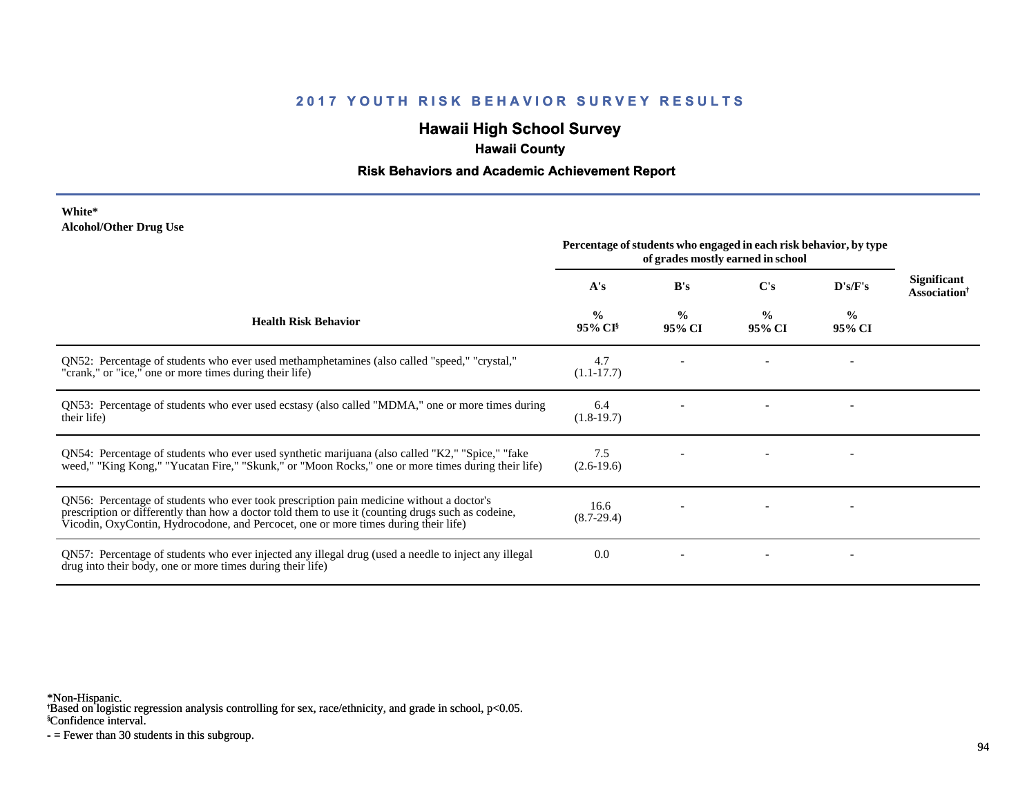# 2017 YOUTH RISK BEHAVIOR SURVEY RESULTS

## Hawaii High School Survey

### Hawaii County

### Risk Behaviors and Academic Achievement Report

**White***
**Alcohol/Other Drug Use**

| Health Risk Behavior | Percentage of students who engaged in each risk behavior, by type of grades mostly earned in school | | | | Significant Association† |
|---|---|---|---|---|---|
| | A's | B's | C's | D's/F's | |
| | % 95% CI§ | % 95% CI | % 95% CI | % 95% CI | |
| QN52: Percentage of students who ever used methamphetamines (also called "speed," "crystal," "crank," or "ice," one or more times during their life) | 4.7 (1.1-17.7) | - | - | - | |
| QN53: Percentage of students who ever used ecstasy (also called "MDMA," one or more times during their life) | 6.4 (1.8-19.7) | - | - | - | |
| QN54: Percentage of students who ever used synthetic marijuana (also called "K2," "Spice," "fake weed," "King Kong," "Yucatan Fire," "Skunk," or "Moon Rocks," one or more times during their life) | 7.5 (2.6-19.6) | - | - | - | |
| QN56: Percentage of students who ever took prescription pain medicine without a doctor's prescription or differently than how a doctor told them to use it (counting drugs such as codeine, Vicodin, OxyContin, Hydrocodone, and Percocet, one or more times during their life) | 16.6 (8.7-29.4) | - | - | - | |
| QN57: Percentage of students who ever injected any illegal drug (used a needle to inject any illegal drug into their body, one or more times during their life) | 0.0 | - | - | - | |

*Non-Hispanic.
†Based on logistic regression analysis controlling for sex, race/ethnicity, and grade in school, $p<0.05$.
§Confidence interval.
- = Fewer than 30 students in this subgroup.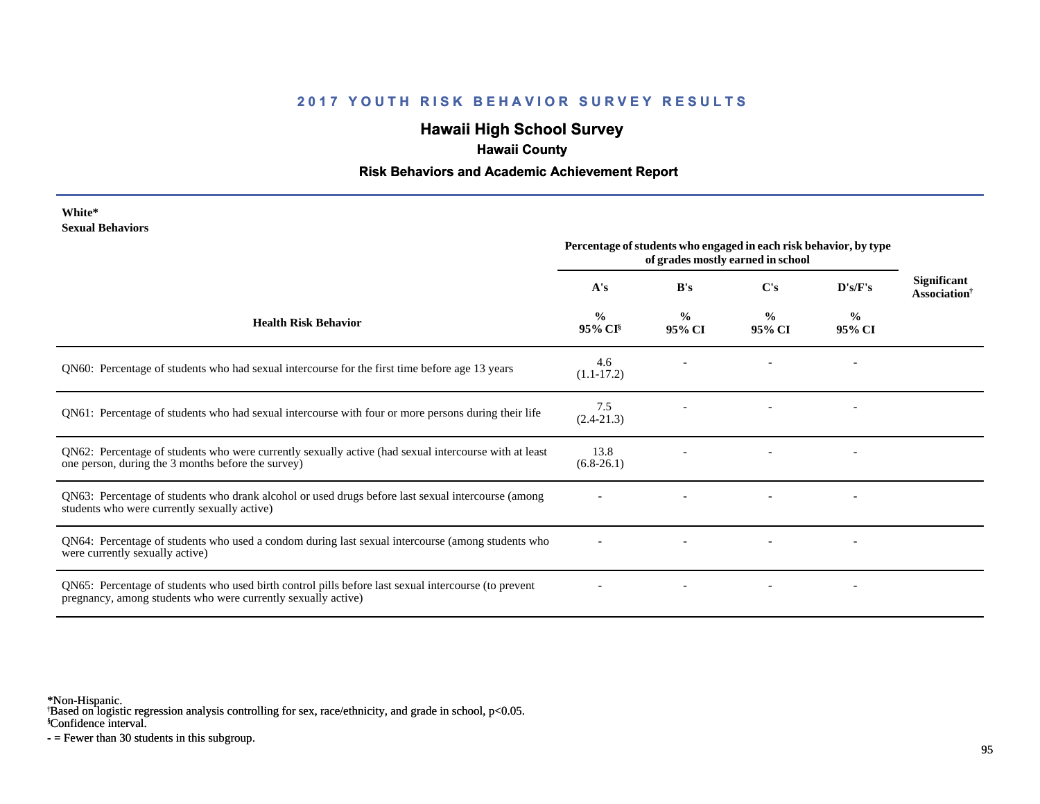## 2017 YOUTH RISK BEHAVIOR SURVEY RESULTS

# Hawaii High School Survey

### Hawaii County

### Risk Behaviors and Academic Achievement Report

**White***
**Sexual Behaviors**

| Health Risk Behavior | A's<br>%<br>95% CI[§] | B's<br>%<br>95% CI | C's<br>%<br>95% CI | D's/F's<br>%<br>95% CI | Significant Association[†] |
|---|---|---|---|---|---|
| | Percentage of students who engaged in each risk behavior, by type of grades mostly earned in school | | | | |
| QN60: Percentage of students who had sexual intercourse for the first time before age 13 years | 4.6<br>(1.1-17.2) | - | - | - | |
| QN61: Percentage of students who had sexual intercourse with four or more persons during their life | 7.5<br>(2.4-21.3) | - | - | - | |
| QN62: Percentage of students who were currently sexually active (had sexual intercourse with at least one person, during the 3 months before the survey) | 13.8<br>(6.8-26.1) | - | - | - | |
| QN63: Percentage of students who drank alcohol or used drugs before last sexual intercourse (among students who were currently sexually active) | - | - | - | - | |
| QN64: Percentage of students who used a condom during last sexual intercourse (among students who were currently sexually active) | - | - | - | - | |
| QN65: Percentage of students who used birth control pills before last sexual intercourse (to prevent pregnancy, among students who were currently sexually active) | - | - | - | - | |

*Non-Hispanic.
[†]Based on logistic regression analysis controlling for sex, race/ethnicity, and grade in school, $p<0.05$.
[§]Confidence interval.
- = Fewer than 30 students in this subgroup.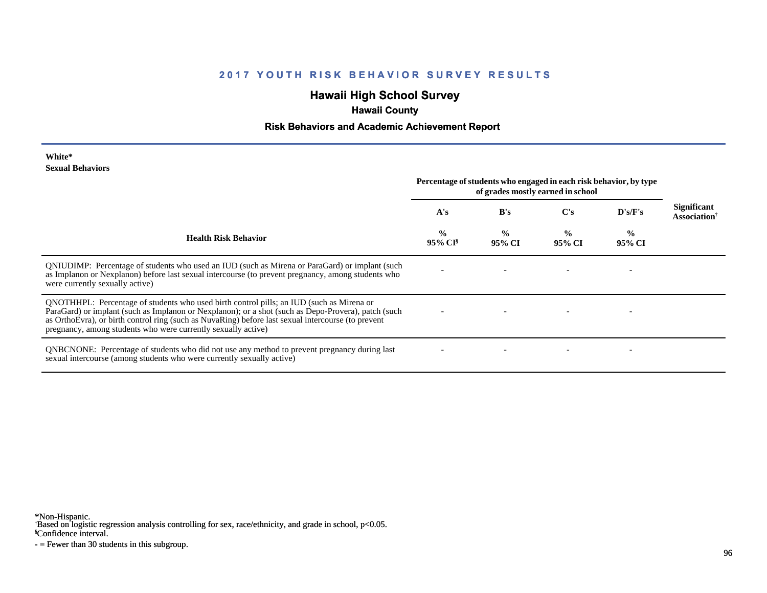## 2017 YOUTH RISK BEHAVIOR SURVEY RESULTS

## Hawaii High School Survey

### Hawaii County

### Risk Behaviors and Academic Achievement Report

**White***
**Sexual Behaviors**

| Health Risk Behavior | Percentage of students who engaged in each risk behavior, by type of grades mostly earned in school | | | | Significant Association† |
|---|---|---|---|---|---|
| | A's | B's | C's | D's/F's | |
| | % 95% CI§ | % 95% CI | % 95% CI | % 95% CI | |
| QNIUDIMP: Percentage of students who used an IUD (such as Mirena or ParaGard) or implant (such as Implanon or Nexplanon) before last sexual intercourse (to prevent pregnancy, among students who were currently sexually active) | - | - | - | - | |
| QNOTHHPL: Percentage of students who used birth control pills; an IUD (such as Mirena or ParaGard) or implant (such as Implanon or Nexplanon); or a shot (such as Depo-Provera), patch (such as OrthoEvra), or birth control ring (such as NuvaRing) before last sexual intercourse (to prevent pregnancy, among students who were currently sexually active) | - | - | - | - | |
| QNBCNONE: Percentage of students who did not use any method to prevent pregnancy during last sexual intercourse (among students who were currently sexually active) | - | - | - | - | |

*Non-Hispanic.
†Based on logistic regression analysis controlling for sex, race/ethnicity, and grade in school, $p<0.05$.
§Confidence interval.
- = Fewer than 30 students in this subgroup.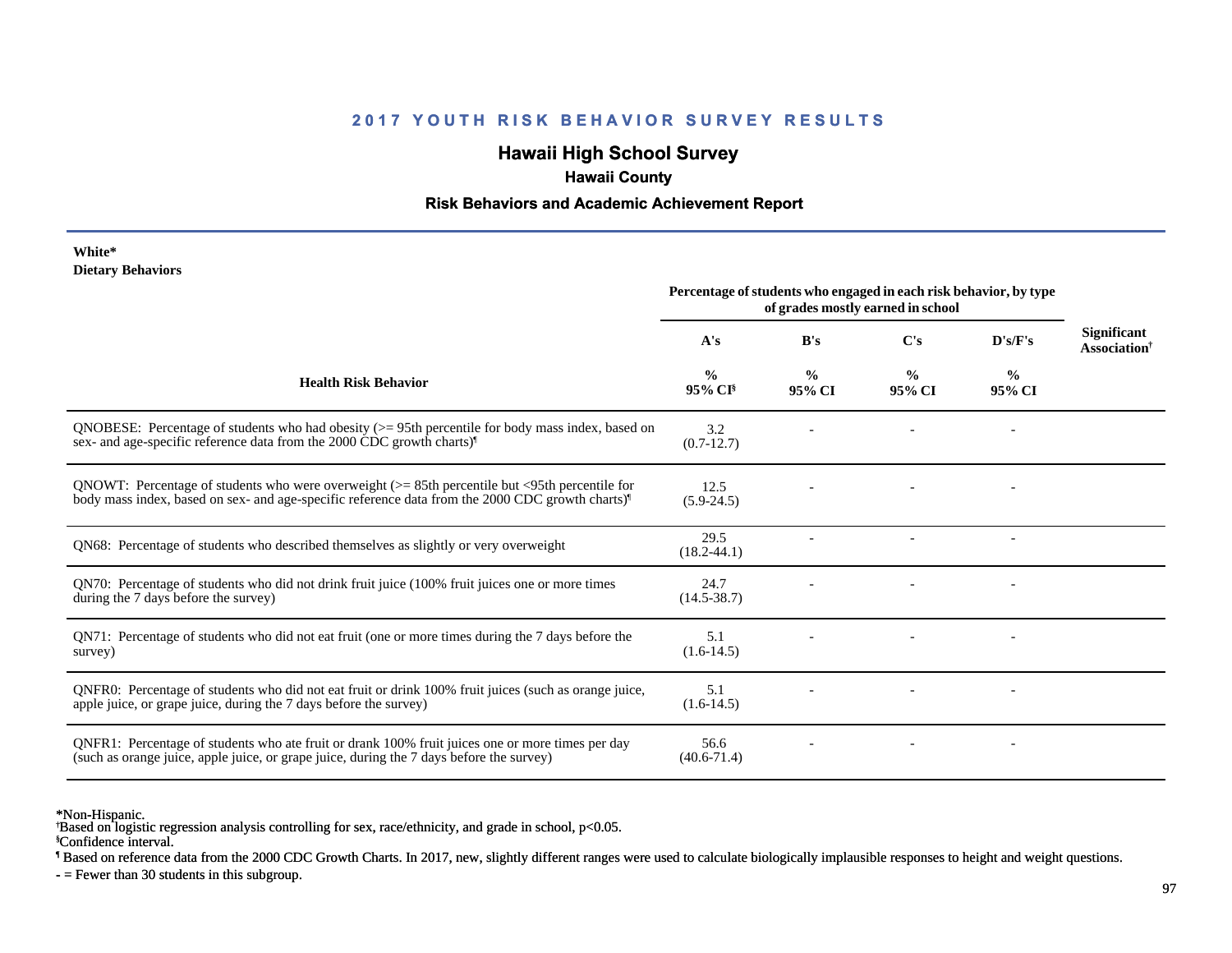## 2017 YOUTH RISK BEHAVIOR SURVEY RESULTS

# Hawaii High School Survey

### Hawaii County

### Risk Behaviors and Academic Achievement Report

**White***
**Dietary Behaviors**

| Health Risk Behavior | Percentage of students who engaged in each risk behavior, by type of grades mostly earned in school | | | | Significant Association† |
|---|---|---|---|---|---|
| | A's | B's | C's | D's/F's | |
| | % 95% CI§ | % 95% CI | % 95% CI | % 95% CI | |
| QNOBESE: Percentage of students who had obesity (>= 95th percentile for body mass index, based on sex- and age-specific reference data from the 2000 CDC growth charts)¶ | 3.2 (0.7-12.7) | - | - | - | |
| QNOWT: Percentage of students who were overweight (>= 85th percentile but <95th percentile for body mass index, based on sex- and age-specific reference data from the 2000 CDC growth charts)¶ | 12.5 (5.9-24.5) | - | - | - | |
| QN68: Percentage of students who described themselves as slightly or very overweight | 29.5 (18.2-44.1) | - | - | - | |
| QN70: Percentage of students who did not drink fruit juice (100% fruit juices one or more times during the 7 days before the survey) | 24.7 (14.5-38.7) | - | - | - | |
| QN71: Percentage of students who did not eat fruit (one or more times during the 7 days before the survey) | 5.1 (1.6-14.5) | - | - | - | |
| QNFR0: Percentage of students who did not eat fruit or drink 100% fruit juices (such as orange juice, apple juice, or grape juice, during the 7 days before the survey) | 5.1 (1.6-14.5) | - | - | - | |
| QNFR1: Percentage of students who ate fruit or drank 100% fruit juices one or more times per day (such as orange juice, apple juice, or grape juice, during the 7 days before the survey) | 56.6 (40.6-71.4) | - | - | - | |

*Non-Hispanic.
†Based on logistic regression analysis controlling for sex, race/ethnicity, and grade in school, $p<0.05$.
§Confidence interval.
¶ Based on reference data from the 2000 CDC Growth Charts. In 2017, new, slightly different ranges were used to calculate biologically implausible responses to height and weight questions.
- = Fewer than 30 students in this subgroup.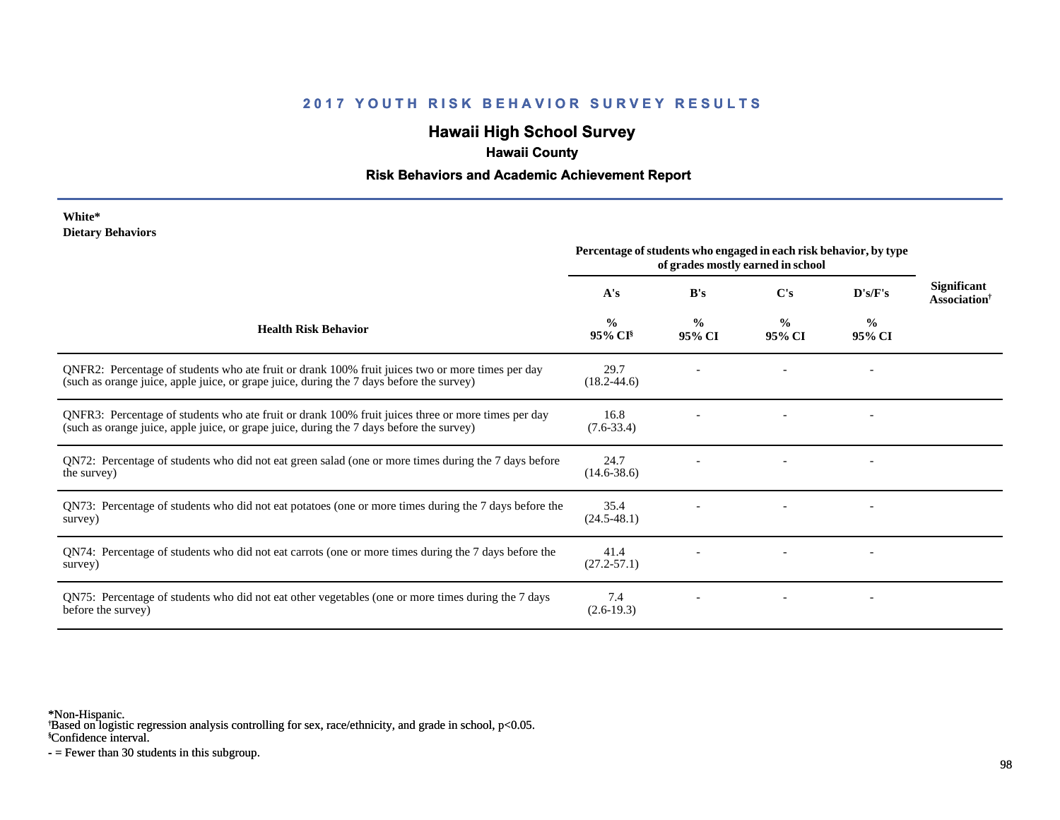## 2017 YOUTH RISK BEHAVIOR SURVEY RESULTS

# Hawaii High School Survey

### Hawaii County

### Risk Behaviors and Academic Achievement Report

**White***
**Dietary Behaviors**

| Health Risk Behavior | Percentage of students who engaged in each risk behavior, by type of grades mostly earned in school | | | | Significant Association† |
|---|---|---|---|---|---|
| | A's | B's | C's | D's/F's | |
| | % 95% CI§ | % 95% CI | % 95% CI | % 95% CI | |
| QNFR2: Percentage of students who ate fruit or drank 100% fruit juices two or more times per day (such as orange juice, apple juice, or grape juice, during the 7 days before the survey) | 29.7 (18.2-44.6) | - | - | - | |
| QNFR3: Percentage of students who ate fruit or drank 100% fruit juices three or more times per day (such as orange juice, apple juice, or grape juice, during the 7 days before the survey) | 16.8 (7.6-33.4) | - | - | - | |
| QN72: Percentage of students who did not eat green salad (one or more times during the 7 days before the survey) | 24.7 (14.6-38.6) | - | - | - | |
| QN73: Percentage of students who did not eat potatoes (one or more times during the 7 days before the survey) | 35.4 (24.5-48.1) | - | - | - | |
| QN74: Percentage of students who did not eat carrots (one or more times during the 7 days before the survey) | 41.4 (27.2-57.1) | - | - | - | |
| QN75: Percentage of students who did not eat other vegetables (one or more times during the 7 days before the survey) | 7.4 (2.6-19.3) | - | - | - | |

*Non-Hispanic.
†Based on logistic regression analysis controlling for sex, race/ethnicity, and grade in school, $p<0.05$.
§Confidence interval.
- = Fewer than 30 students in this subgroup.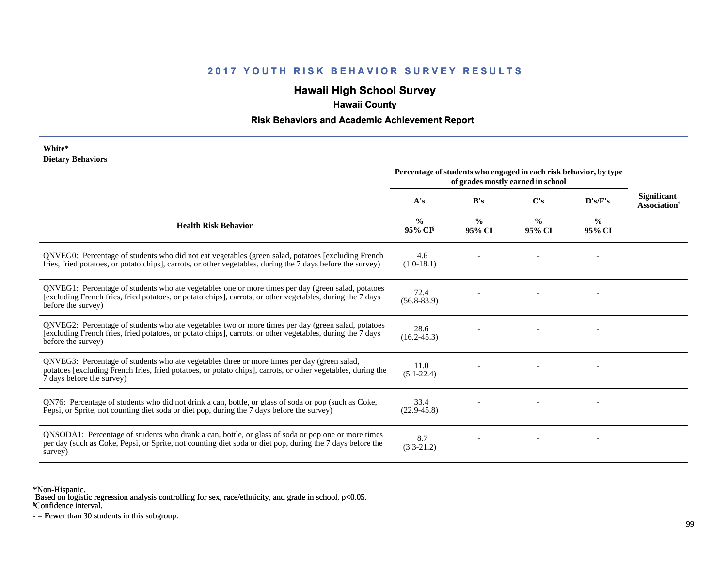## 2017 YOUTH RISK BEHAVIOR SURVEY RESULTS

# Hawaii High School Survey

### Hawaii County

### Risk Behaviors and Academic Achievement Report

**White***
**Dietary Behaviors**

| Health Risk Behavior | Percentage of students who engaged in each risk behavior, by type of grades mostly earned in school | | | | Significant Association† |
|---|---|---|---|---|---|
| | A's | B's | C's | D's/F's | |
| | % 95% CI§ | % 95% CI | % 95% CI | % 95% CI | |
| QNVEG0: Percentage of students who did not eat vegetables (green salad, potatoes [excluding French fries, fried potatoes, or potato chips], carrots, or other vegetables, during the 7 days before the survey) | 4.6 (1.0-18.1) | - | - | - | |
| QNVEG1: Percentage of students who ate vegetables one or more times per day (green salad, potatoes [excluding French fries, fried potatoes, or potato chips], carrots, or other vegetables, during the 7 days before the survey) | 72.4 (56.8-83.9) | - | - | - | |
| QNVEG2: Percentage of students who ate vegetables two or more times per day (green salad, potatoes [excluding French fries, fried potatoes, or potato chips], carrots, or other vegetables, during the 7 days before the survey) | 28.6 (16.2-45.3) | - | - | - | |
| QNVEG3: Percentage of students who ate vegetables three or more times per day (green salad, potatoes [excluding French fries, fried potatoes, or potato chips], carrots, or other vegetables, during the 7 days before the survey) | 11.0 (5.1-22.4) | - | - | - | |
| QN76: Percentage of students who did not drink a can, bottle, or glass of soda or pop (such as Coke, Pepsi, or Sprite, not counting diet soda or diet pop, during the 7 days before the survey) | 33.4 (22.9-45.8) | - | - | - | |
| QNSODA1: Percentage of students who drank a can, bottle, or glass of soda or pop one or more times per day (such as Coke, Pepsi, or Sprite, not counting diet soda or diet pop, during the 7 days before the survey) | 8.7 (3.3-21.2) | - | - | - | |

*Non-Hispanic.
†Based on logistic regression analysis controlling for sex, race/ethnicity, and grade in school, $p<0.05$.
§Confidence interval.
- = Fewer than 30 students in this subgroup.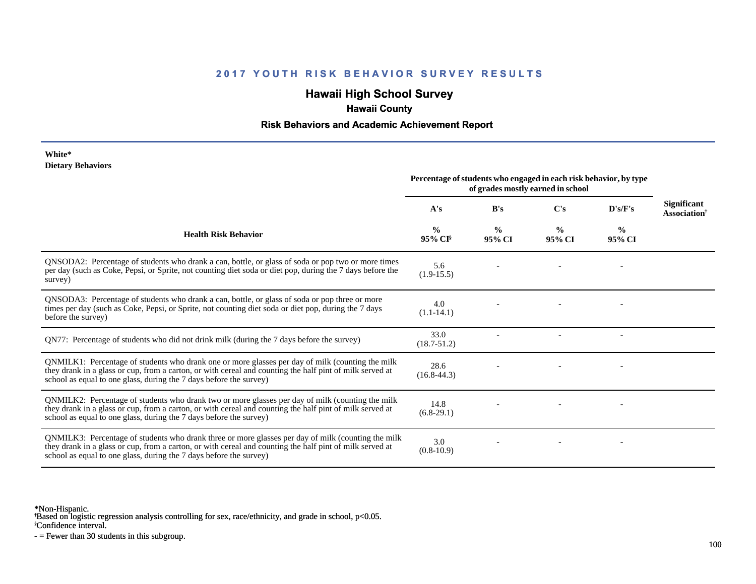## 2017 YOUTH RISK BEHAVIOR SURVEY RESULTS

# Hawaii High School Survey

### Hawaii County

### Risk Behaviors and Academic Achievement Report

**White***
**Dietary Behaviors**

| Health Risk Behavior | Percentage of students who engaged in each risk behavior, by type of grades mostly earned in school | | | | Significant Association† |
|---|---|---|---|---|---|
| | A's | B's | C's | D's/F's | |
| | % 95% CI§ | % 95% CI | % 95% CI | % 95% CI | |
| QNSODA2: Percentage of students who drank a can, bottle, or glass of soda or pop two or more times per day (such as Coke, Pepsi, or Sprite, not counting diet soda or diet pop, during the 7 days before the survey) | 5.6 (1.9-15.5) | - | - | - | |
| QNSODA3: Percentage of students who drank a can, bottle, or glass of soda or pop three or more times per day (such as Coke, Pepsi, or Sprite, not counting diet soda or diet pop, during the 7 days before the survey) | 4.0 (1.1-14.1) | - | - | - | |
| QN77: Percentage of students who did not drink milk (during the 7 days before the survey) | 33.0 (18.7-51.2) | - | - | - | |
| QNMILK1: Percentage of students who drank one or more glasses per day of milk (counting the milk they drank in a glass or cup, from a carton, or with cereal and counting the half pint of milk served at school as equal to one glass, during the 7 days before the survey) | 28.6 (16.8-44.3) | - | - | - | |
| QNMILK2: Percentage of students who drank two or more glasses per day of milk (counting the milk they drank in a glass or cup, from a carton, or with cereal and counting the half pint of milk served at school as equal to one glass, during the 7 days before the survey) | 14.8 (6.8-29.1) | - | - | - | |
| QNMILK3: Percentage of students who drank three or more glasses per day of milk (counting the milk they drank in a glass or cup, from a carton, or with cereal and counting the half pint of milk served at school as equal to one glass, during the 7 days before the survey) | 3.0 (0.8-10.9) | - | - | - | |

*Non-Hispanic.
†Based on logistic regression analysis controlling for sex, race/ethnicity, and grade in school, $p<0.05$.
§Confidence interval.
- = Fewer than 30 students in this subgroup.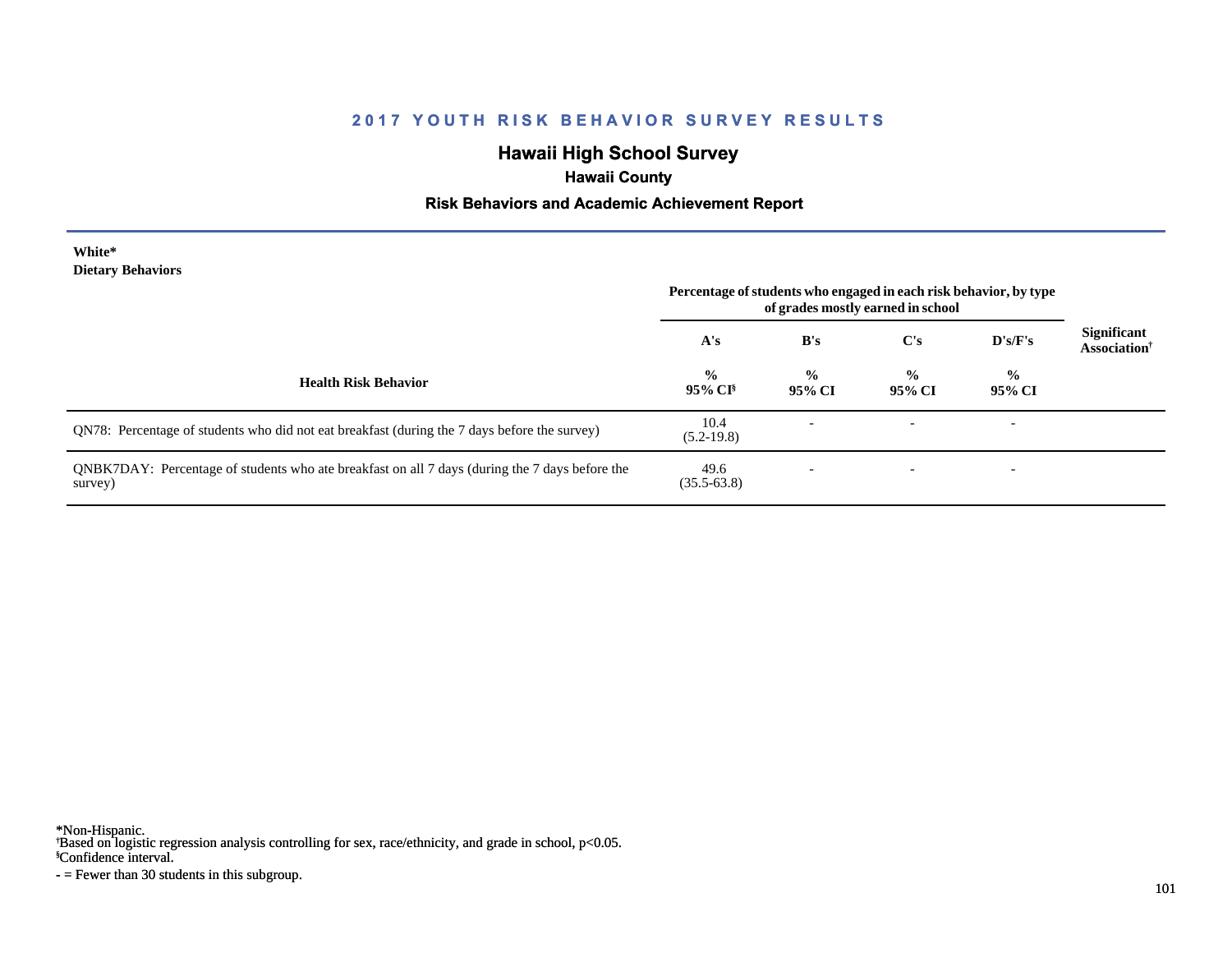## 2017 YOUTH RISK BEHAVIOR SURVEY RESULTS

# Hawaii High School Survey

### Hawaii County

### Risk Behaviors and Academic Achievement Report

**White***
**Dietary Behaviors**

| Health Risk Behavior | Percentage of students who engaged in each risk behavior, by type of grades mostly earned in school | | | | Significant Association† |
|---|---|---|---|---|---|
| | A's | B's | C's | D's/F's | |
| | % 95% CI§ | % 95% CI | % 95% CI | % 95% CI | |
| QN78: Percentage of students who did not eat breakfast (during the 7 days before the survey) | 10.4 (5.2-19.8) | - | - | - | |
| QNBK7DAY: Percentage of students who ate breakfast on all 7 days (during the 7 days before the survey) | 49.6 (35.5-63.8) | - | - | - | |

*Non-Hispanic.
†Based on logistic regression analysis controlling for sex, race/ethnicity, and grade in school, $p<0.05$.
§Confidence interval.
- = Fewer than 30 students in this subgroup.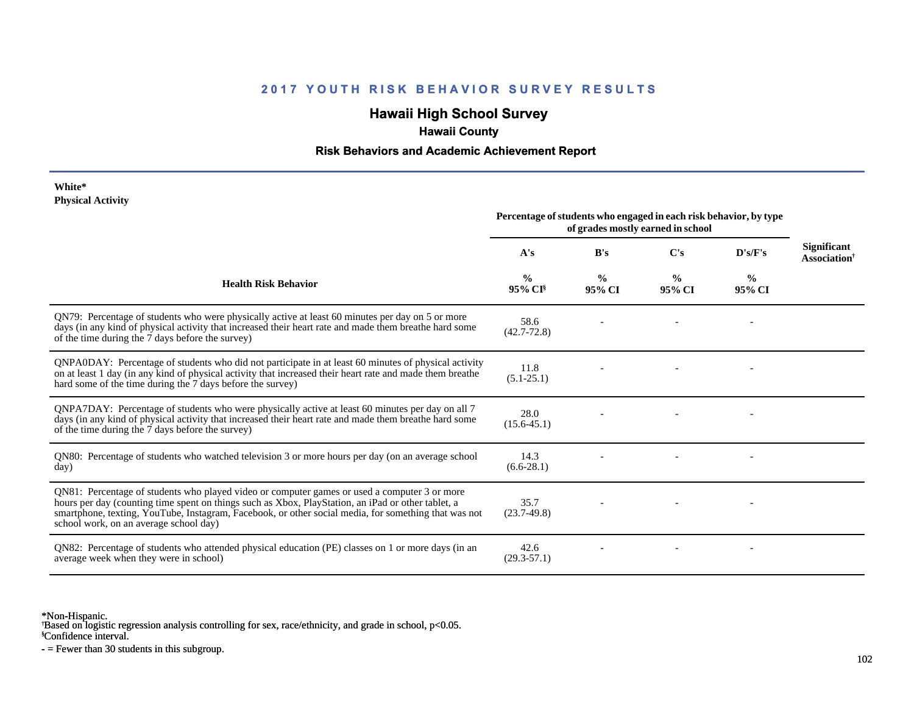## 2017 YOUTH RISK BEHAVIOR SURVEY RESULTS

# Hawaii High School Survey

### Hawaii County

### Risk Behaviors and Academic Achievement Report

**White***
**Physical Activity**

| Health Risk Behavior | Percentage of students who engaged in each risk behavior, by type of grades mostly earned in school | | | | Significant Association† |
|---|---|---|---|---|---|
| | A's | B's | C's | D's/F's | |
| | % 95% CI§ | % 95% CI | % 95% CI | % 95% CI | |
| QN79: Percentage of students who were physically active at least 60 minutes per day on 5 or more days (in any kind of physical activity that increased their heart rate and made them breathe hard some of the time during the 7 days before the survey) | 58.6 (42.7-72.8) | - | - | - | |
| QNPA0DAY: Percentage of students who did not participate in at least 60 minutes of physical activity on at least 1 day (in any kind of physical activity that increased their heart rate and made them breathe hard some of the time during the 7 days before the survey) | 11.8 (5.1-25.1) | - | - | - | |
| QNPA7DAY: Percentage of students who were physically active at least 60 minutes per day on all 7 days (in any kind of physical activity that increased their heart rate and made them breathe hard some of the time during the 7 days before the survey) | 28.0 (15.6-45.1) | - | - | - | |
| QN80: Percentage of students who watched television 3 or more hours per day (on an average school day) | 14.3 (6.6-28.1) | - | - | - | |
| QN81: Percentage of students who played video or computer games or used a computer 3 or more hours per day (counting time spent on things such as Xbox, PlayStation, an iPad or other tablet, a smartphone, texting, YouTube, Instagram, Facebook, or other social media, for something that was not school work, on an average school day) | 35.7 (23.7-49.8) | - | - | - | |
| QN82: Percentage of students who attended physical education (PE) classes on 1 or more days (in an average week when they were in school) | 42.6 (29.3-57.1) | - | - | - | |

*Non-Hispanic.
†Based on logistic regression analysis controlling for sex, race/ethnicity, and grade in school, p<0.05.
§Confidence interval.
- = Fewer than 30 students in this subgroup.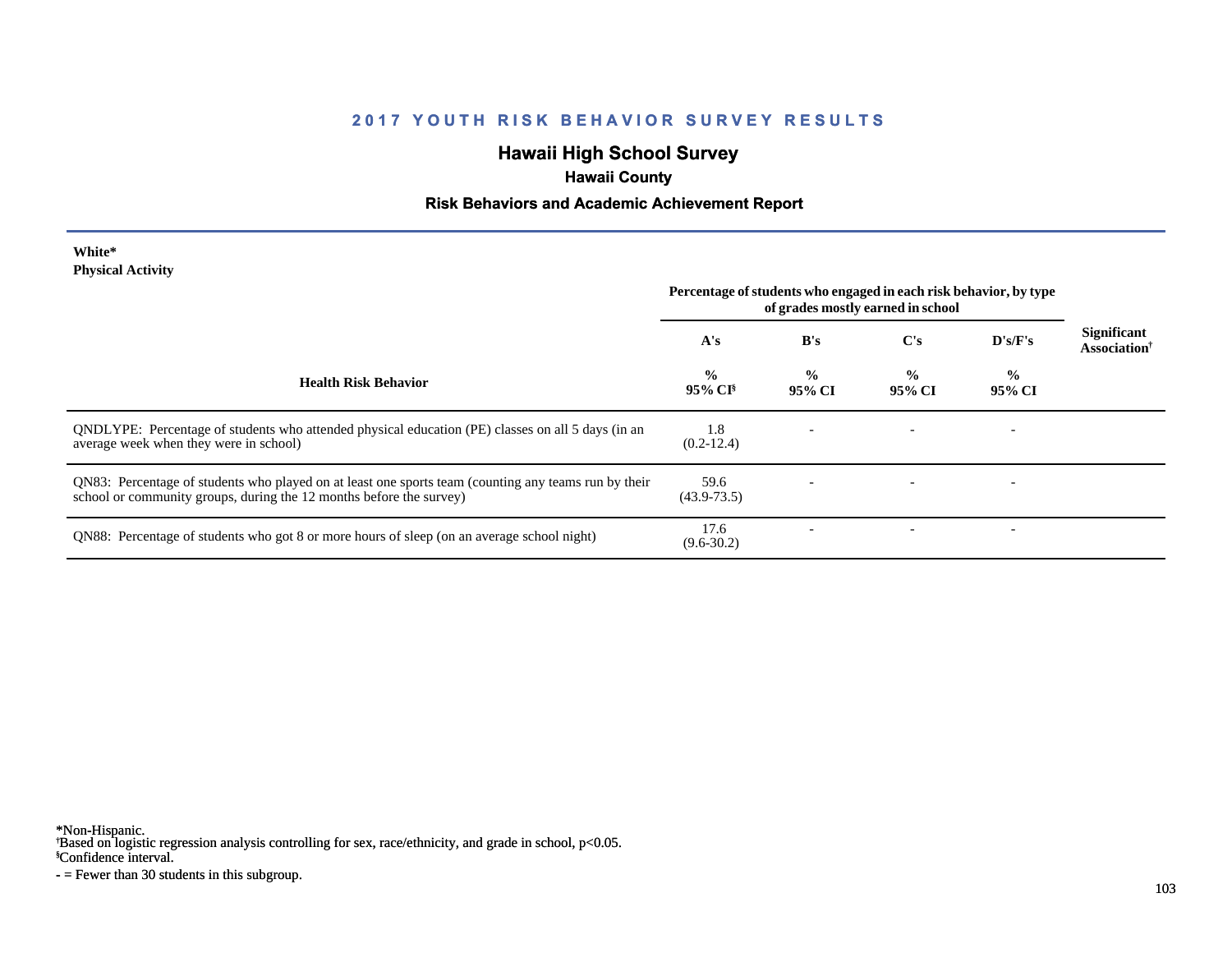## 2017 YOUTH RISK BEHAVIOR SURVEY RESULTS

# Hawaii High School Survey

### Hawaii County

### Risk Behaviors and Academic Achievement Report

**White***
**Physical Activity**

| Health Risk Behavior | Percentage of students who engaged in each risk behavior, by type of grades mostly earned in school | | | | Significant Association† |
|---|---|---|---|---|---|
| | A's | B's | C's | D's/F's | |
| | % 95% CI§ | % 95% CI | % 95% CI | % 95% CI | |
| QNDLYPE: Percentage of students who attended physical education (PE) classes on all 5 days (in an average week when they were in school) | 1.8 (0.2-12.4) | - | - | - | |
| QN83: Percentage of students who played on at least one sports team (counting any teams run by their school or community groups, during the 12 months before the survey) | 59.6 (43.9-73.5) | - | - | - | |
| QN88: Percentage of students who got 8 or more hours of sleep (on an average school night) | 17.6 (9.6-30.2) | - | - | - | |

*Non-Hispanic.
†Based on logistic regression analysis controlling for sex, race/ethnicity, and grade in school, p<0.05.
§Confidence interval.
- = Fewer than 30 students in this subgroup.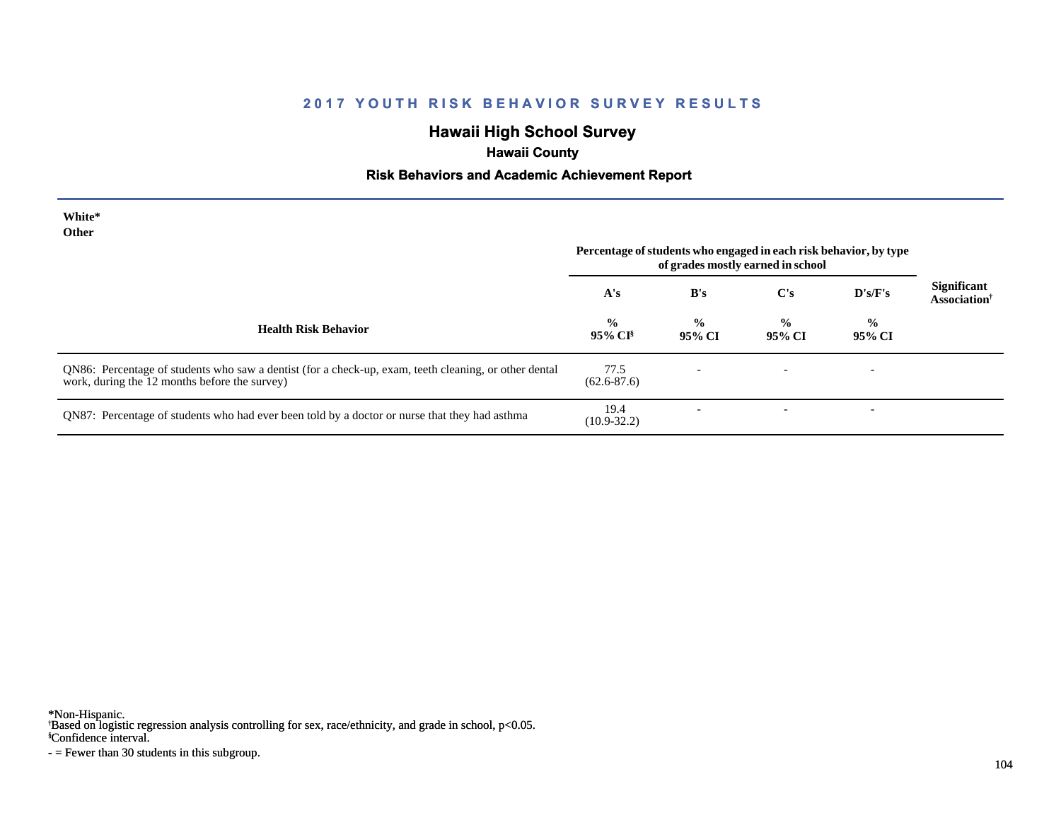## 2017 YOUTH RISK BEHAVIOR SURVEY RESULTS

# Hawaii High School Survey

### Hawaii County

### Risk Behaviors and Academic Achievement Report

**White***
**Other**

| Health Risk Behavior | Percentage of students who engaged in each risk behavior, by type of grades mostly earned in school | | | | Significant Association† |
|---|---|---|---|---|---|
| | A's | B's | C's | D's/F's | |
| | % 95% CI§ | % 95% CI | % 95% CI | % 95% CI | |
| QN86: Percentage of students who saw a dentist (for a check-up, exam, teeth cleaning, or other dental work, during the 12 months before the survey) | 77.5 (62.6-87.6) | - | - | - | |
| QN87: Percentage of students who had ever been told by a doctor or nurse that they had asthma | 19.4 (10.9-32.2) | - | - | - | |

*Non-Hispanic.
†Based on logistic regression analysis controlling for sex, race/ethnicity, and grade in school, p<0.05.
§Confidence interval.
- = Fewer than 30 students in this subgroup.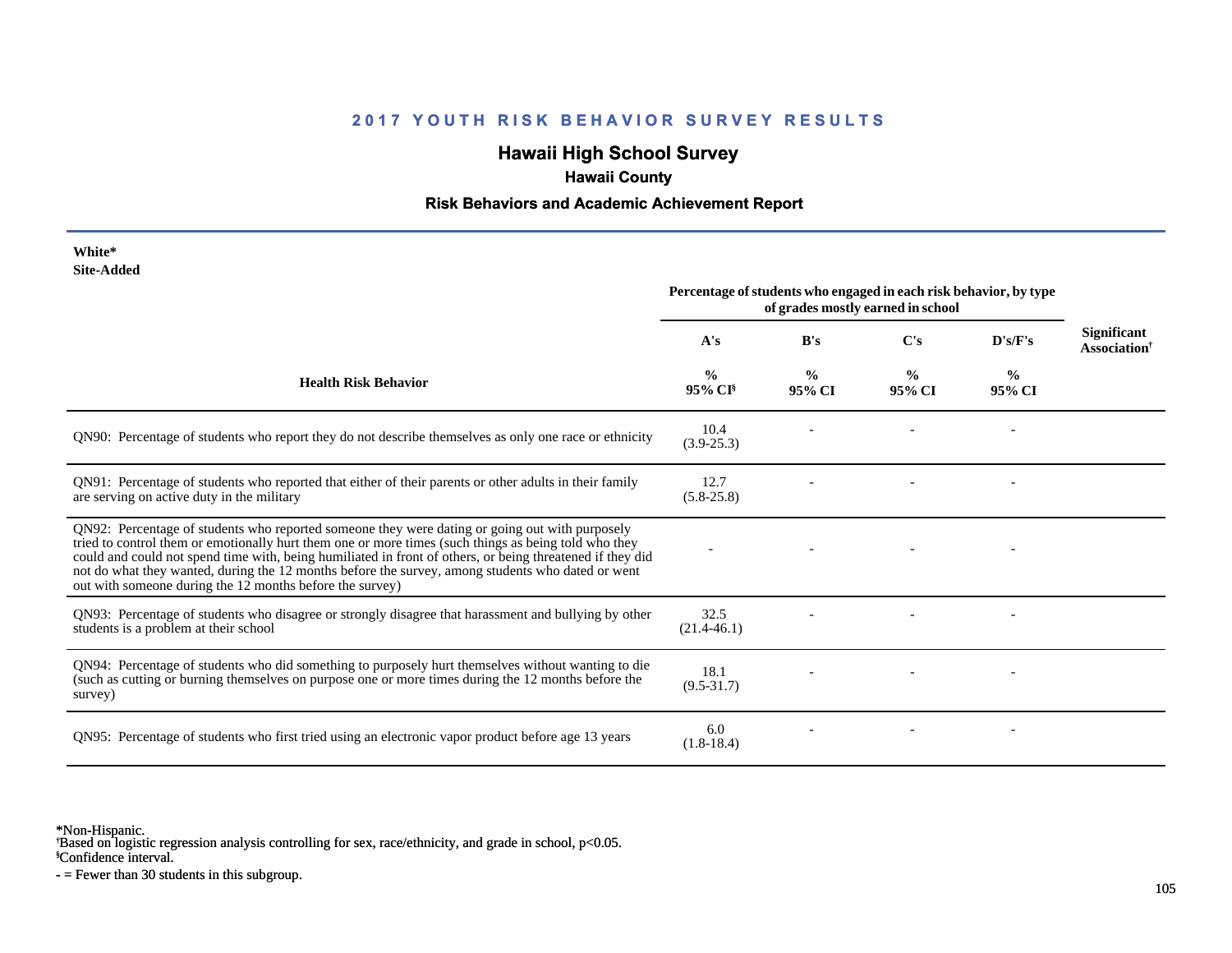## 2017 YOUTH RISK BEHAVIOR SURVEY RESULTS

# Hawaii High School Survey

### Hawaii County

### Risk Behaviors and Academic Achievement Report

**White***
**Site-Added**

| Health Risk Behavior | Percentage of students who engaged in each risk behavior, by type of grades mostly earned in school | | | | Significant Association[†] |
|---|---|---|---|---|---|
| | A's | B's | C's | D's/F's | |
| | % 95% CI[§] | % 95% CI | % 95% CI | % 95% CI | |
| QN90: Percentage of students who report they do not describe themselves as only one race or ethnicity | 10.4 (3.9-25.3) | - | - | - | |
| QN91: Percentage of students who reported that either of their parents or other adults in their family are serving on active duty in the military | 12.7 (5.8-25.8) | - | - | - | |
| QN92: Percentage of students who reported someone they were dating or going out with purposely tried to control them or emotionally hurt them one or more times (such things as being told who they could and could not spend time with, being humiliated in front of others, or being threatened if they did not do what they wanted, during the 12 months before the survey, among students who dated or went out with someone during the 12 months before the survey) | - | - | - | - | |
| QN93: Percentage of students who disagree or strongly disagree that harassment and bullying by other students is a problem at their school | 32.5 (21.4-46.1) | - | - | - | |
| QN94: Percentage of students who did something to purposely hurt themselves without wanting to die (such as cutting or burning themselves on purpose one or more times during the 12 months before the survey) | 18.1 (9.5-31.7) | - | - | - | |
| QN95: Percentage of students who first tried using an electronic vapor product before age 13 years | 6.0 (1.8-18.4) | - | - | - | |

*Non-Hispanic.
[†]Based on logistic regression analysis controlling for sex, race/ethnicity, and grade in school, p<0.05.
[§]Confidence interval.
- = Fewer than 30 students in this subgroup.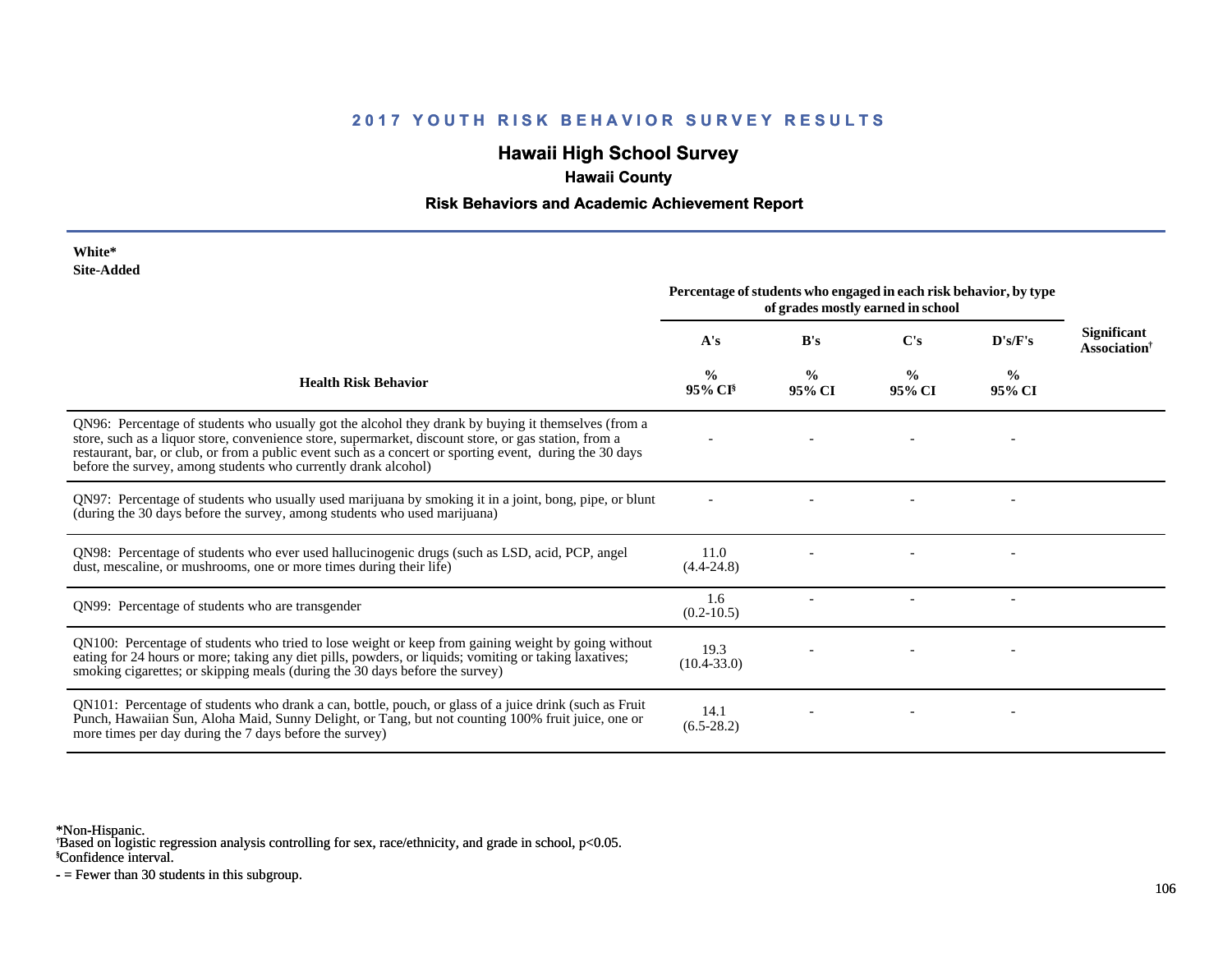## 2017 YOUTH RISK BEHAVIOR SURVEY RESULTS

# Hawaii High School Survey

### Hawaii County

### Risk Behaviors and Academic Achievement Report

**White***
**Site-Added**

| Health Risk Behavior | Percentage of students who engaged in each risk behavior, by type of grades mostly earned in school | | | | Significant Association† |
|---|---|---|---|---|---|
| | A's | B's | C's | D's/F's | |
| | % 95% CI§ | % 95% CI | % 95% CI | % 95% CI | |
| QN96: Percentage of students who usually got the alcohol they drank by buying it themselves (from a store, such as a liquor store, convenience store, supermarket, discount store, or gas station, from a restaurant, bar, or club, or from a public event such as a concert or sporting event, during the 30 days before the survey, among students who currently drank alcohol) | - | - | - | - | |
| QN97: Percentage of students who usually used marijuana by smoking it in a joint, bong, pipe, or blunt (during the 30 days before the survey, among students who used marijuana) | - | - | - | - | |
| QN98: Percentage of students who ever used hallucinogenic drugs (such as LSD, acid, PCP, angel dust, mescaline, or mushrooms, one or more times during their life) | 11.0 (4.4-24.8) | - | - | - | |
| QN99: Percentage of students who are transgender | 1.6 (0.2-10.5) | - | - | - | |
| QN100: Percentage of students who tried to lose weight or keep from gaining weight by going without eating for 24 hours or more; taking any diet pills, powders, or liquids; vomiting or taking laxatives; smoking cigarettes; or skipping meals (during the 30 days before the survey) | 19.3 (10.4-33.0) | - | - | - | |
| QN101: Percentage of students who drank a can, bottle, pouch, or glass of a juice drink (such as Fruit Punch, Hawaiian Sun, Aloha Maid, Sunny Delight, or Tang, but not counting 100% fruit juice, one or more times per day during the 7 days before the survey) | 14.1 (6.5-28.2) | - | - | - | |

*Non-Hispanic.
†Based on logistic regression analysis controlling for sex, race/ethnicity, and grade in school, $p<0.05$.
§Confidence interval.
- = Fewer than 30 students in this subgroup.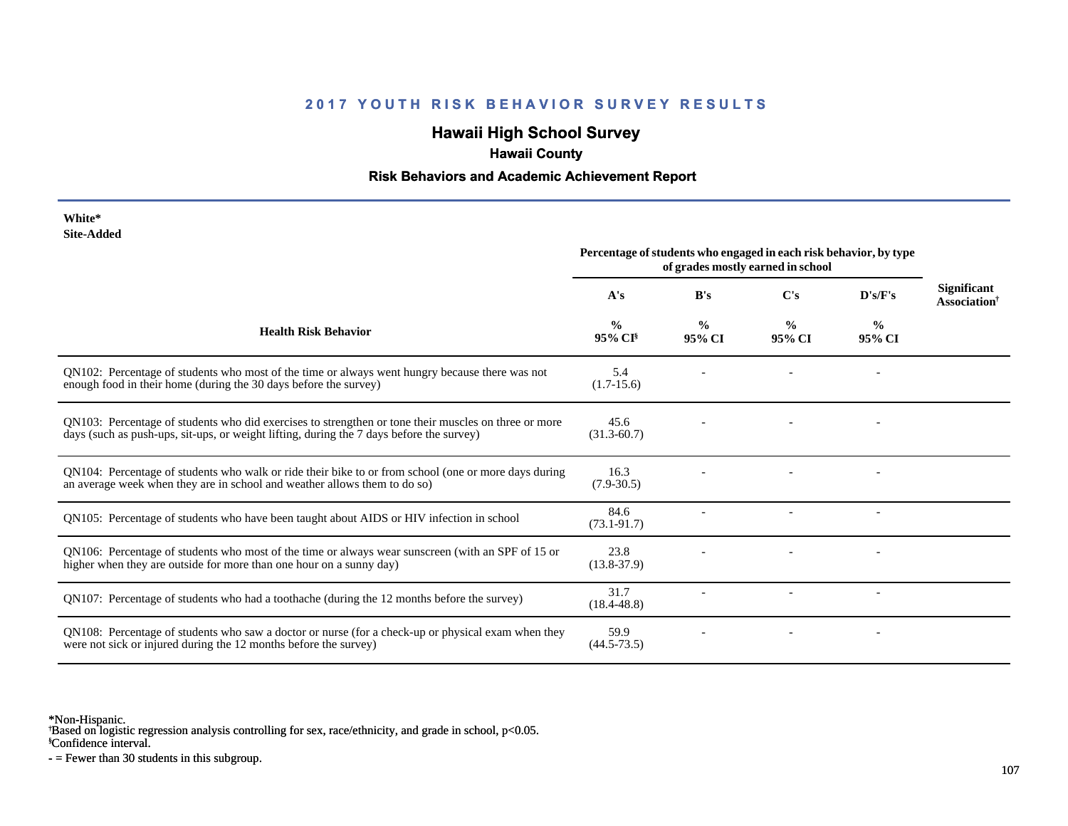## 2017 YOUTH RISK BEHAVIOR SURVEY RESULTS

# Hawaii High School Survey

### Hawaii County

### Risk Behaviors and Academic Achievement Report

**White***
**Site-Added**

| Health Risk Behavior | Percentage of students who engaged in each risk behavior, by type of grades mostly earned in school | | | | Significant Association† |
|---|---|---|---|---|---|
| | A's | B's | C's | D's/F's | |
| | % 95% CI§ | % 95% CI | % 95% CI | % 95% CI | |
| QN102: Percentage of students who most of the time or always went hungry because there was not enough food in their home (during the 30 days before the survey) | 5.4 (1.7-15.6) | - | - | - | |
| QN103: Percentage of students who did exercises to strengthen or tone their muscles on three or more days (such as push-ups, sit-ups, or weight lifting, during the 7 days before the survey) | 45.6 (31.3-60.7) | - | - | - | |
| QN104: Percentage of students who walk or ride their bike to or from school (one or more days during an average week when they are in school and weather allows them to do so) | 16.3 (7.9-30.5) | - | - | - | |
| QN105: Percentage of students who have been taught about AIDS or HIV infection in school | 84.6 (73.1-91.7) | - | - | - | |
| QN106: Percentage of students who most of the time or always wear sunscreen (with an SPF of 15 or higher when they are outside for more than one hour on a sunny day) | 23.8 (13.8-37.9) | - | - | - | |
| QN107: Percentage of students who had a toothache (during the 12 months before the survey) | 31.7 (18.4-48.8) | - | - | - | |
| QN108: Percentage of students who saw a doctor or nurse (for a check-up or physical exam when they were not sick or injured during the 12 months before the survey) | 59.9 (44.5-73.5) | - | - | - | |

*Non-Hispanic.
†Based on logistic regression analysis controlling for sex, race/ethnicity, and grade in school, p<0.05.
§Confidence interval.
- = Fewer than 30 students in this subgroup.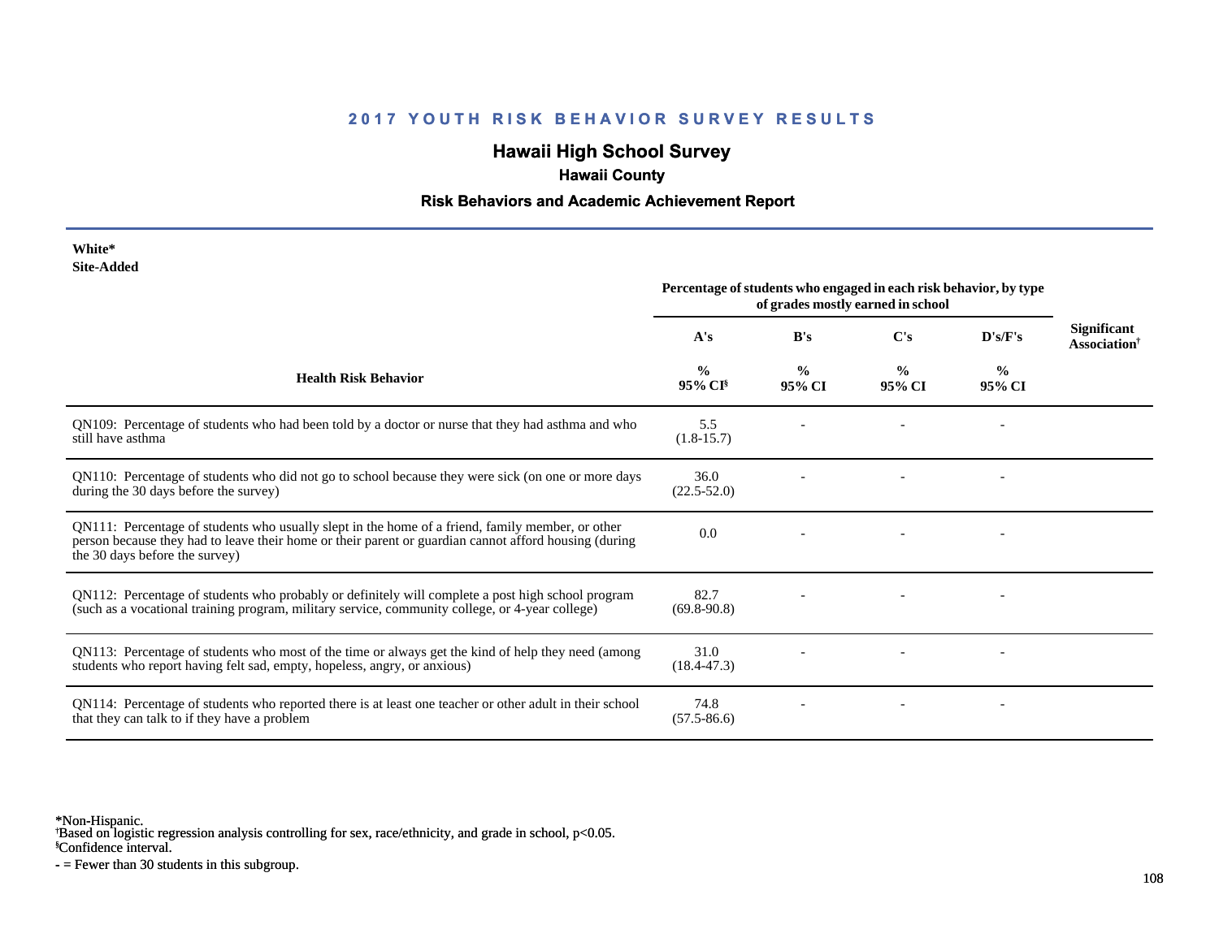## 2017 YOUTH RISK BEHAVIOR SURVEY RESULTS

# Hawaii High School Survey

### Hawaii County

### Risk Behaviors and Academic Achievement Report

**White***
**Site-Added**

| Health Risk Behavior | Percentage of students who engaged in each risk behavior, by type of grades mostly earned in school | | | | Significant Association† |
|---|---|---|---|---|---|
| | A's | B's | C's | D's/F's | |
| | % 95% CI§ | % 95% CI | % 95% CI | % 95% CI | |
| QN109: Percentage of students who had been told by a doctor or nurse that they had asthma and who still have asthma | 5.5 (1.8-15.7) | - | - | - | |
| QN110: Percentage of students who did not go to school because they were sick (on one or more days during the 30 days before the survey) | 36.0 (22.5-52.0) | - | - | - | |
| QN111: Percentage of students who usually slept in the home of a friend, family member, or other person because they had to leave their home or their parent or guardian cannot afford housing (during the 30 days before the survey) | 0.0 | - | - | - | |
| QN112: Percentage of students who probably or definitely will complete a post high school program (such as a vocational training program, military service, community college, or 4-year college) | 82.7 (69.8-90.8) | - | - | - | |
| QN113: Percentage of students who most of the time or always get the kind of help they need (among students who report having felt sad, empty, hopeless, angry, or anxious) | 31.0 (18.4-47.3) | - | - | - | |
| QN114: Percentage of students who reported there is at least one teacher or other adult in their school that they can talk to if they have a problem | 74.8 (57.5-86.6) | - | - | - | |

*Non-Hispanic.
†Based on logistic regression analysis controlling for sex, race/ethnicity, and grade in school, $p<0.05$.
§Confidence interval.
- = Fewer than 30 students in this subgroup.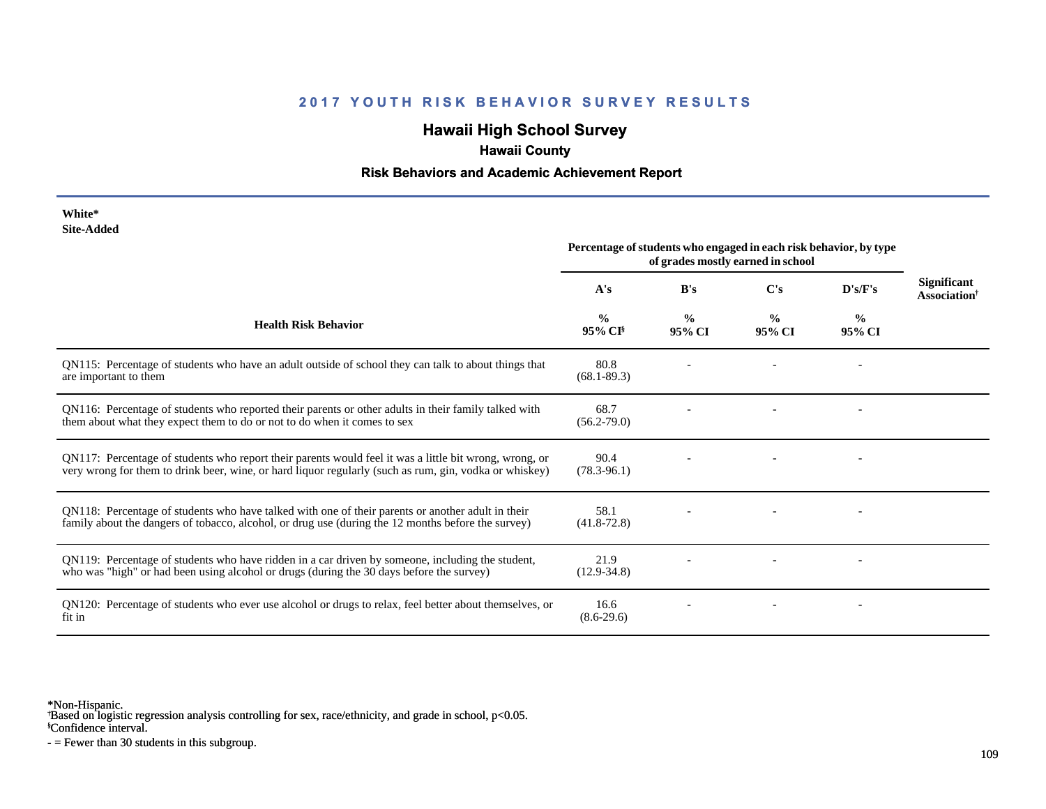## 2017 YOUTH RISK BEHAVIOR SURVEY RESULTS

# Hawaii High School Survey

### Hawaii County

### Risk Behaviors and Academic Achievement Report

**White***
**Site-Added**

| Health Risk Behavior | Percentage of students who engaged in each risk behavior, by type of grades mostly earned in school | | | | Significant Association[†] |
|---|---|---|---|---|---|
| | A's | B's | C's | D's/F's | |
| | % 95% CI[§] | % 95% CI | % 95% CI | % 95% CI | |
| QN115: Percentage of students who have an adult outside of school they can talk to about things that are important to them | 80.8 (68.1-89.3) | - | - | - | |
| QN116: Percentage of students who reported their parents or other adults in their family talked with them about what they expect them to do or not to do when it comes to sex | 68.7 (56.2-79.0) | - | - | - | |
| QN117: Percentage of students who report their parents would feel it was a little bit wrong, wrong, or very wrong for them to drink beer, wine, or hard liquor regularly (such as rum, gin, vodka or whiskey) | 90.4 (78.3-96.1) | - | - | - | |
| QN118: Percentage of students who have talked with one of their parents or another adult in their family about the dangers of tobacco, alcohol, or drug use (during the 12 months before the survey) | 58.1 (41.8-72.8) | - | - | - | |
| QN119: Percentage of students who have ridden in a car driven by someone, including the student, who was "high" or had been using alcohol or drugs (during the 30 days before the survey) | 21.9 (12.9-34.8) | - | - | - | |
| QN120: Percentage of students who ever use alcohol or drugs to relax, feel better about themselves, or fit in | 16.6 (8.6-29.6) | - | - | - | |

*Non-Hispanic.
[†]Based on logistic regression analysis controlling for sex, race/ethnicity, and grade in school, $p<0.05$.
[§]Confidence interval.
- = Fewer than 30 students in this subgroup.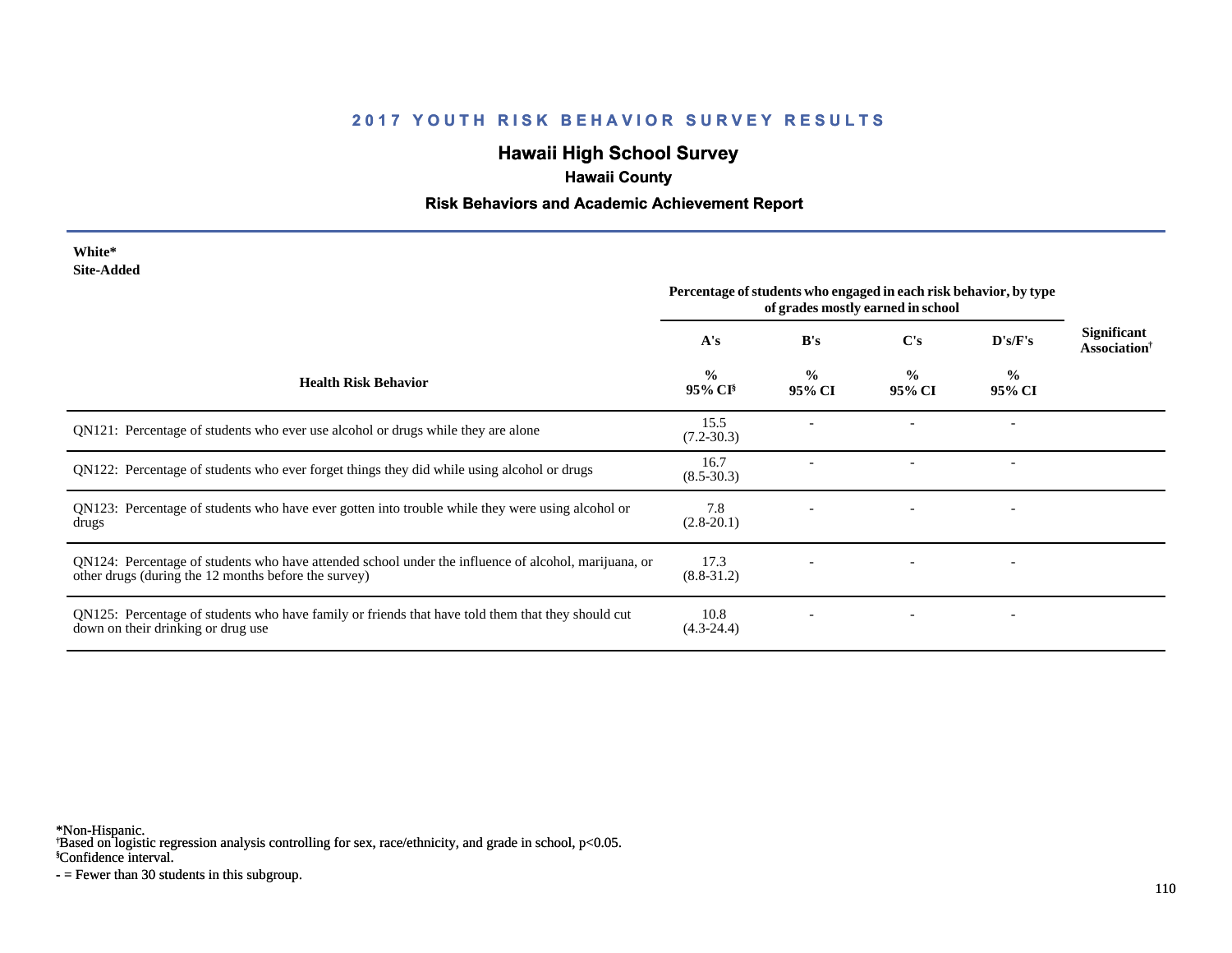## 2017 YOUTH RISK BEHAVIOR SURVEY RESULTS

# Hawaii High School Survey

### Hawaii County

### Risk Behaviors and Academic Achievement Report

**White***
**Site-Added**

| Health Risk Behavior | Percentage of students who engaged in each risk behavior, by type of grades mostly earned in school | | | | Significant Association† |
|---|---|---|---|---|---|
| | A's | B's | C's | D's/F's | |
| | % 95% CI§ | % 95% CI | % 95% CI | % 95% CI | |
| QN121: Percentage of students who ever use alcohol or drugs while they are alone | 15.5 (7.2-30.3) | - | - | - | |
| QN122: Percentage of students who ever forget things they did while using alcohol or drugs | 16.7 (8.5-30.3) | - | - | - | |
| QN123: Percentage of students who have ever gotten into trouble while they were using alcohol or drugs | 7.8 (2.8-20.1) | - | - | - | |
| QN124: Percentage of students who have attended school under the influence of alcohol, marijuana, or other drugs (during the 12 months before the survey) | 17.3 (8.8-31.2) | - | - | - | |
| QN125: Percentage of students who have family or friends that have told them that they should cut down on their drinking or drug use | 10.8 (4.3-24.4) | - | - | - | |

*Non-Hispanic.
†Based on logistic regression analysis controlling for sex, race/ethnicity, and grade in school, $p<0.05$.
§Confidence interval.
- = Fewer than 30 students in this subgroup.